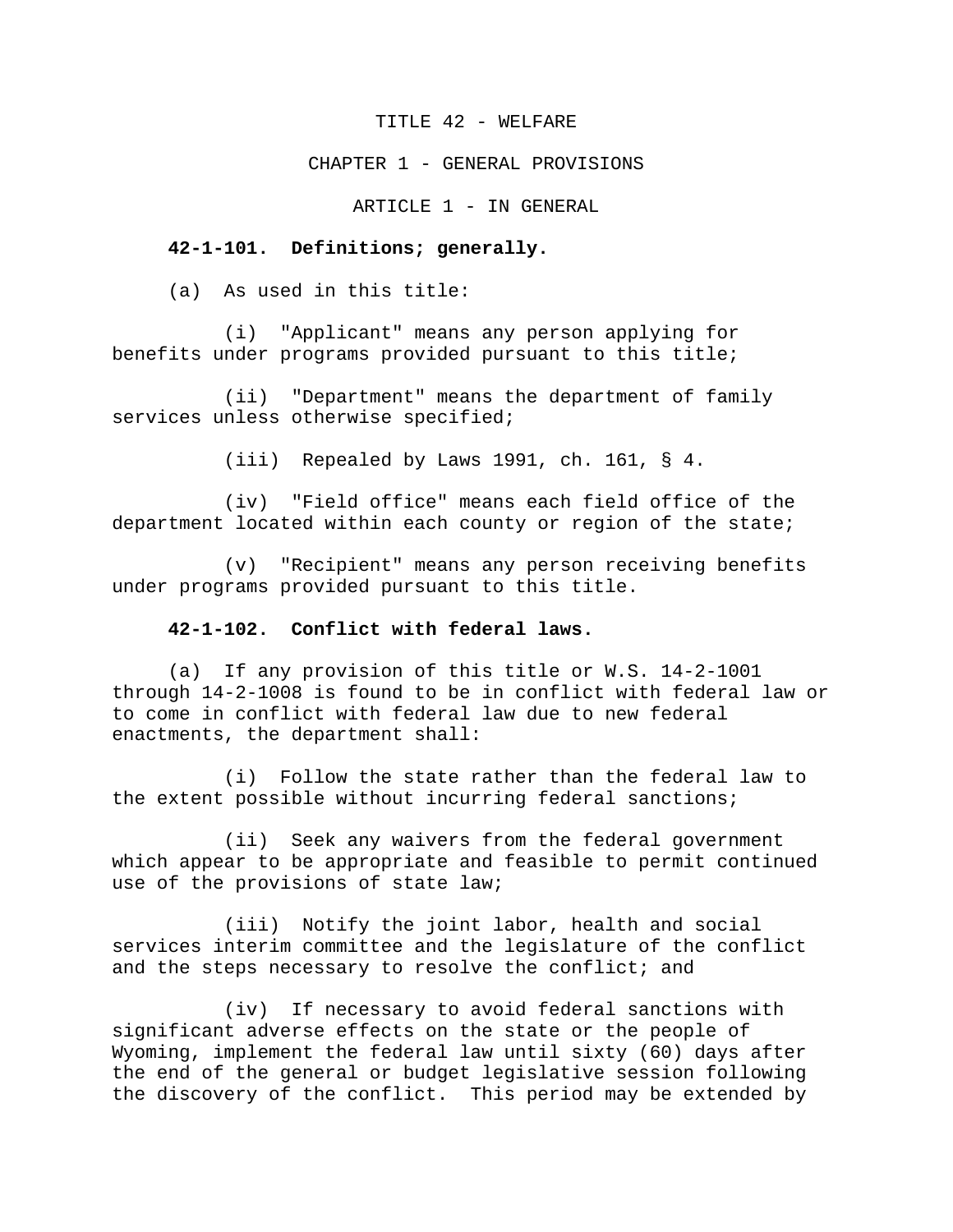# TITLE 42 - WELFARE

## CHAPTER 1 - GENERAL PROVISIONS

### ARTICLE 1 - IN GENERAL

**42-1-101. Definitions; generally.**

(a) As used in this title:

(i) "Applicant" means any person applying for benefits under programs provided pursuant to this title;

(ii) "Department" means the department of family services unless otherwise specified;

(iii) Repealed by Laws 1991, ch. 161, § 4.

(iv) "Field office" means each field office of the department located within each county or region of the state;

(v) "Recipient" means any person receiving benefits under programs provided pursuant to this title.

**42-1-102. Conflict with federal laws.**

(a) If any provision of this title or W.S. 14-2-1001 through 14-2-1008 is found to be in conflict with federal law or to come in conflict with federal law due to new federal enactments, the department shall:

(i) Follow the state rather than the federal law to the extent possible without incurring federal sanctions;

(ii) Seek any waivers from the federal government which appear to be appropriate and feasible to permit continued use of the provisions of state law;

(iii) Notify the joint labor, health and social services interim committee and the legislature of the conflict and the steps necessary to resolve the conflict; and

(iv) If necessary to avoid federal sanctions with significant adverse effects on the state or the people of Wyoming, implement the federal law until sixty (60) days after the end of the general or budget legislative session following the discovery of the conflict. This period may be extended by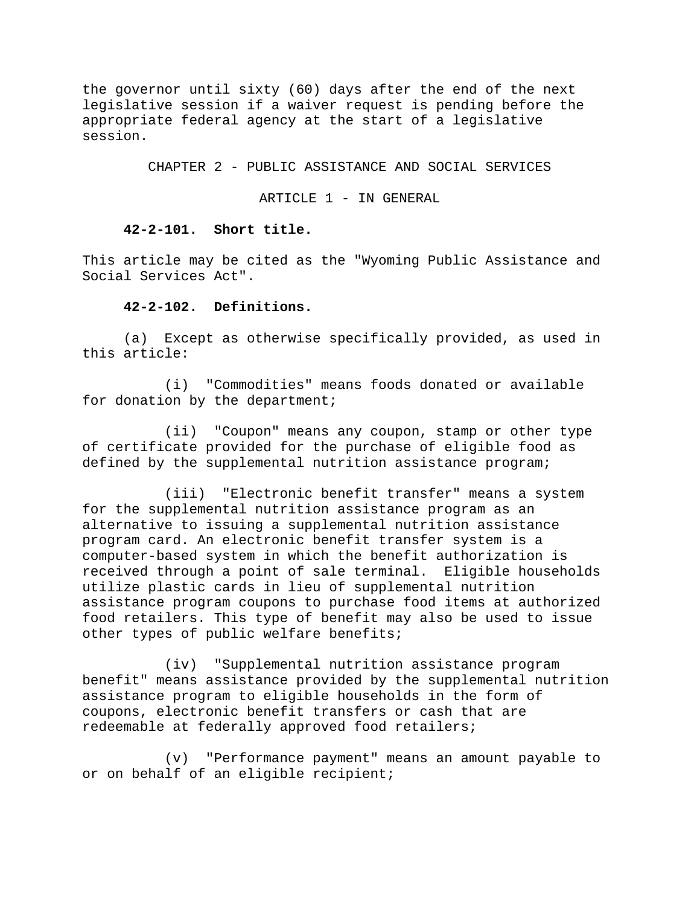the governor until sixty (60) days after the end of the next legislative session if a waiver request is pending before the appropriate federal agency at the start of a legislative session.

## CHAPTER 2 - PUBLIC ASSISTANCE AND SOCIAL SERVICES

### ARTICLE 1 - IN GENERAL

**42-2-101. Short title.**

This article may be cited as the "Wyoming Public Assistance and Social Services Act".

**42-2-102. Definitions.**

(a) Except as otherwise specifically provided, as used in this article:

(i) "Commodities" means foods donated or available for donation by the department;

(ii) "Coupon" means any coupon, stamp or other type of certificate provided for the purchase of eligible food as defined by the supplemental nutrition assistance program;

(iii) "Electronic benefit transfer" means a system for the supplemental nutrition assistance program as an alternative to issuing a supplemental nutrition assistance program card. An electronic benefit transfer system is a computer-based system in which the benefit authorization is received through a point of sale terminal. Eligible households utilize plastic cards in lieu of supplemental nutrition assistance program coupons to purchase food items at authorized food retailers. This type of benefit may also be used to issue other types of public welfare benefits;

(iv) "Supplemental nutrition assistance program benefit" means assistance provided by the supplemental nutrition assistance program to eligible households in the form of coupons, electronic benefit transfers or cash that are redeemable at federally approved food retailers;

(v) "Performance payment" means an amount payable to or on behalf of an eligible recipient;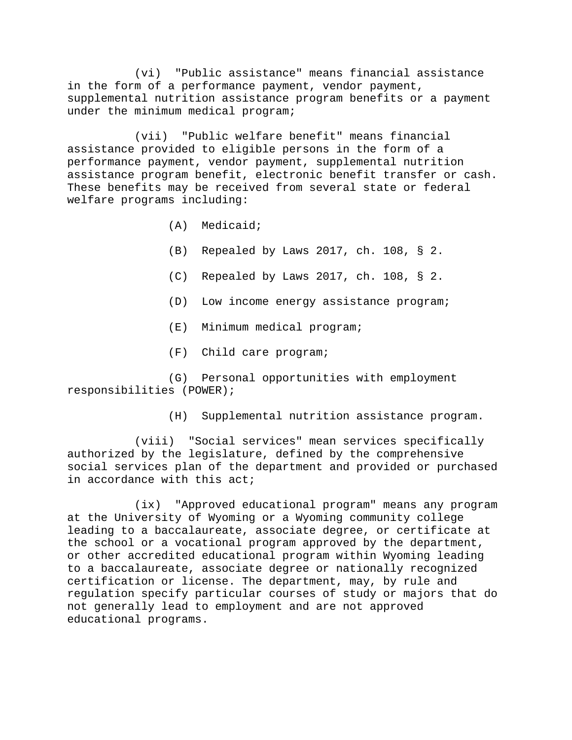(vi) "Public assistance" means financial assistance in the form of a performance payment, vendor payment, supplemental nutrition assistance program benefits or a payment under the minimum medical program;

(vii) "Public welfare benefit" means financial assistance provided to eligible persons in the form of a performance payment, vendor payment, supplemental nutrition assistance program benefit, electronic benefit transfer or cash. These benefits may be received from several state or federal welfare programs including:

(A) Medicaid;

(B) Repealed by Laws 2017, ch. 108, § 2.

(C) Repealed by Laws 2017, ch. 108, § 2.

(D) Low income energy assistance program;

(E) Minimum medical program;

(F) Child care program;

(G) Personal opportunities with employment responsibilities (POWER);

(H) Supplemental nutrition assistance program.

(viii) "Social services" mean services specifically authorized by the legislature, defined by the comprehensive social services plan of the department and provided or purchased in accordance with this act;

(ix) "Approved educational program" means any program at the University of Wyoming or a Wyoming community college leading to a baccalaureate, associate degree, or certificate at the school or a vocational program approved by the department, or other accredited educational program within Wyoming leading to a baccalaureate, associate degree or nationally recognized certification or license. The department, may, by rule and regulation specify particular courses of study or majors that do not generally lead to employment and are not approved educational programs.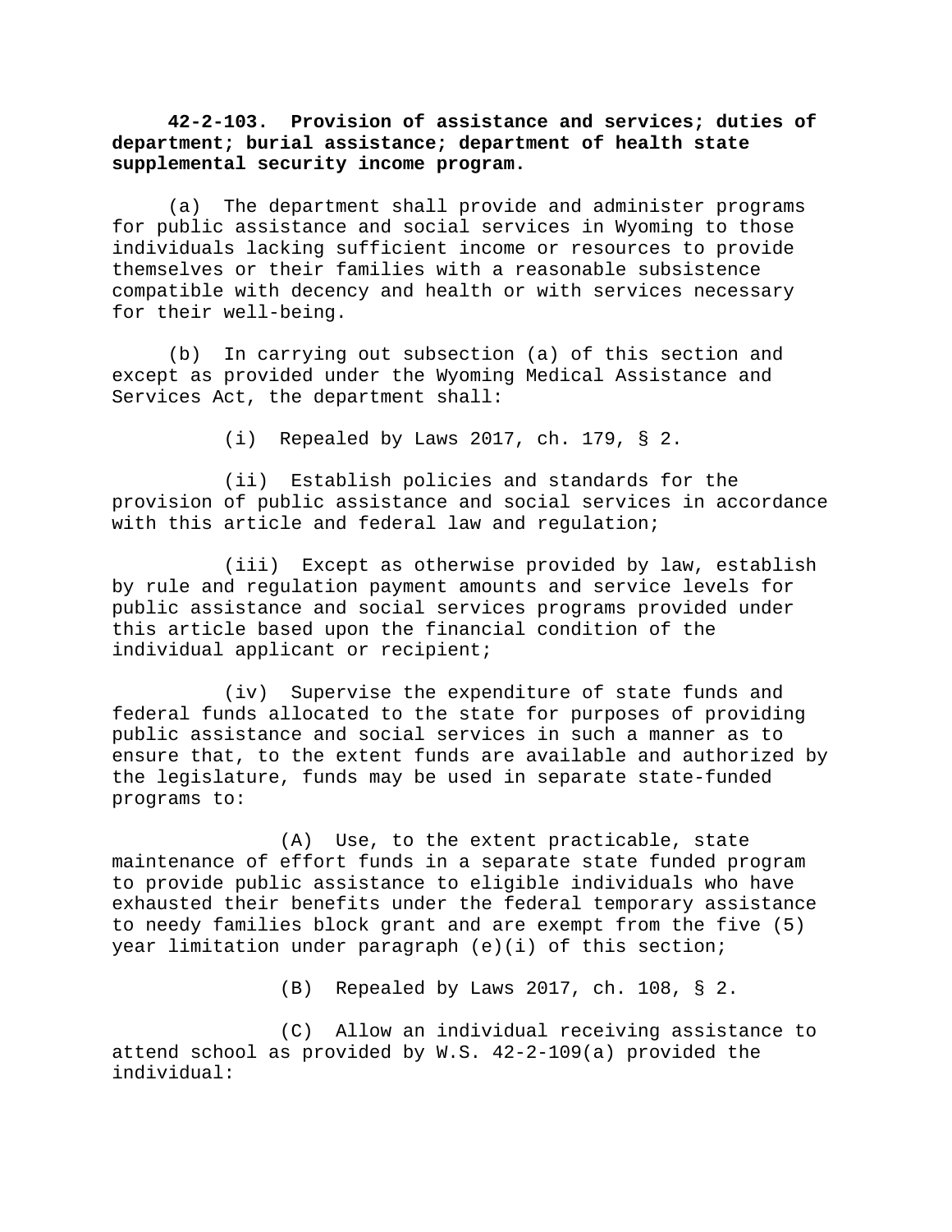**42-2-103. Provision of assistance and services; duties of department; burial assistance; department of health state supplemental security income program.**

(a) The department shall provide and administer programs for public assistance and social services in Wyoming to those individuals lacking sufficient income or resources to provide themselves or their families with a reasonable subsistence compatible with decency and health or with services necessary for their well-being.

(b) In carrying out subsection (a) of this section and except as provided under the Wyoming Medical Assistance and Services Act, the department shall:

(i) Repealed by Laws 2017, ch. 179, § 2.

(ii) Establish policies and standards for the provision of public assistance and social services in accordance with this article and federal law and regulation;

(iii) Except as otherwise provided by law, establish by rule and regulation payment amounts and service levels for public assistance and social services programs provided under this article based upon the financial condition of the individual applicant or recipient;

(iv) Supervise the expenditure of state funds and federal funds allocated to the state for purposes of providing public assistance and social services in such a manner as to ensure that, to the extent funds are available and authorized by the legislature, funds may be used in separate state-funded programs to:

(A) Use, to the extent practicable, state maintenance of effort funds in a separate state funded program to provide public assistance to eligible individuals who have exhausted their benefits under the federal temporary assistance to needy families block grant and are exempt from the five (5) year limitation under paragraph (e)(i) of this section;

(B) Repealed by Laws 2017, ch. 108, § 2.

(C) Allow an individual receiving assistance to attend school as provided by W.S. 42-2-109(a) provided the individual: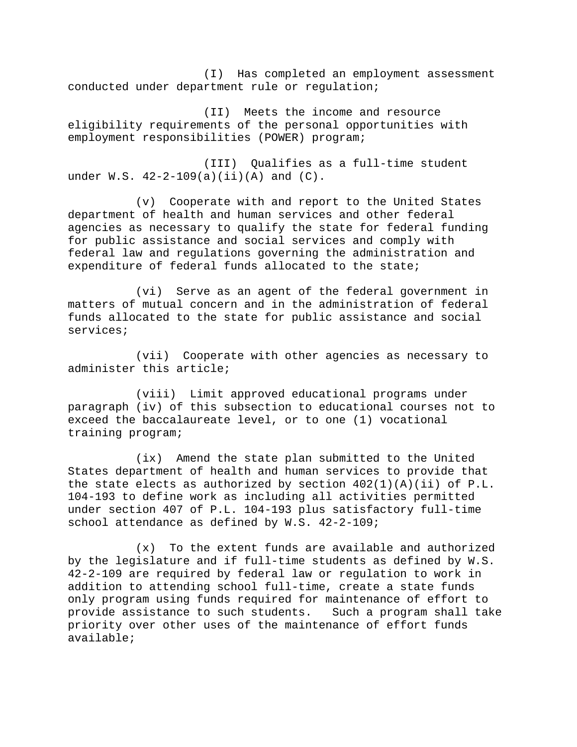(I) Has completed an employment assessment conducted under department rule or regulation;

(II) Meets the income and resource eligibility requirements of the personal opportunities with employment responsibilities (POWER) program;

(III) Qualifies as a full-time student under W.S. 42-2-109(a)(ii)(A) and (C).

(v) Cooperate with and report to the United States department of health and human services and other federal agencies as necessary to qualify the state for federal funding for public assistance and social services and comply with federal law and regulations governing the administration and expenditure of federal funds allocated to the state;

(vi) Serve as an agent of the federal government in matters of mutual concern and in the administration of federal funds allocated to the state for public assistance and social services;

(vii) Cooperate with other agencies as necessary to administer this article;

(viii) Limit approved educational programs under paragraph (iv) of this subsection to educational courses not to exceed the baccalaureate level, or to one (1) vocational training program;

(ix) Amend the state plan submitted to the United States department of health and human services to provide that the state elects as authorized by section 402(1)(A)(ii) of P.L. 104-193 to define work as including all activities permitted under section 407 of P.L. 104-193 plus satisfactory full-time school attendance as defined by W.S. 42-2-109;

(x) To the extent funds are available and authorized by the legislature and if full-time students as defined by W.S. 42-2-109 are required by federal law or regulation to work in addition to attending school full-time, create a state funds only program using funds required for maintenance of effort to provide assistance to such students. Such a program shall take priority over other uses of the maintenance of effort funds available;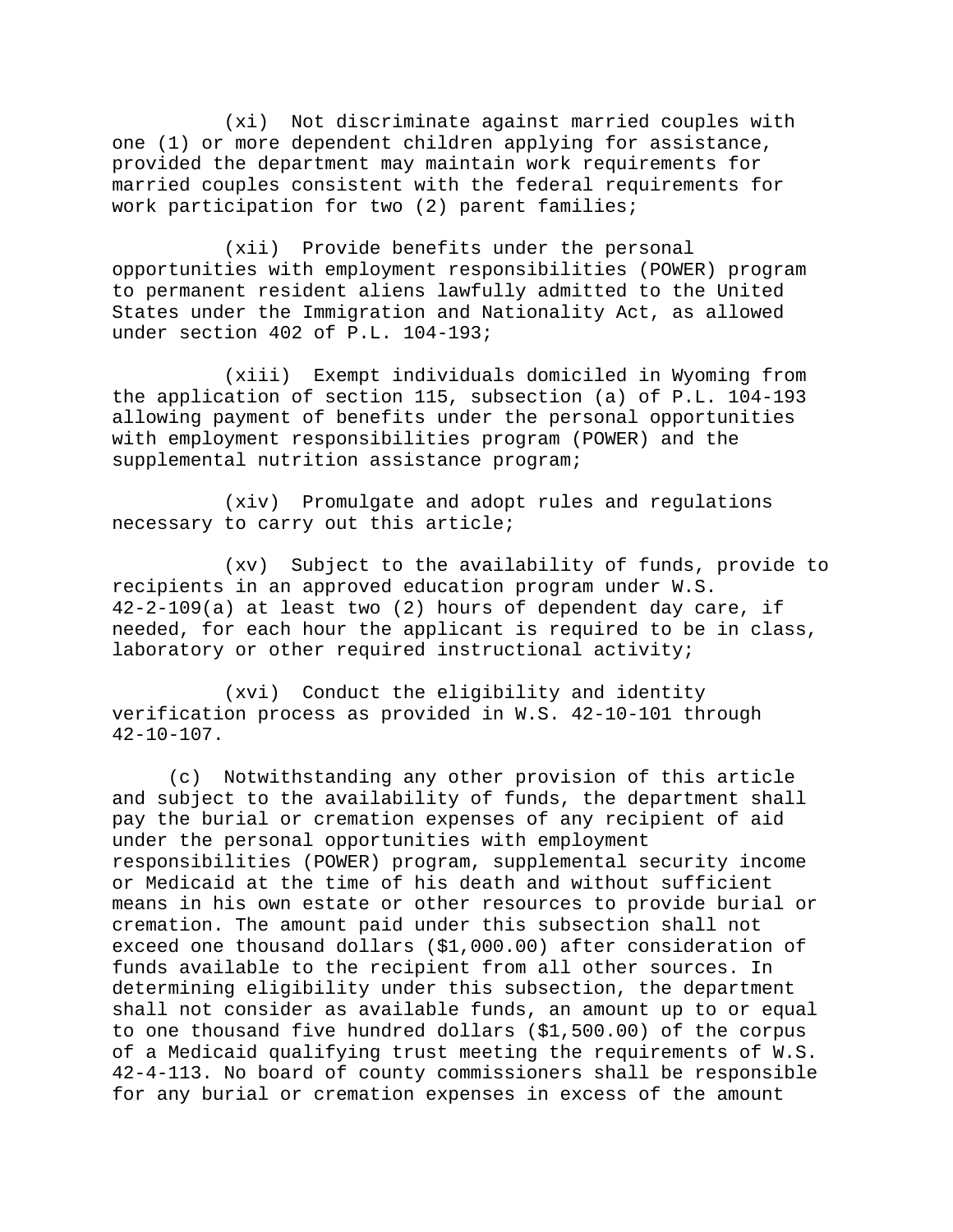(xi) Not discriminate against married couples with one (1) or more dependent children applying for assistance, provided the department may maintain work requirements for married couples consistent with the federal requirements for work participation for two (2) parent families;

(xii) Provide benefits under the personal opportunities with employment responsibilities (POWER) program to permanent resident aliens lawfully admitted to the United States under the Immigration and Nationality Act, as allowed under section 402 of P.L. 104-193;

(xiii) Exempt individuals domiciled in Wyoming from the application of section 115, subsection (a) of P.L. 104-193 allowing payment of benefits under the personal opportunities with employment responsibilities program (POWER) and the supplemental nutrition assistance program;

(xiv) Promulgate and adopt rules and regulations necessary to carry out this article;

(xv) Subject to the availability of funds, provide to recipients in an approved education program under W.S. 42-2-109(a) at least two (2) hours of dependent day care, if needed, for each hour the applicant is required to be in class, laboratory or other required instructional activity;

(xvi) Conduct the eligibility and identity verification process as provided in W.S. 42-10-101 through 42-10-107.

(c) Notwithstanding any other provision of this article and subject to the availability of funds, the department shall pay the burial or cremation expenses of any recipient of aid under the personal opportunities with employment responsibilities (POWER) program, supplemental security income or Medicaid at the time of his death and without sufficient means in his own estate or other resources to provide burial or cremation. The amount paid under this subsection shall not exceed one thousand dollars ($1,000.00) after consideration of funds available to the recipient from all other sources. In determining eligibility under this subsection, the department shall not consider as available funds, an amount up to or equal to one thousand five hundred dollars ($1,500.00) of the corpus of a Medicaid qualifying trust meeting the requirements of W.S. 42-4-113. No board of county commissioners shall be responsible for any burial or cremation expenses in excess of the amount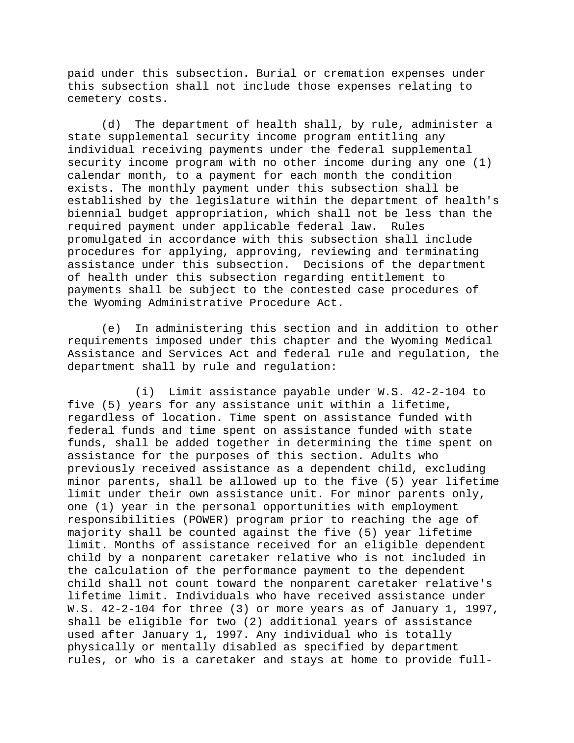paid under this subsection. Burial or cremation expenses under this subsection shall not include those expenses relating to cemetery costs.

(d) The department of health shall, by rule, administer a state supplemental security income program entitling any individual receiving payments under the federal supplemental security income program with no other income during any one (1) calendar month, to a payment for each month the condition exists. The monthly payment under this subsection shall be established by the legislature within the department of health's biennial budget appropriation, which shall not be less than the required payment under applicable federal law. Rules promulgated in accordance with this subsection shall include procedures for applying, approving, reviewing and terminating assistance under this subsection. Decisions of the department of health under this subsection regarding entitlement to payments shall be subject to the contested case procedures of the Wyoming Administrative Procedure Act.

(e) In administering this section and in addition to other requirements imposed under this chapter and the Wyoming Medical Assistance and Services Act and federal rule and regulation, the department shall by rule and regulation:

(i) Limit assistance payable under W.S. 42-2-104 to five (5) years for any assistance unit within a lifetime, regardless of location. Time spent on assistance funded with federal funds and time spent on assistance funded with state funds, shall be added together in determining the time spent on assistance for the purposes of this section. Adults who previously received assistance as a dependent child, excluding minor parents, shall be allowed up to the five (5) year lifetime limit under their own assistance unit. For minor parents only, one (1) year in the personal opportunities with employment responsibilities (POWER) program prior to reaching the age of majority shall be counted against the five (5) year lifetime limit. Months of assistance received for an eligible dependent child by a nonparent caretaker relative who is not included in the calculation of the performance payment to the dependent child shall not count toward the nonparent caretaker relative's lifetime limit. Individuals who have received assistance under W.S. 42-2-104 for three (3) or more years as of January 1, 1997, shall be eligible for two (2) additional years of assistance used after January 1, 1997. Any individual who is totally physically or mentally disabled as specified by department rules, or who is a caretaker and stays at home to provide full-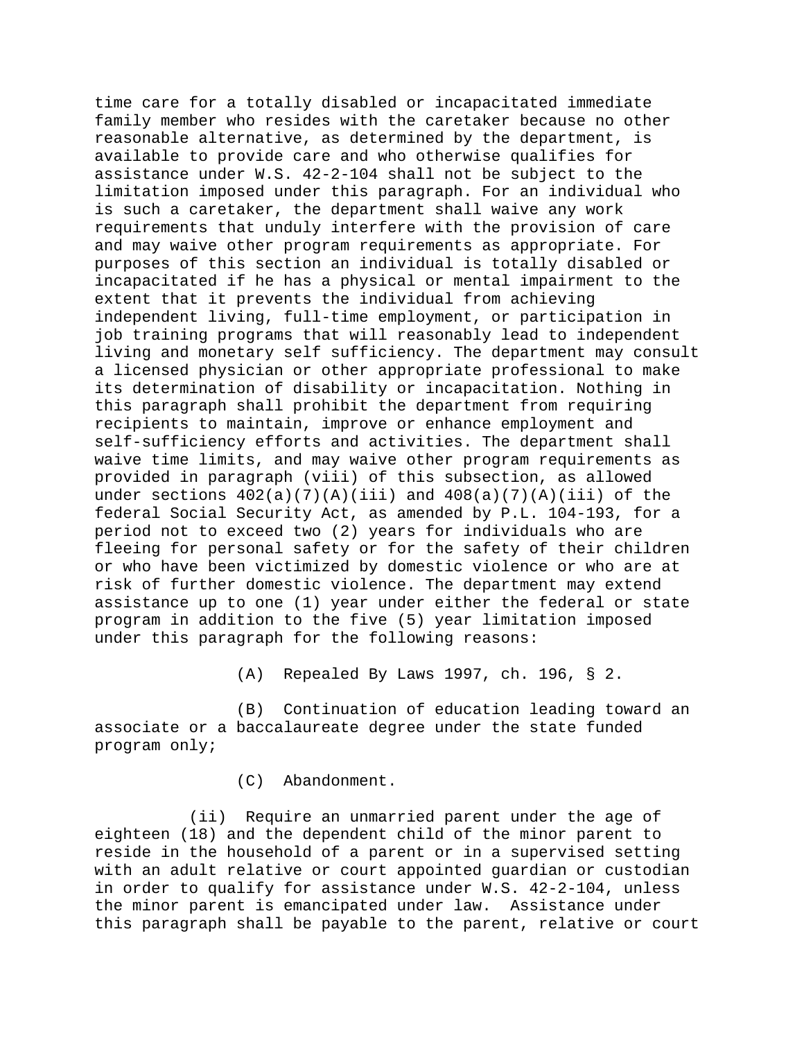time care for a totally disabled or incapacitated immediate family member who resides with the caretaker because no other reasonable alternative, as determined by the department, is available to provide care and who otherwise qualifies for assistance under W.S. 42-2-104 shall not be subject to the limitation imposed under this paragraph. For an individual who is such a caretaker, the department shall waive any work requirements that unduly interfere with the provision of care and may waive other program requirements as appropriate. For purposes of this section an individual is totally disabled or incapacitated if he has a physical or mental impairment to the extent that it prevents the individual from achieving independent living, full-time employment, or participation in job training programs that will reasonably lead to independent living and monetary self sufficiency. The department may consult a licensed physician or other appropriate professional to make its determination of disability or incapacitation. Nothing in this paragraph shall prohibit the department from requiring recipients to maintain, improve or enhance employment and self-sufficiency efforts and activities. The department shall waive time limits, and may waive other program requirements as provided in paragraph (viii) of this subsection, as allowed under sections 402(a)(7)(A)(iii) and 408(a)(7)(A)(iii) of the federal Social Security Act, as amended by P.L. 104-193, for a period not to exceed two (2) years for individuals who are fleeing for personal safety or for the safety of their children or who have been victimized by domestic violence or who are at risk of further domestic violence. The department may extend assistance up to one (1) year under either the federal or state program in addition to the five (5) year limitation imposed under this paragraph for the following reasons:

(A) Repealed By Laws 1997, ch. 196, § 2.

(B) Continuation of education leading toward an associate or a baccalaureate degree under the state funded program only;

(C) Abandonment.

(ii) Require an unmarried parent under the age of eighteen (18) and the dependent child of the minor parent to reside in the household of a parent or in a supervised setting with an adult relative or court appointed guardian or custodian in order to qualify for assistance under W.S. 42-2-104, unless the minor parent is emancipated under law. Assistance under this paragraph shall be payable to the parent, relative or court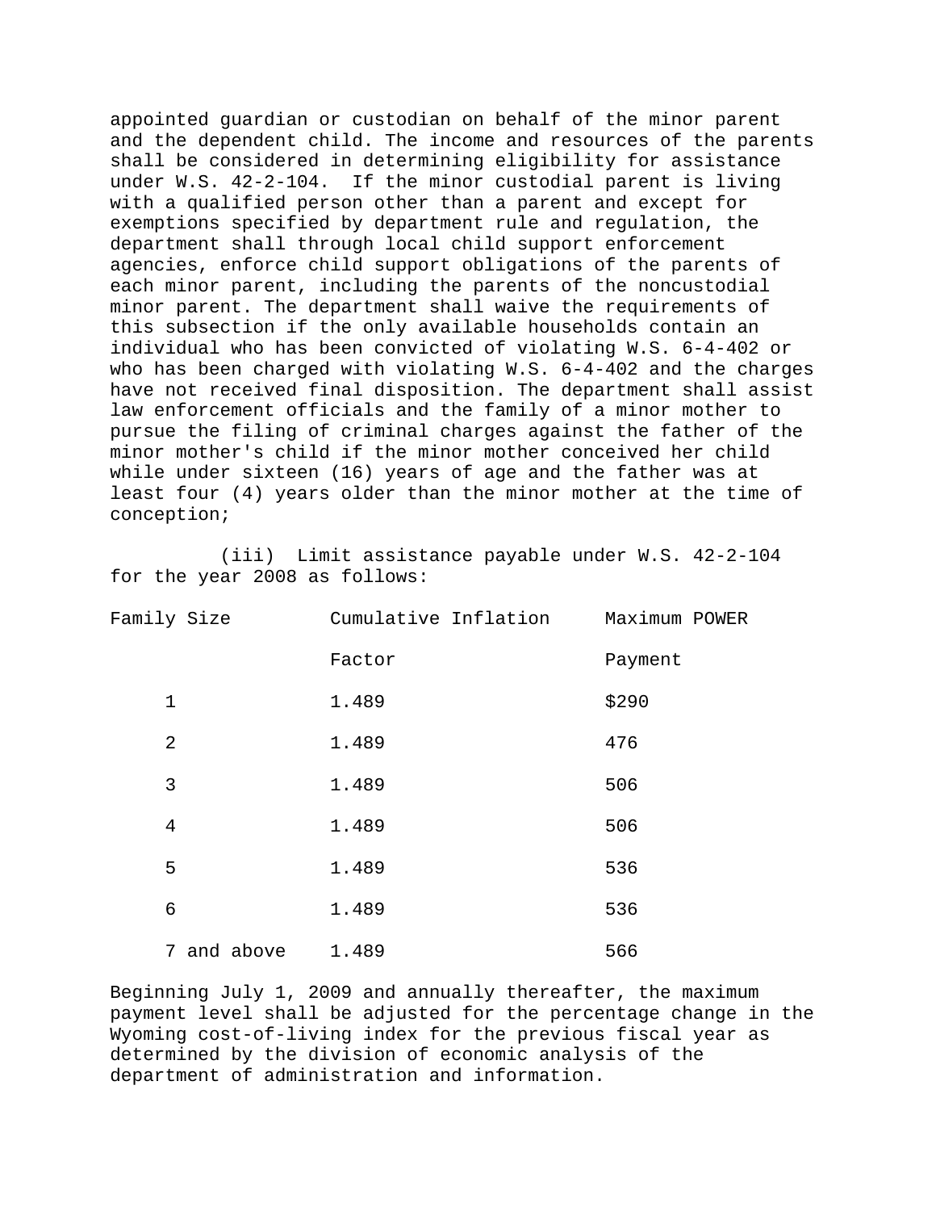appointed guardian or custodian on behalf of the minor parent and the dependent child. The income and resources of the parents shall be considered in determining eligibility for assistance under W.S. 42-2-104. If the minor custodial parent is living with a qualified person other than a parent and except for exemptions specified by department rule and regulation, the department shall through local child support enforcement agencies, enforce child support obligations of the parents of each minor parent, including the parents of the noncustodial minor parent. The department shall waive the requirements of this subsection if the only available households contain an individual who has been convicted of violating W.S. 6-4-402 or who has been charged with violating W.S. 6-4-402 and the charges have not received final disposition. The department shall assist law enforcement officials and the family of a minor mother to pursue the filing of criminal charges against the father of the minor mother's child if the minor mother conceived her child while under sixteen (16) years of age and the father was at least four (4) years older than the minor mother at the time of conception;

(iii) Limit assistance payable under W.S. 42-2-104 for the year 2008 as follows:

| Family Size | Cumulative Inflation Factor | Maximum POWER Payment |
|---|---|---|
| 1 | 1.489 | $290 |
| 2 | 1.489 | 476 |
| 3 | 1.489 | 506 |
| 4 | 1.489 | 506 |
| 5 | 1.489 | 536 |
| 6 | 1.489 | 536 |
| 7 and above | 1.489 | 566 |

Beginning July 1, 2009 and annually thereafter, the maximum payment level shall be adjusted for the percentage change in the Wyoming cost-of-living index for the previous fiscal year as determined by the division of economic analysis of the department of administration and information.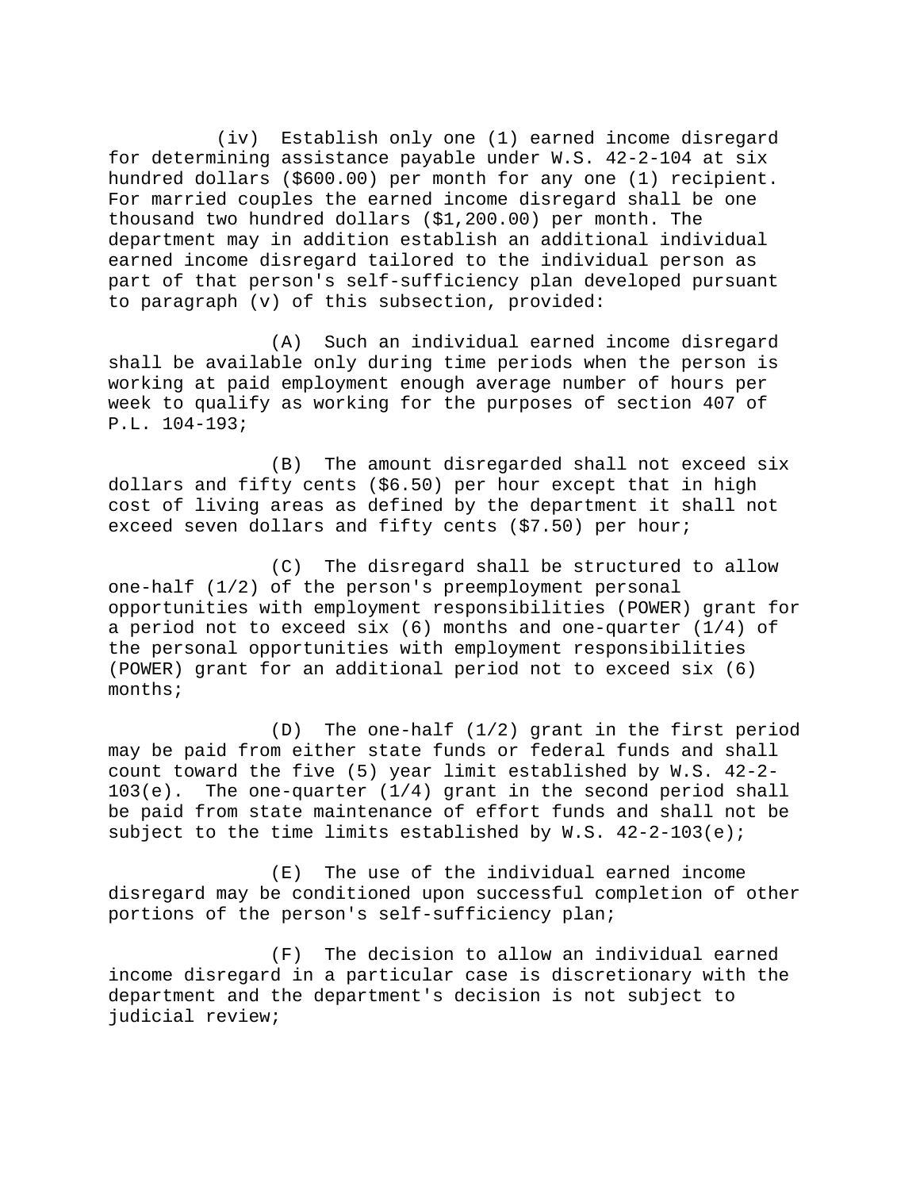(iv) Establish only one (1) earned income disregard for determining assistance payable under W.S. 42-2-104 at six hundred dollars ($600.00) per month for any one (1) recipient. For married couples the earned income disregard shall be one thousand two hundred dollars ($1,200.00) per month. The department may in addition establish an additional individual earned income disregard tailored to the individual person as part of that person's self-sufficiency plan developed pursuant to paragraph (v) of this subsection, provided:

(A) Such an individual earned income disregard shall be available only during time periods when the person is working at paid employment enough average number of hours per week to qualify as working for the purposes of section 407 of P.L. 104-193;

(B) The amount disregarded shall not exceed six dollars and fifty cents ($6.50) per hour except that in high cost of living areas as defined by the department it shall not exceed seven dollars and fifty cents ($7.50) per hour;

(C) The disregard shall be structured to allow one-half (1/2) of the person's preemployment personal opportunities with employment responsibilities (POWER) grant for a period not to exceed six (6) months and one-quarter (1/4) of the personal opportunities with employment responsibilities (POWER) grant for an additional period not to exceed six (6) months;

(D) The one-half (1/2) grant in the first period may be paid from either state funds or federal funds and shall count toward the five (5) year limit established by W.S. 42-2-103(e). The one-quarter (1/4) grant in the second period shall be paid from state maintenance of effort funds and shall not be subject to the time limits established by W.S. 42-2-103(e);

(E) The use of the individual earned income disregard may be conditioned upon successful completion of other portions of the person's self-sufficiency plan;

(F) The decision to allow an individual earned income disregard in a particular case is discretionary with the department and the department's decision is not subject to judicial review;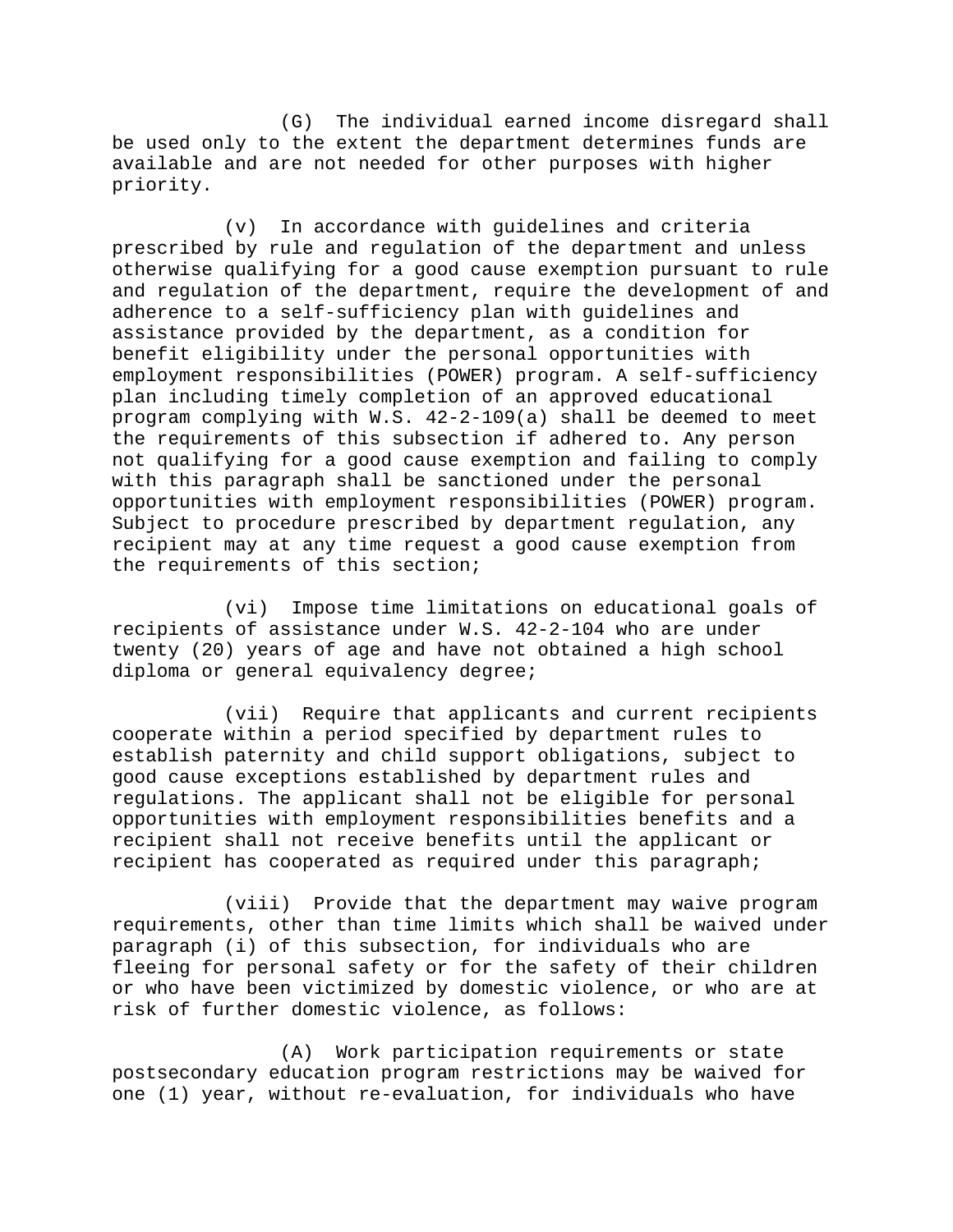(G) The individual earned income disregard shall be used only to the extent the department determines funds are available and are not needed for other purposes with higher priority.

(v) In accordance with guidelines and criteria prescribed by rule and regulation of the department and unless otherwise qualifying for a good cause exemption pursuant to rule and regulation of the department, require the development of and adherence to a self-sufficiency plan with guidelines and assistance provided by the department, as a condition for benefit eligibility under the personal opportunities with employment responsibilities (POWER) program. A self-sufficiency plan including timely completion of an approved educational program complying with W.S. 42-2-109(a) shall be deemed to meet the requirements of this subsection if adhered to. Any person not qualifying for a good cause exemption and failing to comply with this paragraph shall be sanctioned under the personal opportunities with employment responsibilities (POWER) program. Subject to procedure prescribed by department regulation, any recipient may at any time request a good cause exemption from the requirements of this section;

(vi) Impose time limitations on educational goals of recipients of assistance under W.S. 42-2-104 who are under twenty (20) years of age and have not obtained a high school diploma or general equivalency degree;

(vii) Require that applicants and current recipients cooperate within a period specified by department rules to establish paternity and child support obligations, subject to good cause exceptions established by department rules and regulations. The applicant shall not be eligible for personal opportunities with employment responsibilities benefits and a recipient shall not receive benefits until the applicant or recipient has cooperated as required under this paragraph;

(viii) Provide that the department may waive program requirements, other than time limits which shall be waived under paragraph (i) of this subsection, for individuals who are fleeing for personal safety or for the safety of their children or who have been victimized by domestic violence, or who are at risk of further domestic violence, as follows:

(A) Work participation requirements or state postsecondary education program restrictions may be waived for one (1) year, without re-evaluation, for individuals who have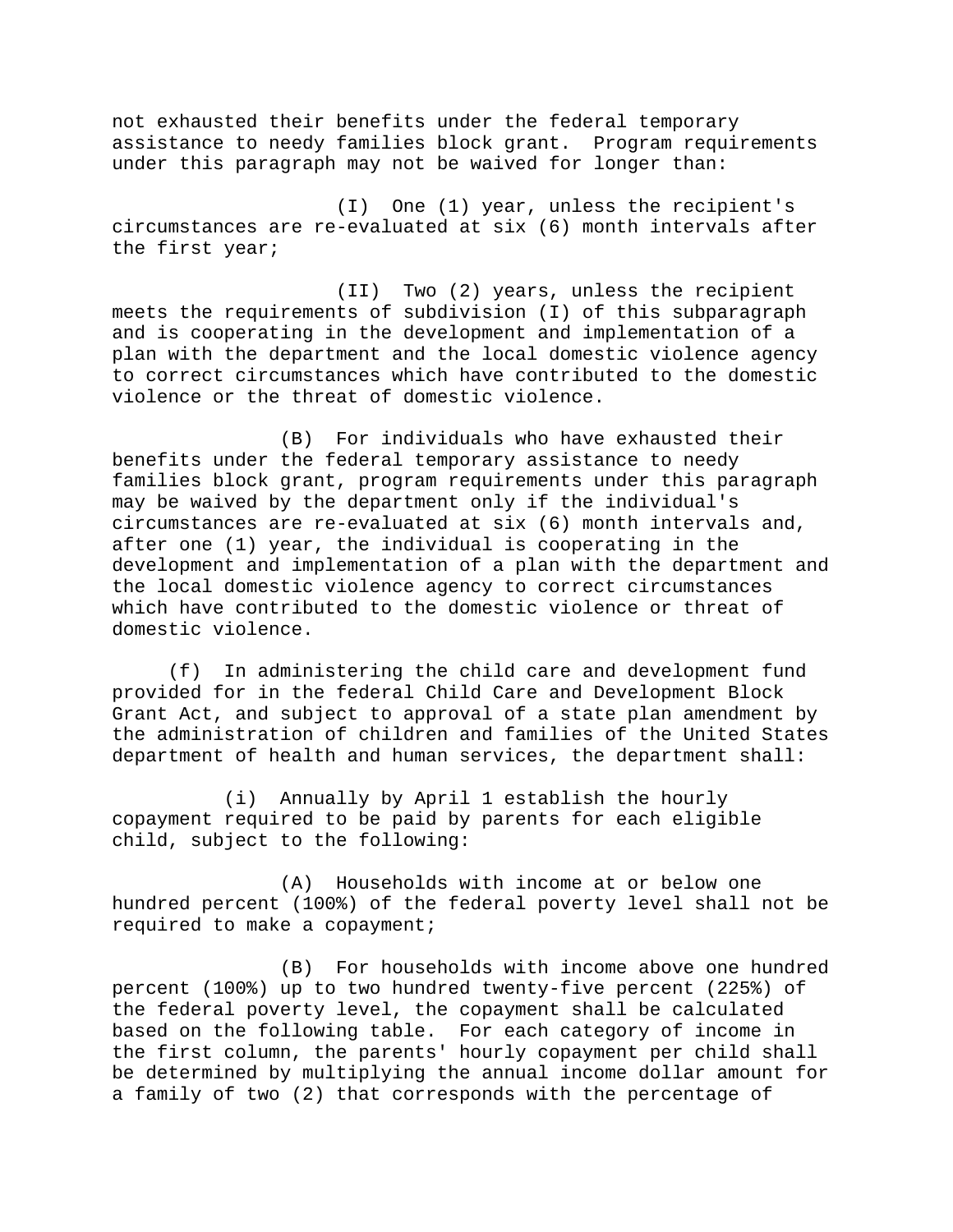not exhausted their benefits under the federal temporary assistance to needy families block grant. Program requirements under this paragraph may not be waived for longer than:

(I) One (1) year, unless the recipient's circumstances are re-evaluated at six (6) month intervals after the first year;

(II) Two (2) years, unless the recipient meets the requirements of subdivision (I) of this subparagraph and is cooperating in the development and implementation of a plan with the department and the local domestic violence agency to correct circumstances which have contributed to the domestic violence or the threat of domestic violence.

(B) For individuals who have exhausted their benefits under the federal temporary assistance to needy families block grant, program requirements under this paragraph may be waived by the department only if the individual's circumstances are re-evaluated at six (6) month intervals and, after one (1) year, the individual is cooperating in the development and implementation of a plan with the department and the local domestic violence agency to correct circumstances which have contributed to the domestic violence or threat of domestic violence.

(f) In administering the child care and development fund provided for in the federal Child Care and Development Block Grant Act, and subject to approval of a state plan amendment by the administration of children and families of the United States department of health and human services, the department shall:

(i) Annually by April 1 establish the hourly copayment required to be paid by parents for each eligible child, subject to the following:

(A) Households with income at or below one hundred percent (100%) of the federal poverty level shall not be required to make a copayment;

(B) For households with income above one hundred percent (100%) up to two hundred twenty-five percent (225%) of the federal poverty level, the copayment shall be calculated based on the following table. For each category of income in the first column, the parents' hourly copayment per child shall be determined by multiplying the annual income dollar amount for a family of two (2) that corresponds with the percentage of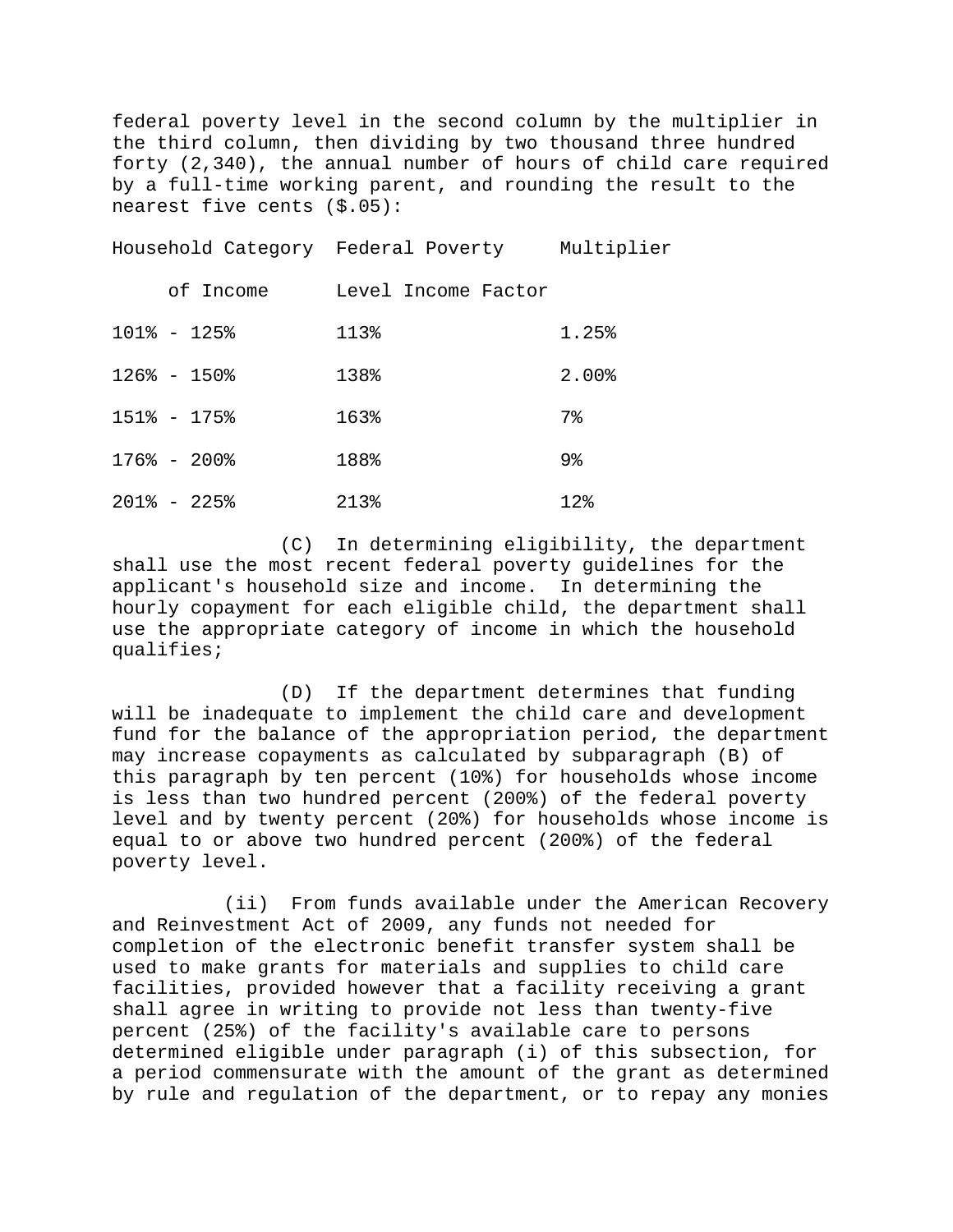federal poverty level in the second column by the multiplier in the third column, then dividing by two thousand three hundred forty (2,340), the annual number of hours of child care required by a full-time working parent, and rounding the result to the nearest five cents ($.05):

| Household Category of Income | Federal Poverty Level Income | Multiplier Factor |
|---|---|---|
| 101% - 125% | 113% | 1.25% |
| 126% - 150% | 138% | 2.00% |
| 151% - 175% | 163% | 7% |
| 176% - 200% | 188% | 9% |
| 201% - 225% | 213% | 12% |

(C) In determining eligibility, the department shall use the most recent federal poverty guidelines for the applicant's household size and income. In determining the hourly copayment for each eligible child, the department shall use the appropriate category of income in which the household qualifies;

(D) If the department determines that funding will be inadequate to implement the child care and development fund for the balance of the appropriation period, the department may increase copayments as calculated by subparagraph (B) of this paragraph by ten percent (10%) for households whose income is less than two hundred percent (200%) of the federal poverty level and by twenty percent (20%) for households whose income is equal to or above two hundred percent (200%) of the federal poverty level.

(ii) From funds available under the American Recovery and Reinvestment Act of 2009, any funds not needed for completion of the electronic benefit transfer system shall be used to make grants for materials and supplies to child care facilities, provided however that a facility receiving a grant shall agree in writing to provide not less than twenty-five percent (25%) of the facility's available care to persons determined eligible under paragraph (i) of this subsection, for a period commensurate with the amount of the grant as determined by rule and regulation of the department, or to repay any monies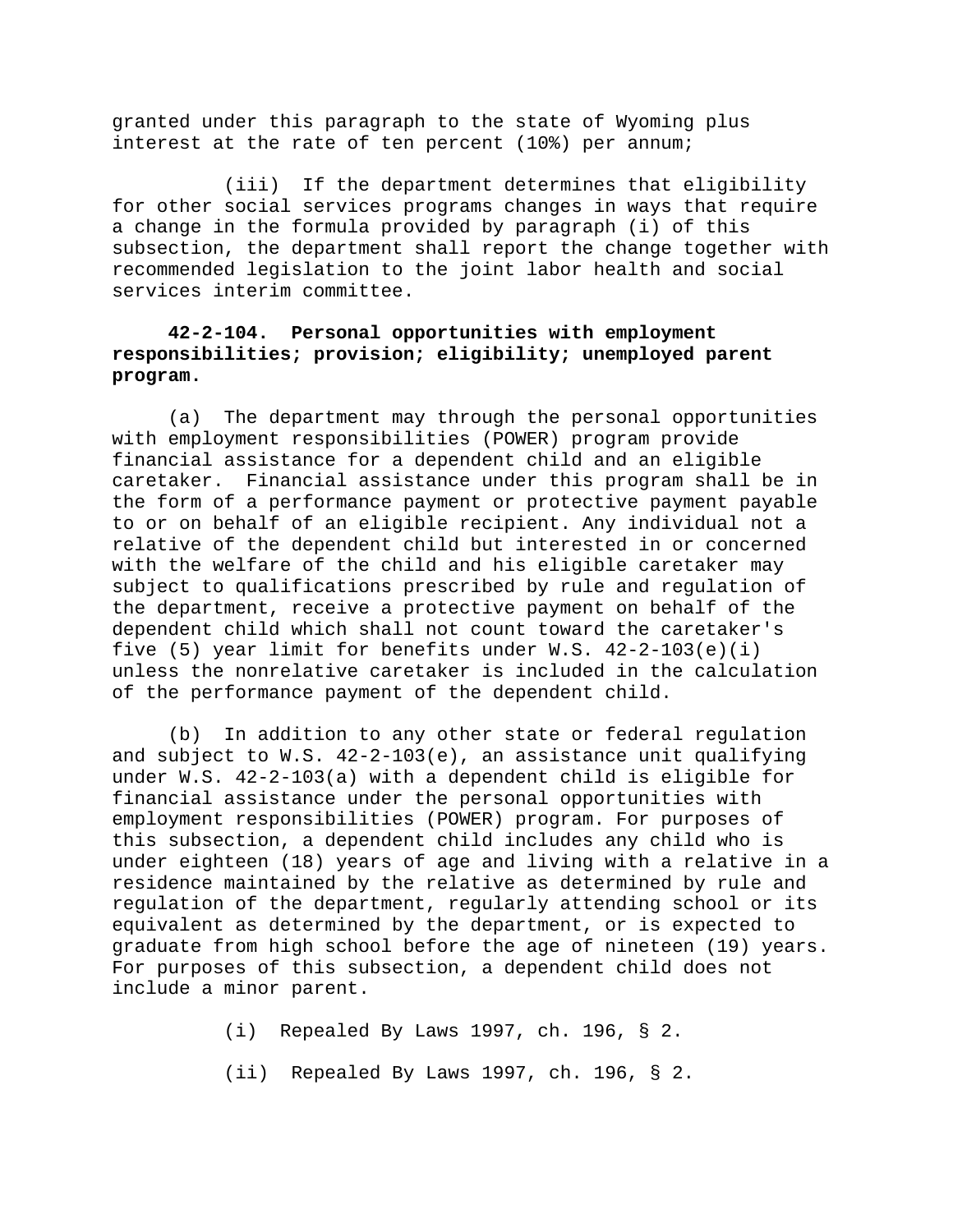granted under this paragraph to the state of Wyoming plus interest at the rate of ten percent (10%) per annum;

(iii) If the department determines that eligibility for other social services programs changes in ways that require a change in the formula provided by paragraph (i) of this subsection, the department shall report the change together with recommended legislation to the joint labor health and social services interim committee.

**42-2-104. Personal opportunities with employment responsibilities; provision; eligibility; unemployed parent program.**

(a) The department may through the personal opportunities with employment responsibilities (POWER) program provide financial assistance for a dependent child and an eligible caretaker. Financial assistance under this program shall be in the form of a performance payment or protective payment payable to or on behalf of an eligible recipient. Any individual not a relative of the dependent child but interested in or concerned with the welfare of the child and his eligible caretaker may subject to qualifications prescribed by rule and regulation of the department, receive a protective payment on behalf of the dependent child which shall not count toward the caretaker's five (5) year limit for benefits under W.S. 42-2-103(e)(i) unless the nonrelative caretaker is included in the calculation of the performance payment of the dependent child.

(b) In addition to any other state or federal regulation and subject to W.S. 42-2-103(e), an assistance unit qualifying under W.S. 42-2-103(a) with a dependent child is eligible for financial assistance under the personal opportunities with employment responsibilities (POWER) program. For purposes of this subsection, a dependent child includes any child who is under eighteen (18) years of age and living with a relative in a residence maintained by the relative as determined by rule and regulation of the department, regularly attending school or its equivalent as determined by the department, or is expected to graduate from high school before the age of nineteen (19) years. For purposes of this subsection, a dependent child does not include a minor parent.

(i) Repealed By Laws 1997, ch. 196, § 2.

(ii) Repealed By Laws 1997, ch. 196, § 2.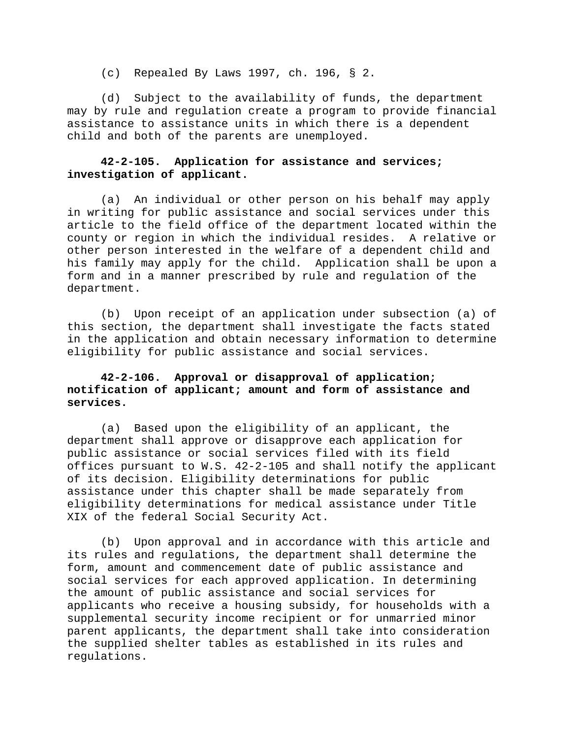(c) Repealed By Laws 1997, ch. 196, § 2.

(d) Subject to the availability of funds, the department may by rule and regulation create a program to provide financial assistance to assistance units in which there is a dependent child and both of the parents are unemployed.

**42-2-105. Application for assistance and services; investigation of applicant.**

(a) An individual or other person on his behalf may apply in writing for public assistance and social services under this article to the field office of the department located within the county or region in which the individual resides. A relative or other person interested in the welfare of a dependent child and his family may apply for the child. Application shall be upon a form and in a manner prescribed by rule and regulation of the department.

(b) Upon receipt of an application under subsection (a) of this section, the department shall investigate the facts stated in the application and obtain necessary information to determine eligibility for public assistance and social services.

**42-2-106. Approval or disapproval of application; notification of applicant; amount and form of assistance and services.**

(a) Based upon the eligibility of an applicant, the department shall approve or disapprove each application for public assistance or social services filed with its field offices pursuant to W.S. 42-2-105 and shall notify the applicant of its decision. Eligibility determinations for public assistance under this chapter shall be made separately from eligibility determinations for medical assistance under Title XIX of the federal Social Security Act.

(b) Upon approval and in accordance with this article and its rules and regulations, the department shall determine the form, amount and commencement date of public assistance and social services for each approved application. In determining the amount of public assistance and social services for applicants who receive a housing subsidy, for households with a supplemental security income recipient or for unmarried minor parent applicants, the department shall take into consideration the supplied shelter tables as established in its rules and regulations.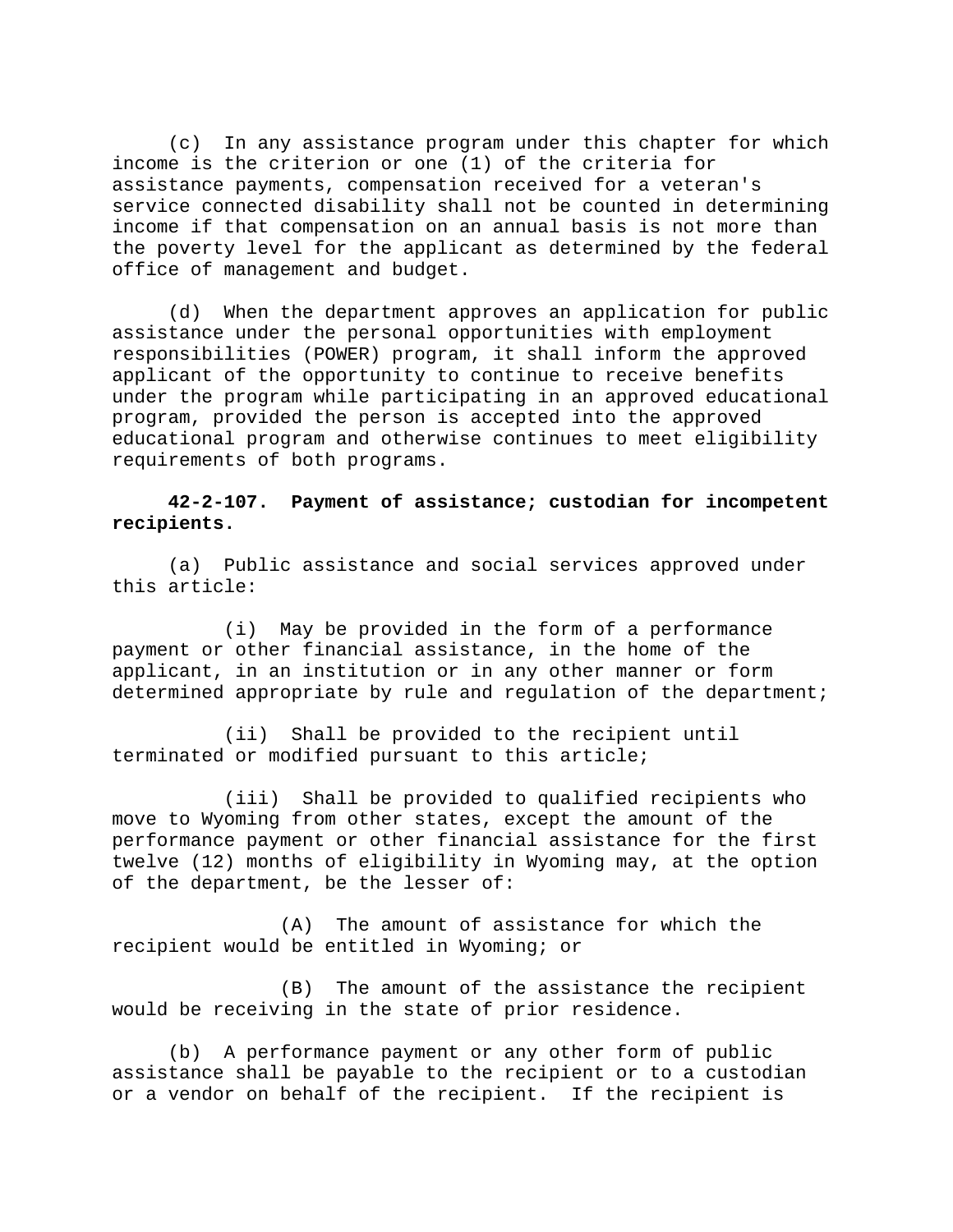(c) In any assistance program under this chapter for which income is the criterion or one (1) of the criteria for assistance payments, compensation received for a veteran's service connected disability shall not be counted in determining income if that compensation on an annual basis is not more than the poverty level for the applicant as determined by the federal office of management and budget.

(d) When the department approves an application for public assistance under the personal opportunities with employment responsibilities (POWER) program, it shall inform the approved applicant of the opportunity to continue to receive benefits under the program while participating in an approved educational program, provided the person is accepted into the approved educational program and otherwise continues to meet eligibility requirements of both programs.

**42-2-107. Payment of assistance; custodian for incompetent recipients.**

(a) Public assistance and social services approved under this article:

(i) May be provided in the form of a performance payment or other financial assistance, in the home of the applicant, in an institution or in any other manner or form determined appropriate by rule and regulation of the department;

(ii) Shall be provided to the recipient until terminated or modified pursuant to this article;

(iii) Shall be provided to qualified recipients who move to Wyoming from other states, except the amount of the performance payment or other financial assistance for the first twelve (12) months of eligibility in Wyoming may, at the option of the department, be the lesser of:

(A) The amount of assistance for which the recipient would be entitled in Wyoming; or

(B) The amount of the assistance the recipient would be receiving in the state of prior residence.

(b) A performance payment or any other form of public assistance shall be payable to the recipient or to a custodian or a vendor on behalf of the recipient. If the recipient is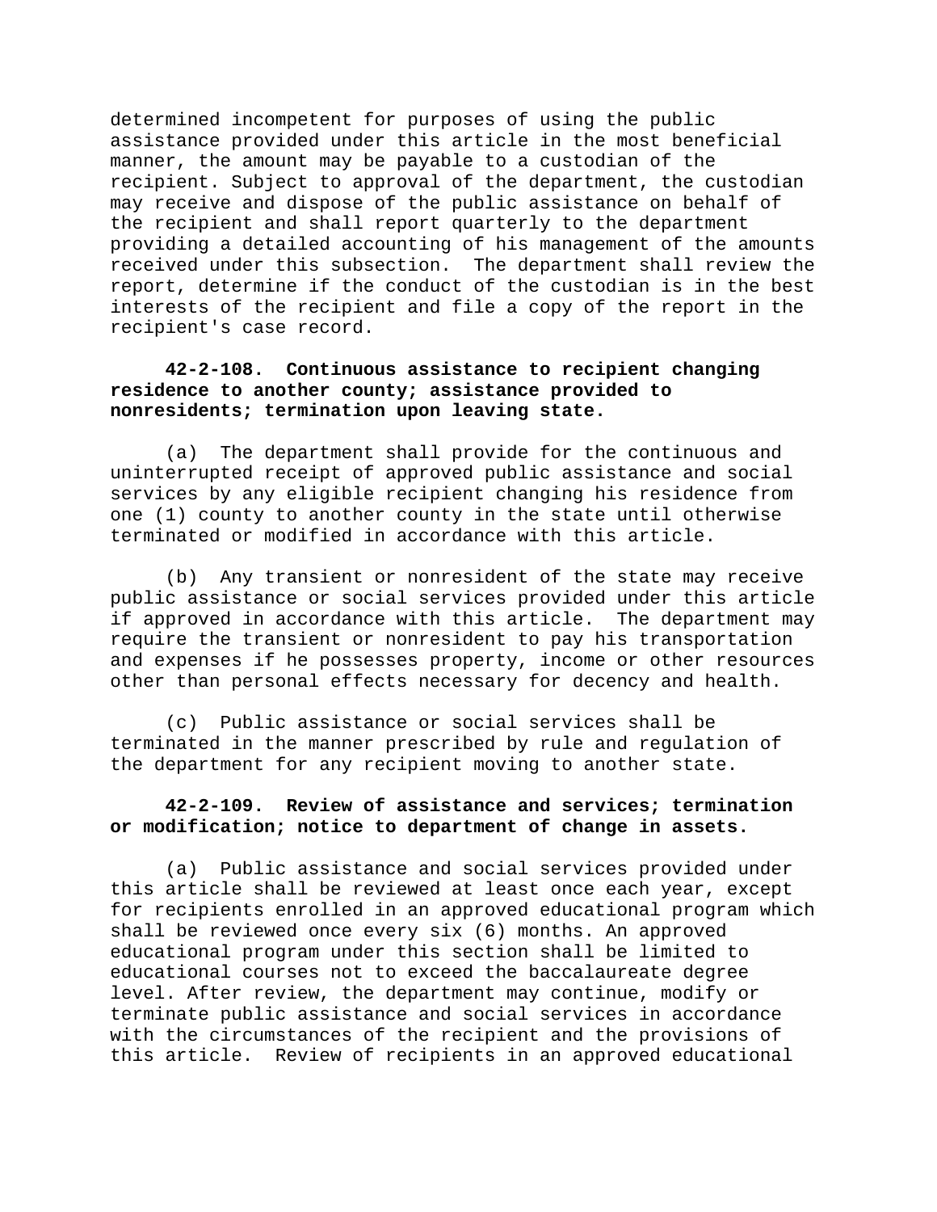determined incompetent for purposes of using the public assistance provided under this article in the most beneficial manner, the amount may be payable to a custodian of the recipient. Subject to approval of the department, the custodian may receive and dispose of the public assistance on behalf of the recipient and shall report quarterly to the department providing a detailed accounting of his management of the amounts received under this subsection. The department shall review the report, determine if the conduct of the custodian is in the best interests of the recipient and file a copy of the report in the recipient's case record.

**42-2-108. Continuous assistance to recipient changing residence to another county; assistance provided to nonresidents; termination upon leaving state.**

(a) The department shall provide for the continuous and uninterrupted receipt of approved public assistance and social services by any eligible recipient changing his residence from one (1) county to another county in the state until otherwise terminated or modified in accordance with this article.

(b) Any transient or nonresident of the state may receive public assistance or social services provided under this article if approved in accordance with this article. The department may require the transient or nonresident to pay his transportation and expenses if he possesses property, income or other resources other than personal effects necessary for decency and health.

(c) Public assistance or social services shall be terminated in the manner prescribed by rule and regulation of the department for any recipient moving to another state.

**42-2-109. Review of assistance and services; termination or modification; notice to department of change in assets.**

(a) Public assistance and social services provided under this article shall be reviewed at least once each year, except for recipients enrolled in an approved educational program which shall be reviewed once every six (6) months. An approved educational program under this section shall be limited to educational courses not to exceed the baccalaureate degree level. After review, the department may continue, modify or terminate public assistance and social services in accordance with the circumstances of the recipient and the provisions of this article. Review of recipients in an approved educational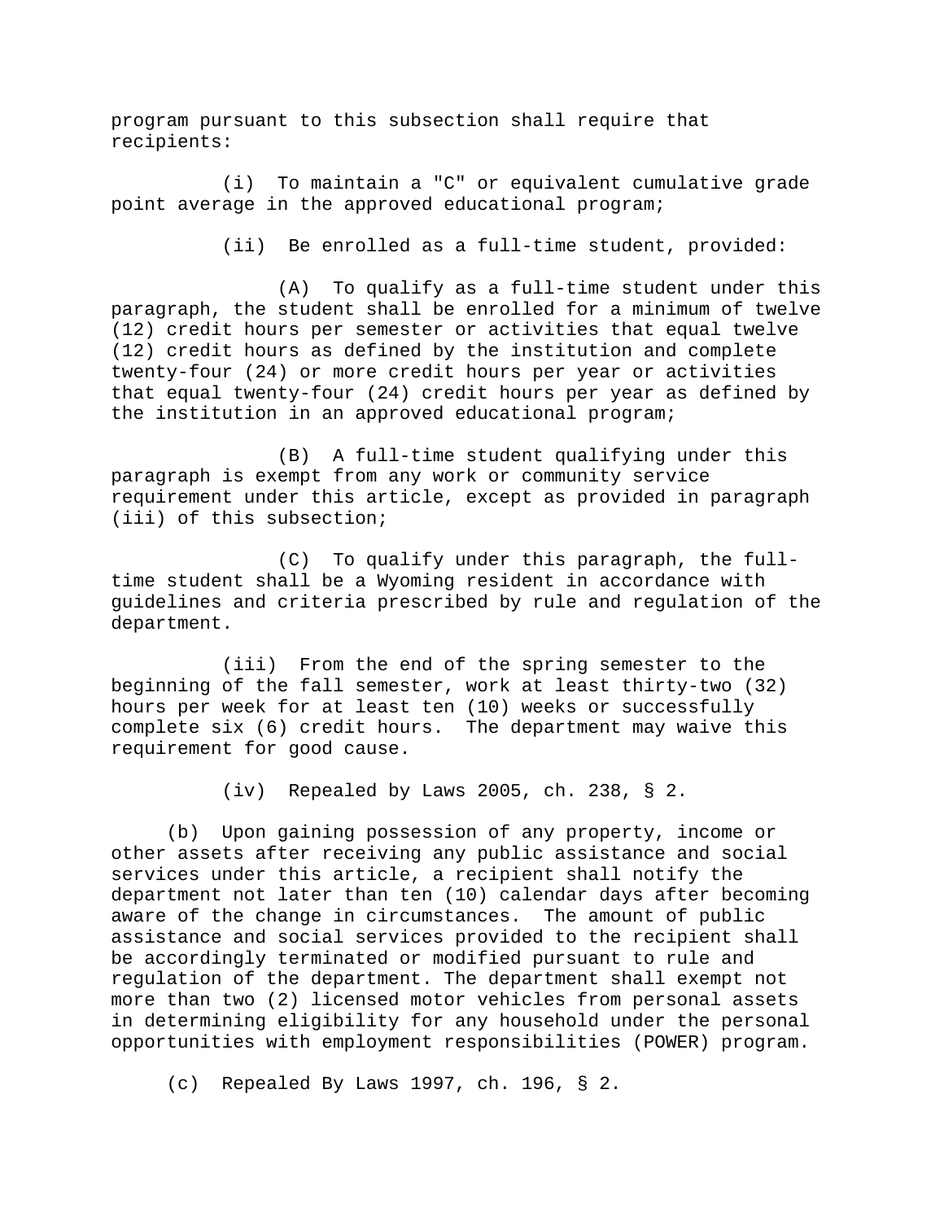program pursuant to this subsection shall require that recipients:

(i) To maintain a "C" or equivalent cumulative grade point average in the approved educational program;

(ii) Be enrolled as a full-time student, provided:

(A) To qualify as a full-time student under this paragraph, the student shall be enrolled for a minimum of twelve (12) credit hours per semester or activities that equal twelve (12) credit hours as defined by the institution and complete twenty-four (24) or more credit hours per year or activities that equal twenty-four (24) credit hours per year as defined by the institution in an approved educational program;

(B) A full-time student qualifying under this paragraph is exempt from any work or community service requirement under this article, except as provided in paragraph (iii) of this subsection;

(C) To qualify under this paragraph, the full-time student shall be a Wyoming resident in accordance with guidelines and criteria prescribed by rule and regulation of the department.

(iii) From the end of the spring semester to the beginning of the fall semester, work at least thirty-two (32) hours per week for at least ten (10) weeks or successfully complete six (6) credit hours. The department may waive this requirement for good cause.

(iv) Repealed by Laws 2005, ch. 238, § 2.

(b) Upon gaining possession of any property, income or other assets after receiving any public assistance and social services under this article, a recipient shall notify the department not later than ten (10) calendar days after becoming aware of the change in circumstances. The amount of public assistance and social services provided to the recipient shall be accordingly terminated or modified pursuant to rule and regulation of the department. The department shall exempt not more than two (2) licensed motor vehicles from personal assets in determining eligibility for any household under the personal opportunities with employment responsibilities (POWER) program.

(c) Repealed By Laws 1997, ch. 196, § 2.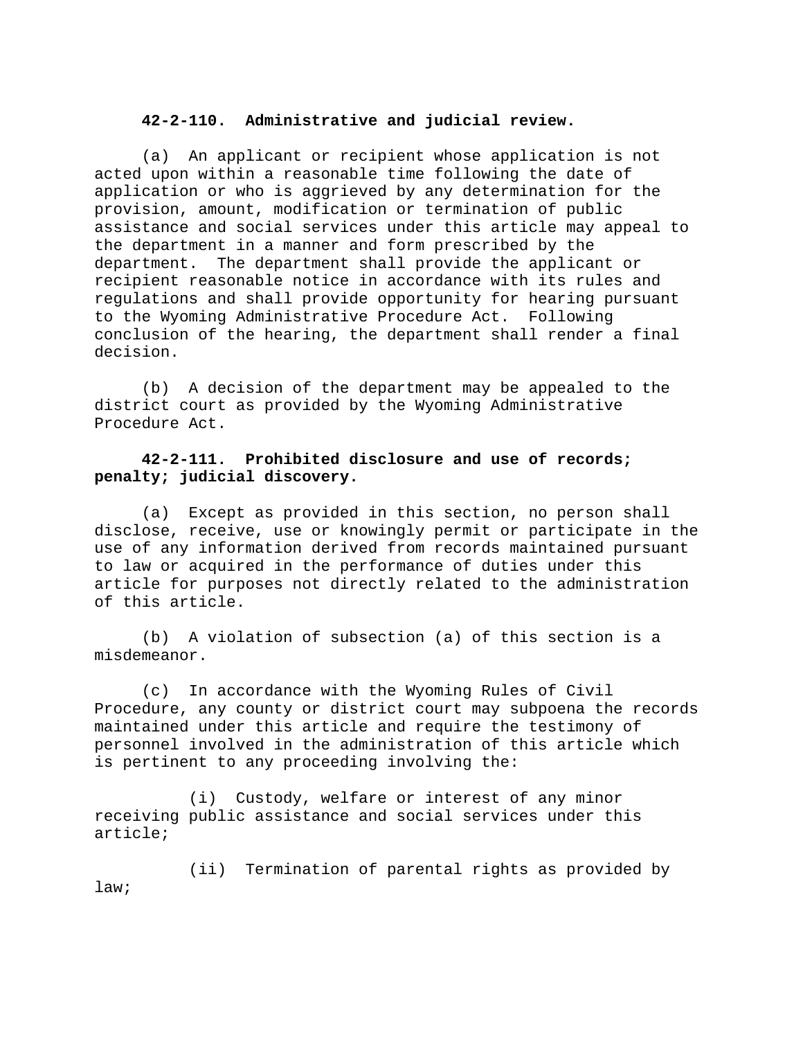**42-2-110. Administrative and judicial review.**

(a) An applicant or recipient whose application is not acted upon within a reasonable time following the date of application or who is aggrieved by any determination for the provision, amount, modification or termination of public assistance and social services under this article may appeal to the department in a manner and form prescribed by the department. The department shall provide the applicant or recipient reasonable notice in accordance with its rules and regulations and shall provide opportunity for hearing pursuant to the Wyoming Administrative Procedure Act. Following conclusion of the hearing, the department shall render a final decision.

(b) A decision of the department may be appealed to the district court as provided by the Wyoming Administrative Procedure Act.

**42-2-111. Prohibited disclosure and use of records; penalty; judicial discovery.**

(a) Except as provided in this section, no person shall disclose, receive, use or knowingly permit or participate in the use of any information derived from records maintained pursuant to law or acquired in the performance of duties under this article for purposes not directly related to the administration of this article.

(b) A violation of subsection (a) of this section is a misdemeanor.

(c) In accordance with the Wyoming Rules of Civil Procedure, any county or district court may subpoena the records maintained under this article and require the testimony of personnel involved in the administration of this article which is pertinent to any proceeding involving the:

(i) Custody, welfare or interest of any minor receiving public assistance and social services under this article;

(ii) Termination of parental rights as provided by law;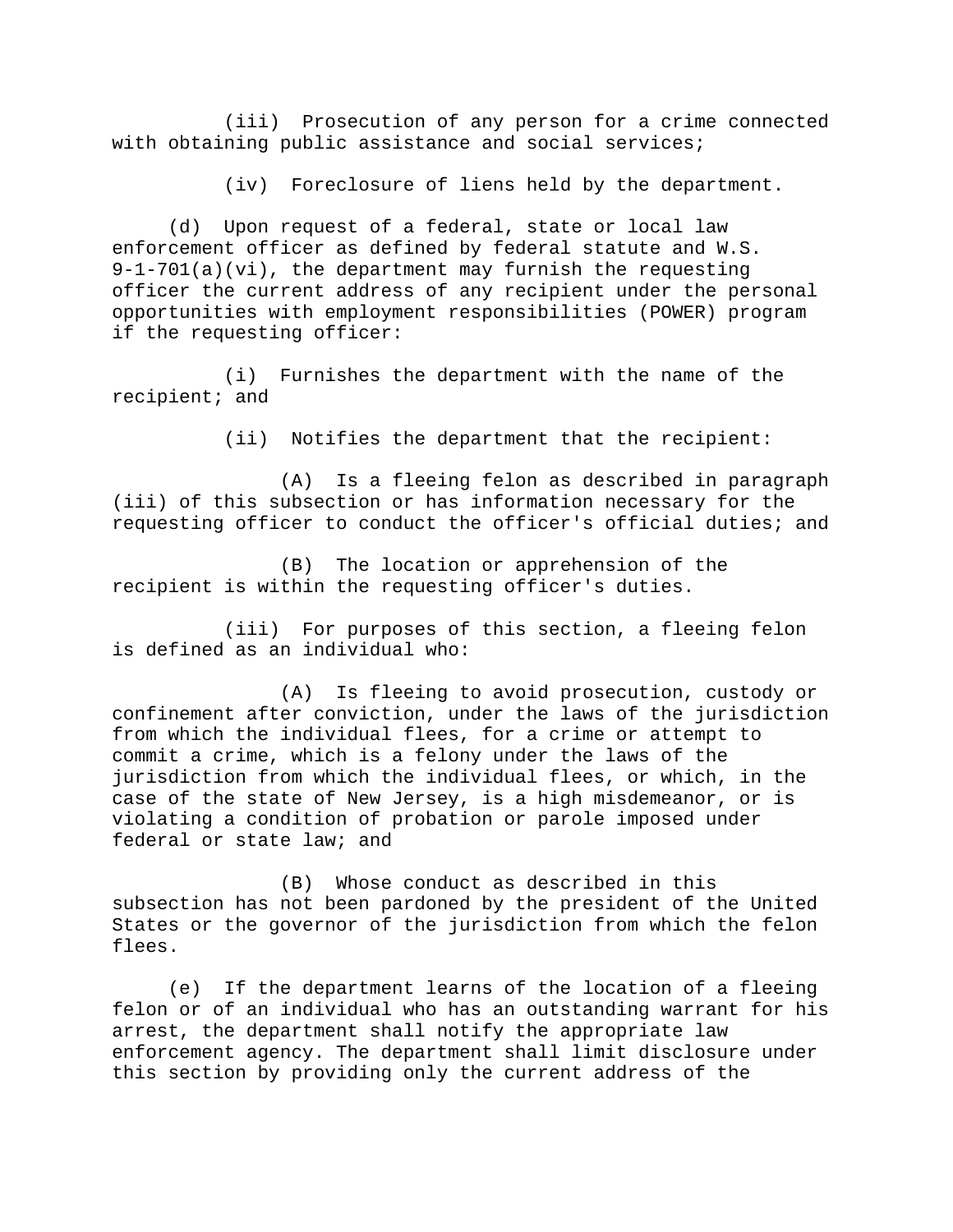(iii) Prosecution of any person for a crime connected with obtaining public assistance and social services;

(iv) Foreclosure of liens held by the department.

(d) Upon request of a federal, state or local law enforcement officer as defined by federal statute and W.S. 9-1-701(a)(vi), the department may furnish the requesting officer the current address of any recipient under the personal opportunities with employment responsibilities (POWER) program if the requesting officer:

(i) Furnishes the department with the name of the recipient; and

(ii) Notifies the department that the recipient:

(A) Is a fleeing felon as described in paragraph (iii) of this subsection or has information necessary for the requesting officer to conduct the officer's official duties; and

(B) The location or apprehension of the recipient is within the requesting officer's duties.

(iii) For purposes of this section, a fleeing felon is defined as an individual who:

(A) Is fleeing to avoid prosecution, custody or confinement after conviction, under the laws of the jurisdiction from which the individual flees, for a crime or attempt to commit a crime, which is a felony under the laws of the jurisdiction from which the individual flees, or which, in the case of the state of New Jersey, is a high misdemeanor, or is violating a condition of probation or parole imposed under federal or state law; and

(B) Whose conduct as described in this subsection has not been pardoned by the president of the United States or the governor of the jurisdiction from which the felon flees.

(e) If the department learns of the location of a fleeing felon or of an individual who has an outstanding warrant for his arrest, the department shall notify the appropriate law enforcement agency. The department shall limit disclosure under this section by providing only the current address of the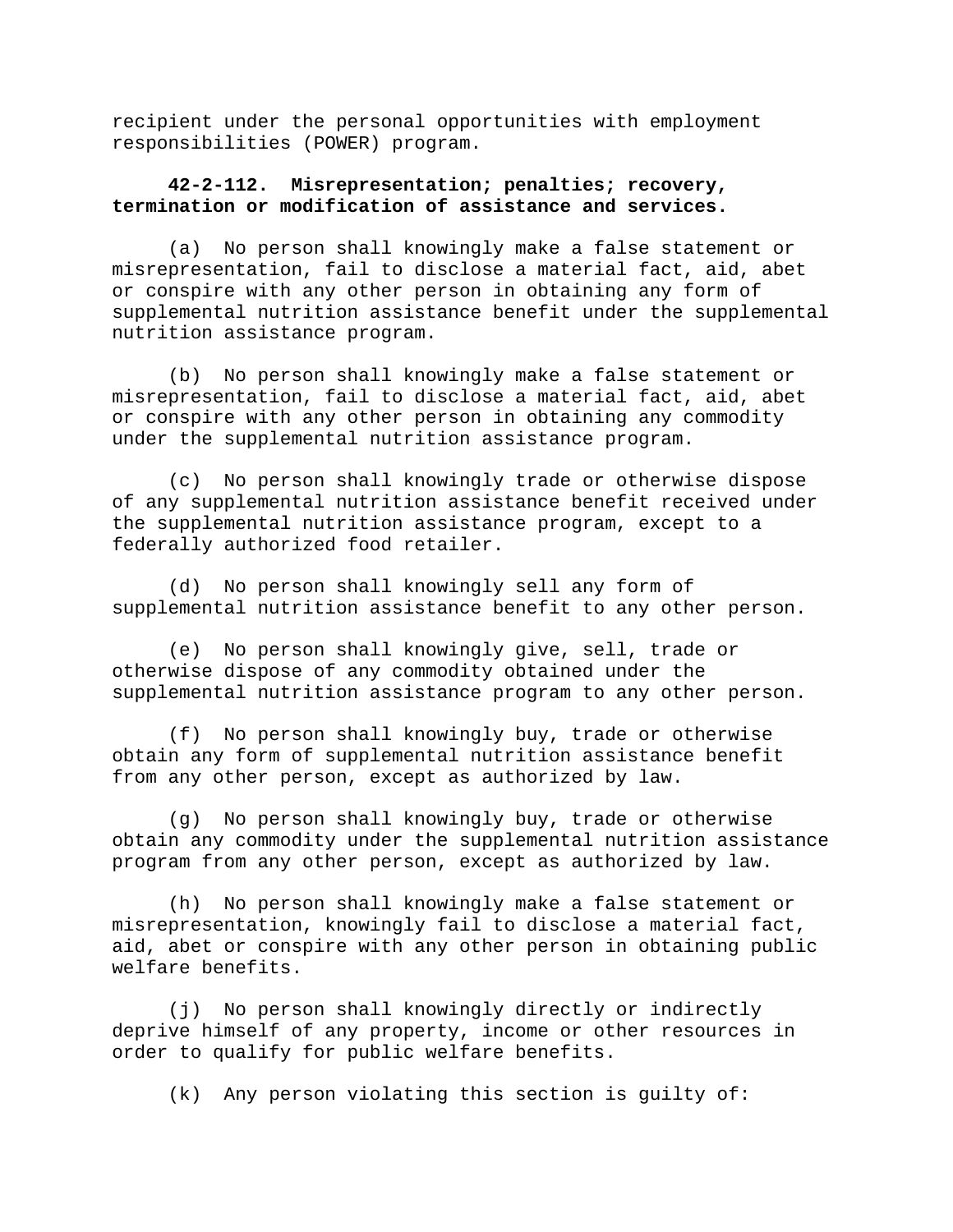recipient under the personal opportunities with employment responsibilities (POWER) program.

**42-2-112. Misrepresentation; penalties; recovery, termination or modification of assistance and services.**

(a) No person shall knowingly make a false statement or misrepresentation, fail to disclose a material fact, aid, abet or conspire with any other person in obtaining any form of supplemental nutrition assistance benefit under the supplemental nutrition assistance program.

(b) No person shall knowingly make a false statement or misrepresentation, fail to disclose a material fact, aid, abet or conspire with any other person in obtaining any commodity under the supplemental nutrition assistance program.

(c) No person shall knowingly trade or otherwise dispose of any supplemental nutrition assistance benefit received under the supplemental nutrition assistance program, except to a federally authorized food retailer.

(d) No person shall knowingly sell any form of supplemental nutrition assistance benefit to any other person.

(e) No person shall knowingly give, sell, trade or otherwise dispose of any commodity obtained under the supplemental nutrition assistance program to any other person.

(f) No person shall knowingly buy, trade or otherwise obtain any form of supplemental nutrition assistance benefit from any other person, except as authorized by law.

(g) No person shall knowingly buy, trade or otherwise obtain any commodity under the supplemental nutrition assistance program from any other person, except as authorized by law.

(h) No person shall knowingly make a false statement or misrepresentation, knowingly fail to disclose a material fact, aid, abet or conspire with any other person in obtaining public welfare benefits.

(j) No person shall knowingly directly or indirectly deprive himself of any property, income or other resources in order to qualify for public welfare benefits.

(k) Any person violating this section is guilty of: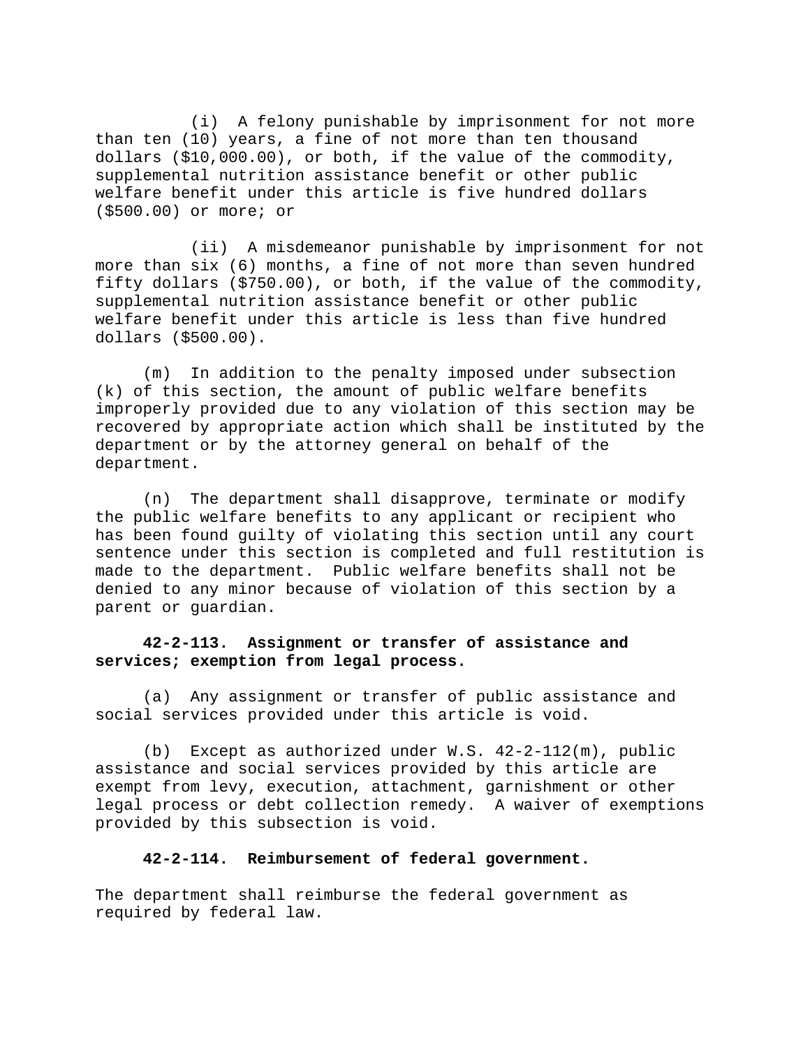(i) A felony punishable by imprisonment for not more than ten (10) years, a fine of not more than ten thousand dollars ($10,000.00), or both, if the value of the commodity, supplemental nutrition assistance benefit or other public welfare benefit under this article is five hundred dollars ($500.00) or more; or

(ii) A misdemeanor punishable by imprisonment for not more than six (6) months, a fine of not more than seven hundred fifty dollars ($750.00), or both, if the value of the commodity, supplemental nutrition assistance benefit or other public welfare benefit under this article is less than five hundred dollars ($500.00).

(m) In addition to the penalty imposed under subsection (k) of this section, the amount of public welfare benefits improperly provided due to any violation of this section may be recovered by appropriate action which shall be instituted by the department or by the attorney general on behalf of the department.

(n) The department shall disapprove, terminate or modify the public welfare benefits to any applicant or recipient who has been found guilty of violating this section until any court sentence under this section is completed and full restitution is made to the department. Public welfare benefits shall not be denied to any minor because of violation of this section by a parent or guardian.

**42-2-113. Assignment or transfer of assistance and services; exemption from legal process.**

(a) Any assignment or transfer of public assistance and social services provided under this article is void.

(b) Except as authorized under W.S. 42-2-112(m), public assistance and social services provided by this article are exempt from levy, execution, attachment, garnishment or other legal process or debt collection remedy. A waiver of exemptions provided by this subsection is void.

**42-2-114. Reimbursement of federal government.**

The department shall reimburse the federal government as required by federal law.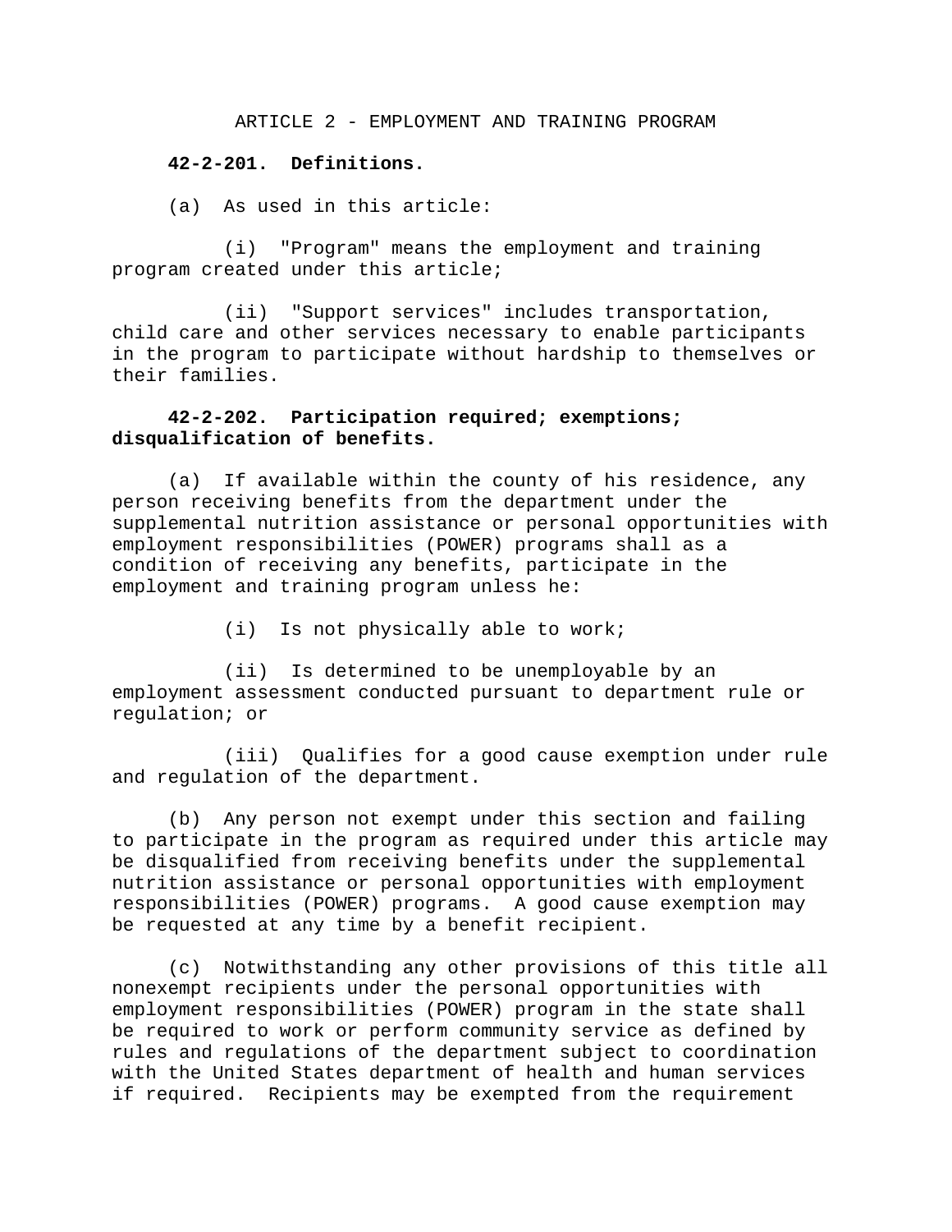ARTICLE 2 - EMPLOYMENT AND TRAINING PROGRAM

**42-2-201. Definitions.**

(a) As used in this article:

(i) "Program" means the employment and training program created under this article;

(ii) "Support services" includes transportation, child care and other services necessary to enable participants in the program to participate without hardship to themselves or their families.

**42-2-202. Participation required; exemptions; disqualification of benefits.**

(a) If available within the county of his residence, any person receiving benefits from the department under the supplemental nutrition assistance or personal opportunities with employment responsibilities (POWER) programs shall as a condition of receiving any benefits, participate in the employment and training program unless he:

(i) Is not physically able to work;

(ii) Is determined to be unemployable by an employment assessment conducted pursuant to department rule or regulation; or

(iii) Qualifies for a good cause exemption under rule and regulation of the department.

(b) Any person not exempt under this section and failing to participate in the program as required under this article may be disqualified from receiving benefits under the supplemental nutrition assistance or personal opportunities with employment responsibilities (POWER) programs. A good cause exemption may be requested at any time by a benefit recipient.

(c) Notwithstanding any other provisions of this title all nonexempt recipients under the personal opportunities with employment responsibilities (POWER) program in the state shall be required to work or perform community service as defined by rules and regulations of the department subject to coordination with the United States department of health and human services if required. Recipients may be exempted from the requirement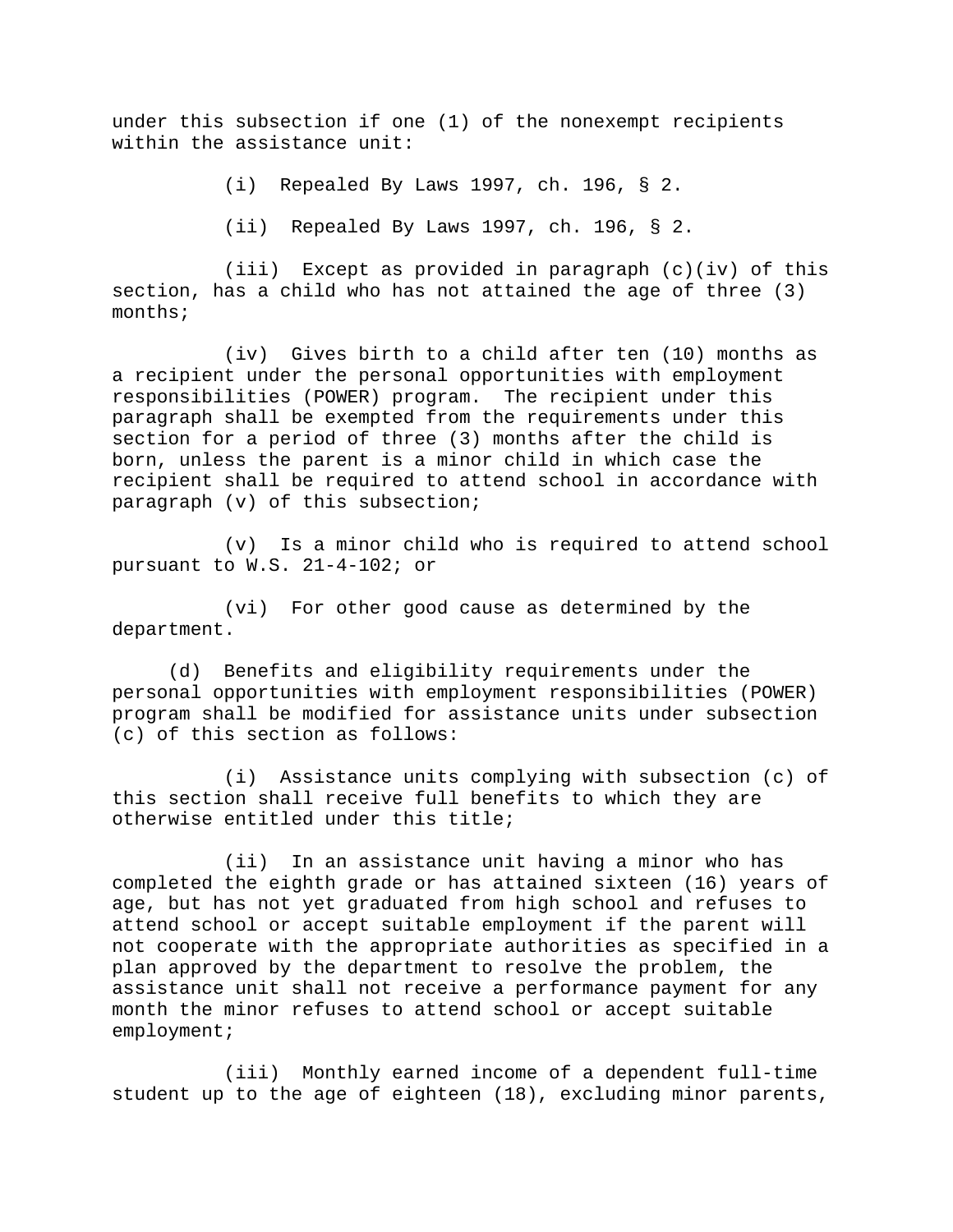under this subsection if one (1) of the nonexempt recipients within the assistance unit:

(i) Repealed By Laws 1997, ch. 196, § 2.

(ii) Repealed By Laws 1997, ch. 196, § 2.

(iii) Except as provided in paragraph (c)(iv) of this section, has a child who has not attained the age of three (3) months;

(iv) Gives birth to a child after ten (10) months as a recipient under the personal opportunities with employment responsibilities (POWER) program. The recipient under this paragraph shall be exempted from the requirements under this section for a period of three (3) months after the child is born, unless the parent is a minor child in which case the recipient shall be required to attend school in accordance with paragraph (v) of this subsection;

(v) Is a minor child who is required to attend school pursuant to W.S. 21-4-102; or

(vi) For other good cause as determined by the department.

(d) Benefits and eligibility requirements under the personal opportunities with employment responsibilities (POWER) program shall be modified for assistance units under subsection (c) of this section as follows:

(i) Assistance units complying with subsection (c) of this section shall receive full benefits to which they are otherwise entitled under this title;

(ii) In an assistance unit having a minor who has completed the eighth grade or has attained sixteen (16) years of age, but has not yet graduated from high school and refuses to attend school or accept suitable employment if the parent will not cooperate with the appropriate authorities as specified in a plan approved by the department to resolve the problem, the assistance unit shall not receive a performance payment for any month the minor refuses to attend school or accept suitable employment;

(iii) Monthly earned income of a dependent full-time student up to the age of eighteen (18), excluding minor parents,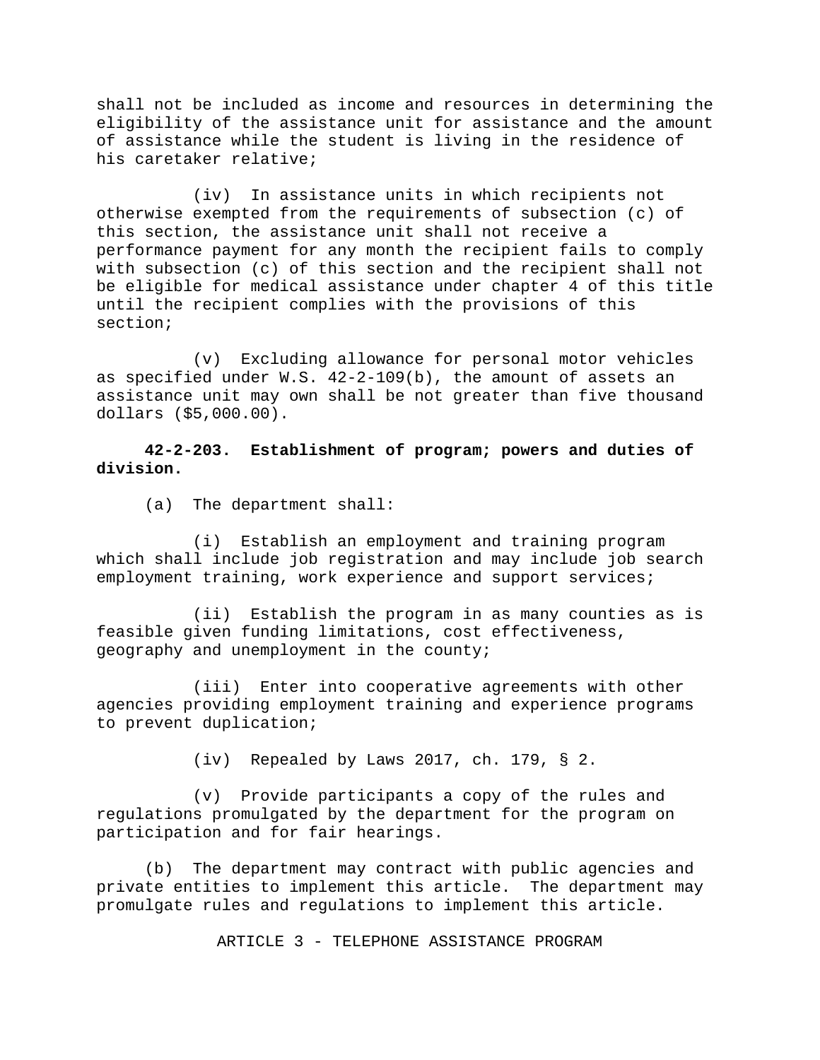shall not be included as income and resources in determining the eligibility of the assistance unit for assistance and the amount of assistance while the student is living in the residence of his caretaker relative;

(iv) In assistance units in which recipients not otherwise exempted from the requirements of subsection (c) of this section, the assistance unit shall not receive a performance payment for any month the recipient fails to comply with subsection (c) of this section and the recipient shall not be eligible for medical assistance under chapter 4 of this title until the recipient complies with the provisions of this section;

(v) Excluding allowance for personal motor vehicles as specified under W.S. 42-2-109(b), the amount of assets an assistance unit may own shall be not greater than five thousand dollars ($5,000.00).

**42-2-203. Establishment of program; powers and duties of division.**

(a) The department shall:

(i) Establish an employment and training program which shall include job registration and may include job search employment training, work experience and support services;

(ii) Establish the program in as many counties as is feasible given funding limitations, cost effectiveness, geography and unemployment in the county;

(iii) Enter into cooperative agreements with other agencies providing employment training and experience programs to prevent duplication;

(iv) Repealed by Laws 2017, ch. 179, § 2.

(v) Provide participants a copy of the rules and regulations promulgated by the department for the program on participation and for fair hearings.

(b) The department may contract with public agencies and private entities to implement this article. The department may promulgate rules and regulations to implement this article.

ARTICLE 3 - TELEPHONE ASSISTANCE PROGRAM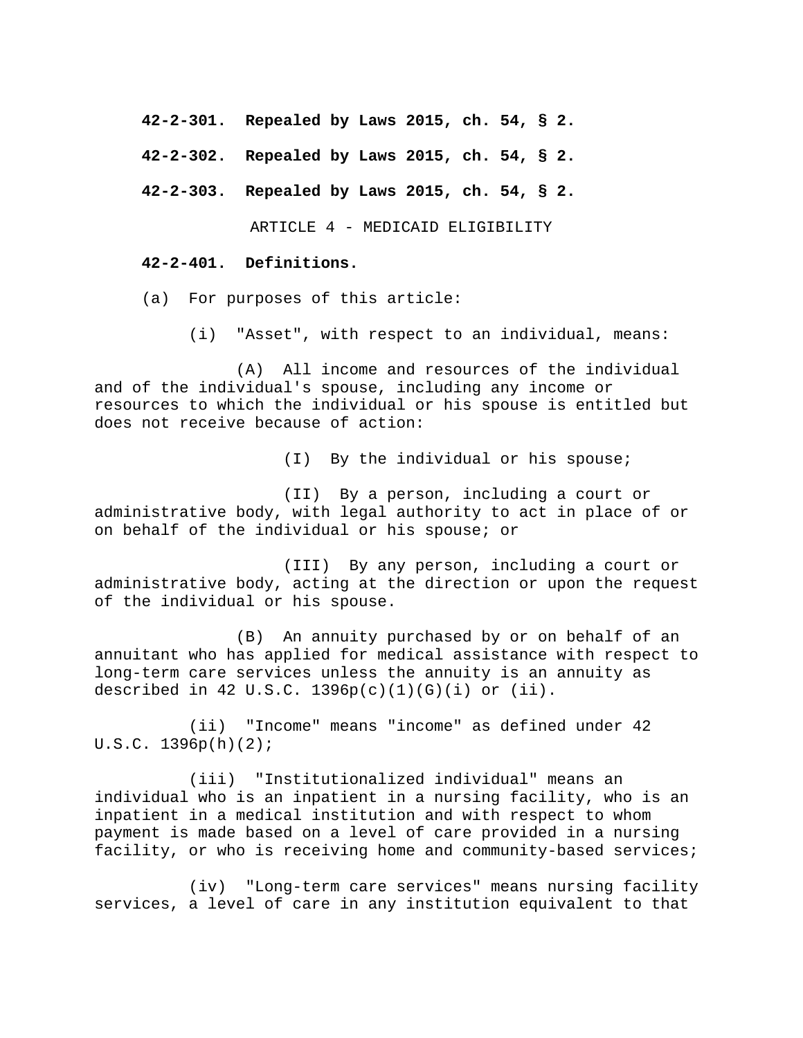**42-2-301. Repealed by Laws 2015, ch. 54, § 2.**

**42-2-302. Repealed by Laws 2015, ch. 54, § 2.**

**42-2-303. Repealed by Laws 2015, ch. 54, § 2.**

ARTICLE 4 - MEDICAID ELIGIBILITY

**42-2-401. Definitions.**

(a) For purposes of this article:

(i) "Asset", with respect to an individual, means:

(A) All income and resources of the individual and of the individual's spouse, including any income or resources to which the individual or his spouse is entitled but does not receive because of action:

(I) By the individual or his spouse;

(II) By a person, including a court or administrative body, with legal authority to act in place of or on behalf of the individual or his spouse; or

(III) By any person, including a court or administrative body, acting at the direction or upon the request of the individual or his spouse.

(B) An annuity purchased by or on behalf of an annuitant who has applied for medical assistance with respect to long-term care services unless the annuity is an annuity as described in 42 U.S.C. 1396p(c)(1)(G)(i) or (ii).

(ii) "Income" means "income" as defined under 42 U.S.C. 1396p(h)(2);

(iii) "Institutionalized individual" means an individual who is an inpatient in a nursing facility, who is an inpatient in a medical institution and with respect to whom payment is made based on a level of care provided in a nursing facility, or who is receiving home and community-based services;

(iv) "Long-term care services" means nursing facility services, a level of care in any institution equivalent to that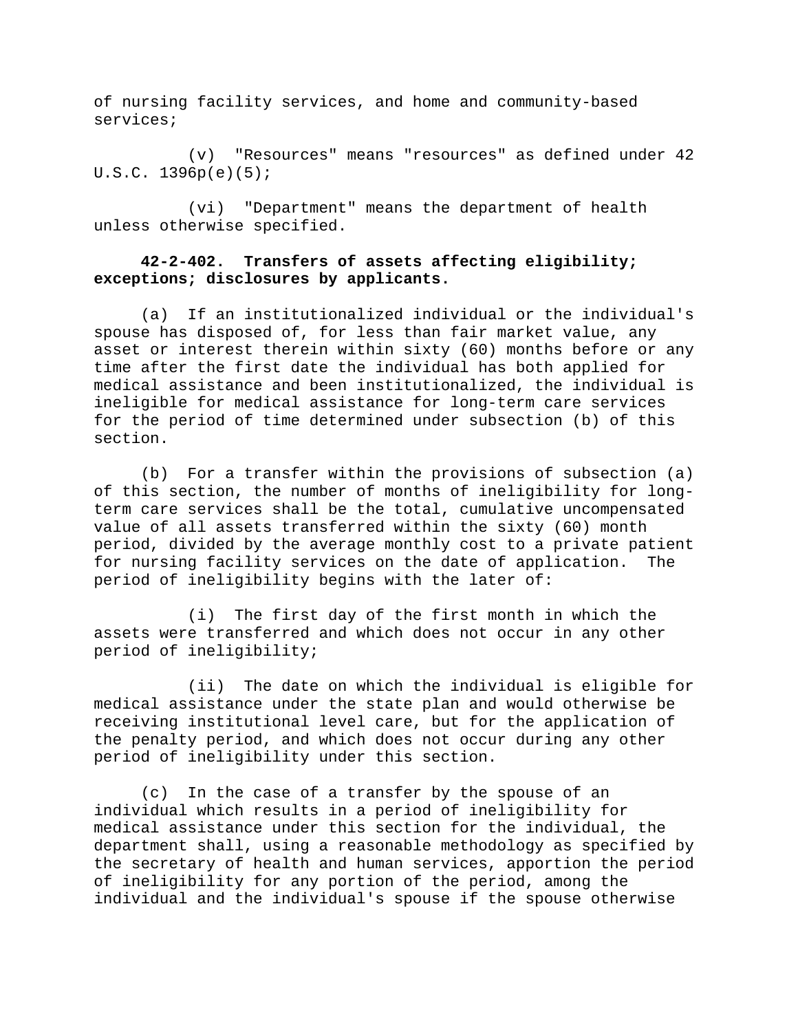of nursing facility services, and home and community-based services;

(v) "Resources" means "resources" as defined under 42 U.S.C. 1396p(e)(5);

(vi) "Department" means the department of health unless otherwise specified.

**42-2-402. Transfers of assets affecting eligibility; exceptions; disclosures by applicants.**

(a) If an institutionalized individual or the individual's spouse has disposed of, for less than fair market value, any asset or interest therein within sixty (60) months before or any time after the first date the individual has both applied for medical assistance and been institutionalized, the individual is ineligible for medical assistance for long-term care services for the period of time determined under subsection (b) of this section.

(b) For a transfer within the provisions of subsection (a) of this section, the number of months of ineligibility for long-term care services shall be the total, cumulative uncompensated value of all assets transferred within the sixty (60) month period, divided by the average monthly cost to a private patient for nursing facility services on the date of application. The period of ineligibility begins with the later of:

(i) The first day of the first month in which the assets were transferred and which does not occur in any other period of ineligibility;

(ii) The date on which the individual is eligible for medical assistance under the state plan and would otherwise be receiving institutional level care, but for the application of the penalty period, and which does not occur during any other period of ineligibility under this section.

(c) In the case of a transfer by the spouse of an individual which results in a period of ineligibility for medical assistance under this section for the individual, the department shall, using a reasonable methodology as specified by the secretary of health and human services, apportion the period of ineligibility for any portion of the period, among the individual and the individual's spouse if the spouse otherwise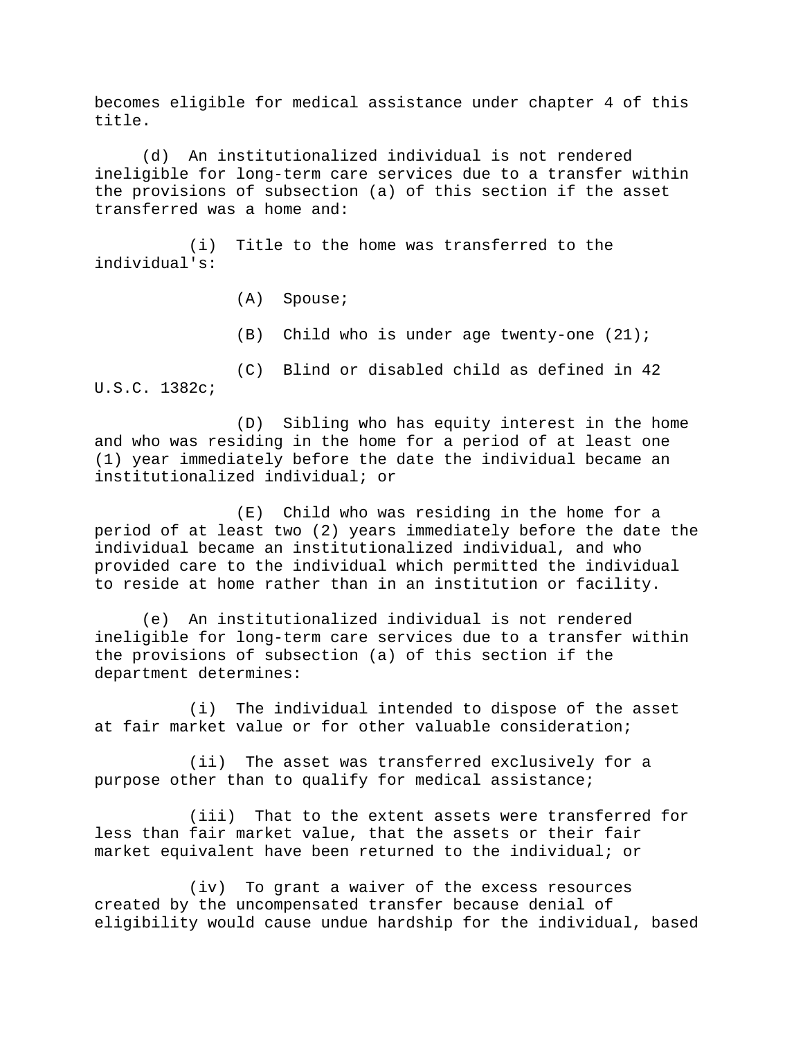becomes eligible for medical assistance under chapter 4 of this title.

(d) An institutionalized individual is not rendered ineligible for long-term care services due to a transfer within the provisions of subsection (a) of this section if the asset transferred was a home and:

(i) Title to the home was transferred to the individual's:

(A) Spouse;

(B) Child who is under age twenty-one (21);

(C) Blind or disabled child as defined in 42 U.S.C. 1382c;

(D) Sibling who has equity interest in the home and who was residing in the home for a period of at least one (1) year immediately before the date the individual became an institutionalized individual; or

(E) Child who was residing in the home for a period of at least two (2) years immediately before the date the individual became an institutionalized individual, and who provided care to the individual which permitted the individual to reside at home rather than in an institution or facility.

(e) An institutionalized individual is not rendered ineligible for long-term care services due to a transfer within the provisions of subsection (a) of this section if the department determines:

(i) The individual intended to dispose of the asset at fair market value or for other valuable consideration;

(ii) The asset was transferred exclusively for a purpose other than to qualify for medical assistance;

(iii) That to the extent assets were transferred for less than fair market value, that the assets or their fair market equivalent have been returned to the individual; or

(iv) To grant a waiver of the excess resources created by the uncompensated transfer because denial of eligibility would cause undue hardship for the individual, based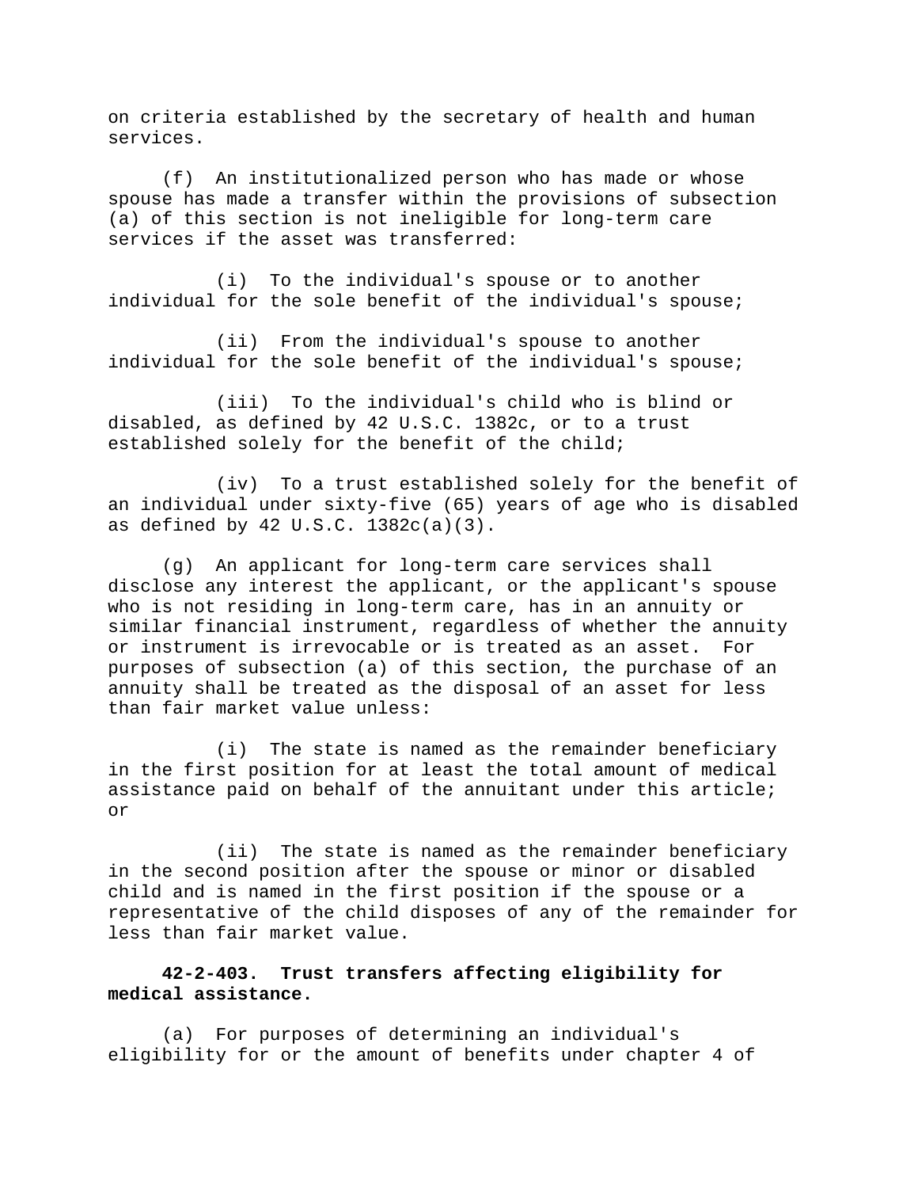on criteria established by the secretary of health and human services.

(f) An institutionalized person who has made or whose spouse has made a transfer within the provisions of subsection (a) of this section is not ineligible for long-term care services if the asset was transferred:

(i) To the individual's spouse or to another individual for the sole benefit of the individual's spouse;

(ii) From the individual's spouse to another individual for the sole benefit of the individual's spouse;

(iii) To the individual's child who is blind or disabled, as defined by 42 U.S.C. 1382c, or to a trust established solely for the benefit of the child;

(iv) To a trust established solely for the benefit of an individual under sixty-five (65) years of age who is disabled as defined by 42 U.S.C. 1382c(a)(3).

(g) An applicant for long-term care services shall disclose any interest the applicant, or the applicant's spouse who is not residing in long-term care, has in an annuity or similar financial instrument, regardless of whether the annuity or instrument is irrevocable or is treated as an asset. For purposes of subsection (a) of this section, the purchase of an annuity shall be treated as the disposal of an asset for less than fair market value unless:

(i) The state is named as the remainder beneficiary in the first position for at least the total amount of medical assistance paid on behalf of the annuitant under this article; or

(ii) The state is named as the remainder beneficiary in the second position after the spouse or minor or disabled child and is named in the first position if the spouse or a representative of the child disposes of any of the remainder for less than fair market value.

**42-2-403. Trust transfers affecting eligibility for medical assistance.**

(a) For purposes of determining an individual's eligibility for or the amount of benefits under chapter 4 of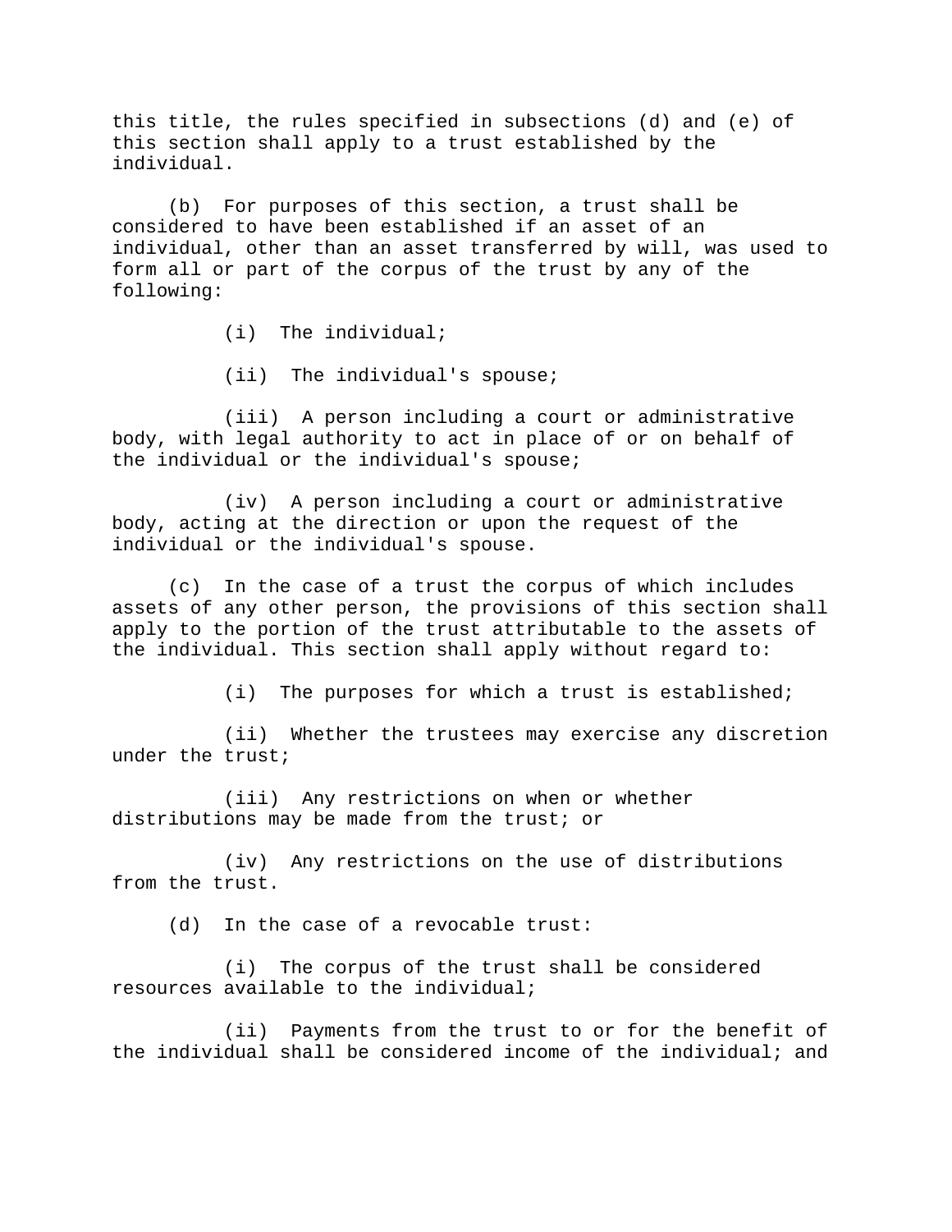this title, the rules specified in subsections (d) and (e) of this section shall apply to a trust established by the individual.

(b) For purposes of this section, a trust shall be considered to have been established if an asset of an individual, other than an asset transferred by will, was used to form all or part of the corpus of the trust by any of the following:

(i) The individual;

(ii) The individual's spouse;

(iii) A person including a court or administrative body, with legal authority to act in place of or on behalf of the individual or the individual's spouse;

(iv) A person including a court or administrative body, acting at the direction or upon the request of the individual or the individual's spouse.

(c) In the case of a trust the corpus of which includes assets of any other person, the provisions of this section shall apply to the portion of the trust attributable to the assets of the individual. This section shall apply without regard to:

(i) The purposes for which a trust is established;

(ii) Whether the trustees may exercise any discretion under the trust;

(iii) Any restrictions on when or whether distributions may be made from the trust; or

(iv) Any restrictions on the use of distributions from the trust.

(d) In the case of a revocable trust:

(i) The corpus of the trust shall be considered resources available to the individual;

(ii) Payments from the trust to or for the benefit of the individual shall be considered income of the individual; and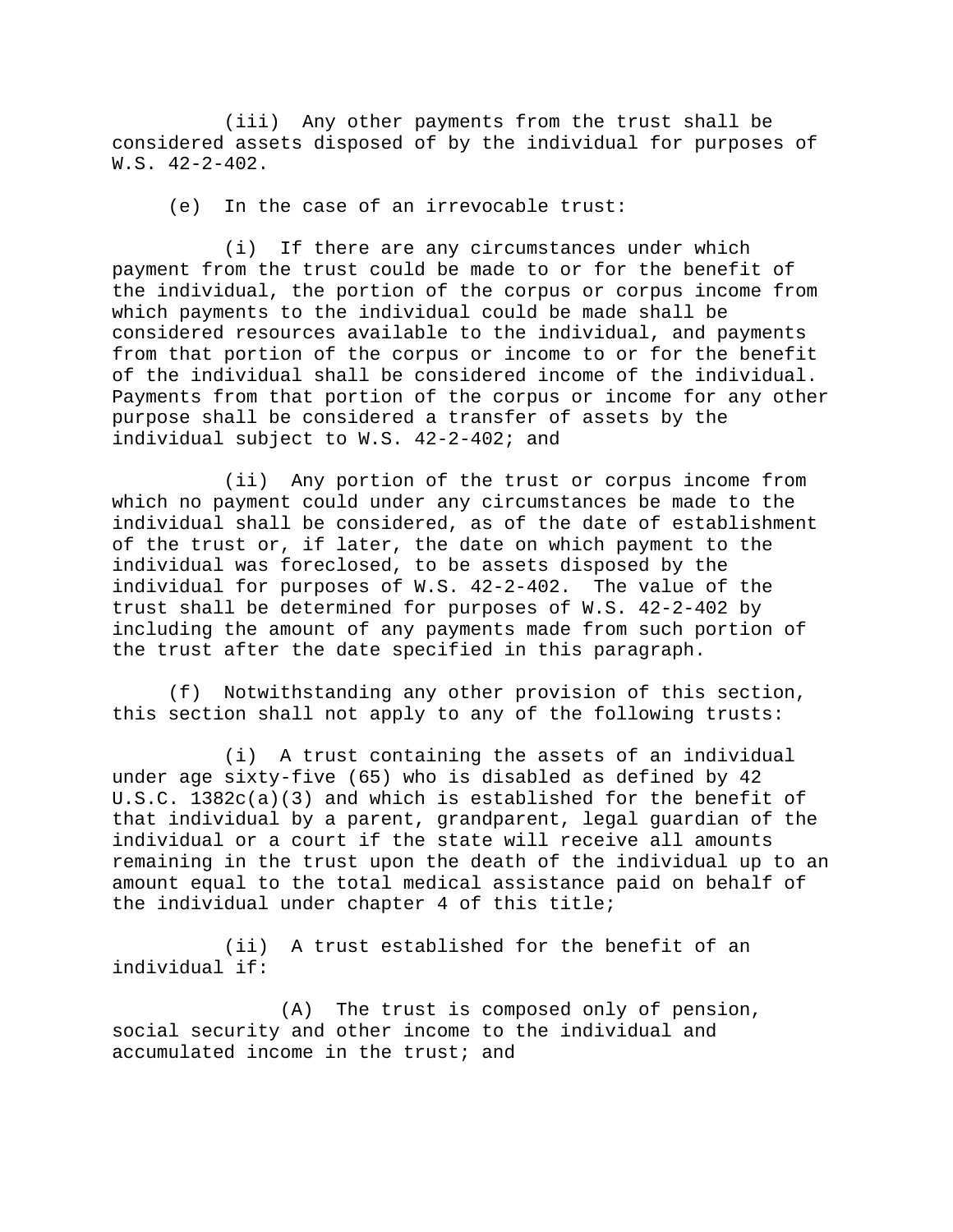(iii) Any other payments from the trust shall be considered assets disposed of by the individual for purposes of W.S. 42-2-402.

(e) In the case of an irrevocable trust:

(i) If there are any circumstances under which payment from the trust could be made to or for the benefit of the individual, the portion of the corpus or corpus income from which payments to the individual could be made shall be considered resources available to the individual, and payments from that portion of the corpus or income to or for the benefit of the individual shall be considered income of the individual. Payments from that portion of the corpus or income for any other purpose shall be considered a transfer of assets by the individual subject to W.S. 42-2-402; and

(ii) Any portion of the trust or corpus income from which no payment could under any circumstances be made to the individual shall be considered, as of the date of establishment of the trust or, if later, the date on which payment to the individual was foreclosed, to be assets disposed by the individual for purposes of W.S. 42-2-402. The value of the trust shall be determined for purposes of W.S. 42-2-402 by including the amount of any payments made from such portion of the trust after the date specified in this paragraph.

(f) Notwithstanding any other provision of this section, this section shall not apply to any of the following trusts:

(i) A trust containing the assets of an individual under age sixty-five (65) who is disabled as defined by 42 U.S.C. 1382c(a)(3) and which is established for the benefit of that individual by a parent, grandparent, legal guardian of the individual or a court if the state will receive all amounts remaining in the trust upon the death of the individual up to an amount equal to the total medical assistance paid on behalf of the individual under chapter 4 of this title;

(ii) A trust established for the benefit of an individual if:

(A) The trust is composed only of pension, social security and other income to the individual and accumulated income in the trust; and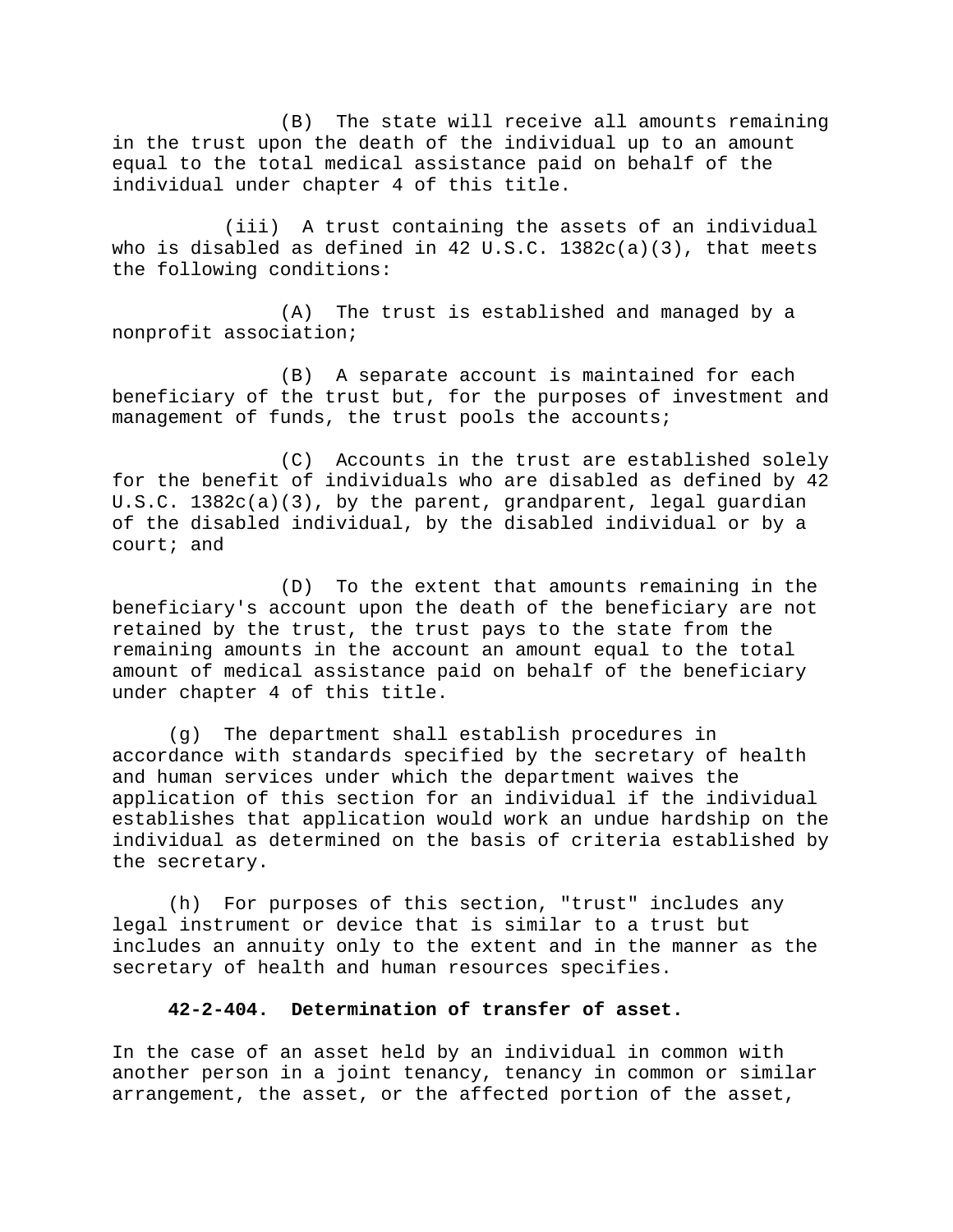(B) The state will receive all amounts remaining in the trust upon the death of the individual up to an amount equal to the total medical assistance paid on behalf of the individual under chapter 4 of this title.

(iii) A trust containing the assets of an individual who is disabled as defined in 42 U.S.C. 1382c(a)(3), that meets the following conditions:

(A) The trust is established and managed by a nonprofit association;

(B) A separate account is maintained for each beneficiary of the trust but, for the purposes of investment and management of funds, the trust pools the accounts;

(C) Accounts in the trust are established solely for the benefit of individuals who are disabled as defined by 42 U.S.C. 1382c(a)(3), by the parent, grandparent, legal guardian of the disabled individual, by the disabled individual or by a court; and

(D) To the extent that amounts remaining in the beneficiary's account upon the death of the beneficiary are not retained by the trust, the trust pays to the state from the remaining amounts in the account an amount equal to the total amount of medical assistance paid on behalf of the beneficiary under chapter 4 of this title.

(g) The department shall establish procedures in accordance with standards specified by the secretary of health and human services under which the department waives the application of this section for an individual if the individual establishes that application would work an undue hardship on the individual as determined on the basis of criteria established by the secretary.

(h) For purposes of this section, "trust" includes any legal instrument or device that is similar to a trust but includes an annuity only to the extent and in the manner as the secretary of health and human resources specifies.

**42-2-404. Determination of transfer of asset.**

In the case of an asset held by an individual in common with another person in a joint tenancy, tenancy in common or similar arrangement, the asset, or the affected portion of the asset,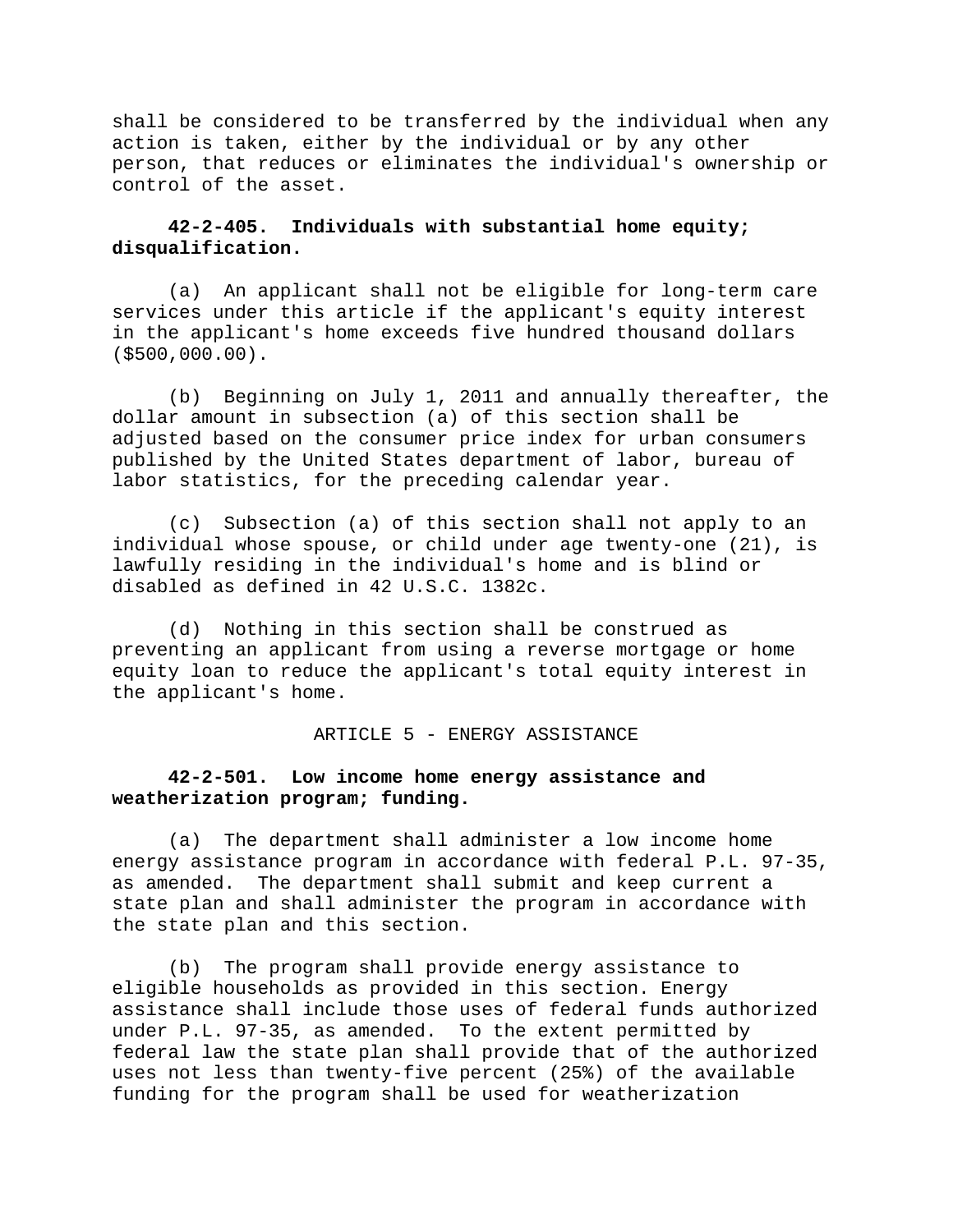shall be considered to be transferred by the individual when any action is taken, either by the individual or by any other person, that reduces or eliminates the individual's ownership or control of the asset.

**42-2-405. Individuals with substantial home equity; disqualification.**

(a) An applicant shall not be eligible for long-term care services under this article if the applicant's equity interest in the applicant's home exceeds five hundred thousand dollars ($500,000.00).

(b) Beginning on July 1, 2011 and annually thereafter, the dollar amount in subsection (a) of this section shall be adjusted based on the consumer price index for urban consumers published by the United States department of labor, bureau of labor statistics, for the preceding calendar year.

(c) Subsection (a) of this section shall not apply to an individual whose spouse, or child under age twenty-one (21), is lawfully residing in the individual's home and is blind or disabled as defined in 42 U.S.C. 1382c.

(d) Nothing in this section shall be construed as preventing an applicant from using a reverse mortgage or home equity loan to reduce the applicant's total equity interest in the applicant's home.

ARTICLE 5 - ENERGY ASSISTANCE

**42-2-501. Low income home energy assistance and weatherization program; funding.**

(a) The department shall administer a low income home energy assistance program in accordance with federal P.L. 97-35, as amended. The department shall submit and keep current a state plan and shall administer the program in accordance with the state plan and this section.

(b) The program shall provide energy assistance to eligible households as provided in this section. Energy assistance shall include those uses of federal funds authorized under P.L. 97-35, as amended. To the extent permitted by federal law the state plan shall provide that of the authorized uses not less than twenty-five percent (25%) of the available funding for the program shall be used for weatherization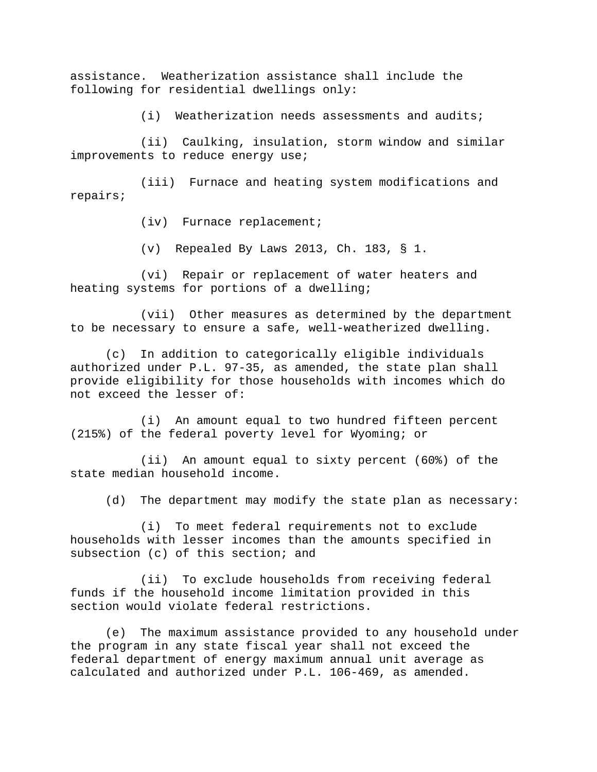assistance. Weatherization assistance shall include the following for residential dwellings only:

(i) Weatherization needs assessments and audits;

(ii) Caulking, insulation, storm window and similar improvements to reduce energy use;

(iii) Furnace and heating system modifications and repairs;

(iv) Furnace replacement;

(v) Repealed By Laws 2013, Ch. 183, § 1.

(vi) Repair or replacement of water heaters and heating systems for portions of a dwelling;

(vii) Other measures as determined by the department to be necessary to ensure a safe, well-weatherized dwelling.

(c) In addition to categorically eligible individuals authorized under P.L. 97-35, as amended, the state plan shall provide eligibility for those households with incomes which do not exceed the lesser of:

(i) An amount equal to two hundred fifteen percent (215%) of the federal poverty level for Wyoming; or

(ii) An amount equal to sixty percent (60%) of the state median household income.

(d) The department may modify the state plan as necessary:

(i) To meet federal requirements not to exclude households with lesser incomes than the amounts specified in subsection (c) of this section; and

(ii) To exclude households from receiving federal funds if the household income limitation provided in this section would violate federal restrictions.

(e) The maximum assistance provided to any household under the program in any state fiscal year shall not exceed the federal department of energy maximum annual unit average as calculated and authorized under P.L. 106-469, as amended.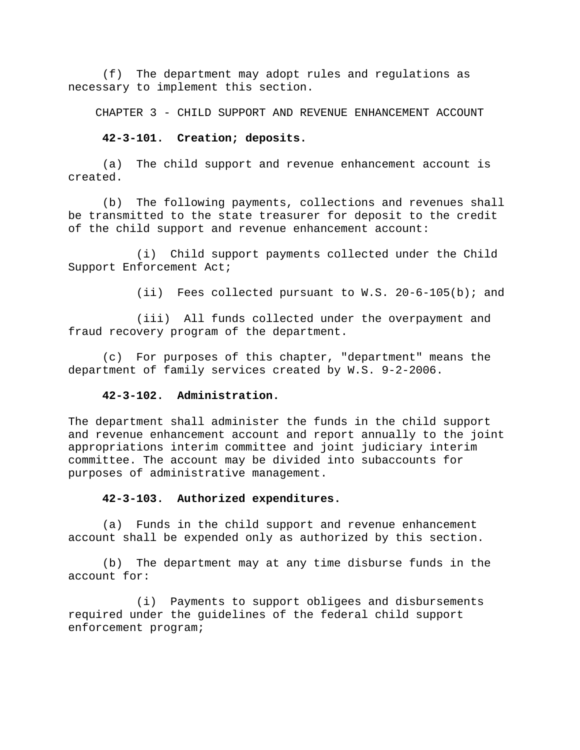(f) The department may adopt rules and regulations as necessary to implement this section.

## CHAPTER 3 - CHILD SUPPORT AND REVENUE ENHANCEMENT ACCOUNT

**42-3-101. Creation; deposits.**

(a) The child support and revenue enhancement account is created.

(b) The following payments, collections and revenues shall be transmitted to the state treasurer for deposit to the credit of the child support and revenue enhancement account:

(i) Child support payments collected under the Child Support Enforcement Act;

(ii) Fees collected pursuant to W.S. 20-6-105(b); and

(iii) All funds collected under the overpayment and fraud recovery program of the department.

(c) For purposes of this chapter, "department" means the department of family services created by W.S. 9-2-2006.

**42-3-102. Administration.**

The department shall administer the funds in the child support and revenue enhancement account and report annually to the joint appropriations interim committee and joint judiciary interim committee. The account may be divided into subaccounts for purposes of administrative management.

**42-3-103. Authorized expenditures.**

(a) Funds in the child support and revenue enhancement account shall be expended only as authorized by this section.

(b) The department may at any time disburse funds in the account for:

(i) Payments to support obligees and disbursements required under the guidelines of the federal child support enforcement program;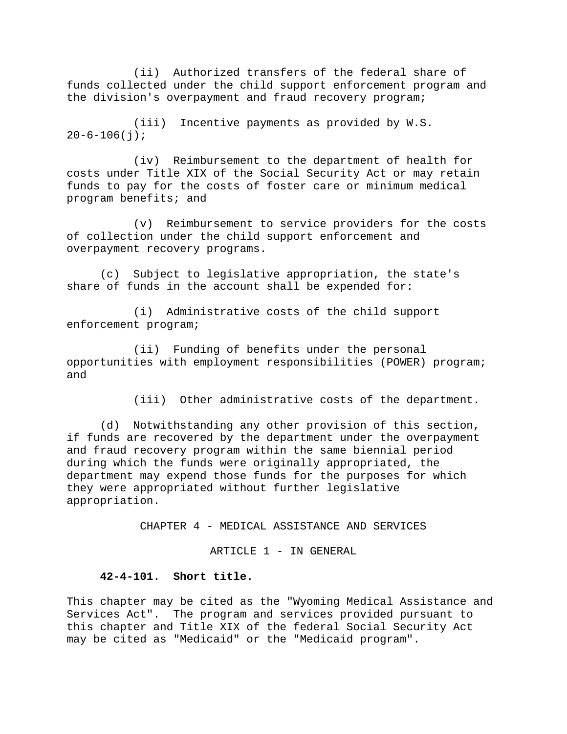(ii) Authorized transfers of the federal share of funds collected under the child support enforcement program and the division's overpayment and fraud recovery program;

(iii) Incentive payments as provided by W.S. 20-6-106(j);

(iv) Reimbursement to the department of health for costs under Title XIX of the Social Security Act or may retain funds to pay for the costs of foster care or minimum medical program benefits; and

(v) Reimbursement to service providers for the costs of collection under the child support enforcement and overpayment recovery programs.

(c) Subject to legislative appropriation, the state's share of funds in the account shall be expended for:

(i) Administrative costs of the child support enforcement program;

(ii) Funding of benefits under the personal opportunities with employment responsibilities (POWER) program; and

(iii) Other administrative costs of the department.

(d) Notwithstanding any other provision of this section, if funds are recovered by the department under the overpayment and fraud recovery program within the same biennial period during which the funds were originally appropriated, the department may expend those funds for the purposes for which they were appropriated without further legislative appropriation.

## CHAPTER 4 - MEDICAL ASSISTANCE AND SERVICES

### ARTICLE 1 - IN GENERAL

**42-4-101. Short title.**

This chapter may be cited as the "Wyoming Medical Assistance and Services Act". The program and services provided pursuant to this chapter and Title XIX of the federal Social Security Act may be cited as "Medicaid" or the "Medicaid program".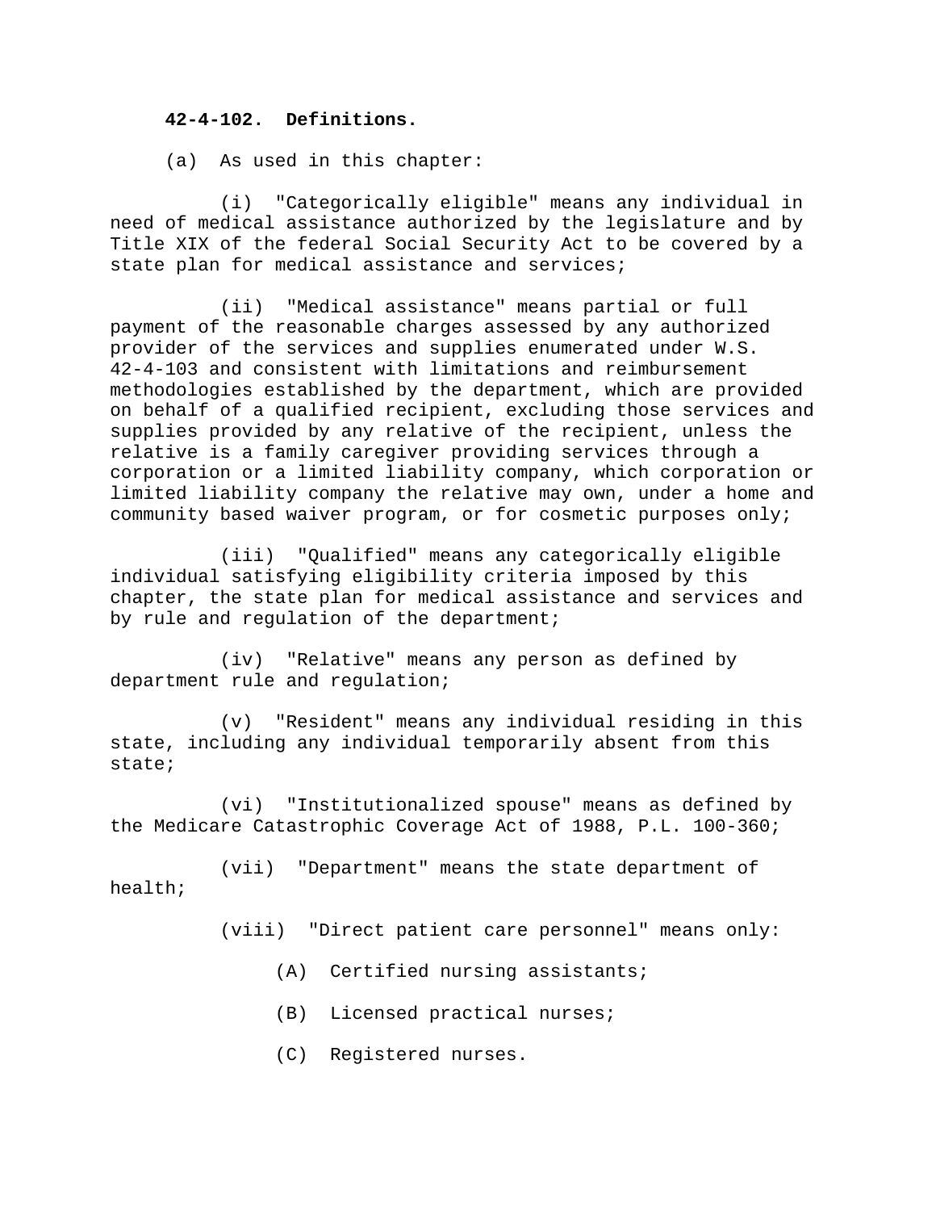**42-4-102. Definitions.**

(a) As used in this chapter:

(i) "Categorically eligible" means any individual in need of medical assistance authorized by the legislature and by Title XIX of the federal Social Security Act to be covered by a state plan for medical assistance and services;

(ii) "Medical assistance" means partial or full payment of the reasonable charges assessed by any authorized provider of the services and supplies enumerated under W.S. 42-4-103 and consistent with limitations and reimbursement methodologies established by the department, which are provided on behalf of a qualified recipient, excluding those services and supplies provided by any relative of the recipient, unless the relative is a family caregiver providing services through a corporation or a limited liability company, which corporation or limited liability company the relative may own, under a home and community based waiver program, or for cosmetic purposes only;

(iii) "Qualified" means any categorically eligible individual satisfying eligibility criteria imposed by this chapter, the state plan for medical assistance and services and by rule and regulation of the department;

(iv) "Relative" means any person as defined by department rule and regulation;

(v) "Resident" means any individual residing in this state, including any individual temporarily absent from this state;

(vi) "Institutionalized spouse" means as defined by the Medicare Catastrophic Coverage Act of 1988, P.L. 100-360;

(vii) "Department" means the state department of health;

(viii) "Direct patient care personnel" means only:

(A) Certified nursing assistants;

(B) Licensed practical nurses;

(C) Registered nurses.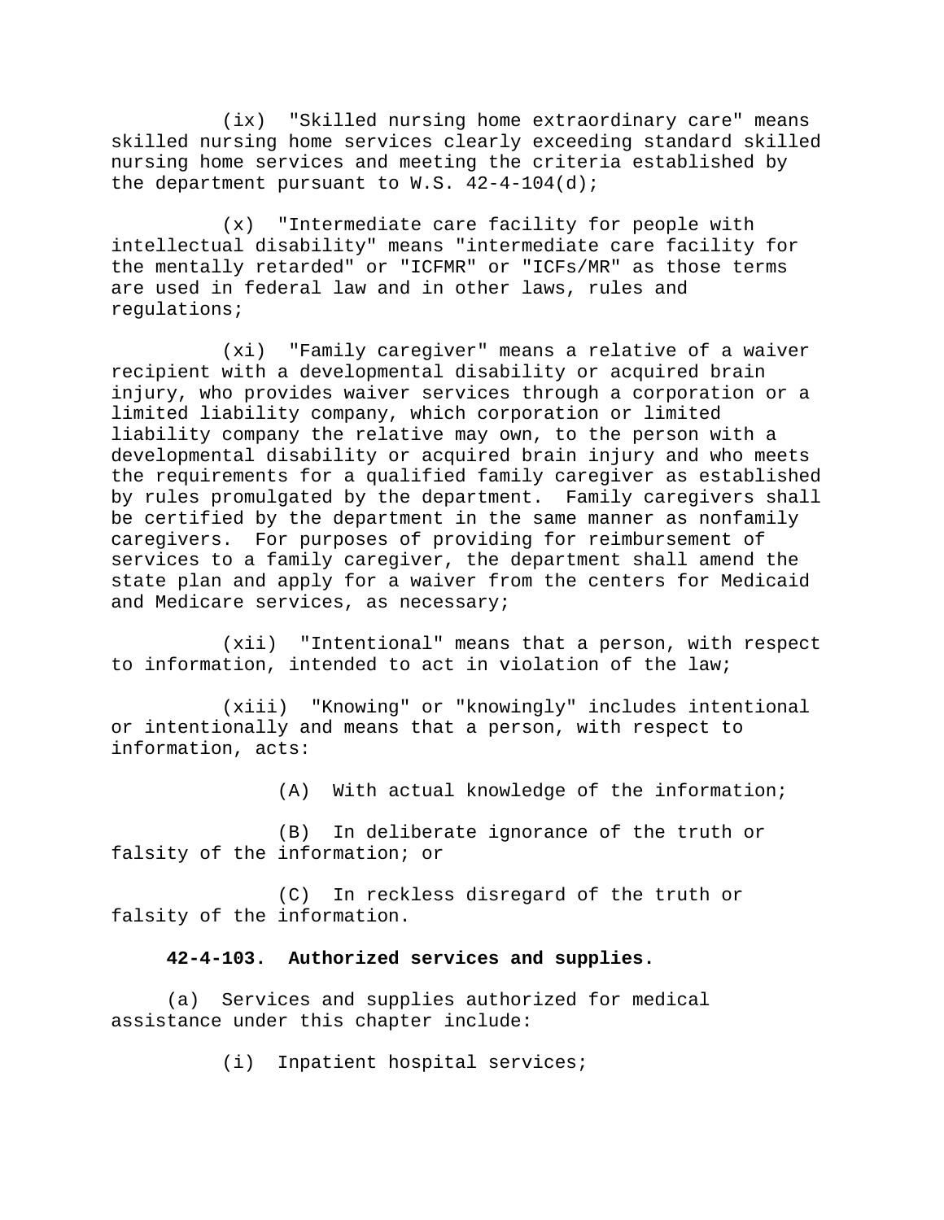(ix) "Skilled nursing home extraordinary care" means skilled nursing home services clearly exceeding standard skilled nursing home services and meeting the criteria established by the department pursuant to W.S. 42-4-104(d);

(x) "Intermediate care facility for people with intellectual disability" means "intermediate care facility for the mentally retarded" or "ICFMR" or "ICFs/MR" as those terms are used in federal law and in other laws, rules and regulations;

(xi) "Family caregiver" means a relative of a waiver recipient with a developmental disability or acquired brain injury, who provides waiver services through a corporation or a limited liability company, which corporation or limited liability company the relative may own, to the person with a developmental disability or acquired brain injury and who meets the requirements for a qualified family caregiver as established by rules promulgated by the department. Family caregivers shall be certified by the department in the same manner as nonfamily caregivers. For purposes of providing for reimbursement of services to a family caregiver, the department shall amend the state plan and apply for a waiver from the centers for Medicaid and Medicare services, as necessary;

(xii) "Intentional" means that a person, with respect to information, intended to act in violation of the law;

(xiii) "Knowing" or "knowingly" includes intentional or intentionally and means that a person, with respect to information, acts:

(A) With actual knowledge of the information;

(B) In deliberate ignorance of the truth or falsity of the information; or

(C) In reckless disregard of the truth or falsity of the information.

**42-4-103. Authorized services and supplies.**

(a) Services and supplies authorized for medical assistance under this chapter include:

(i) Inpatient hospital services;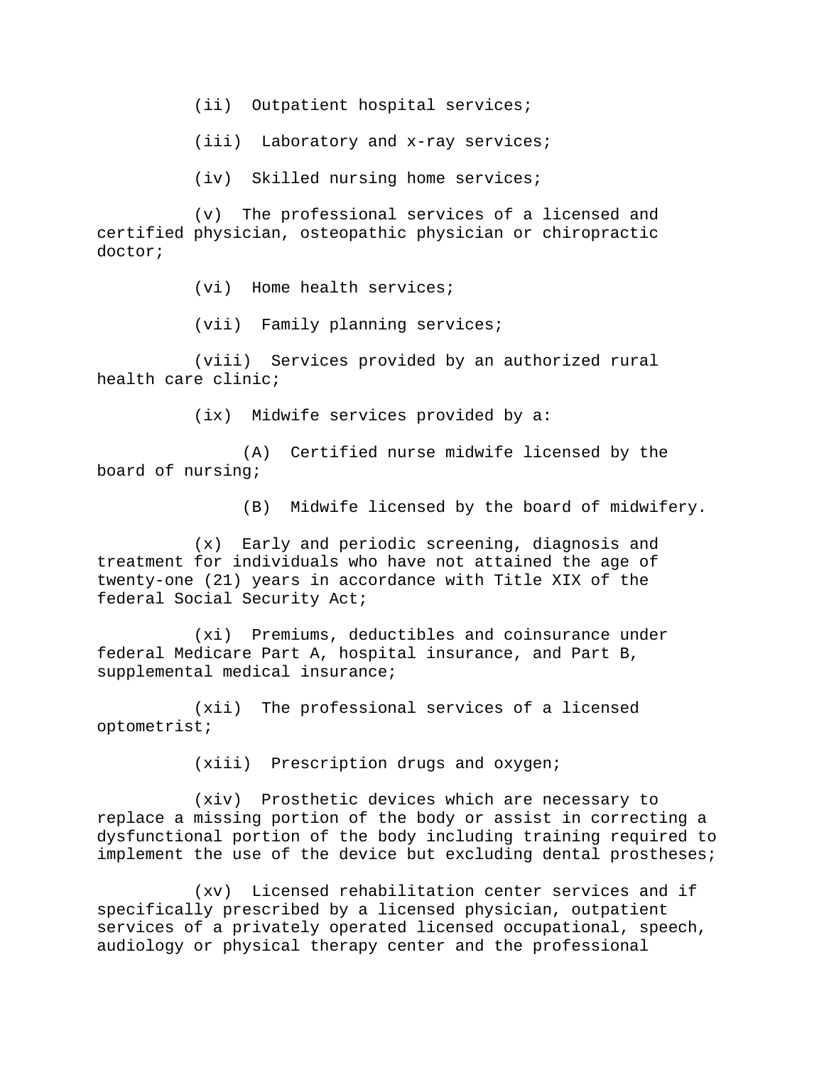(ii) Outpatient hospital services;

(iii) Laboratory and x-ray services;

(iv) Skilled nursing home services;

(v) The professional services of a licensed and certified physician, osteopathic physician or chiropractic doctor;

(vi) Home health services;

(vii) Family planning services;

(viii) Services provided by an authorized rural health care clinic;

(ix) Midwife services provided by a:

(A) Certified nurse midwife licensed by the board of nursing;

(B) Midwife licensed by the board of midwifery.

(x) Early and periodic screening, diagnosis and treatment for individuals who have not attained the age of twenty-one (21) years in accordance with Title XIX of the federal Social Security Act;

(xi) Premiums, deductibles and coinsurance under federal Medicare Part A, hospital insurance, and Part B, supplemental medical insurance;

(xii) The professional services of a licensed optometrist;

(xiii) Prescription drugs and oxygen;

(xiv) Prosthetic devices which are necessary to replace a missing portion of the body or assist in correcting a dysfunctional portion of the body including training required to implement the use of the device but excluding dental prostheses;

(xv) Licensed rehabilitation center services and if specifically prescribed by a licensed physician, outpatient services of a privately operated licensed occupational, speech, audiology or physical therapy center and the professional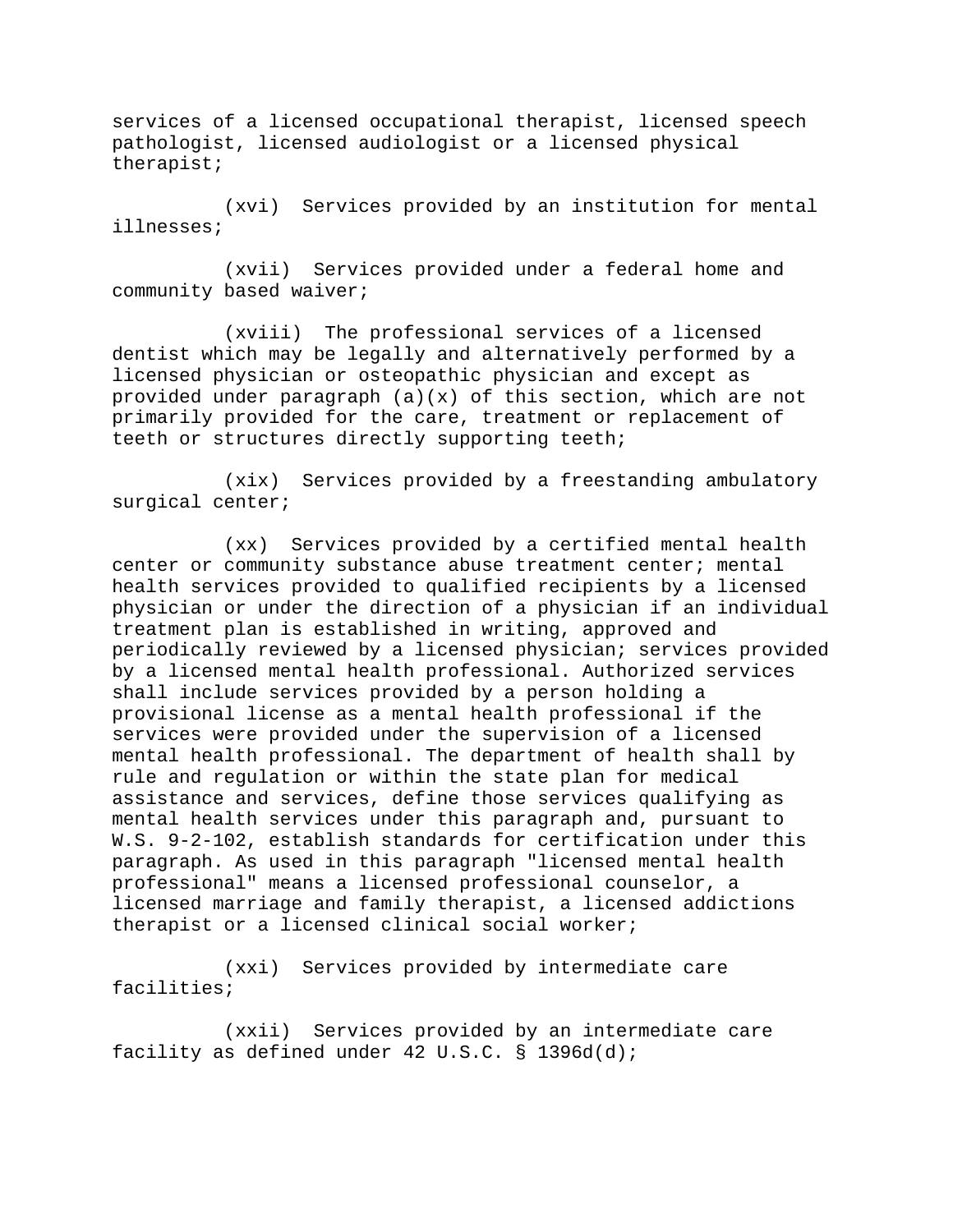services of a licensed occupational therapist, licensed speech pathologist, licensed audiologist or a licensed physical therapist;

(xvi) Services provided by an institution for mental illnesses;

(xvii) Services provided under a federal home and community based waiver;

(xviii) The professional services of a licensed dentist which may be legally and alternatively performed by a licensed physician or osteopathic physician and except as provided under paragraph (a)(x) of this section, which are not primarily provided for the care, treatment or replacement of teeth or structures directly supporting teeth;

(xix) Services provided by a freestanding ambulatory surgical center;

(xx) Services provided by a certified mental health center or community substance abuse treatment center; mental health services provided to qualified recipients by a licensed physician or under the direction of a physician if an individual treatment plan is established in writing, approved and periodically reviewed by a licensed physician; services provided by a licensed mental health professional. Authorized services shall include services provided by a person holding a provisional license as a mental health professional if the services were provided under the supervision of a licensed mental health professional. The department of health shall by rule and regulation or within the state plan for medical assistance and services, define those services qualifying as mental health services under this paragraph and, pursuant to W.S. 9-2-102, establish standards for certification under this paragraph. As used in this paragraph "licensed mental health professional" means a licensed professional counselor, a licensed marriage and family therapist, a licensed addictions therapist or a licensed clinical social worker;

(xxi) Services provided by intermediate care facilities;

(xxii) Services provided by an intermediate care facility as defined under 42 U.S.C. § 1396d(d);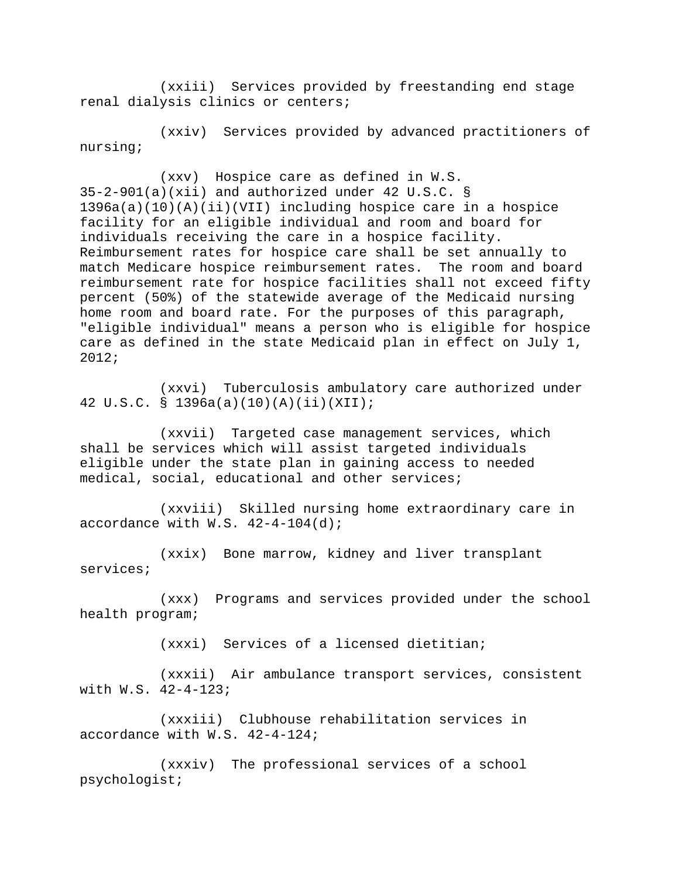(xxiii) Services provided by freestanding end stage renal dialysis clinics or centers;

(xxiv) Services provided by advanced practitioners of nursing;

(xxv) Hospice care as defined in W.S. 35-2-901(a)(xii) and authorized under 42 U.S.C. § 1396a(a)(10)(A)(ii)(VII) including hospice care in a hospice facility for an eligible individual and room and board for individuals receiving the care in a hospice facility. Reimbursement rates for hospice care shall be set annually to match Medicare hospice reimbursement rates. The room and board reimbursement rate for hospice facilities shall not exceed fifty percent (50%) of the statewide average of the Medicaid nursing home room and board rate. For the purposes of this paragraph, "eligible individual" means a person who is eligible for hospice care as defined in the state Medicaid plan in effect on July 1, 2012;

(xxvi) Tuberculosis ambulatory care authorized under 42 U.S.C. § 1396a(a)(10)(A)(ii)(XII);

(xxvii) Targeted case management services, which shall be services which will assist targeted individuals eligible under the state plan in gaining access to needed medical, social, educational and other services;

(xxviii) Skilled nursing home extraordinary care in accordance with W.S. 42-4-104(d);

(xxix) Bone marrow, kidney and liver transplant services;

(xxx) Programs and services provided under the school health program;

(xxxi) Services of a licensed dietitian;

(xxxii) Air ambulance transport services, consistent with W.S. 42-4-123;

(xxxiii) Clubhouse rehabilitation services in accordance with W.S. 42-4-124;

(xxxiv) The professional services of a school psychologist;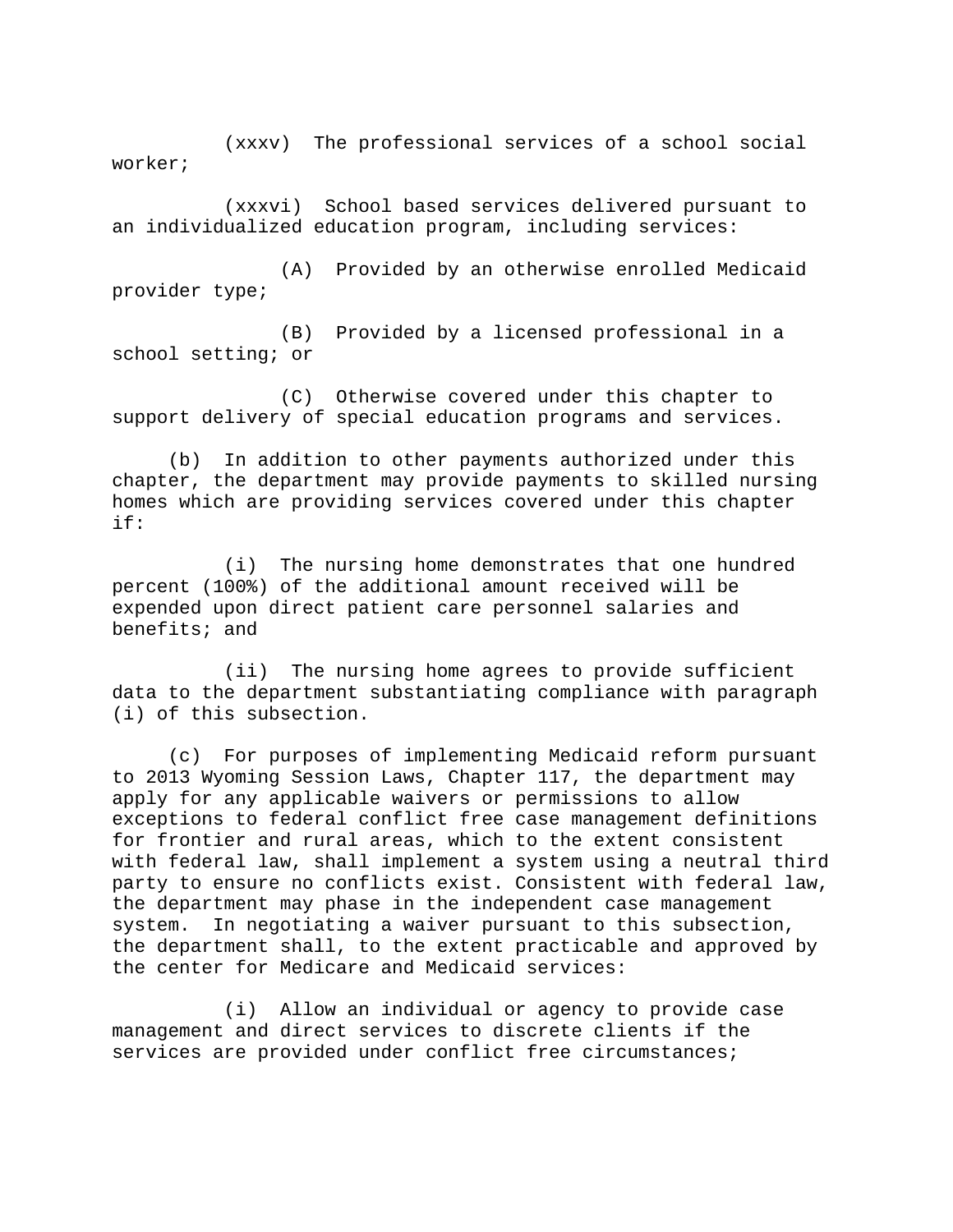(xxxv) The professional services of a school social worker;

(xxxvi) School based services delivered pursuant to an individualized education program, including services:

(A) Provided by an otherwise enrolled Medicaid provider type;

(B) Provided by a licensed professional in a school setting; or

(C) Otherwise covered under this chapter to support delivery of special education programs and services.

(b) In addition to other payments authorized under this chapter, the department may provide payments to skilled nursing homes which are providing services covered under this chapter if:

(i) The nursing home demonstrates that one hundred percent (100%) of the additional amount received will be expended upon direct patient care personnel salaries and benefits; and

(ii) The nursing home agrees to provide sufficient data to the department substantiating compliance with paragraph (i) of this subsection.

(c) For purposes of implementing Medicaid reform pursuant to 2013 Wyoming Session Laws, Chapter 117, the department may apply for any applicable waivers or permissions to allow exceptions to federal conflict free case management definitions for frontier and rural areas, which to the extent consistent with federal law, shall implement a system using a neutral third party to ensure no conflicts exist. Consistent with federal law, the department may phase in the independent case management system. In negotiating a waiver pursuant to this subsection, the department shall, to the extent practicable and approved by the center for Medicare and Medicaid services:

(i) Allow an individual or agency to provide case management and direct services to discrete clients if the services are provided under conflict free circumstances;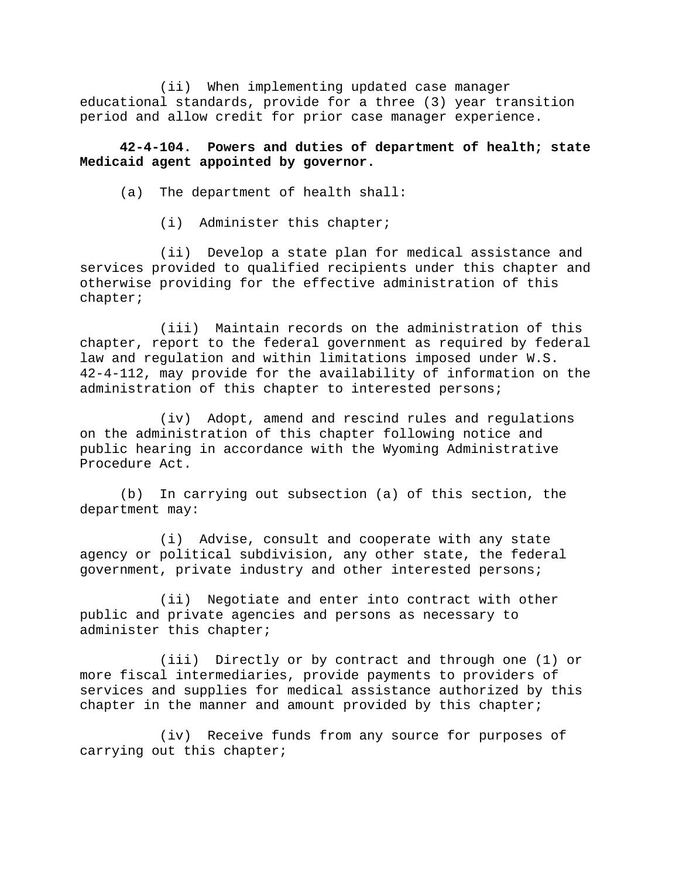(ii) When implementing updated case manager educational standards, provide for a three (3) year transition period and allow credit for prior case manager experience.

**42-4-104. Powers and duties of department of health; state Medicaid agent appointed by governor.**

(a) The department of health shall:

(i) Administer this chapter;

(ii) Develop a state plan for medical assistance and services provided to qualified recipients under this chapter and otherwise providing for the effective administration of this chapter;

(iii) Maintain records on the administration of this chapter, report to the federal government as required by federal law and regulation and within limitations imposed under W.S. 42-4-112, may provide for the availability of information on the administration of this chapter to interested persons;

(iv) Adopt, amend and rescind rules and regulations on the administration of this chapter following notice and public hearing in accordance with the Wyoming Administrative Procedure Act.

(b) In carrying out subsection (a) of this section, the department may:

(i) Advise, consult and cooperate with any state agency or political subdivision, any other state, the federal government, private industry and other interested persons;

(ii) Negotiate and enter into contract with other public and private agencies and persons as necessary to administer this chapter;

(iii) Directly or by contract and through one (1) or more fiscal intermediaries, provide payments to providers of services and supplies for medical assistance authorized by this chapter in the manner and amount provided by this chapter;

(iv) Receive funds from any source for purposes of carrying out this chapter;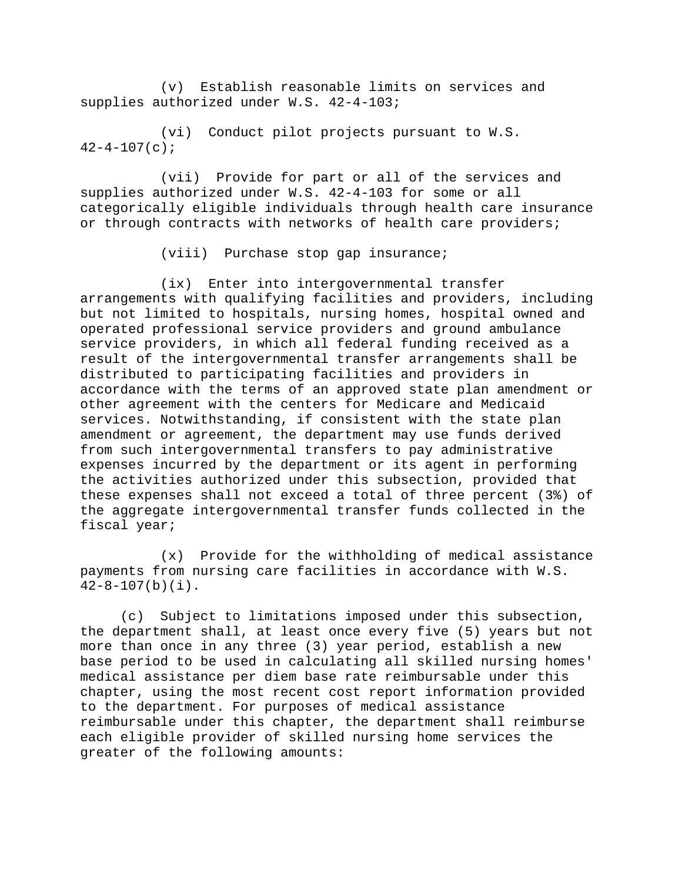(v) Establish reasonable limits on services and supplies authorized under W.S. 42-4-103;

(vi) Conduct pilot projects pursuant to W.S. 42-4-107(c);

(vii) Provide for part or all of the services and supplies authorized under W.S. 42-4-103 for some or all categorically eligible individuals through health care insurance or through contracts with networks of health care providers;

(viii) Purchase stop gap insurance;

(ix) Enter into intergovernmental transfer arrangements with qualifying facilities and providers, including but not limited to hospitals, nursing homes, hospital owned and operated professional service providers and ground ambulance service providers, in which all federal funding received as a result of the intergovernmental transfer arrangements shall be distributed to participating facilities and providers in accordance with the terms of an approved state plan amendment or other agreement with the centers for Medicare and Medicaid services. Notwithstanding, if consistent with the state plan amendment or agreement, the department may use funds derived from such intergovernmental transfers to pay administrative expenses incurred by the department or its agent in performing the activities authorized under this subsection, provided that these expenses shall not exceed a total of three percent (3%) of the aggregate intergovernmental transfer funds collected in the fiscal year;

(x) Provide for the withholding of medical assistance payments from nursing care facilities in accordance with W.S. 42-8-107(b)(i).

(c) Subject to limitations imposed under this subsection, the department shall, at least once every five (5) years but not more than once in any three (3) year period, establish a new base period to be used in calculating all skilled nursing homes' medical assistance per diem base rate reimbursable under this chapter, using the most recent cost report information provided to the department. For purposes of medical assistance reimbursable under this chapter, the department shall reimburse each eligible provider of skilled nursing home services the greater of the following amounts: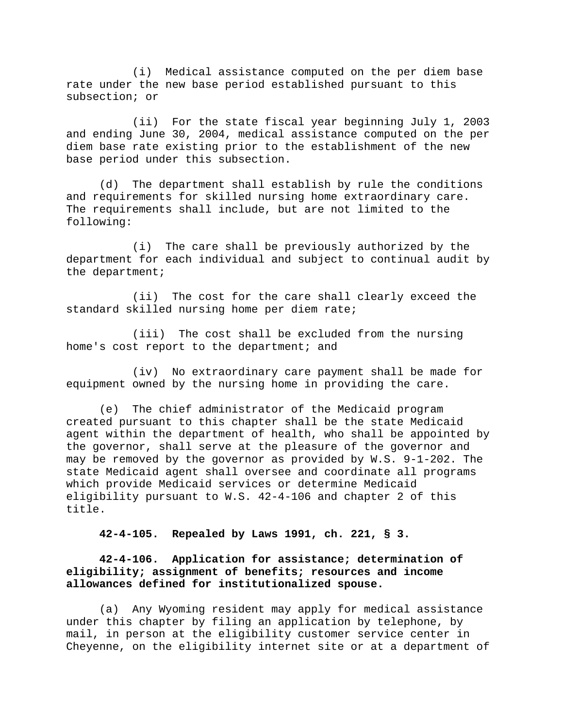(i) Medical assistance computed on the per diem base rate under the new base period established pursuant to this subsection; or

(ii) For the state fiscal year beginning July 1, 2003 and ending June 30, 2004, medical assistance computed on the per diem base rate existing prior to the establishment of the new base period under this subsection.

(d) The department shall establish by rule the conditions and requirements for skilled nursing home extraordinary care. The requirements shall include, but are not limited to the following:

(i) The care shall be previously authorized by the department for each individual and subject to continual audit by the department;

(ii) The cost for the care shall clearly exceed the standard skilled nursing home per diem rate;

(iii) The cost shall be excluded from the nursing home's cost report to the department; and

(iv) No extraordinary care payment shall be made for equipment owned by the nursing home in providing the care.

(e) The chief administrator of the Medicaid program created pursuant to this chapter shall be the state Medicaid agent within the department of health, who shall be appointed by the governor, shall serve at the pleasure of the governor and may be removed by the governor as provided by W.S. 9-1-202. The state Medicaid agent shall oversee and coordinate all programs which provide Medicaid services or determine Medicaid eligibility pursuant to W.S. 42-4-106 and chapter 2 of this title.

**42-4-105. Repealed by Laws 1991, ch. 221, § 3.**

**42-4-106. Application for assistance; determination of eligibility; assignment of benefits; resources and income allowances defined for institutionalized spouse.**

(a) Any Wyoming resident may apply for medical assistance under this chapter by filing an application by telephone, by mail, in person at the eligibility customer service center in Cheyenne, on the eligibility internet site or at a department of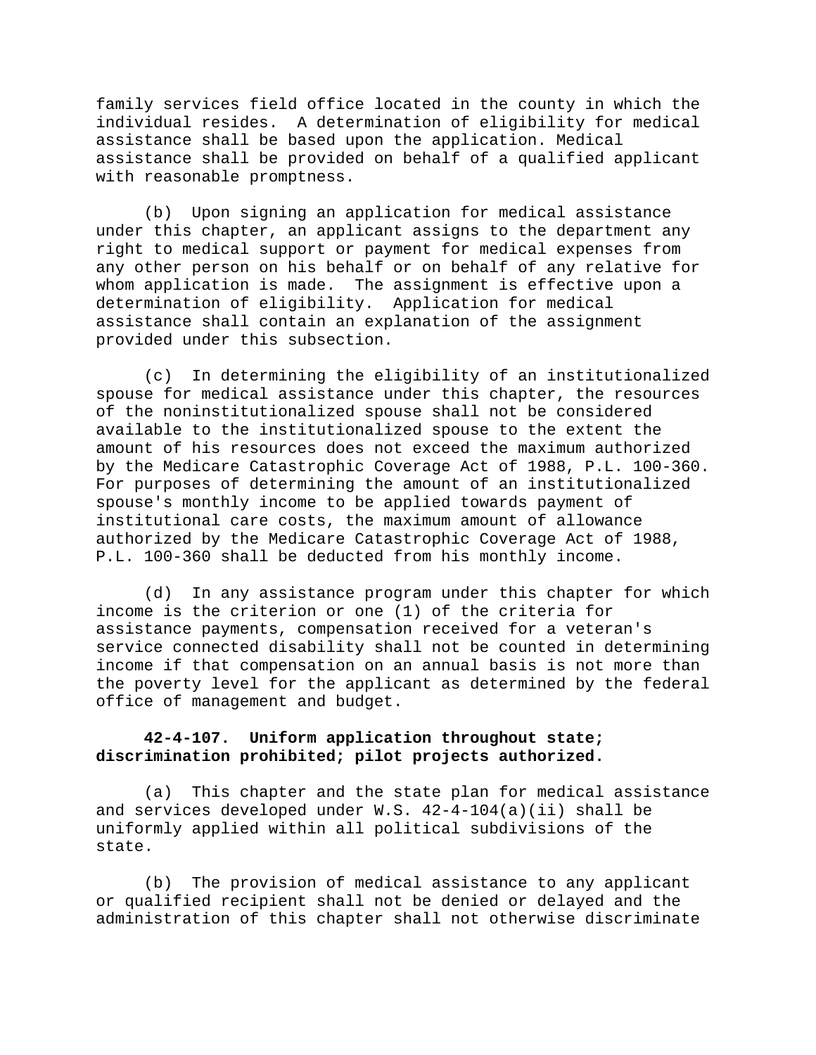family services field office located in the county in which the individual resides. A determination of eligibility for medical assistance shall be based upon the application. Medical assistance shall be provided on behalf of a qualified applicant with reasonable promptness.

(b) Upon signing an application for medical assistance under this chapter, an applicant assigns to the department any right to medical support or payment for medical expenses from any other person on his behalf or on behalf of any relative for whom application is made. The assignment is effective upon a determination of eligibility. Application for medical assistance shall contain an explanation of the assignment provided under this subsection.

(c) In determining the eligibility of an institutionalized spouse for medical assistance under this chapter, the resources of the noninstitutionalized spouse shall not be considered available to the institutionalized spouse to the extent the amount of his resources does not exceed the maximum authorized by the Medicare Catastrophic Coverage Act of 1988, P.L. 100-360. For purposes of determining the amount of an institutionalized spouse's monthly income to be applied towards payment of institutional care costs, the maximum amount of allowance authorized by the Medicare Catastrophic Coverage Act of 1988, P.L. 100-360 shall be deducted from his monthly income.

(d) In any assistance program under this chapter for which income is the criterion or one (1) of the criteria for assistance payments, compensation received for a veteran's service connected disability shall not be counted in determining income if that compensation on an annual basis is not more than the poverty level for the applicant as determined by the federal office of management and budget.

**42-4-107. Uniform application throughout state; discrimination prohibited; pilot projects authorized.**

(a) This chapter and the state plan for medical assistance and services developed under W.S. 42-4-104(a)(ii) shall be uniformly applied within all political subdivisions of the state.

(b) The provision of medical assistance to any applicant or qualified recipient shall not be denied or delayed and the administration of this chapter shall not otherwise discriminate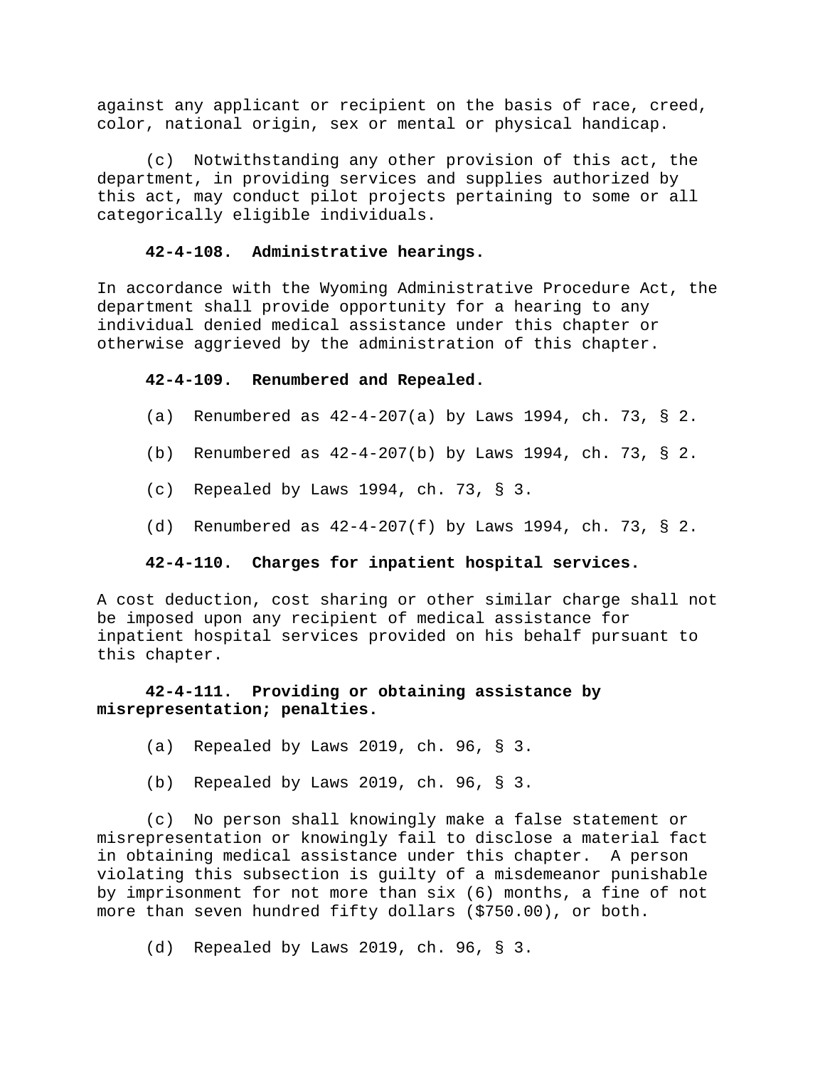against any applicant or recipient on the basis of race, creed, color, national origin, sex or mental or physical handicap.

(c) Notwithstanding any other provision of this act, the department, in providing services and supplies authorized by this act, may conduct pilot projects pertaining to some or all categorically eligible individuals.

**42-4-108. Administrative hearings.**

In accordance with the Wyoming Administrative Procedure Act, the department shall provide opportunity for a hearing to any individual denied medical assistance under this chapter or otherwise aggrieved by the administration of this chapter.

**42-4-109. Renumbered and Repealed.**

(a) Renumbered as 42-4-207(a) by Laws 1994, ch. 73, § 2.

(b) Renumbered as 42-4-207(b) by Laws 1994, ch. 73, § 2.

(c) Repealed by Laws 1994, ch. 73, § 3.

(d) Renumbered as 42-4-207(f) by Laws 1994, ch. 73, § 2.

**42-4-110. Charges for inpatient hospital services.**

A cost deduction, cost sharing or other similar charge shall not be imposed upon any recipient of medical assistance for inpatient hospital services provided on his behalf pursuant to this chapter.

**42-4-111. Providing or obtaining assistance by misrepresentation; penalties.**

(a) Repealed by Laws 2019, ch. 96, § 3.

(b) Repealed by Laws 2019, ch. 96, § 3.

(c) No person shall knowingly make a false statement or misrepresentation or knowingly fail to disclose a material fact in obtaining medical assistance under this chapter. A person violating this subsection is guilty of a misdemeanor punishable by imprisonment for not more than six (6) months, a fine of not more than seven hundred fifty dollars ($750.00), or both.

(d) Repealed by Laws 2019, ch. 96, § 3.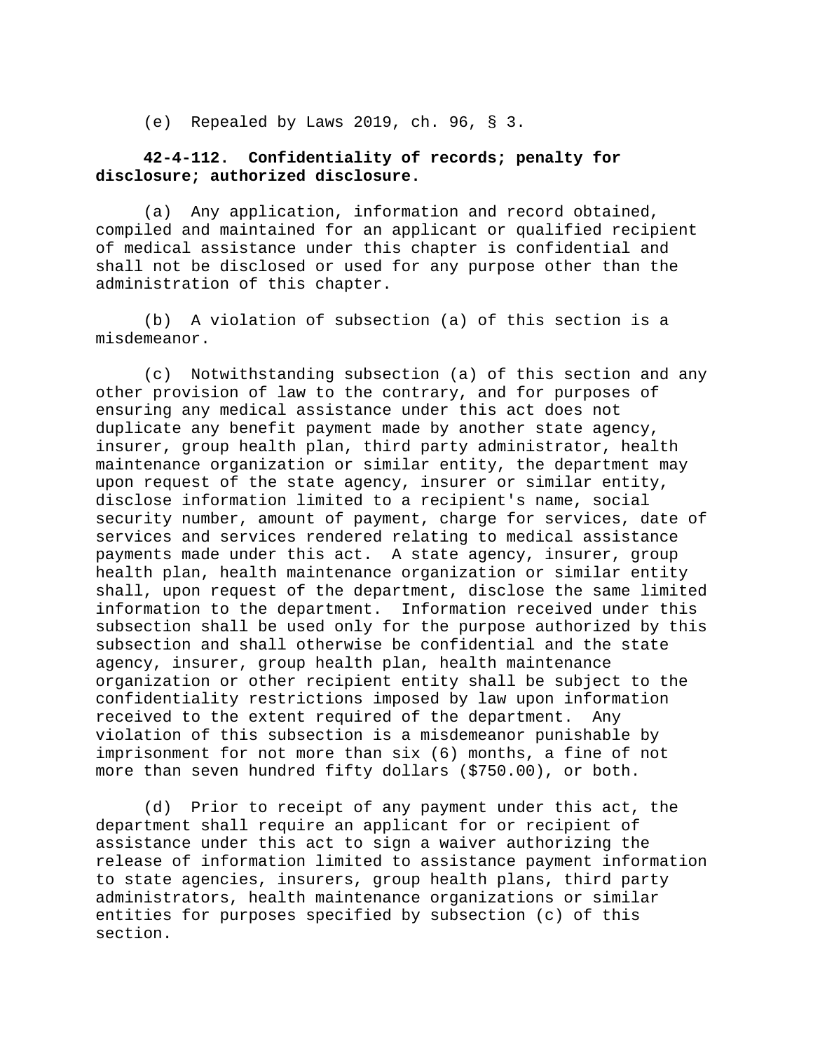(e) Repealed by Laws 2019, ch. 96, § 3.

**42-4-112. Confidentiality of records; penalty for disclosure; authorized disclosure.**

(a) Any application, information and record obtained, compiled and maintained for an applicant or qualified recipient of medical assistance under this chapter is confidential and shall not be disclosed or used for any purpose other than the administration of this chapter.

(b) A violation of subsection (a) of this section is a misdemeanor.

(c) Notwithstanding subsection (a) of this section and any other provision of law to the contrary, and for purposes of ensuring any medical assistance under this act does not duplicate any benefit payment made by another state agency, insurer, group health plan, third party administrator, health maintenance organization or similar entity, the department may upon request of the state agency, insurer or similar entity, disclose information limited to a recipient's name, social security number, amount of payment, charge for services, date of services and services rendered relating to medical assistance payments made under this act. A state agency, insurer, group health plan, health maintenance organization or similar entity shall, upon request of the department, disclose the same limited information to the department. Information received under this subsection shall be used only for the purpose authorized by this subsection and shall otherwise be confidential and the state agency, insurer, group health plan, health maintenance organization or other recipient entity shall be subject to the confidentiality restrictions imposed by law upon information received to the extent required of the department. Any violation of this subsection is a misdemeanor punishable by imprisonment for not more than six (6) months, a fine of not more than seven hundred fifty dollars ($750.00), or both.

(d) Prior to receipt of any payment under this act, the department shall require an applicant for or recipient of assistance under this act to sign a waiver authorizing the release of information limited to assistance payment information to state agencies, insurers, group health plans, third party administrators, health maintenance organizations or similar entities for purposes specified by subsection (c) of this section.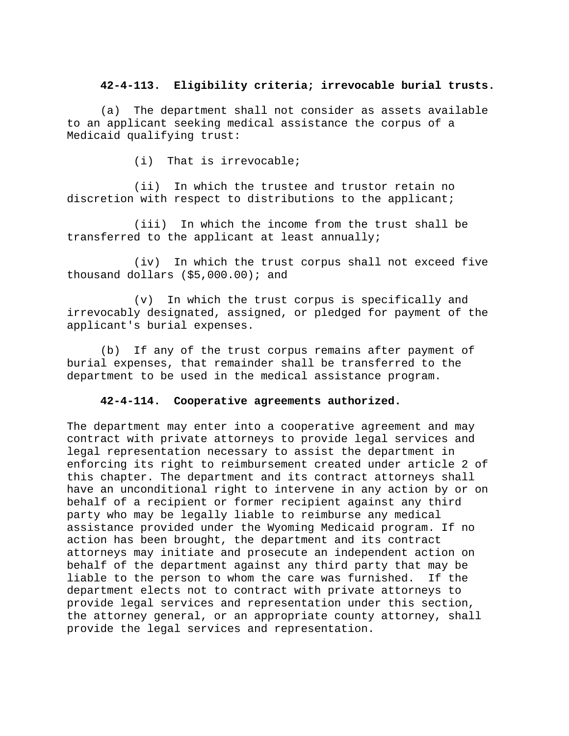**42-4-113. Eligibility criteria; irrevocable burial trusts.**

(a) The department shall not consider as assets available to an applicant seeking medical assistance the corpus of a Medicaid qualifying trust:

(i) That is irrevocable;

(ii) In which the trustee and trustor retain no discretion with respect to distributions to the applicant;

(iii) In which the income from the trust shall be transferred to the applicant at least annually;

(iv) In which the trust corpus shall not exceed five thousand dollars ($5,000.00); and

(v) In which the trust corpus is specifically and irrevocably designated, assigned, or pledged for payment of the applicant's burial expenses.

(b) If any of the trust corpus remains after payment of burial expenses, that remainder shall be transferred to the department to be used in the medical assistance program.

**42-4-114. Cooperative agreements authorized.**

The department may enter into a cooperative agreement and may contract with private attorneys to provide legal services and legal representation necessary to assist the department in enforcing its right to reimbursement created under article 2 of this chapter. The department and its contract attorneys shall have an unconditional right to intervene in any action by or on behalf of a recipient or former recipient against any third party who may be legally liable to reimburse any medical assistance provided under the Wyoming Medicaid program. If no action has been brought, the department and its contract attorneys may initiate and prosecute an independent action on behalf of the department against any third party that may be liable to the person to whom the care was furnished. If the department elects not to contract with private attorneys to provide legal services and representation under this section, the attorney general, or an appropriate county attorney, shall provide the legal services and representation.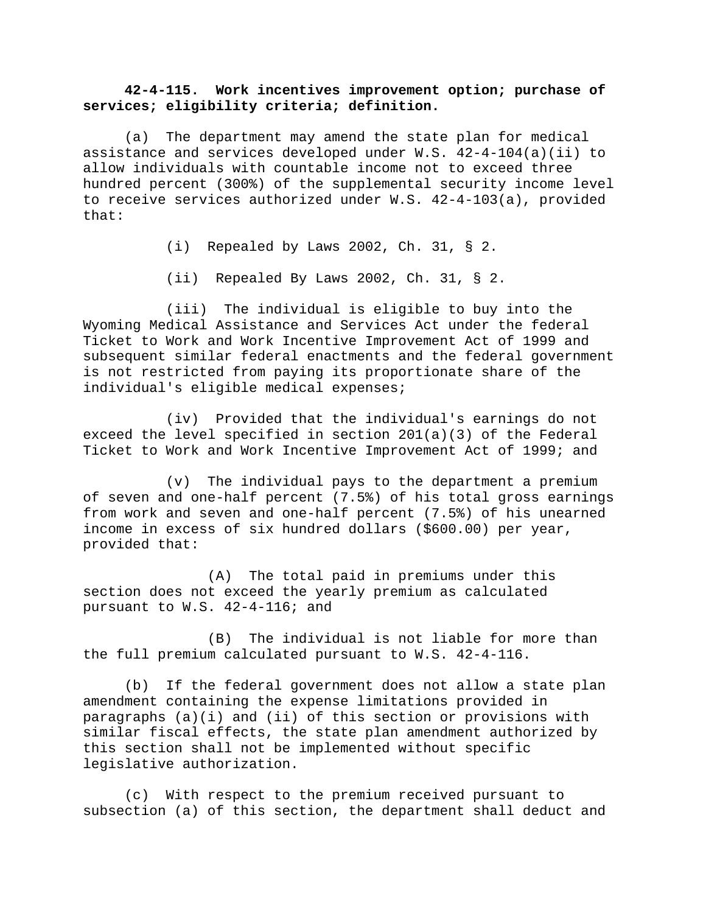**42-4-115. Work incentives improvement option; purchase of services; eligibility criteria; definition.**

(a) The department may amend the state plan for medical assistance and services developed under W.S. 42-4-104(a)(ii) to allow individuals with countable income not to exceed three hundred percent (300%) of the supplemental security income level to receive services authorized under W.S. 42-4-103(a), provided that:

(i) Repealed by Laws 2002, Ch. 31, § 2.

(ii) Repealed By Laws 2002, Ch. 31, § 2.

(iii) The individual is eligible to buy into the Wyoming Medical Assistance and Services Act under the federal Ticket to Work and Work Incentive Improvement Act of 1999 and subsequent similar federal enactments and the federal government is not restricted from paying its proportionate share of the individual's eligible medical expenses;

(iv) Provided that the individual's earnings do not exceed the level specified in section 201(a)(3) of the Federal Ticket to Work and Work Incentive Improvement Act of 1999; and

(v) The individual pays to the department a premium of seven and one-half percent (7.5%) of his total gross earnings from work and seven and one-half percent (7.5%) of his unearned income in excess of six hundred dollars ($600.00) per year, provided that:

(A) The total paid in premiums under this section does not exceed the yearly premium as calculated pursuant to W.S. 42-4-116; and

(B) The individual is not liable for more than the full premium calculated pursuant to W.S. 42-4-116.

(b) If the federal government does not allow a state plan amendment containing the expense limitations provided in paragraphs (a)(i) and (ii) of this section or provisions with similar fiscal effects, the state plan amendment authorized by this section shall not be implemented without specific legislative authorization.

(c) With respect to the premium received pursuant to subsection (a) of this section, the department shall deduct and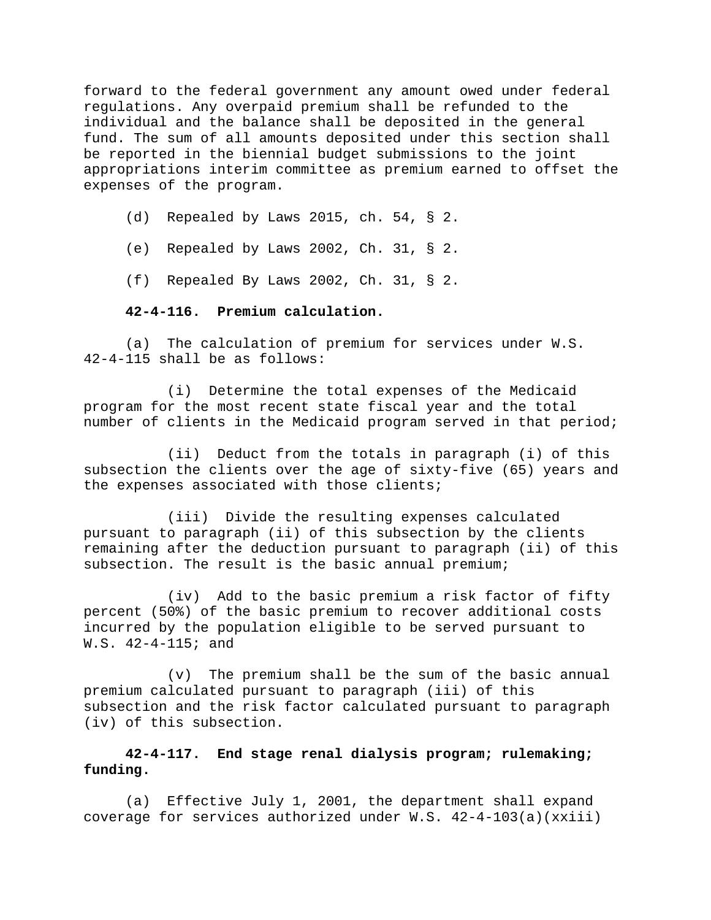forward to the federal government any amount owed under federal regulations. Any overpaid premium shall be refunded to the individual and the balance shall be deposited in the general fund. The sum of all amounts deposited under this section shall be reported in the biennial budget submissions to the joint appropriations interim committee as premium earned to offset the expenses of the program.

(d) Repealed by Laws 2015, ch. 54, § 2.

(e) Repealed by Laws 2002, Ch. 31, § 2.

(f) Repealed By Laws 2002, Ch. 31, § 2.

**42-4-116. Premium calculation.**

(a) The calculation of premium for services under W.S. 42-4-115 shall be as follows:

(i) Determine the total expenses of the Medicaid program for the most recent state fiscal year and the total number of clients in the Medicaid program served in that period;

(ii) Deduct from the totals in paragraph (i) of this subsection the clients over the age of sixty-five (65) years and the expenses associated with those clients;

(iii) Divide the resulting expenses calculated pursuant to paragraph (ii) of this subsection by the clients remaining after the deduction pursuant to paragraph (ii) of this subsection. The result is the basic annual premium;

(iv) Add to the basic premium a risk factor of fifty percent (50%) of the basic premium to recover additional costs incurred by the population eligible to be served pursuant to W.S. 42-4-115; and

(v) The premium shall be the sum of the basic annual premium calculated pursuant to paragraph (iii) of this subsection and the risk factor calculated pursuant to paragraph (iv) of this subsection.

**42-4-117. End stage renal dialysis program; rulemaking; funding.**

(a) Effective July 1, 2001, the department shall expand coverage for services authorized under W.S. 42-4-103(a)(xxiii)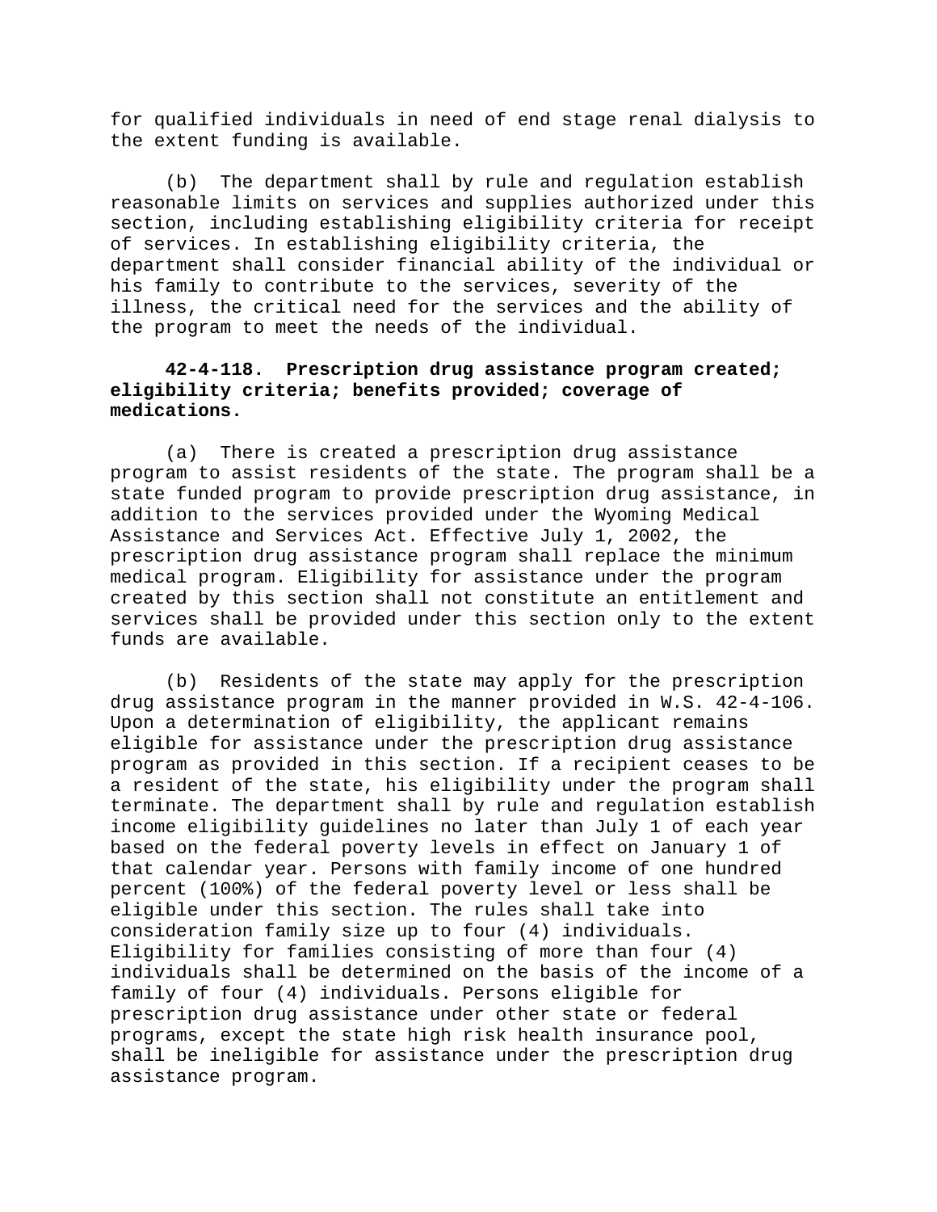for qualified individuals in need of end stage renal dialysis to the extent funding is available.

(b) The department shall by rule and regulation establish reasonable limits on services and supplies authorized under this section, including establishing eligibility criteria for receipt of services. In establishing eligibility criteria, the department shall consider financial ability of the individual or his family to contribute to the services, severity of the illness, the critical need for the services and the ability of the program to meet the needs of the individual.

**42-4-118. Prescription drug assistance program created; eligibility criteria; benefits provided; coverage of medications.**

(a) There is created a prescription drug assistance program to assist residents of the state. The program shall be a state funded program to provide prescription drug assistance, in addition to the services provided under the Wyoming Medical Assistance and Services Act. Effective July 1, 2002, the prescription drug assistance program shall replace the minimum medical program. Eligibility for assistance under the program created by this section shall not constitute an entitlement and services shall be provided under this section only to the extent funds are available.

(b) Residents of the state may apply for the prescription drug assistance program in the manner provided in W.S. 42-4-106. Upon a determination of eligibility, the applicant remains eligible for assistance under the prescription drug assistance program as provided in this section. If a recipient ceases to be a resident of the state, his eligibility under the program shall terminate. The department shall by rule and regulation establish income eligibility guidelines no later than July 1 of each year based on the federal poverty levels in effect on January 1 of that calendar year. Persons with family income of one hundred percent (100%) of the federal poverty level or less shall be eligible under this section. The rules shall take into consideration family size up to four (4) individuals. Eligibility for families consisting of more than four (4) individuals shall be determined on the basis of the income of a family of four (4) individuals. Persons eligible for prescription drug assistance under other state or federal programs, except the state high risk health insurance pool, shall be ineligible for assistance under the prescription drug assistance program.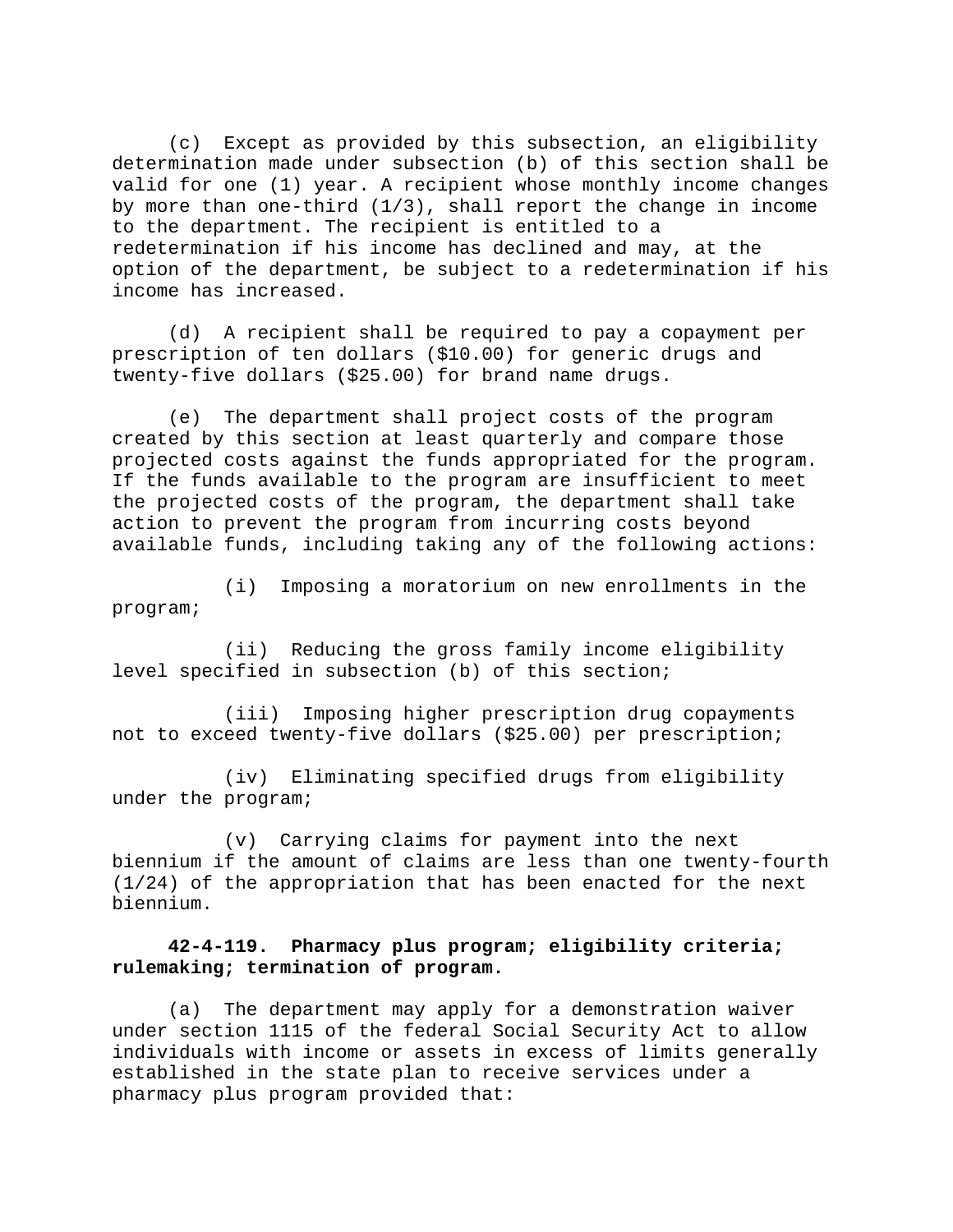(c) Except as provided by this subsection, an eligibility determination made under subsection (b) of this section shall be valid for one (1) year. A recipient whose monthly income changes by more than one-third (1/3), shall report the change in income to the department. The recipient is entitled to a redetermination if his income has declined and may, at the option of the department, be subject to a redetermination if his income has increased.

(d) A recipient shall be required to pay a copayment per prescription of ten dollars ($10.00) for generic drugs and twenty-five dollars ($25.00) for brand name drugs.

(e) The department shall project costs of the program created by this section at least quarterly and compare those projected costs against the funds appropriated for the program. If the funds available to the program are insufficient to meet the projected costs of the program, the department shall take action to prevent the program from incurring costs beyond available funds, including taking any of the following actions:

(i) Imposing a moratorium on new enrollments in the program;

(ii) Reducing the gross family income eligibility level specified in subsection (b) of this section;

(iii) Imposing higher prescription drug copayments not to exceed twenty-five dollars ($25.00) per prescription;

(iv) Eliminating specified drugs from eligibility under the program;

(v) Carrying claims for payment into the next biennium if the amount of claims are less than one twenty-fourth (1/24) of the appropriation that has been enacted for the next biennium.

**42-4-119. Pharmacy plus program; eligibility criteria; rulemaking; termination of program.**

(a) The department may apply for a demonstration waiver under section 1115 of the federal Social Security Act to allow individuals with income or assets in excess of limits generally established in the state plan to receive services under a pharmacy plus program provided that: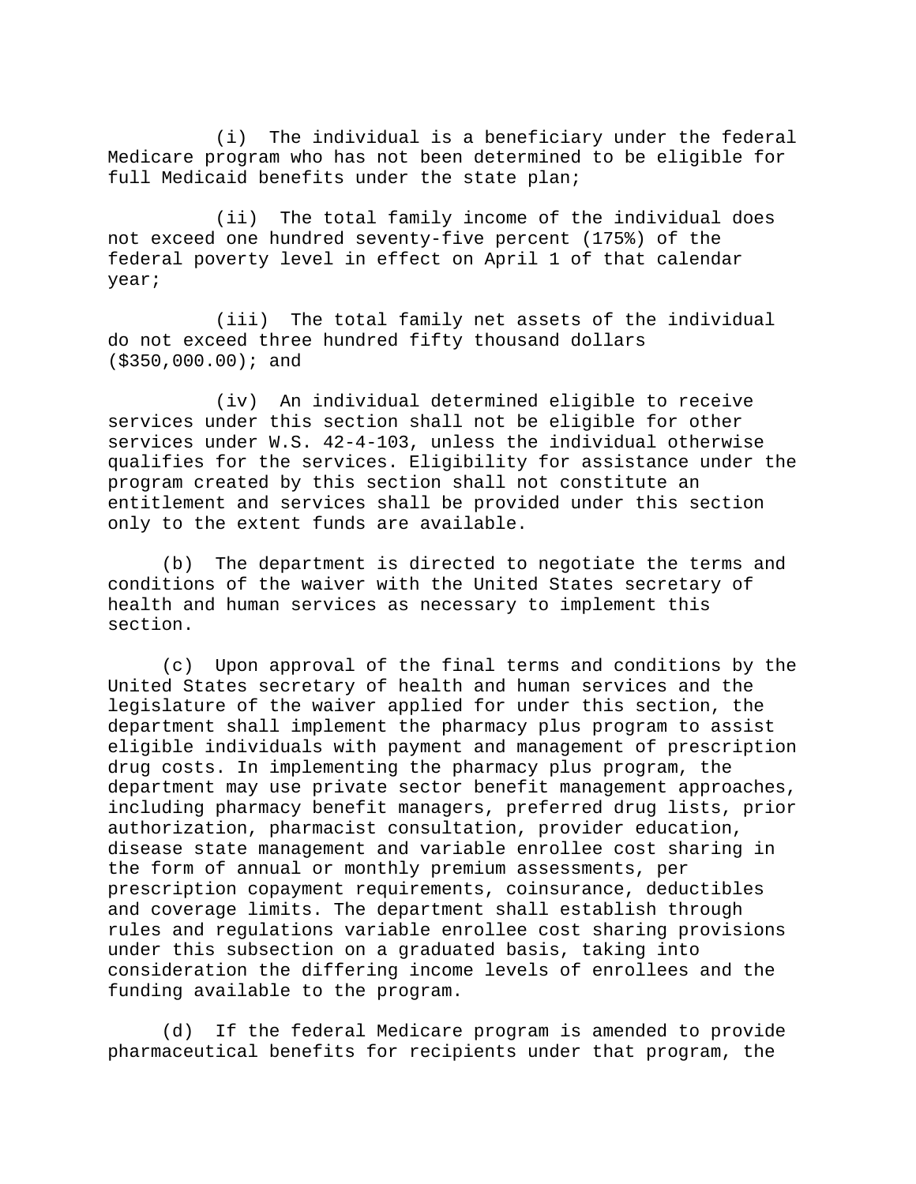(i) The individual is a beneficiary under the federal Medicare program who has not been determined to be eligible for full Medicaid benefits under the state plan;

(ii) The total family income of the individual does not exceed one hundred seventy-five percent (175%) of the federal poverty level in effect on April 1 of that calendar year;

(iii) The total family net assets of the individual do not exceed three hundred fifty thousand dollars ($350,000.00); and

(iv) An individual determined eligible to receive services under this section shall not be eligible for other services under W.S. 42-4-103, unless the individual otherwise qualifies for the services. Eligibility for assistance under the program created by this section shall not constitute an entitlement and services shall be provided under this section only to the extent funds are available.

(b) The department is directed to negotiate the terms and conditions of the waiver with the United States secretary of health and human services as necessary to implement this section.

(c) Upon approval of the final terms and conditions by the United States secretary of health and human services and the legislature of the waiver applied for under this section, the department shall implement the pharmacy plus program to assist eligible individuals with payment and management of prescription drug costs. In implementing the pharmacy plus program, the department may use private sector benefit management approaches, including pharmacy benefit managers, preferred drug lists, prior authorization, pharmacist consultation, provider education, disease state management and variable enrollee cost sharing in the form of annual or monthly premium assessments, per prescription copayment requirements, coinsurance, deductibles and coverage limits. The department shall establish through rules and regulations variable enrollee cost sharing provisions under this subsection on a graduated basis, taking into consideration the differing income levels of enrollees and the funding available to the program.

(d) If the federal Medicare program is amended to provide pharmaceutical benefits for recipients under that program, the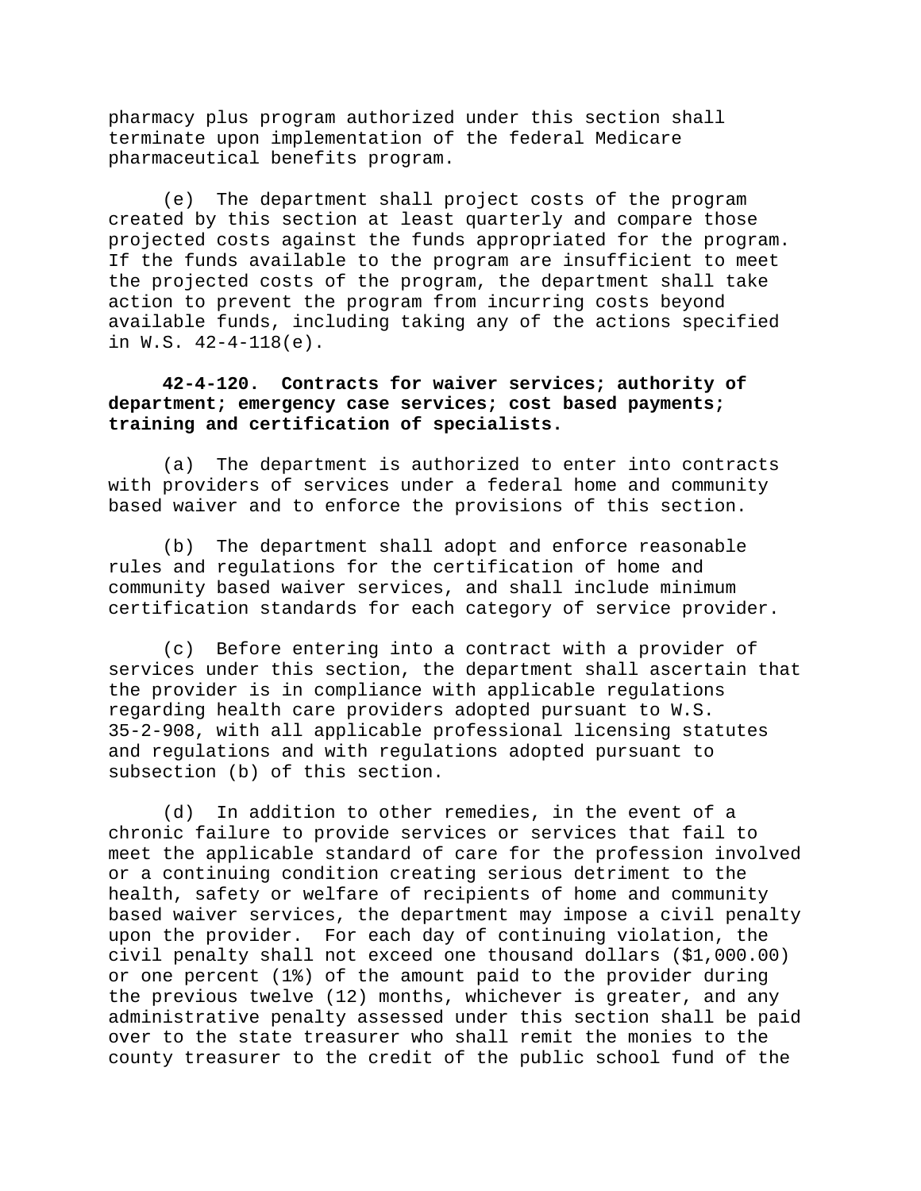pharmacy plus program authorized under this section shall terminate upon implementation of the federal Medicare pharmaceutical benefits program.

(e) The department shall project costs of the program created by this section at least quarterly and compare those projected costs against the funds appropriated for the program. If the funds available to the program are insufficient to meet the projected costs of the program, the department shall take action to prevent the program from incurring costs beyond available funds, including taking any of the actions specified in W.S. 42-4-118(e).

**42-4-120. Contracts for waiver services; authority of department; emergency case services; cost based payments; training and certification of specialists.**

(a) The department is authorized to enter into contracts with providers of services under a federal home and community based waiver and to enforce the provisions of this section.

(b) The department shall adopt and enforce reasonable rules and regulations for the certification of home and community based waiver services, and shall include minimum certification standards for each category of service provider.

(c) Before entering into a contract with a provider of services under this section, the department shall ascertain that the provider is in compliance with applicable regulations regarding health care providers adopted pursuant to W.S. 35-2-908, with all applicable professional licensing statutes and regulations and with regulations adopted pursuant to subsection (b) of this section.

(d) In addition to other remedies, in the event of a chronic failure to provide services or services that fail to meet the applicable standard of care for the profession involved or a continuing condition creating serious detriment to the health, safety or welfare of recipients of home and community based waiver services, the department may impose a civil penalty upon the provider. For each day of continuing violation, the civil penalty shall not exceed one thousand dollars ($1,000.00) or one percent (1%) of the amount paid to the provider during the previous twelve (12) months, whichever is greater, and any administrative penalty assessed under this section shall be paid over to the state treasurer who shall remit the monies to the county treasurer to the credit of the public school fund of the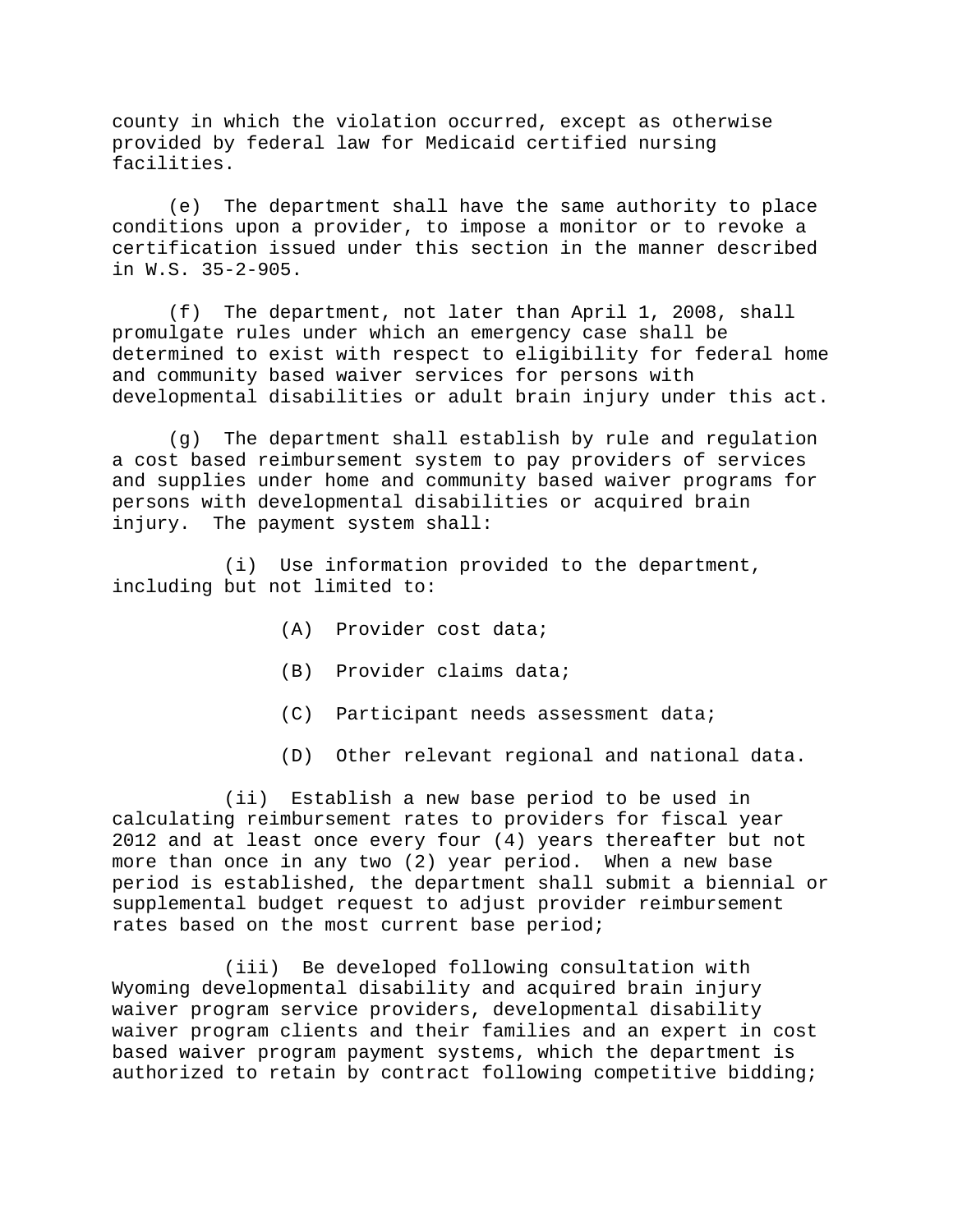county in which the violation occurred, except as otherwise provided by federal law for Medicaid certified nursing facilities.

(e) The department shall have the same authority to place conditions upon a provider, to impose a monitor or to revoke a certification issued under this section in the manner described in W.S. 35-2-905.

(f) The department, not later than April 1, 2008, shall promulgate rules under which an emergency case shall be determined to exist with respect to eligibility for federal home and community based waiver services for persons with developmental disabilities or adult brain injury under this act.

(g) The department shall establish by rule and regulation a cost based reimbursement system to pay providers of services and supplies under home and community based waiver programs for persons with developmental disabilities or acquired brain injury. The payment system shall:

(i) Use information provided to the department, including but not limited to:

(A) Provider cost data;

(B) Provider claims data;

(C) Participant needs assessment data;

(D) Other relevant regional and national data.

(ii) Establish a new base period to be used in calculating reimbursement rates to providers for fiscal year 2012 and at least once every four (4) years thereafter but not more than once in any two (2) year period. When a new base period is established, the department shall submit a biennial or supplemental budget request to adjust provider reimbursement rates based on the most current base period;

(iii) Be developed following consultation with Wyoming developmental disability and acquired brain injury waiver program service providers, developmental disability waiver program clients and their families and an expert in cost based waiver program payment systems, which the department is authorized to retain by contract following competitive bidding;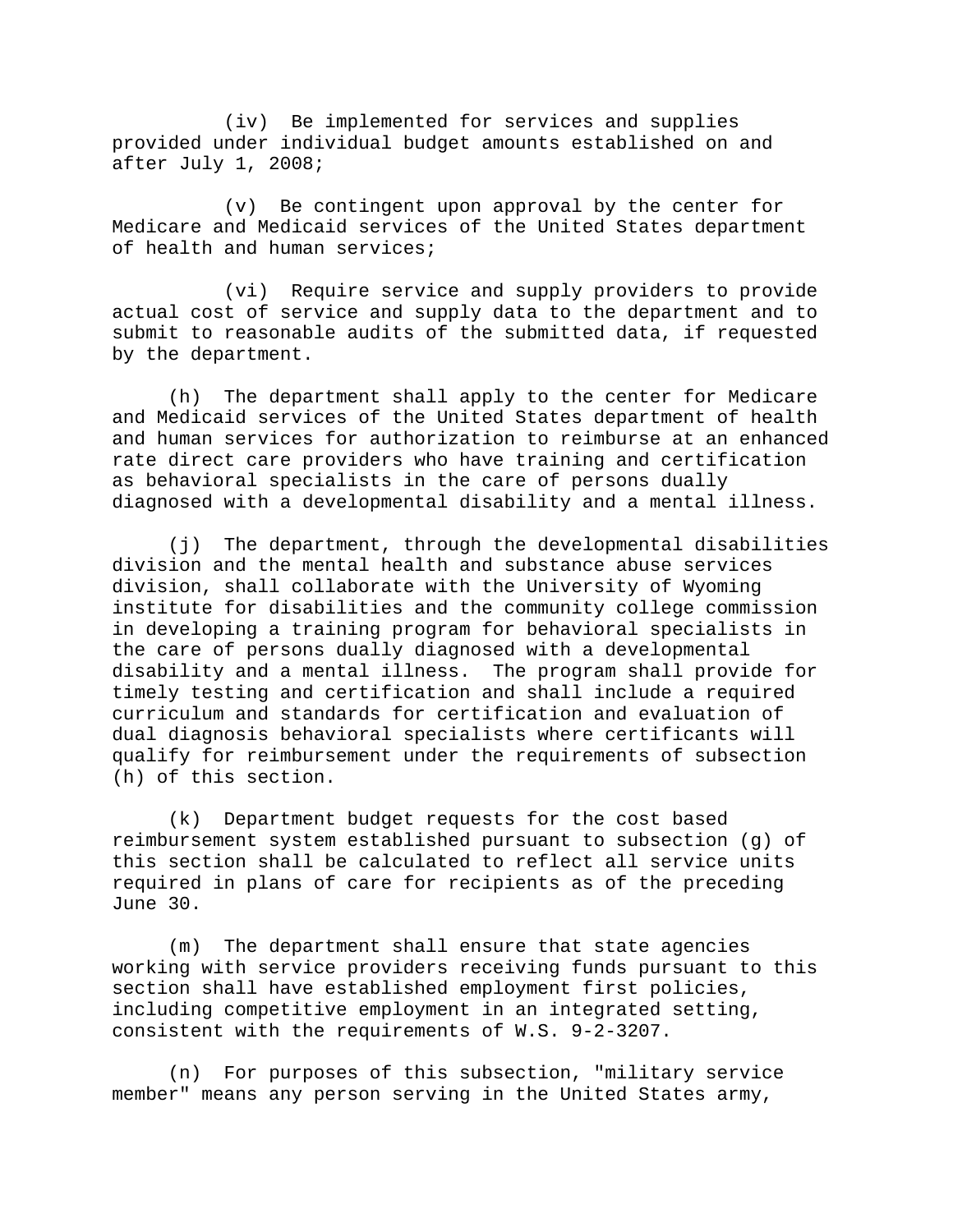(iv) Be implemented for services and supplies provided under individual budget amounts established on and after July 1, 2008;

(v) Be contingent upon approval by the center for Medicare and Medicaid services of the United States department of health and human services;

(vi) Require service and supply providers to provide actual cost of service and supply data to the department and to submit to reasonable audits of the submitted data, if requested by the department.

(h) The department shall apply to the center for Medicare and Medicaid services of the United States department of health and human services for authorization to reimburse at an enhanced rate direct care providers who have training and certification as behavioral specialists in the care of persons dually diagnosed with a developmental disability and a mental illness.

(j) The department, through the developmental disabilities division and the mental health and substance abuse services division, shall collaborate with the University of Wyoming institute for disabilities and the community college commission in developing a training program for behavioral specialists in the care of persons dually diagnosed with a developmental disability and a mental illness. The program shall provide for timely testing and certification and shall include a required curriculum and standards for certification and evaluation of dual diagnosis behavioral specialists where certificants will qualify for reimbursement under the requirements of subsection (h) of this section.

(k) Department budget requests for the cost based reimbursement system established pursuant to subsection (g) of this section shall be calculated to reflect all service units required in plans of care for recipients as of the preceding June 30.

(m) The department shall ensure that state agencies working with service providers receiving funds pursuant to this section shall have established employment first policies, including competitive employment in an integrated setting, consistent with the requirements of W.S. 9-2-3207.

(n) For purposes of this subsection, "military service member" means any person serving in the United States army,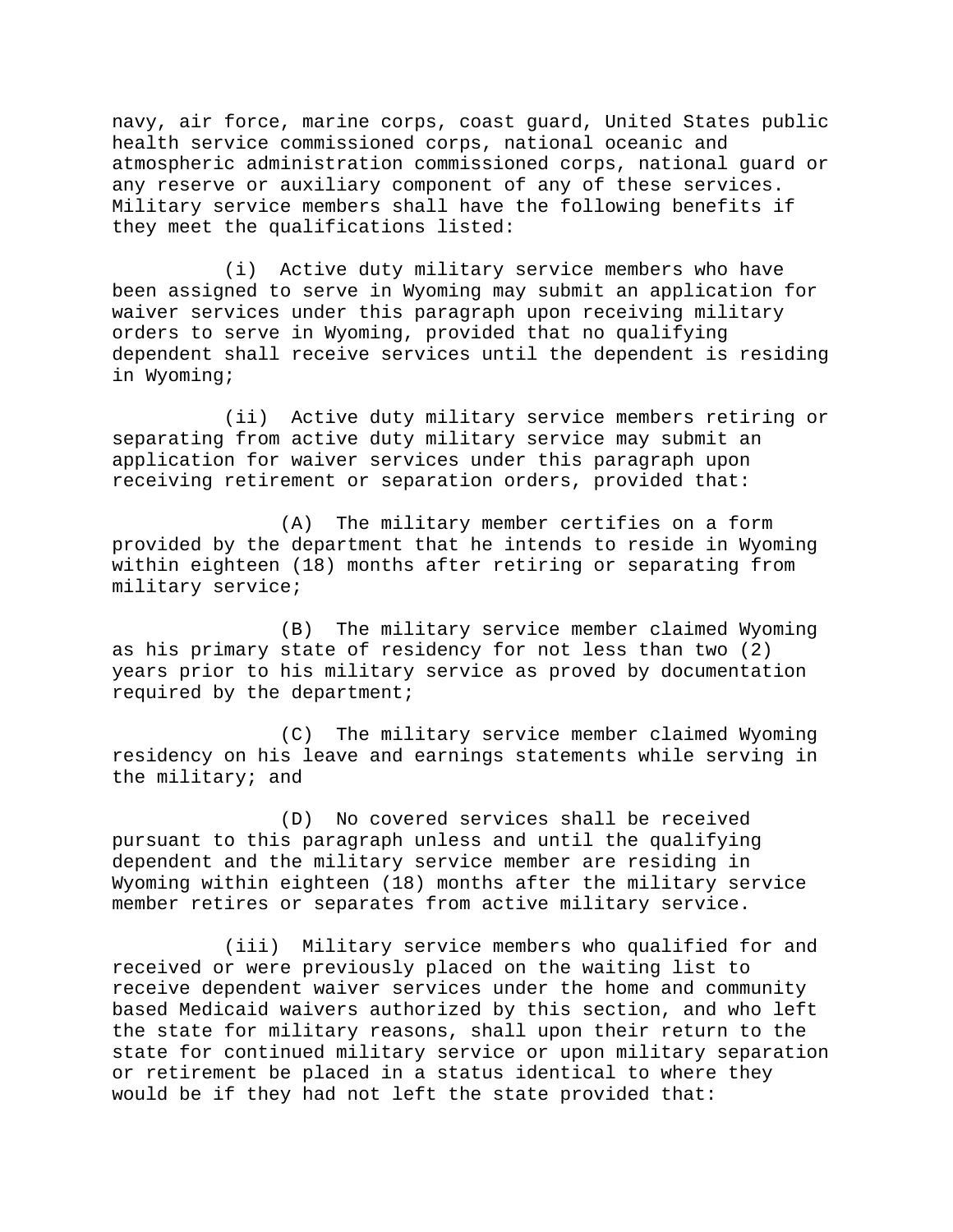navy, air force, marine corps, coast guard, United States public health service commissioned corps, national oceanic and atmospheric administration commissioned corps, national guard or any reserve or auxiliary component of any of these services. Military service members shall have the following benefits if they meet the qualifications listed:

(i) Active duty military service members who have been assigned to serve in Wyoming may submit an application for waiver services under this paragraph upon receiving military orders to serve in Wyoming, provided that no qualifying dependent shall receive services until the dependent is residing in Wyoming;

(ii) Active duty military service members retiring or separating from active duty military service may submit an application for waiver services under this paragraph upon receiving retirement or separation orders, provided that:

(A) The military member certifies on a form provided by the department that he intends to reside in Wyoming within eighteen (18) months after retiring or separating from military service;

(B) The military service member claimed Wyoming as his primary state of residency for not less than two (2) years prior to his military service as proved by documentation required by the department;

(C) The military service member claimed Wyoming residency on his leave and earnings statements while serving in the military; and

(D) No covered services shall be received pursuant to this paragraph unless and until the qualifying dependent and the military service member are residing in Wyoming within eighteen (18) months after the military service member retires or separates from active military service.

(iii) Military service members who qualified for and received or were previously placed on the waiting list to receive dependent waiver services under the home and community based Medicaid waivers authorized by this section, and who left the state for military reasons, shall upon their return to the state for continued military service or upon military separation or retirement be placed in a status identical to where they would be if they had not left the state provided that: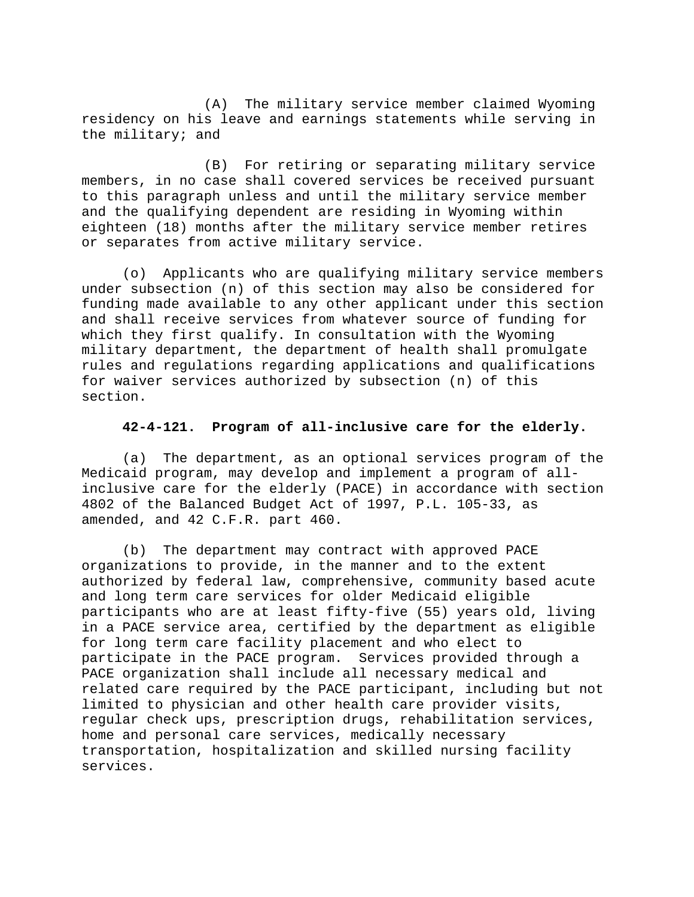(A) The military service member claimed Wyoming residency on his leave and earnings statements while serving in the military; and

(B) For retiring or separating military service members, in no case shall covered services be received pursuant to this paragraph unless and until the military service member and the qualifying dependent are residing in Wyoming within eighteen (18) months after the military service member retires or separates from active military service.

(o) Applicants who are qualifying military service members under subsection (n) of this section may also be considered for funding made available to any other applicant under this section and shall receive services from whatever source of funding for which they first qualify. In consultation with the Wyoming military department, the department of health shall promulgate rules and regulations regarding applications and qualifications for waiver services authorized by subsection (n) of this section.

**42-4-121. Program of all-inclusive care for the elderly.**

(a) The department, as an optional services program of the Medicaid program, may develop and implement a program of all-inclusive care for the elderly (PACE) in accordance with section 4802 of the Balanced Budget Act of 1997, P.L. 105-33, as amended, and 42 C.F.R. part 460.

(b) The department may contract with approved PACE organizations to provide, in the manner and to the extent authorized by federal law, comprehensive, community based acute and long term care services for older Medicaid eligible participants who are at least fifty-five (55) years old, living in a PACE service area, certified by the department as eligible for long term care facility placement and who elect to participate in the PACE program. Services provided through a PACE organization shall include all necessary medical and related care required by the PACE participant, including but not limited to physician and other health care provider visits, regular check ups, prescription drugs, rehabilitation services, home and personal care services, medically necessary transportation, hospitalization and skilled nursing facility services.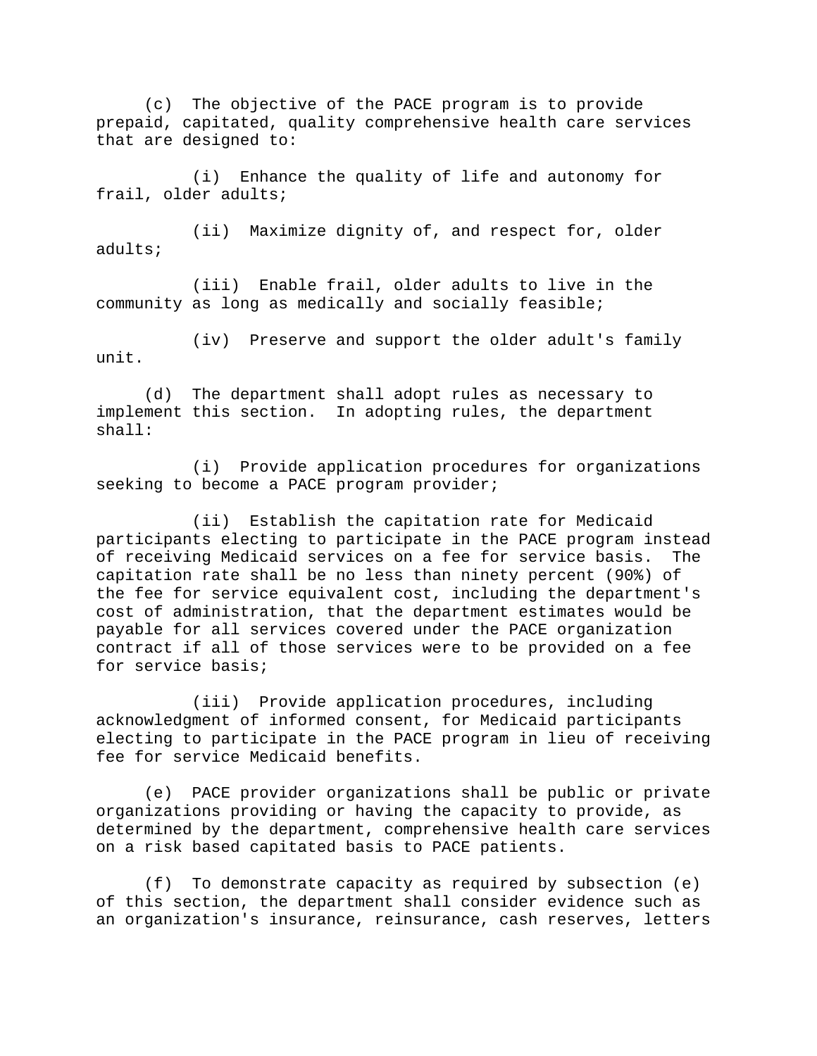(c) The objective of the PACE program is to provide prepaid, capitated, quality comprehensive health care services that are designed to:

(i) Enhance the quality of life and autonomy for frail, older adults;

(ii) Maximize dignity of, and respect for, older adults;

(iii) Enable frail, older adults to live in the community as long as medically and socially feasible;

(iv) Preserve and support the older adult's family unit.

(d) The department shall adopt rules as necessary to implement this section. In adopting rules, the department shall:

(i) Provide application procedures for organizations seeking to become a PACE program provider;

(ii) Establish the capitation rate for Medicaid participants electing to participate in the PACE program instead of receiving Medicaid services on a fee for service basis. The capitation rate shall be no less than ninety percent (90%) of the fee for service equivalent cost, including the department's cost of administration, that the department estimates would be payable for all services covered under the PACE organization contract if all of those services were to be provided on a fee for service basis;

(iii) Provide application procedures, including acknowledgment of informed consent, for Medicaid participants electing to participate in the PACE program in lieu of receiving fee for service Medicaid benefits.

(e) PACE provider organizations shall be public or private organizations providing or having the capacity to provide, as determined by the department, comprehensive health care services on a risk based capitated basis to PACE patients.

(f) To demonstrate capacity as required by subsection (e) of this section, the department shall consider evidence such as an organization's insurance, reinsurance, cash reserves, letters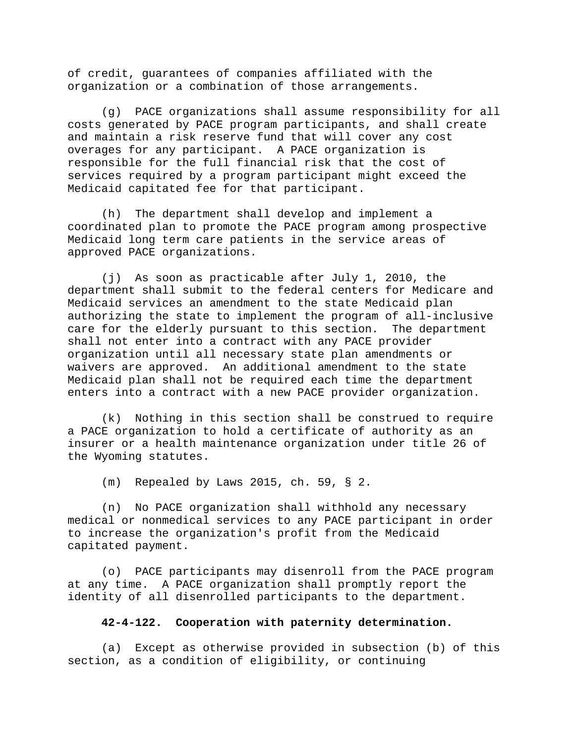of credit, guarantees of companies affiliated with the organization or a combination of those arrangements.

(g) PACE organizations shall assume responsibility for all costs generated by PACE program participants, and shall create and maintain a risk reserve fund that will cover any cost overages for any participant. A PACE organization is responsible for the full financial risk that the cost of services required by a program participant might exceed the Medicaid capitated fee for that participant.

(h) The department shall develop and implement a coordinated plan to promote the PACE program among prospective Medicaid long term care patients in the service areas of approved PACE organizations.

(j) As soon as practicable after July 1, 2010, the department shall submit to the federal centers for Medicare and Medicaid services an amendment to the state Medicaid plan authorizing the state to implement the program of all-inclusive care for the elderly pursuant to this section. The department shall not enter into a contract with any PACE provider organization until all necessary state plan amendments or waivers are approved. An additional amendment to the state Medicaid plan shall not be required each time the department enters into a contract with a new PACE provider organization.

(k) Nothing in this section shall be construed to require a PACE organization to hold a certificate of authority as an insurer or a health maintenance organization under title 26 of the Wyoming statutes.

(m) Repealed by Laws 2015, ch. 59, § 2.

(n) No PACE organization shall withhold any necessary medical or nonmedical services to any PACE participant in order to increase the organization's profit from the Medicaid capitated payment.

(o) PACE participants may disenroll from the PACE program at any time. A PACE organization shall promptly report the identity of all disenrolled participants to the department.

**42-4-122. Cooperation with paternity determination.**

(a) Except as otherwise provided in subsection (b) of this section, as a condition of eligibility, or continuing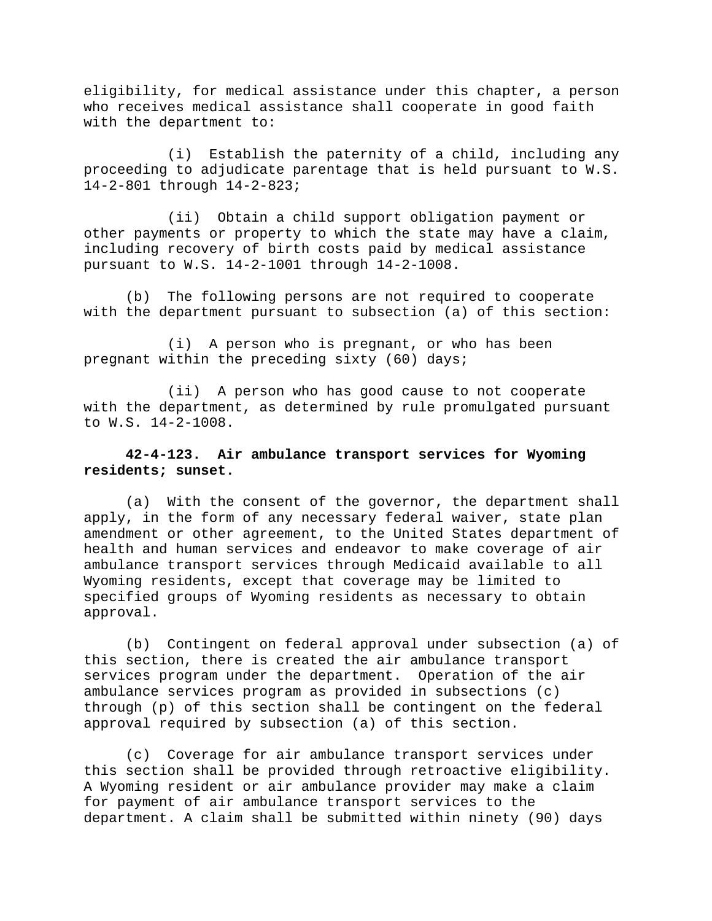eligibility, for medical assistance under this chapter, a person who receives medical assistance shall cooperate in good faith with the department to:

(i) Establish the paternity of a child, including any proceeding to adjudicate parentage that is held pursuant to W.S. 14-2-801 through 14-2-823;

(ii) Obtain a child support obligation payment or other payments or property to which the state may have a claim, including recovery of birth costs paid by medical assistance pursuant to W.S. 14-2-1001 through 14-2-1008.

(b) The following persons are not required to cooperate with the department pursuant to subsection (a) of this section:

(i) A person who is pregnant, or who has been pregnant within the preceding sixty (60) days;

(ii) A person who has good cause to not cooperate with the department, as determined by rule promulgated pursuant to W.S. 14-2-1008.

**42-4-123. Air ambulance transport services for Wyoming residents; sunset.**

(a) With the consent of the governor, the department shall apply, in the form of any necessary federal waiver, state plan amendment or other agreement, to the United States department of health and human services and endeavor to make coverage of air ambulance transport services through Medicaid available to all Wyoming residents, except that coverage may be limited to specified groups of Wyoming residents as necessary to obtain approval.

(b) Contingent on federal approval under subsection (a) of this section, there is created the air ambulance transport services program under the department. Operation of the air ambulance services program as provided in subsections (c) through (p) of this section shall be contingent on the federal approval required by subsection (a) of this section.

(c) Coverage for air ambulance transport services under this section shall be provided through retroactive eligibility. A Wyoming resident or air ambulance provider may make a claim for payment of air ambulance transport services to the department. A claim shall be submitted within ninety (90) days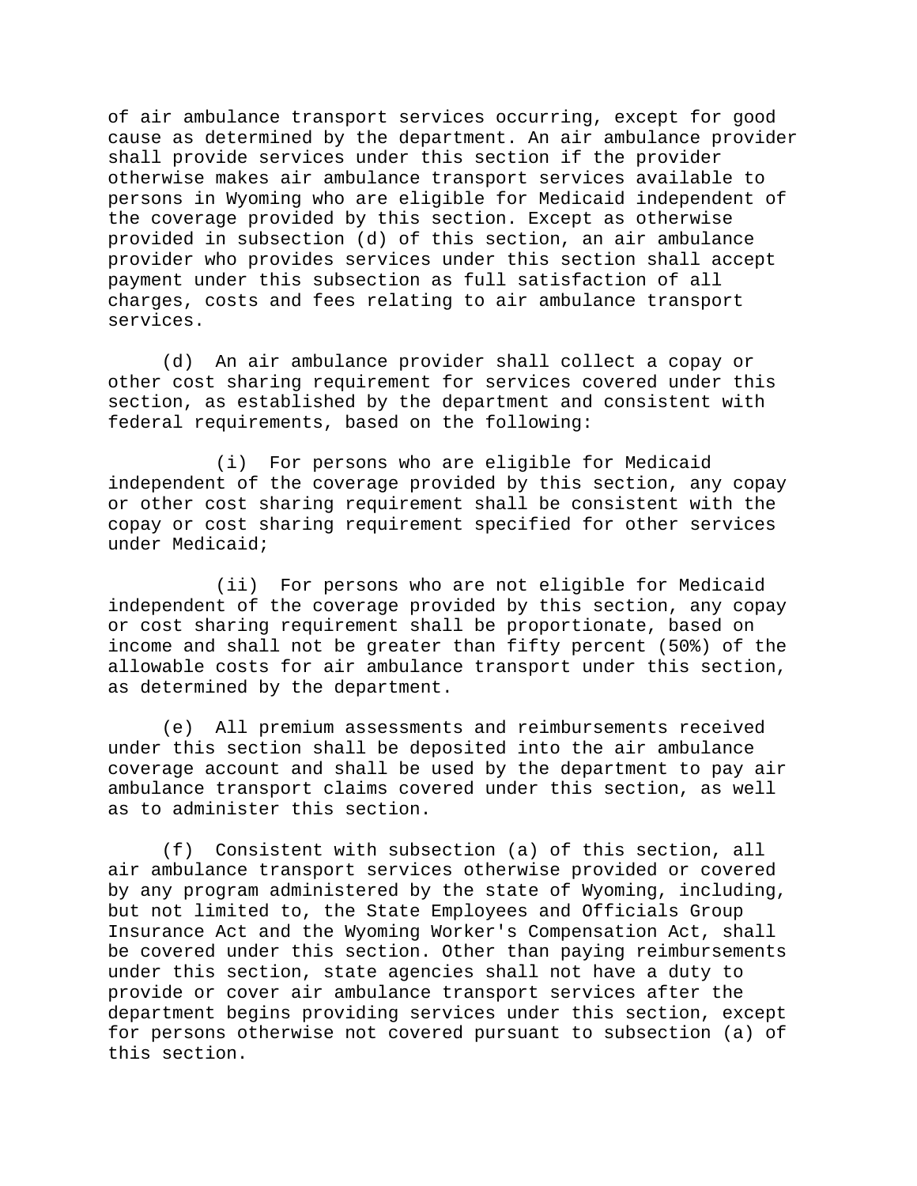of air ambulance transport services occurring, except for good cause as determined by the department. An air ambulance provider shall provide services under this section if the provider otherwise makes air ambulance transport services available to persons in Wyoming who are eligible for Medicaid independent of the coverage provided by this section. Except as otherwise provided in subsection (d) of this section, an air ambulance provider who provides services under this section shall accept payment under this subsection as full satisfaction of all charges, costs and fees relating to air ambulance transport services.

(d) An air ambulance provider shall collect a copay or other cost sharing requirement for services covered under this section, as established by the department and consistent with federal requirements, based on the following:

(i) For persons who are eligible for Medicaid independent of the coverage provided by this section, any copay or other cost sharing requirement shall be consistent with the copay or cost sharing requirement specified for other services under Medicaid;

(ii) For persons who are not eligible for Medicaid independent of the coverage provided by this section, any copay or cost sharing requirement shall be proportionate, based on income and shall not be greater than fifty percent (50%) of the allowable costs for air ambulance transport under this section, as determined by the department.

(e) All premium assessments and reimbursements received under this section shall be deposited into the air ambulance coverage account and shall be used by the department to pay air ambulance transport claims covered under this section, as well as to administer this section.

(f) Consistent with subsection (a) of this section, all air ambulance transport services otherwise provided or covered by any program administered by the state of Wyoming, including, but not limited to, the State Employees and Officials Group Insurance Act and the Wyoming Worker's Compensation Act, shall be covered under this section. Other than paying reimbursements under this section, state agencies shall not have a duty to provide or cover air ambulance transport services after the department begins providing services under this section, except for persons otherwise not covered pursuant to subsection (a) of this section.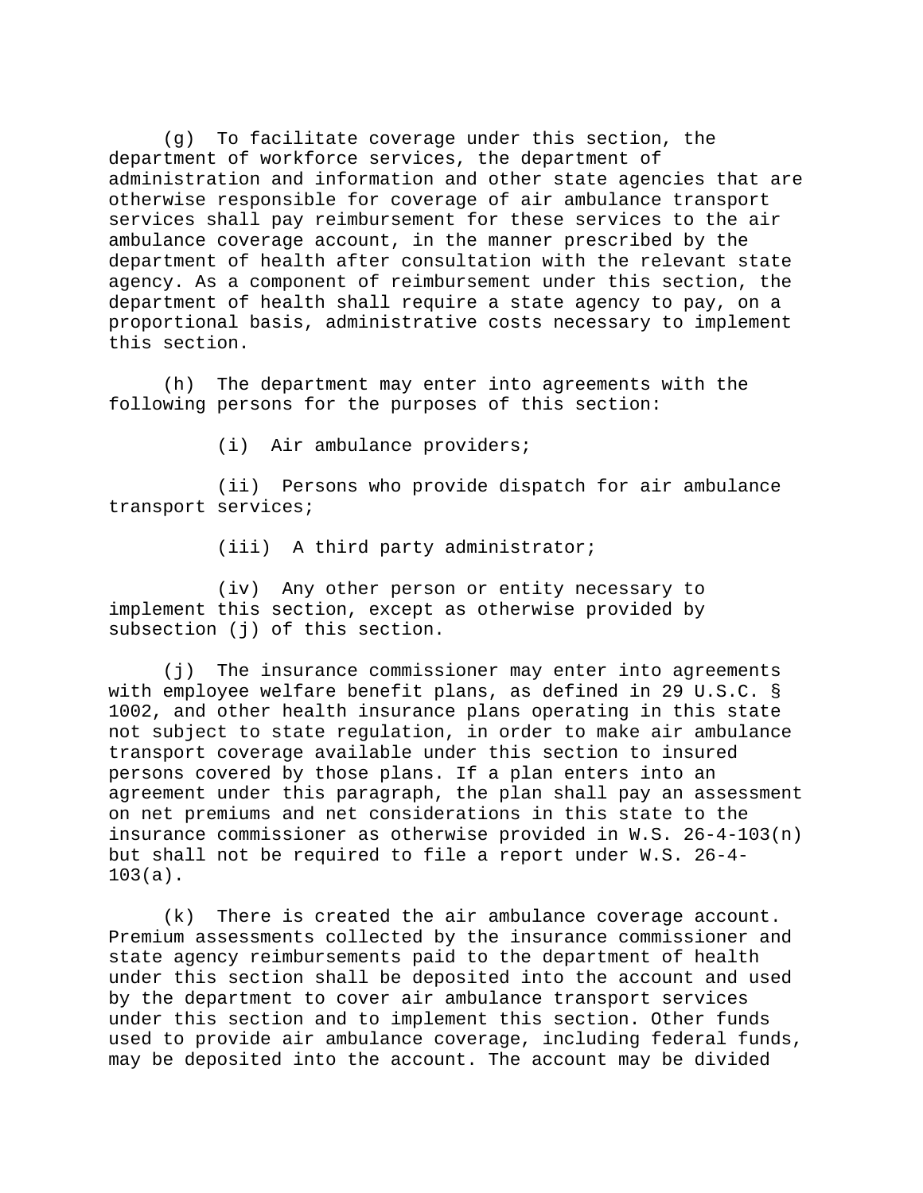(g) To facilitate coverage under this section, the department of workforce services, the department of administration and information and other state agencies that are otherwise responsible for coverage of air ambulance transport services shall pay reimbursement for these services to the air ambulance coverage account, in the manner prescribed by the department of health after consultation with the relevant state agency. As a component of reimbursement under this section, the department of health shall require a state agency to pay, on a proportional basis, administrative costs necessary to implement this section.

(h) The department may enter into agreements with the following persons for the purposes of this section:

(i) Air ambulance providers;

(ii) Persons who provide dispatch for air ambulance transport services;

(iii) A third party administrator;

(iv) Any other person or entity necessary to implement this section, except as otherwise provided by subsection (j) of this section.

(j) The insurance commissioner may enter into agreements with employee welfare benefit plans, as defined in 29 U.S.C. § 1002, and other health insurance plans operating in this state not subject to state regulation, in order to make air ambulance transport coverage available under this section to insured persons covered by those plans. If a plan enters into an agreement under this paragraph, the plan shall pay an assessment on net premiums and net considerations in this state to the insurance commissioner as otherwise provided in W.S. 26-4-103(n) but shall not be required to file a report under W.S. 26-4-103(a).

(k) There is created the air ambulance coverage account. Premium assessments collected by the insurance commissioner and state agency reimbursements paid to the department of health under this section shall be deposited into the account and used by the department to cover air ambulance transport services under this section and to implement this section. Other funds used to provide air ambulance coverage, including federal funds, may be deposited into the account. The account may be divided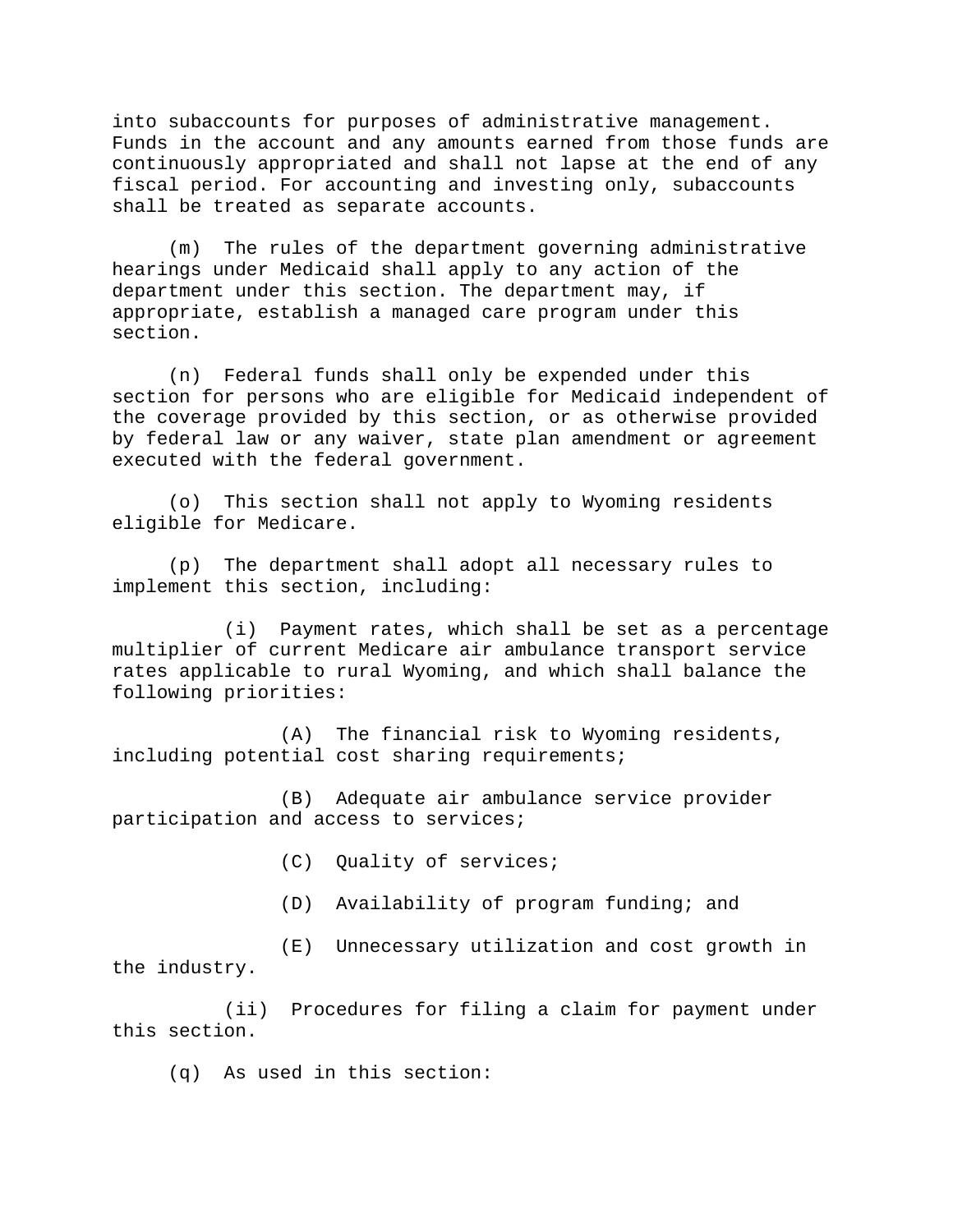into subaccounts for purposes of administrative management. Funds in the account and any amounts earned from those funds are continuously appropriated and shall not lapse at the end of any fiscal period. For accounting and investing only, subaccounts shall be treated as separate accounts.

(m) The rules of the department governing administrative hearings under Medicaid shall apply to any action of the department under this section. The department may, if appropriate, establish a managed care program under this section.

(n) Federal funds shall only be expended under this section for persons who are eligible for Medicaid independent of the coverage provided by this section, or as otherwise provided by federal law or any waiver, state plan amendment or agreement executed with the federal government.

(o) This section shall not apply to Wyoming residents eligible for Medicare.

(p) The department shall adopt all necessary rules to implement this section, including:

(i) Payment rates, which shall be set as a percentage multiplier of current Medicare air ambulance transport service rates applicable to rural Wyoming, and which shall balance the following priorities:

(A) The financial risk to Wyoming residents, including potential cost sharing requirements;

(B) Adequate air ambulance service provider participation and access to services;

(C) Quality of services;

(D) Availability of program funding; and

(E) Unnecessary utilization and cost growth in the industry.

(ii) Procedures for filing a claim for payment under this section.

(q) As used in this section: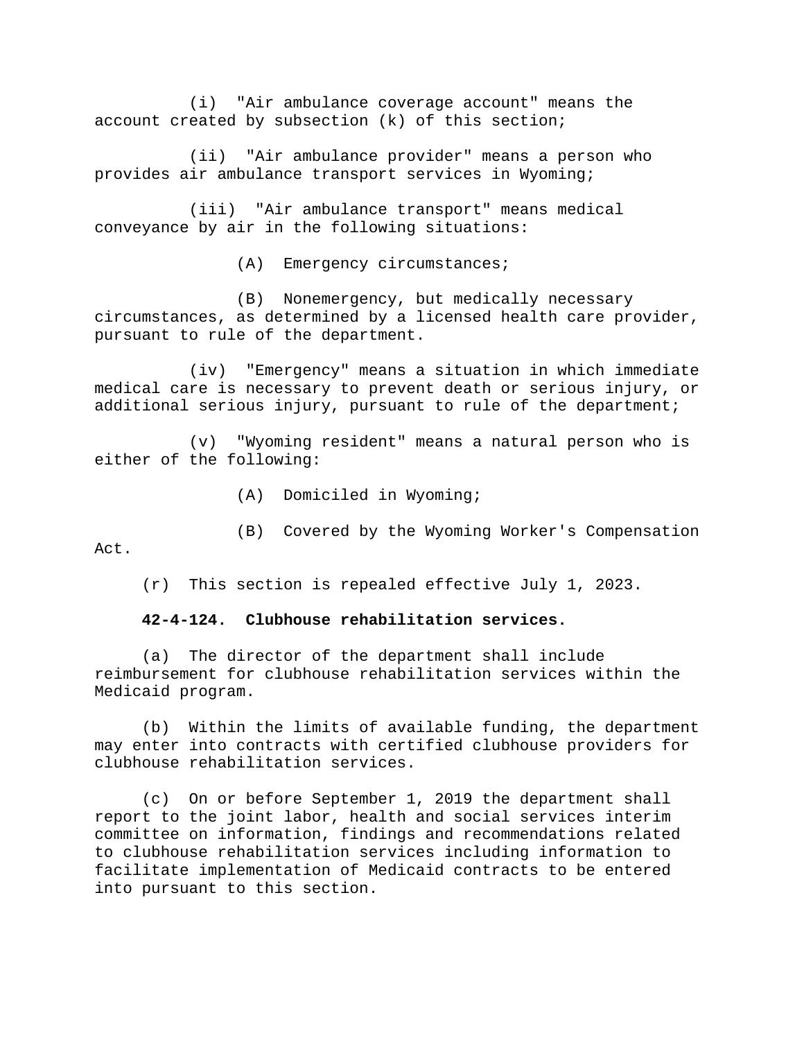(i) "Air ambulance coverage account" means the account created by subsection (k) of this section;

(ii) "Air ambulance provider" means a person who provides air ambulance transport services in Wyoming;

(iii) "Air ambulance transport" means medical conveyance by air in the following situations:

(A) Emergency circumstances;

(B) Nonemergency, but medically necessary circumstances, as determined by a licensed health care provider, pursuant to rule of the department.

(iv) "Emergency" means a situation in which immediate medical care is necessary to prevent death or serious injury, or additional serious injury, pursuant to rule of the department;

(v) "Wyoming resident" means a natural person who is either of the following:

(A) Domiciled in Wyoming;

(B) Covered by the Wyoming Worker's Compensation Act.

(r) This section is repealed effective July 1, 2023.

**42-4-124. Clubhouse rehabilitation services.**

(a) The director of the department shall include reimbursement for clubhouse rehabilitation services within the Medicaid program.

(b) Within the limits of available funding, the department may enter into contracts with certified clubhouse providers for clubhouse rehabilitation services.

(c) On or before September 1, 2019 the department shall report to the joint labor, health and social services interim committee on information, findings and recommendations related to clubhouse rehabilitation services including information to facilitate implementation of Medicaid contracts to be entered into pursuant to this section.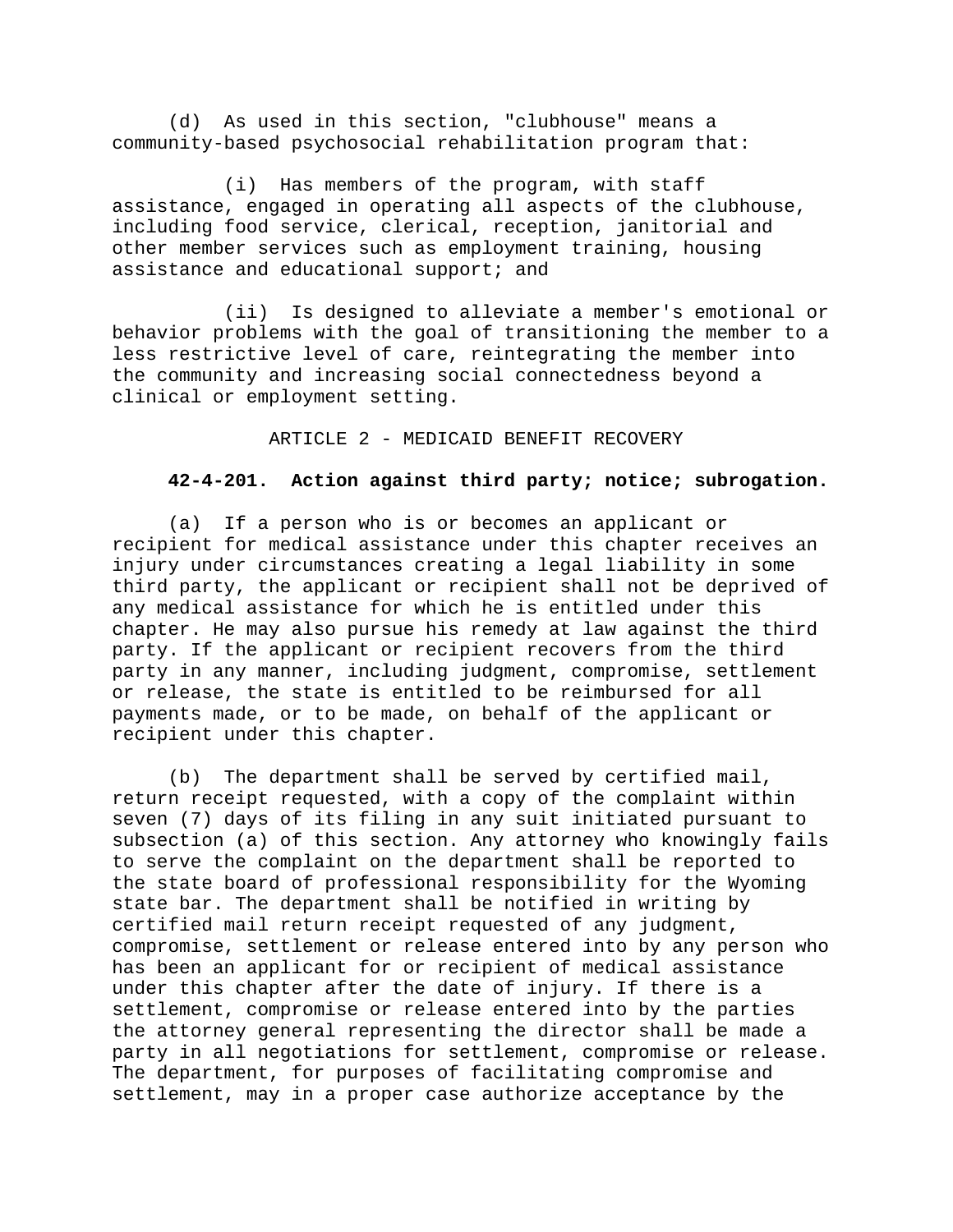(d) As used in this section, "clubhouse" means a community-based psychosocial rehabilitation program that:

(i) Has members of the program, with staff assistance, engaged in operating all aspects of the clubhouse, including food service, clerical, reception, janitorial and other member services such as employment training, housing assistance and educational support; and

(ii) Is designed to alleviate a member's emotional or behavior problems with the goal of transitioning the member to a less restrictive level of care, reintegrating the member into the community and increasing social connectedness beyond a clinical or employment setting.

## ARTICLE 2 - MEDICAID BENEFIT RECOVERY

### 42-4-201. Action against third party; notice; subrogation.

(a) If a person who is or becomes an applicant or recipient for medical assistance under this chapter receives an injury under circumstances creating a legal liability in some third party, the applicant or recipient shall not be deprived of any medical assistance for which he is entitled under this chapter. He may also pursue his remedy at law against the third party. If the applicant or recipient recovers from the third party in any manner, including judgment, compromise, settlement or release, the state is entitled to be reimbursed for all payments made, or to be made, on behalf of the applicant or recipient under this chapter.

(b) The department shall be served by certified mail, return receipt requested, with a copy of the complaint within seven (7) days of its filing in any suit initiated pursuant to subsection (a) of this section. Any attorney who knowingly fails to serve the complaint on the department shall be reported to the state board of professional responsibility for the Wyoming state bar. The department shall be notified in writing by certified mail return receipt requested of any judgment, compromise, settlement or release entered into by any person who has been an applicant for or recipient of medical assistance under this chapter after the date of injury. If there is a settlement, compromise or release entered into by the parties the attorney general representing the director shall be made a party in all negotiations for settlement, compromise or release. The department, for purposes of facilitating compromise and settlement, may in a proper case authorize acceptance by the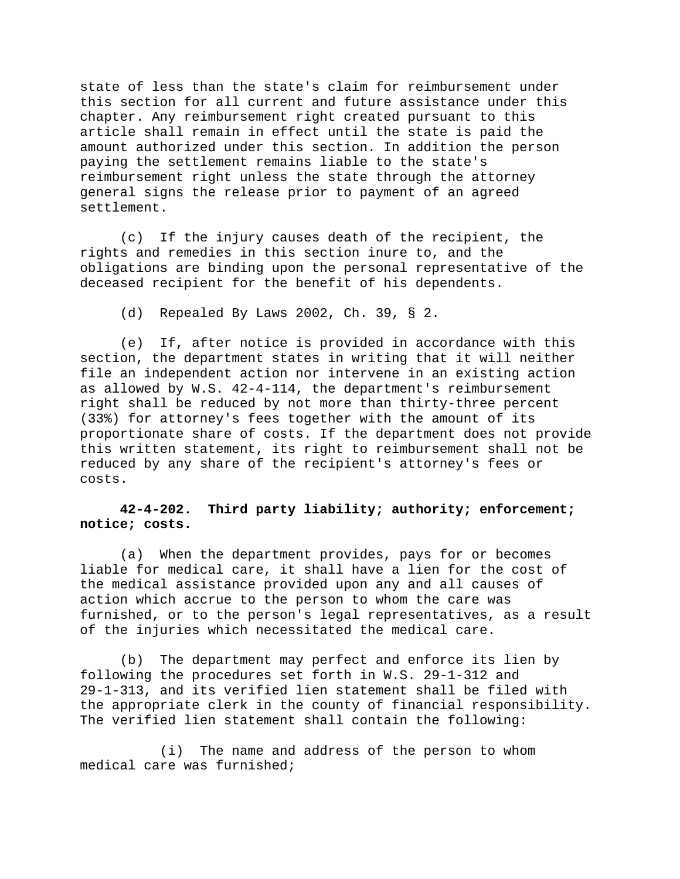state of less than the state's claim for reimbursement under this section for all current and future assistance under this chapter. Any reimbursement right created pursuant to this article shall remain in effect until the state is paid the amount authorized under this section. In addition the person paying the settlement remains liable to the state's reimbursement right unless the state through the attorney general signs the release prior to payment of an agreed settlement.

(c) If the injury causes death of the recipient, the rights and remedies in this section inure to, and the obligations are binding upon the personal representative of the deceased recipient for the benefit of his dependents.

(d) Repealed By Laws 2002, Ch. 39, § 2.

(e) If, after notice is provided in accordance with this section, the department states in writing that it will neither file an independent action nor intervene in an existing action as allowed by W.S. 42-4-114, the department's reimbursement right shall be reduced by not more than thirty-three percent (33%) for attorney's fees together with the amount of its proportionate share of costs. If the department does not provide this written statement, its right to reimbursement shall not be reduced by any share of the recipient's attorney's fees or costs.

**42-4-202. Third party liability; authority; enforcement; notice; costs.**

(a) When the department provides, pays for or becomes liable for medical care, it shall have a lien for the cost of the medical assistance provided upon any and all causes of action which accrue to the person to whom the care was furnished, or to the person's legal representatives, as a result of the injuries which necessitated the medical care.

(b) The department may perfect and enforce its lien by following the procedures set forth in W.S. 29-1-312 and 29-1-313, and its verified lien statement shall be filed with the appropriate clerk in the county of financial responsibility. The verified lien statement shall contain the following:

(i) The name and address of the person to whom medical care was furnished;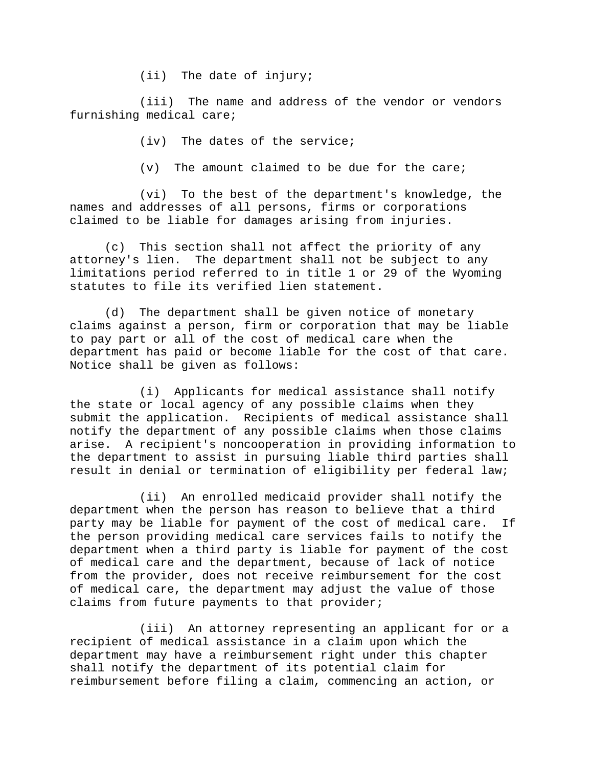(ii) The date of injury;

(iii) The name and address of the vendor or vendors furnishing medical care;

(iv) The dates of the service;

(v) The amount claimed to be due for the care;

(vi) To the best of the department's knowledge, the names and addresses of all persons, firms or corporations claimed to be liable for damages arising from injuries.

(c) This section shall not affect the priority of any attorney's lien. The department shall not be subject to any limitations period referred to in title 1 or 29 of the Wyoming statutes to file its verified lien statement.

(d) The department shall be given notice of monetary claims against a person, firm or corporation that may be liable to pay part or all of the cost of medical care when the department has paid or become liable for the cost of that care. Notice shall be given as follows:

(i) Applicants for medical assistance shall notify the state or local agency of any possible claims when they submit the application. Recipients of medical assistance shall notify the department of any possible claims when those claims arise. A recipient's noncooperation in providing information to the department to assist in pursuing liable third parties shall result in denial or termination of eligibility per federal law;

(ii) An enrolled medicaid provider shall notify the department when the person has reason to believe that a third party may be liable for payment of the cost of medical care. If the person providing medical care services fails to notify the department when a third party is liable for payment of the cost of medical care and the department, because of lack of notice from the provider, does not receive reimbursement for the cost of medical care, the department may adjust the value of those claims from future payments to that provider;

(iii) An attorney representing an applicant for or a recipient of medical assistance in a claim upon which the department may have a reimbursement right under this chapter shall notify the department of its potential claim for reimbursement before filing a claim, commencing an action, or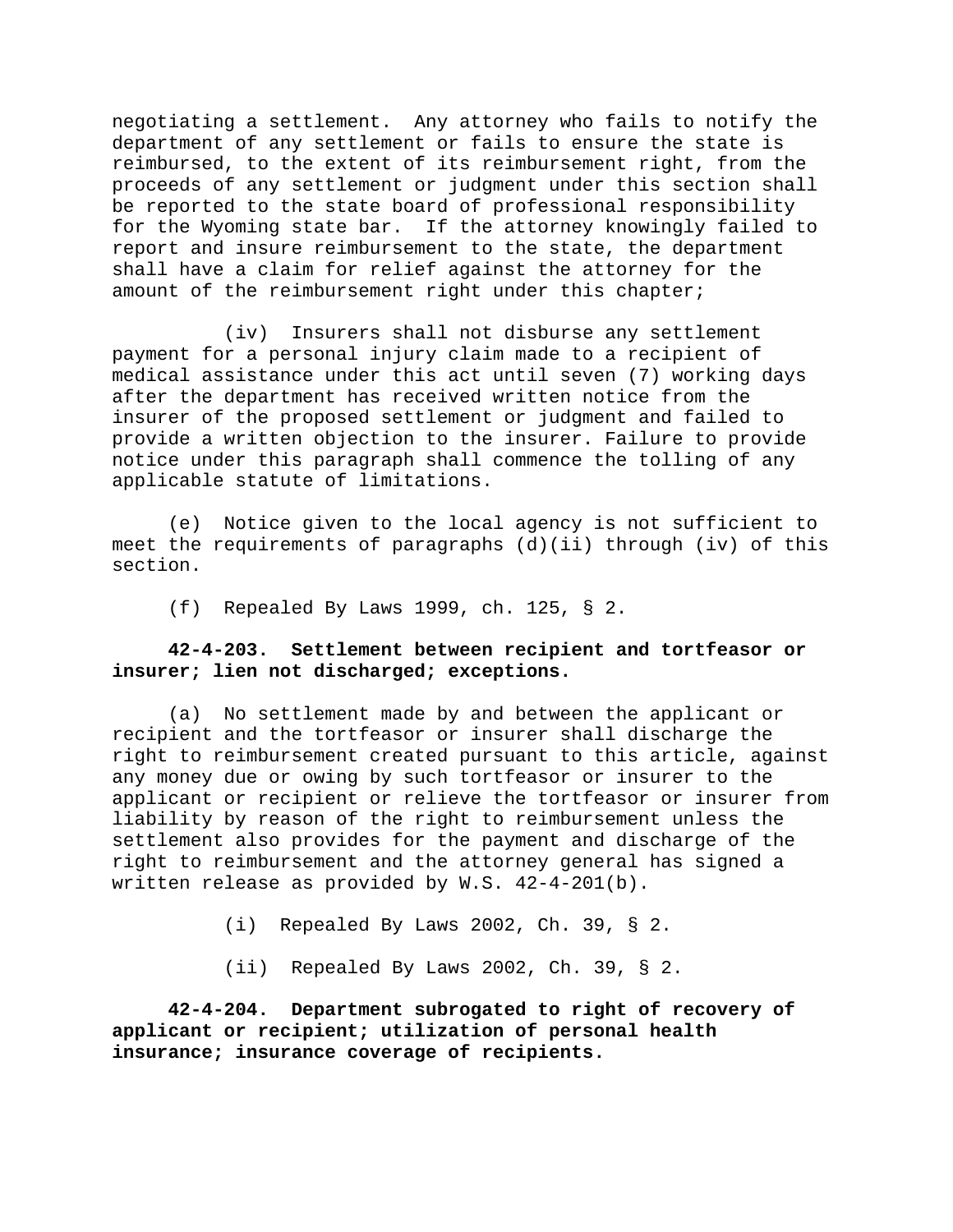negotiating a settlement. Any attorney who fails to notify the department of any settlement or fails to ensure the state is reimbursed, to the extent of its reimbursement right, from the proceeds of any settlement or judgment under this section shall be reported to the state board of professional responsibility for the Wyoming state bar. If the attorney knowingly failed to report and insure reimbursement to the state, the department shall have a claim for relief against the attorney for the amount of the reimbursement right under this chapter;

(iv) Insurers shall not disburse any settlement payment for a personal injury claim made to a recipient of medical assistance under this act until seven (7) working days after the department has received written notice from the insurer of the proposed settlement or judgment and failed to provide a written objection to the insurer. Failure to provide notice under this paragraph shall commence the tolling of any applicable statute of limitations.

(e) Notice given to the local agency is not sufficient to meet the requirements of paragraphs (d)(ii) through (iv) of this section.

(f) Repealed By Laws 1999, ch. 125, § 2.

**42-4-203. Settlement between recipient and tortfeasor or insurer; lien not discharged; exceptions.**

(a) No settlement made by and between the applicant or recipient and the tortfeasor or insurer shall discharge the right to reimbursement created pursuant to this article, against any money due or owing by such tortfeasor or insurer to the applicant or recipient or relieve the tortfeasor or insurer from liability by reason of the right to reimbursement unless the settlement also provides for the payment and discharge of the right to reimbursement and the attorney general has signed a written release as provided by W.S. 42-4-201(b).

(i) Repealed By Laws 2002, Ch. 39, § 2.

(ii) Repealed By Laws 2002, Ch. 39, § 2.

**42-4-204. Department subrogated to right of recovery of applicant or recipient; utilization of personal health insurance; insurance coverage of recipients.**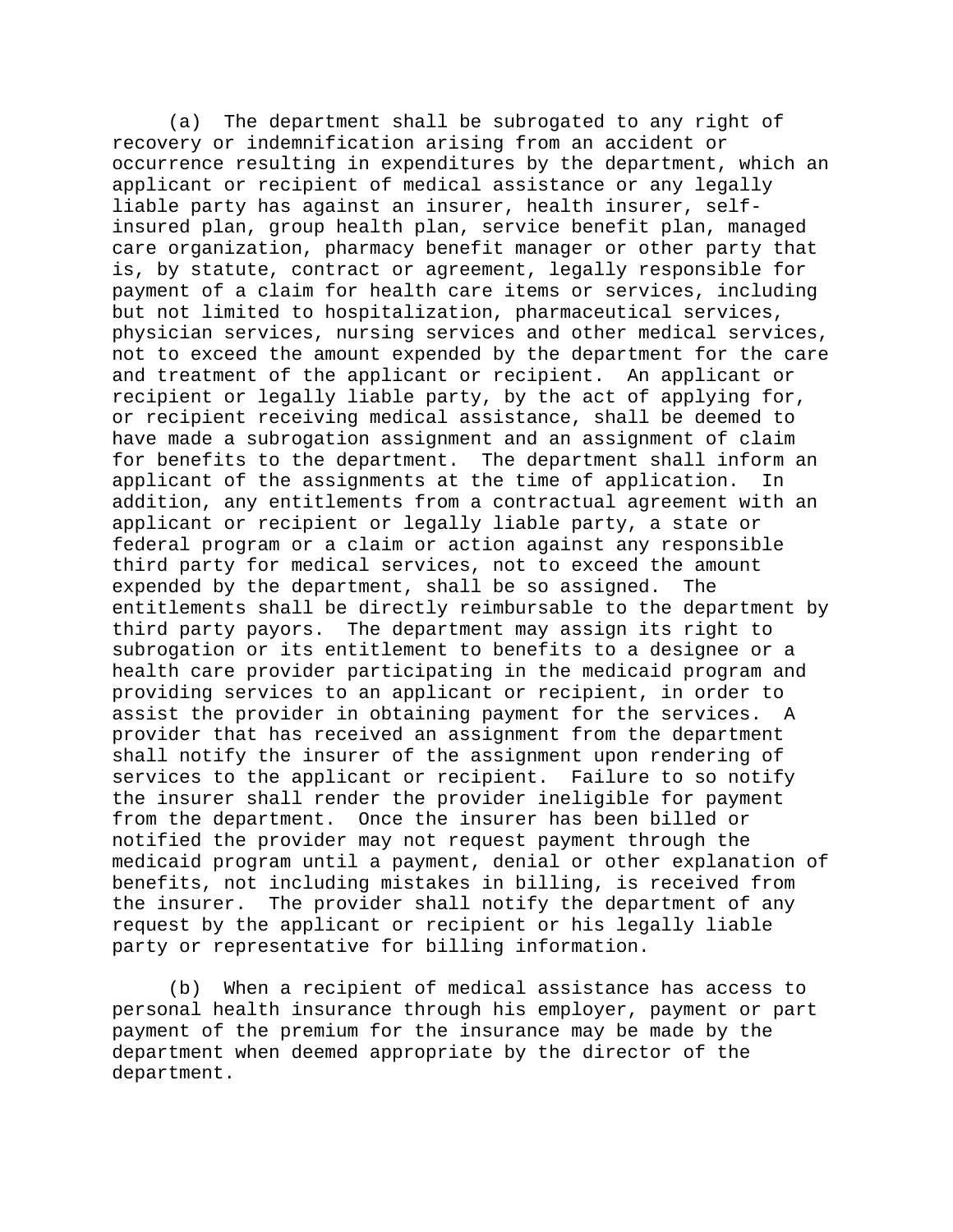(a) The department shall be subrogated to any right of recovery or indemnification arising from an accident or occurrence resulting in expenditures by the department, which an applicant or recipient of medical assistance or any legally liable party has against an insurer, health insurer, self-insured plan, group health plan, service benefit plan, managed care organization, pharmacy benefit manager or other party that is, by statute, contract or agreement, legally responsible for payment of a claim for health care items or services, including but not limited to hospitalization, pharmaceutical services, physician services, nursing services and other medical services, not to exceed the amount expended by the department for the care and treatment of the applicant or recipient. An applicant or recipient or legally liable party, by the act of applying for, or recipient receiving medical assistance, shall be deemed to have made a subrogation assignment and an assignment of claim for benefits to the department. The department shall inform an applicant of the assignments at the time of application. In addition, any entitlements from a contractual agreement with an applicant or recipient or legally liable party, a state or federal program or a claim or action against any responsible third party for medical services, not to exceed the amount expended by the department, shall be so assigned. The entitlements shall be directly reimbursable to the department by third party payors. The department may assign its right to subrogation or its entitlement to benefits to a designee or a health care provider participating in the medicaid program and providing services to an applicant or recipient, in order to assist the provider in obtaining payment for the services. A provider that has received an assignment from the department shall notify the insurer of the assignment upon rendering of services to the applicant or recipient. Failure to so notify the insurer shall render the provider ineligible for payment from the department. Once the insurer has been billed or notified the provider may not request payment through the medicaid program until a payment, denial or other explanation of benefits, not including mistakes in billing, is received from the insurer. The provider shall notify the department of any request by the applicant or recipient or his legally liable party or representative for billing information.

(b) When a recipient of medical assistance has access to personal health insurance through his employer, payment or part payment of the premium for the insurance may be made by the department when deemed appropriate by the director of the department.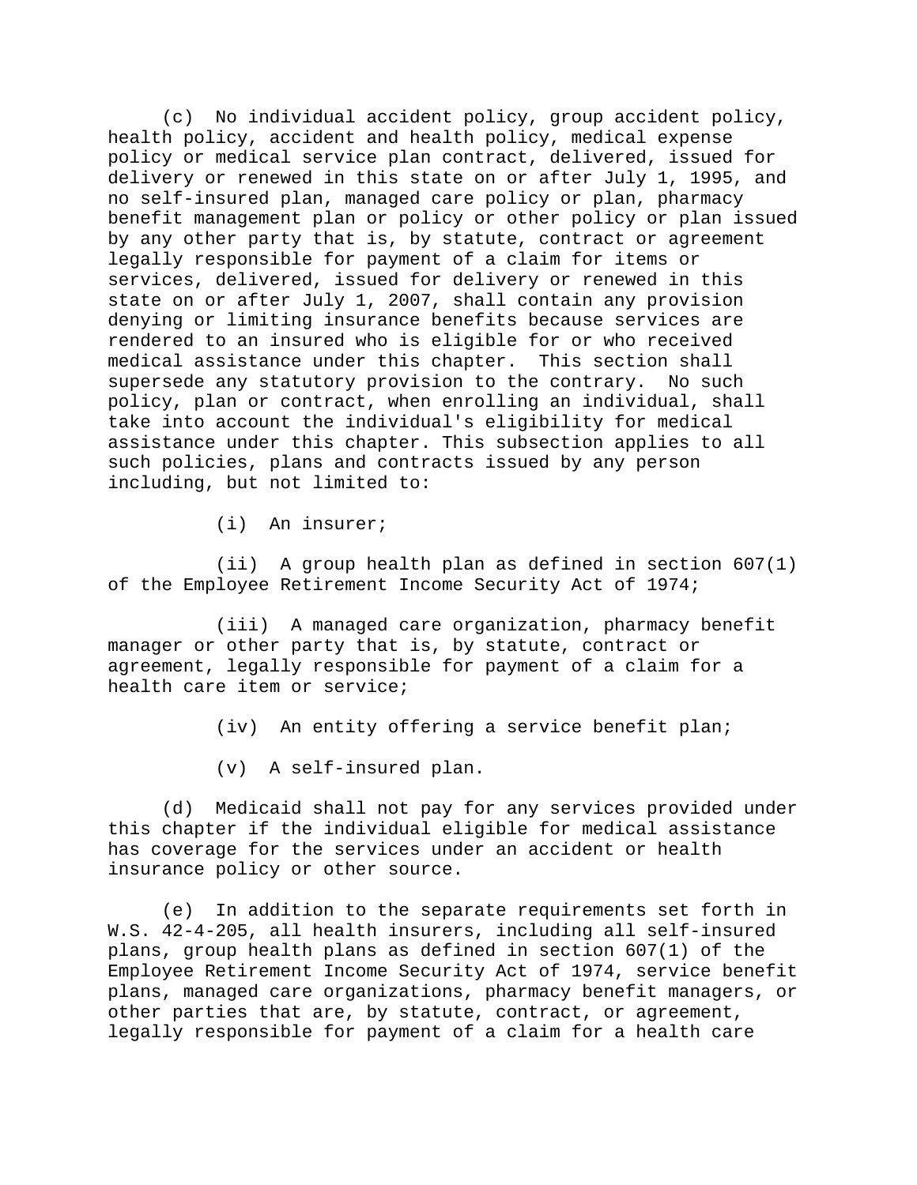(c) No individual accident policy, group accident policy, health policy, accident and health policy, medical expense policy or medical service plan contract, delivered, issued for delivery or renewed in this state on or after July 1, 1995, and no self-insured plan, managed care policy or plan, pharmacy benefit management plan or policy or other policy or plan issued by any other party that is, by statute, contract or agreement legally responsible for payment of a claim for items or services, delivered, issued for delivery or renewed in this state on or after July 1, 2007, shall contain any provision denying or limiting insurance benefits because services are rendered to an insured who is eligible for or who received medical assistance under this chapter. This section shall supersede any statutory provision to the contrary. No such policy, plan or contract, when enrolling an individual, shall take into account the individual's eligibility for medical assistance under this chapter. This subsection applies to all such policies, plans and contracts issued by any person including, but not limited to:

(i) An insurer;

(ii) A group health plan as defined in section 607(1) of the Employee Retirement Income Security Act of 1974;

(iii) A managed care organization, pharmacy benefit manager or other party that is, by statute, contract or agreement, legally responsible for payment of a claim for a health care item or service;

(iv) An entity offering a service benefit plan;

(v) A self-insured plan.

(d) Medicaid shall not pay for any services provided under this chapter if the individual eligible for medical assistance has coverage for the services under an accident or health insurance policy or other source.

(e) In addition to the separate requirements set forth in W.S. 42-4-205, all health insurers, including all self-insured plans, group health plans as defined in section 607(1) of the Employee Retirement Income Security Act of 1974, service benefit plans, managed care organizations, pharmacy benefit managers, or other parties that are, by statute, contract, or agreement, legally responsible for payment of a claim for a health care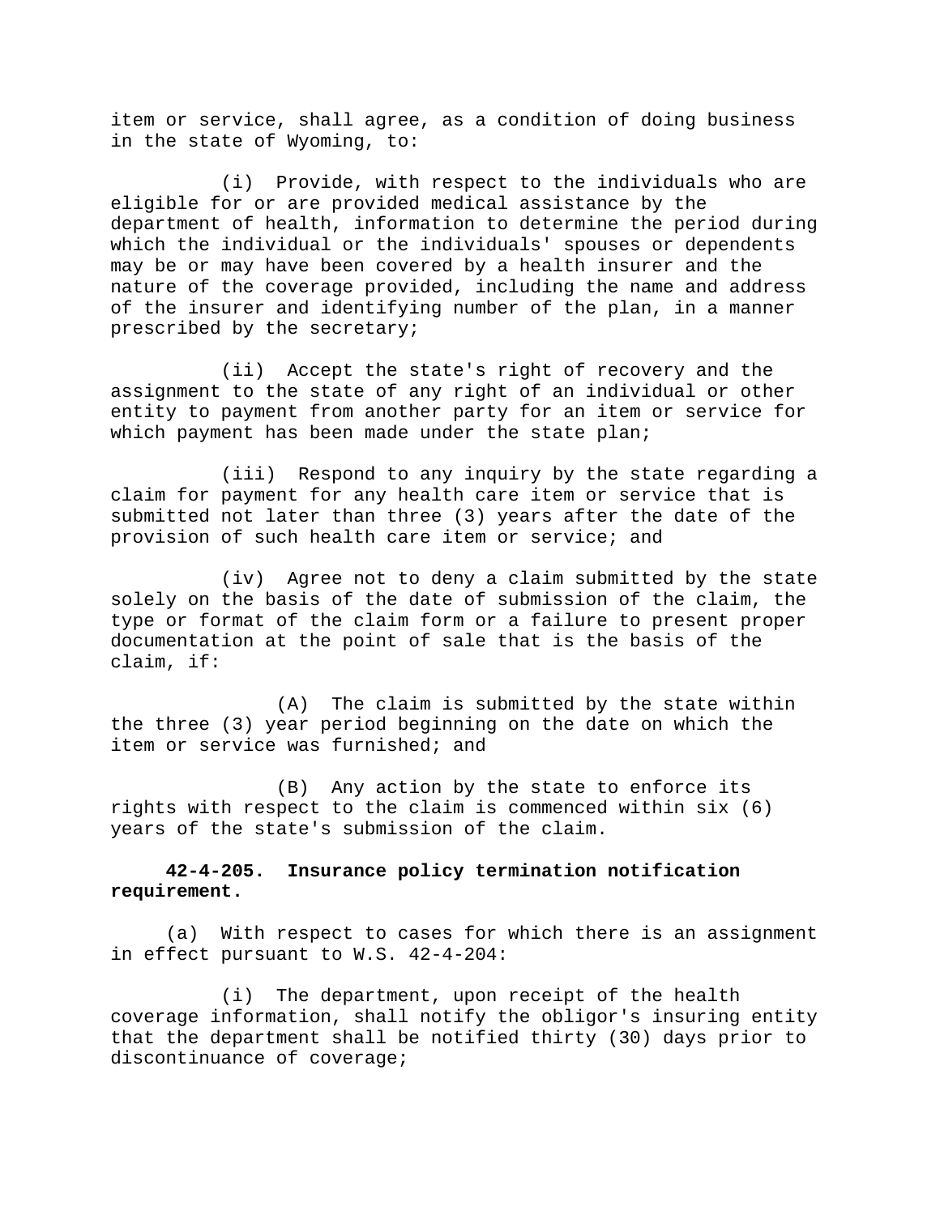item or service, shall agree, as a condition of doing business in the state of Wyoming, to:

(i) Provide, with respect to the individuals who are eligible for or are provided medical assistance by the department of health, information to determine the period during which the individual or the individuals' spouses or dependents may be or may have been covered by a health insurer and the nature of the coverage provided, including the name and address of the insurer and identifying number of the plan, in a manner prescribed by the secretary;

(ii) Accept the state's right of recovery and the assignment to the state of any right of an individual or other entity to payment from another party for an item or service for which payment has been made under the state plan;

(iii) Respond to any inquiry by the state regarding a claim for payment for any health care item or service that is submitted not later than three (3) years after the date of the provision of such health care item or service; and

(iv) Agree not to deny a claim submitted by the state solely on the basis of the date of submission of the claim, the type or format of the claim form or a failure to present proper documentation at the point of sale that is the basis of the claim, if:

(A) The claim is submitted by the state within the three (3) year period beginning on the date on which the item or service was furnished; and

(B) Any action by the state to enforce its rights with respect to the claim is commenced within six (6) years of the state's submission of the claim.

**42-4-205. Insurance policy termination notification requirement.**

(a) With respect to cases for which there is an assignment in effect pursuant to W.S. 42-4-204:

(i) The department, upon receipt of the health coverage information, shall notify the obligor's insuring entity that the department shall be notified thirty (30) days prior to discontinuance of coverage;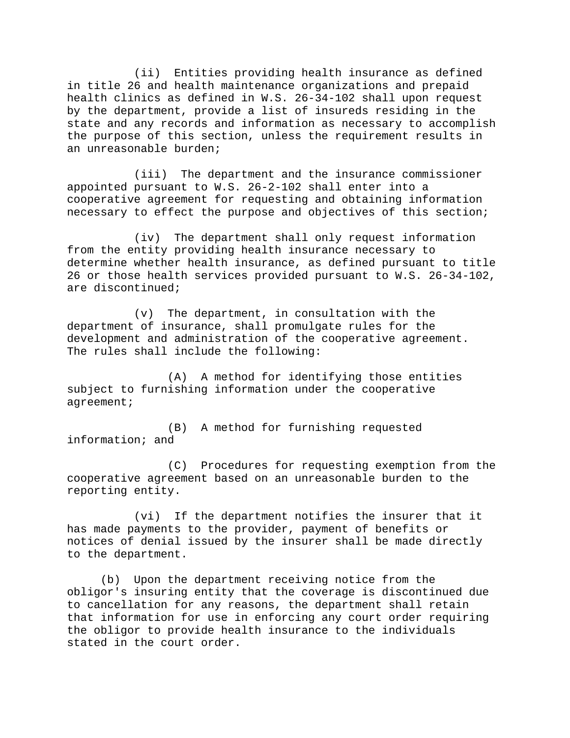(ii) Entities providing health insurance as defined in title 26 and health maintenance organizations and prepaid health clinics as defined in W.S. 26-34-102 shall upon request by the department, provide a list of insureds residing in the state and any records and information as necessary to accomplish the purpose of this section, unless the requirement results in an unreasonable burden;

(iii) The department and the insurance commissioner appointed pursuant to W.S. 26-2-102 shall enter into a cooperative agreement for requesting and obtaining information necessary to effect the purpose and objectives of this section;

(iv) The department shall only request information from the entity providing health insurance necessary to determine whether health insurance, as defined pursuant to title 26 or those health services provided pursuant to W.S. 26-34-102, are discontinued;

(v) The department, in consultation with the department of insurance, shall promulgate rules for the development and administration of the cooperative agreement. The rules shall include the following:

(A) A method for identifying those entities subject to furnishing information under the cooperative agreement;

(B) A method for furnishing requested information; and

(C) Procedures for requesting exemption from the cooperative agreement based on an unreasonable burden to the reporting entity.

(vi) If the department notifies the insurer that it has made payments to the provider, payment of benefits or notices of denial issued by the insurer shall be made directly to the department.

(b) Upon the department receiving notice from the obligor's insuring entity that the coverage is discontinued due to cancellation for any reasons, the department shall retain that information for use in enforcing any court order requiring the obligor to provide health insurance to the individuals stated in the court order.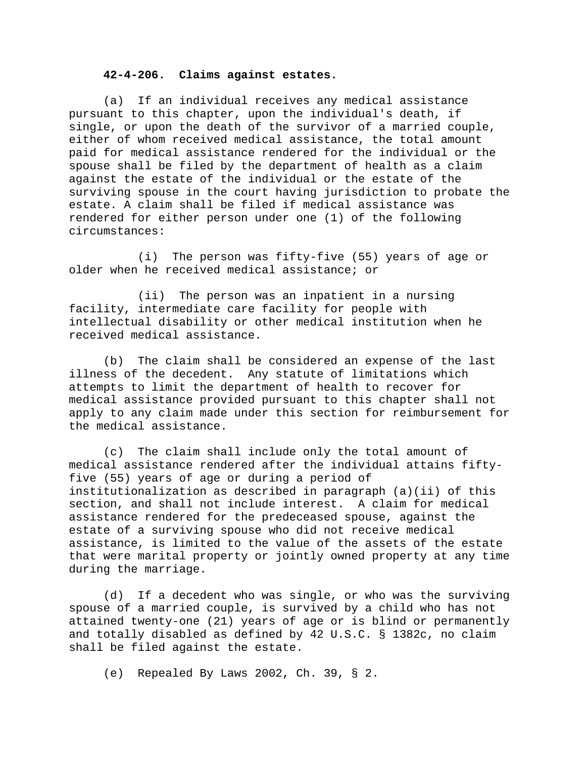**42-4-206. Claims against estates.**

(a) If an individual receives any medical assistance pursuant to this chapter, upon the individual's death, if single, or upon the death of the survivor of a married couple, either of whom received medical assistance, the total amount paid for medical assistance rendered for the individual or the spouse shall be filed by the department of health as a claim against the estate of the individual or the estate of the surviving spouse in the court having jurisdiction to probate the estate. A claim shall be filed if medical assistance was rendered for either person under one (1) of the following circumstances:

(i) The person was fifty-five (55) years of age or older when he received medical assistance; or

(ii) The person was an inpatient in a nursing facility, intermediate care facility for people with intellectual disability or other medical institution when he received medical assistance.

(b) The claim shall be considered an expense of the last illness of the decedent. Any statute of limitations which attempts to limit the department of health to recover for medical assistance provided pursuant to this chapter shall not apply to any claim made under this section for reimbursement for the medical assistance.

(c) The claim shall include only the total amount of medical assistance rendered after the individual attains fifty-five (55) years of age or during a period of institutionalization as described in paragraph (a)(ii) of this section, and shall not include interest. A claim for medical assistance rendered for the predeceased spouse, against the estate of a surviving spouse who did not receive medical assistance, is limited to the value of the assets of the estate that were marital property or jointly owned property at any time during the marriage.

(d) If a decedent who was single, or who was the surviving spouse of a married couple, is survived by a child who has not attained twenty-one (21) years of age or is blind or permanently and totally disabled as defined by 42 U.S.C. § 1382c, no claim shall be filed against the estate.

(e) Repealed By Laws 2002, Ch. 39, § 2.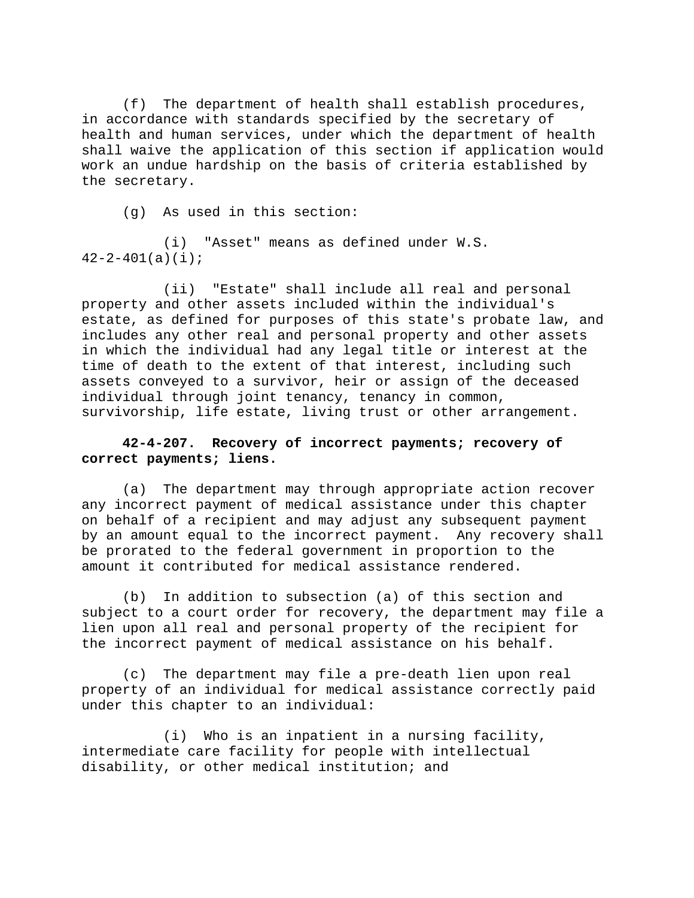(f) The department of health shall establish procedures, in accordance with standards specified by the secretary of health and human services, under which the department of health shall waive the application of this section if application would work an undue hardship on the basis of criteria established by the secretary.

(g) As used in this section:

(i) "Asset" means as defined under W.S. 42-2-401(a)(i);

(ii) "Estate" shall include all real and personal property and other assets included within the individual's estate, as defined for purposes of this state's probate law, and includes any other real and personal property and other assets in which the individual had any legal title or interest at the time of death to the extent of that interest, including such assets conveyed to a survivor, heir or assign of the deceased individual through joint tenancy, tenancy in common, survivorship, life estate, living trust or other arrangement.

**42-4-207. Recovery of incorrect payments; recovery of correct payments; liens.**

(a) The department may through appropriate action recover any incorrect payment of medical assistance under this chapter on behalf of a recipient and may adjust any subsequent payment by an amount equal to the incorrect payment. Any recovery shall be prorated to the federal government in proportion to the amount it contributed for medical assistance rendered.

(b) In addition to subsection (a) of this section and subject to a court order for recovery, the department may file a lien upon all real and personal property of the recipient for the incorrect payment of medical assistance on his behalf.

(c) The department may file a pre-death lien upon real property of an individual for medical assistance correctly paid under this chapter to an individual:

(i) Who is an inpatient in a nursing facility, intermediate care facility for people with intellectual disability, or other medical institution; and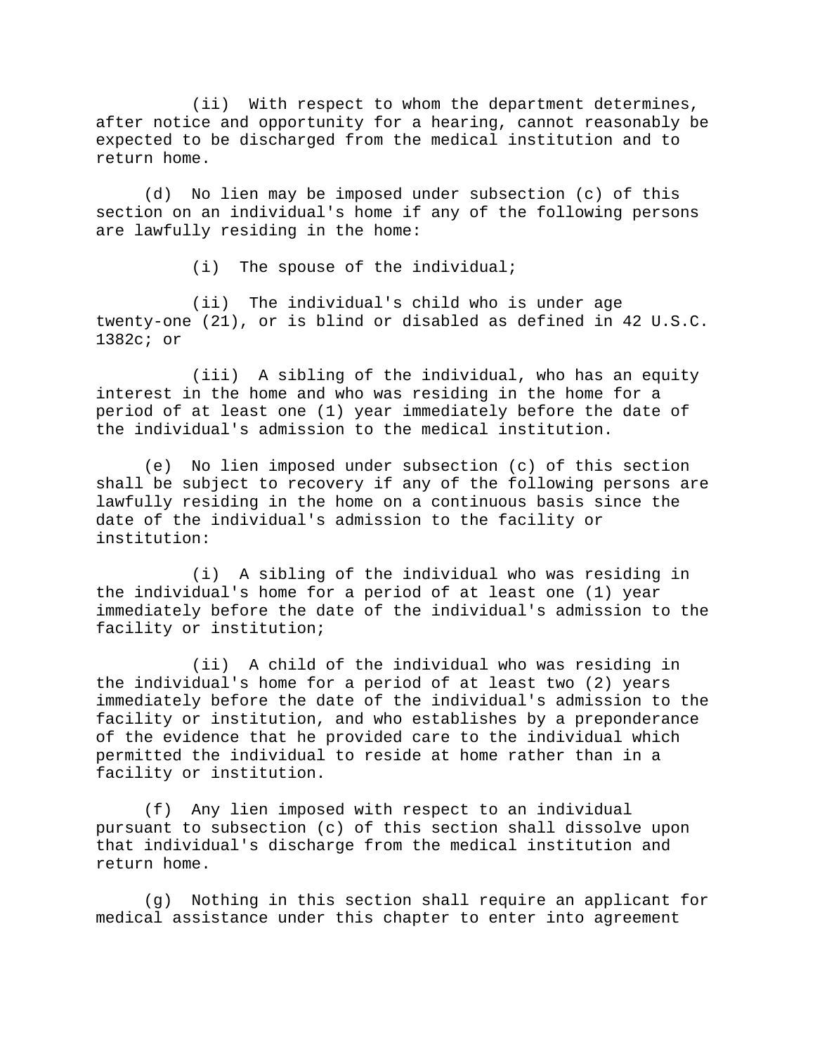(ii) With respect to whom the department determines, after notice and opportunity for a hearing, cannot reasonably be expected to be discharged from the medical institution and to return home.

(d) No lien may be imposed under subsection (c) of this section on an individual's home if any of the following persons are lawfully residing in the home:

(i) The spouse of the individual;

(ii) The individual's child who is under age twenty-one (21), or is blind or disabled as defined in 42 U.S.C. 1382c; or

(iii) A sibling of the individual, who has an equity interest in the home and who was residing in the home for a period of at least one (1) year immediately before the date of the individual's admission to the medical institution.

(e) No lien imposed under subsection (c) of this section shall be subject to recovery if any of the following persons are lawfully residing in the home on a continuous basis since the date of the individual's admission to the facility or institution:

(i) A sibling of the individual who was residing in the individual's home for a period of at least one (1) year immediately before the date of the individual's admission to the facility or institution;

(ii) A child of the individual who was residing in the individual's home for a period of at least two (2) years immediately before the date of the individual's admission to the facility or institution, and who establishes by a preponderance of the evidence that he provided care to the individual which permitted the individual to reside at home rather than in a facility or institution.

(f) Any lien imposed with respect to an individual pursuant to subsection (c) of this section shall dissolve upon that individual's discharge from the medical institution and return home.

(g) Nothing in this section shall require an applicant for medical assistance under this chapter to enter into agreement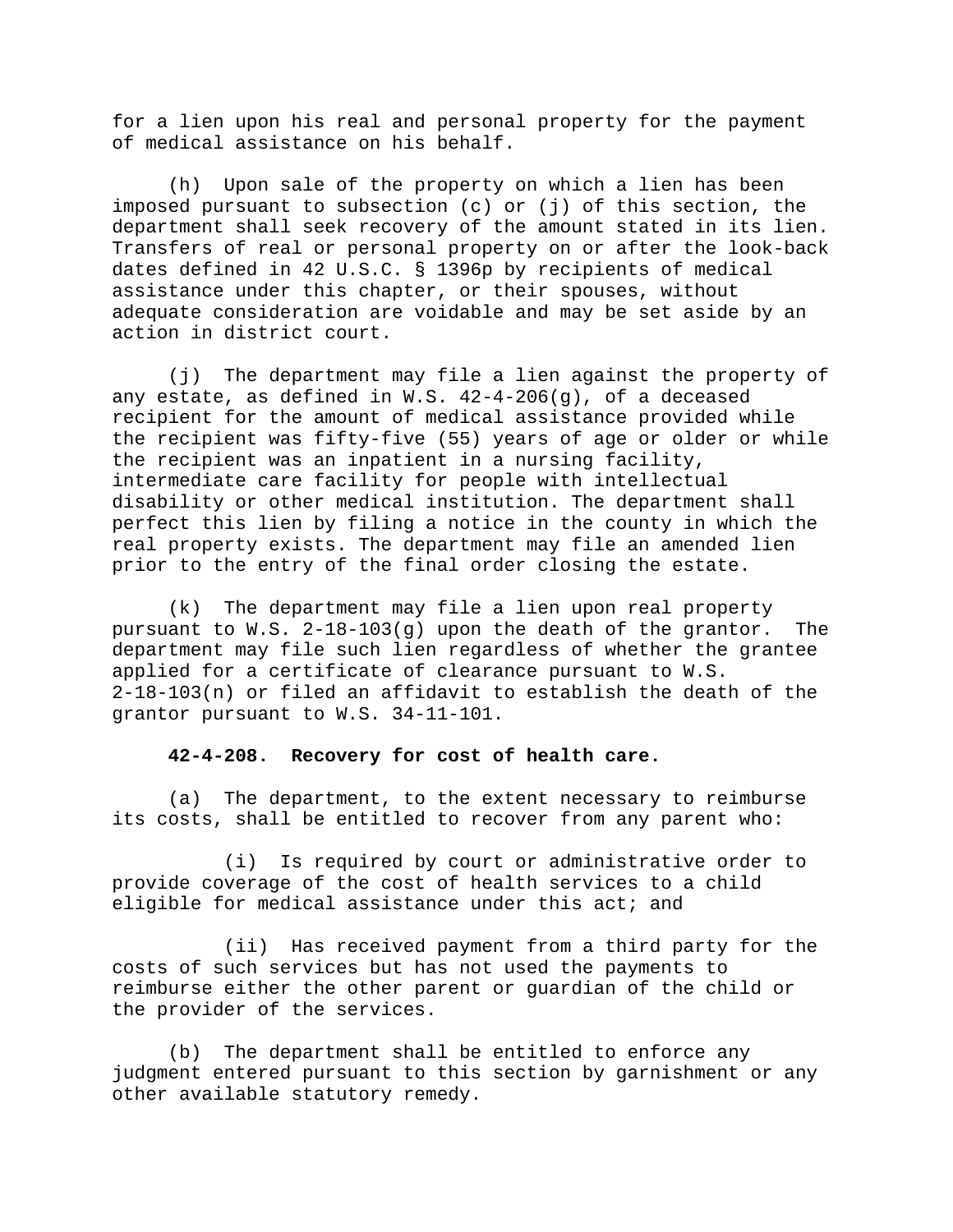for a lien upon his real and personal property for the payment of medical assistance on his behalf.

(h) Upon sale of the property on which a lien has been imposed pursuant to subsection (c) or (j) of this section, the department shall seek recovery of the amount stated in its lien. Transfers of real or personal property on or after the look-back dates defined in 42 U.S.C. § 1396p by recipients of medical assistance under this chapter, or their spouses, without adequate consideration are voidable and may be set aside by an action in district court.

(j) The department may file a lien against the property of any estate, as defined in W.S. 42-4-206(g), of a deceased recipient for the amount of medical assistance provided while the recipient was fifty-five (55) years of age or older or while the recipient was an inpatient in a nursing facility, intermediate care facility for people with intellectual disability or other medical institution. The department shall perfect this lien by filing a notice in the county in which the real property exists. The department may file an amended lien prior to the entry of the final order closing the estate.

(k) The department may file a lien upon real property pursuant to W.S. 2-18-103(g) upon the death of the grantor. The department may file such lien regardless of whether the grantee applied for a certificate of clearance pursuant to W.S. 2-18-103(n) or filed an affidavit to establish the death of the grantor pursuant to W.S. 34-11-101.

**42-4-208. Recovery for cost of health care.**

(a) The department, to the extent necessary to reimburse its costs, shall be entitled to recover from any parent who:

(i) Is required by court or administrative order to provide coverage of the cost of health services to a child eligible for medical assistance under this act; and

(ii) Has received payment from a third party for the costs of such services but has not used the payments to reimburse either the other parent or guardian of the child or the provider of the services.

(b) The department shall be entitled to enforce any judgment entered pursuant to this section by garnishment or any other available statutory remedy.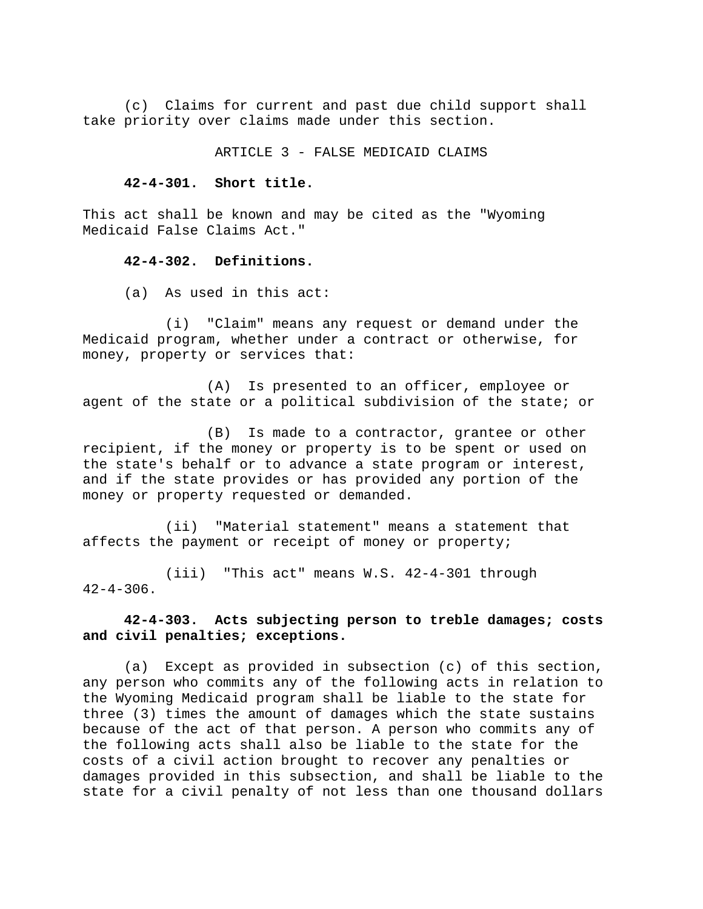(c) Claims for current and past due child support shall take priority over claims made under this section.

ARTICLE 3 - FALSE MEDICAID CLAIMS

**42-4-301. Short title.**

This act shall be known and may be cited as the "Wyoming Medicaid False Claims Act."

**42-4-302. Definitions.**

(a) As used in this act:

(i) "Claim" means any request or demand under the Medicaid program, whether under a contract or otherwise, for money, property or services that:

(A) Is presented to an officer, employee or agent of the state or a political subdivision of the state; or

(B) Is made to a contractor, grantee or other recipient, if the money or property is to be spent or used on the state's behalf or to advance a state program or interest, and if the state provides or has provided any portion of the money or property requested or demanded.

(ii) "Material statement" means a statement that affects the payment or receipt of money or property;

(iii) "This act" means W.S. 42-4-301 through 42-4-306.

**42-4-303. Acts subjecting person to treble damages; costs and civil penalties; exceptions.**

(a) Except as provided in subsection (c) of this section, any person who commits any of the following acts in relation to the Wyoming Medicaid program shall be liable to the state for three (3) times the amount of damages which the state sustains because of the act of that person. A person who commits any of the following acts shall also be liable to the state for the costs of a civil action brought to recover any penalties or damages provided in this subsection, and shall be liable to the state for a civil penalty of not less than one thousand dollars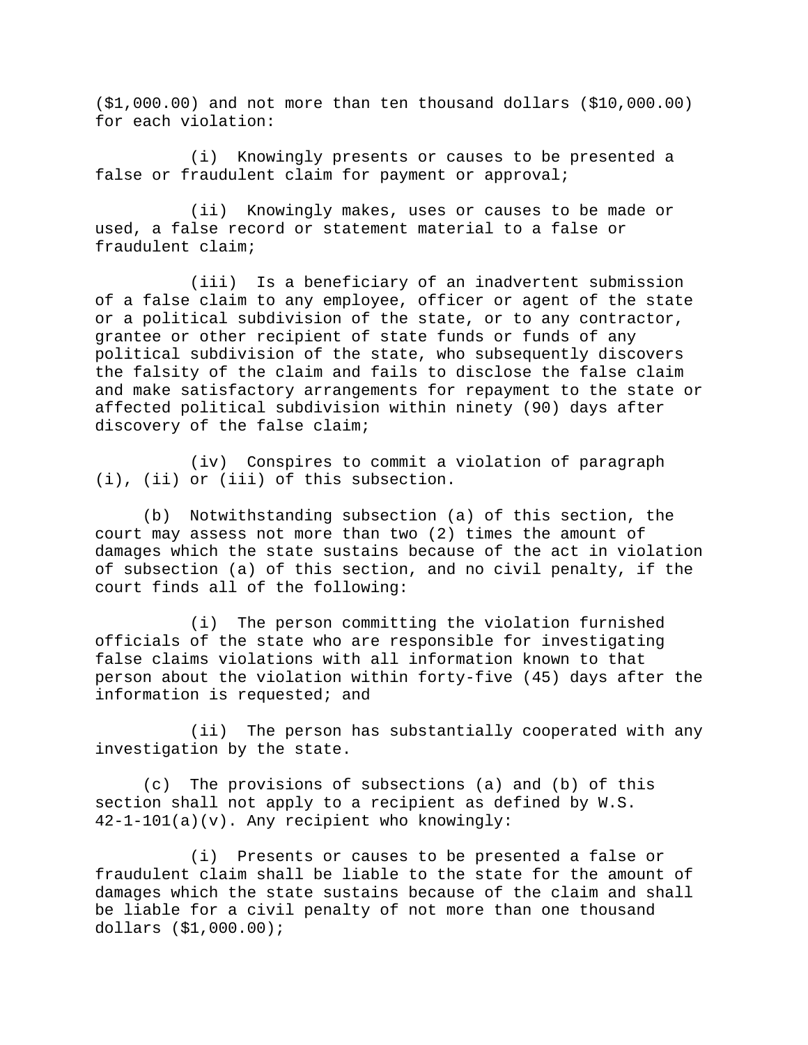($1,000.00) and not more than ten thousand dollars ($10,000.00) for each violation:

(i) Knowingly presents or causes to be presented a false or fraudulent claim for payment or approval;

(ii) Knowingly makes, uses or causes to be made or used, a false record or statement material to a false or fraudulent claim;

(iii) Is a beneficiary of an inadvertent submission of a false claim to any employee, officer or agent of the state or a political subdivision of the state, or to any contractor, grantee or other recipient of state funds or funds of any political subdivision of the state, who subsequently discovers the falsity of the claim and fails to disclose the false claim and make satisfactory arrangements for repayment to the state or affected political subdivision within ninety (90) days after discovery of the false claim;

(iv) Conspires to commit a violation of paragraph (i), (ii) or (iii) of this subsection.

(b) Notwithstanding subsection (a) of this section, the court may assess not more than two (2) times the amount of damages which the state sustains because of the act in violation of subsection (a) of this section, and no civil penalty, if the court finds all of the following:

(i) The person committing the violation furnished officials of the state who are responsible for investigating false claims violations with all information known to that person about the violation within forty-five (45) days after the information is requested; and

(ii) The person has substantially cooperated with any investigation by the state.

(c) The provisions of subsections (a) and (b) of this section shall not apply to a recipient as defined by W.S. 42-1-101(a)(v). Any recipient who knowingly:

(i) Presents or causes to be presented a false or fraudulent claim shall be liable to the state for the amount of damages which the state sustains because of the claim and shall be liable for a civil penalty of not more than one thousand dollars ($1,000.00);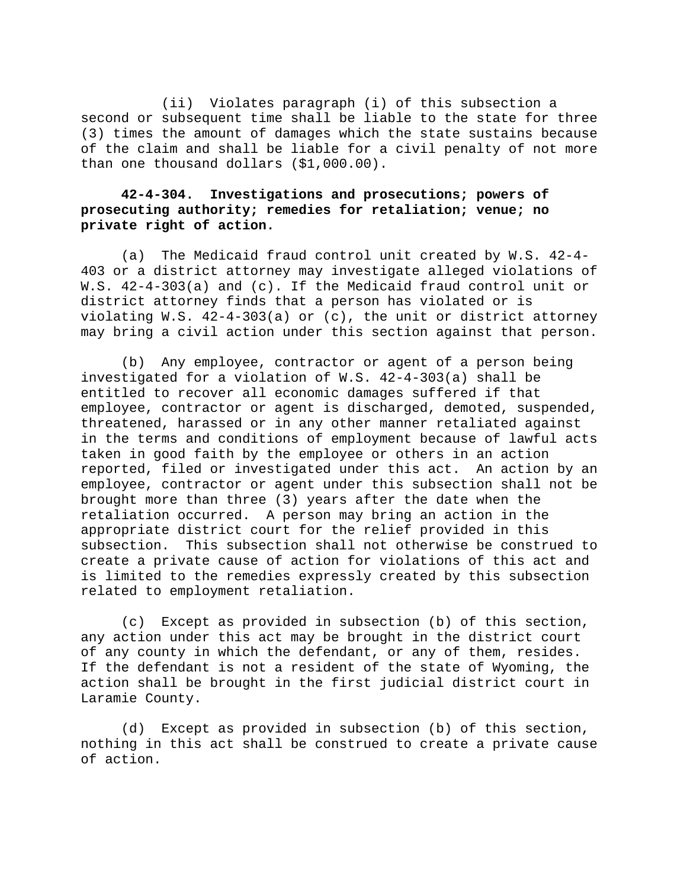(ii) Violates paragraph (i) of this subsection a second or subsequent time shall be liable to the state for three (3) times the amount of damages which the state sustains because of the claim and shall be liable for a civil penalty of not more than one thousand dollars ($1,000.00).

**42-4-304. Investigations and prosecutions; powers of prosecuting authority; remedies for retaliation; venue; no private right of action.**

(a) The Medicaid fraud control unit created by W.S. 42-4-403 or a district attorney may investigate alleged violations of W.S. 42-4-303(a) and (c). If the Medicaid fraud control unit or district attorney finds that a person has violated or is violating W.S. 42-4-303(a) or (c), the unit or district attorney may bring a civil action under this section against that person.

(b) Any employee, contractor or agent of a person being investigated for a violation of W.S. 42-4-303(a) shall be entitled to recover all economic damages suffered if that employee, contractor or agent is discharged, demoted, suspended, threatened, harassed or in any other manner retaliated against in the terms and conditions of employment because of lawful acts taken in good faith by the employee or others in an action reported, filed or investigated under this act. An action by an employee, contractor or agent under this subsection shall not be brought more than three (3) years after the date when the retaliation occurred. A person may bring an action in the appropriate district court for the relief provided in this subsection. This subsection shall not otherwise be construed to create a private cause of action for violations of this act and is limited to the remedies expressly created by this subsection related to employment retaliation.

(c) Except as provided in subsection (b) of this section, any action under this act may be brought in the district court of any county in which the defendant, or any of them, resides. If the defendant is not a resident of the state of Wyoming, the action shall be brought in the first judicial district court in Laramie County.

(d) Except as provided in subsection (b) of this section, nothing in this act shall be construed to create a private cause of action.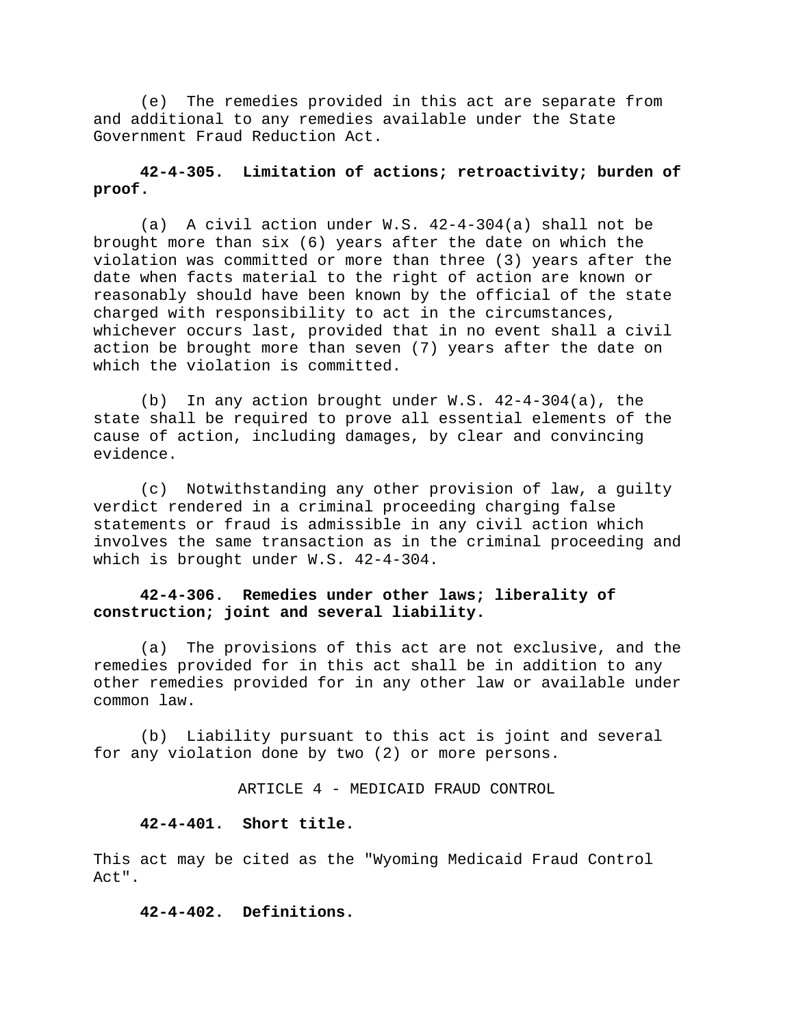(e) The remedies provided in this act are separate from and additional to any remedies available under the State Government Fraud Reduction Act.

**42-4-305. Limitation of actions; retroactivity; burden of proof.**

(a) A civil action under W.S. 42-4-304(a) shall not be brought more than six (6) years after the date on which the violation was committed or more than three (3) years after the date when facts material to the right of action are known or reasonably should have been known by the official of the state charged with responsibility to act in the circumstances, whichever occurs last, provided that in no event shall a civil action be brought more than seven (7) years after the date on which the violation is committed.

(b) In any action brought under W.S. 42-4-304(a), the state shall be required to prove all essential elements of the cause of action, including damages, by clear and convincing evidence.

(c) Notwithstanding any other provision of law, a guilty verdict rendered in a criminal proceeding charging false statements or fraud is admissible in any civil action which involves the same transaction as in the criminal proceeding and which is brought under W.S. 42-4-304.

**42-4-306. Remedies under other laws; liberality of construction; joint and several liability.**

(a) The provisions of this act are not exclusive, and the remedies provided for in this act shall be in addition to any other remedies provided for in any other law or available under common law.

(b) Liability pursuant to this act is joint and several for any violation done by two (2) or more persons.

ARTICLE 4 - MEDICAID FRAUD CONTROL

**42-4-401. Short title.**

This act may be cited as the "Wyoming Medicaid Fraud Control Act".

**42-4-402. Definitions.**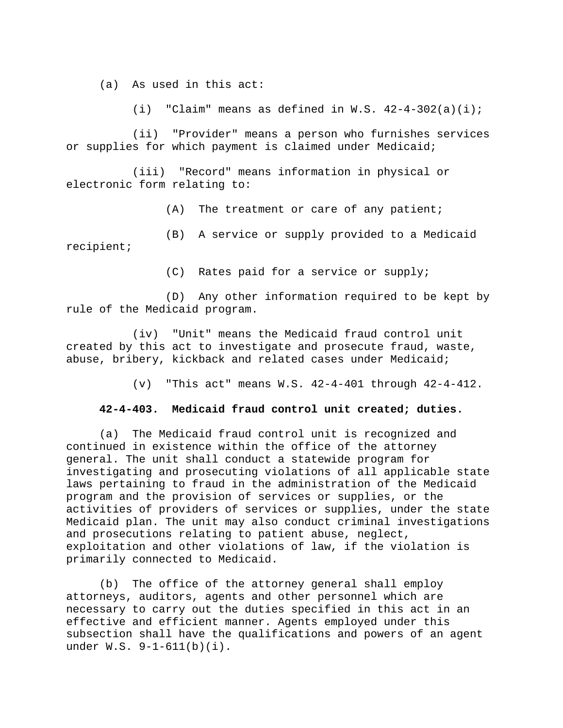(a) As used in this act:

(i) "Claim" means as defined in W.S. 42-4-302(a)(i);

(ii) "Provider" means a person who furnishes services or supplies for which payment is claimed under Medicaid;

(iii) "Record" means information in physical or electronic form relating to:

(A) The treatment or care of any patient;

(B) A service or supply provided to a Medicaid recipient;

(C) Rates paid for a service or supply;

(D) Any other information required to be kept by rule of the Medicaid program.

(iv) "Unit" means the Medicaid fraud control unit created by this act to investigate and prosecute fraud, waste, abuse, bribery, kickback and related cases under Medicaid;

(v) "This act" means W.S. 42-4-401 through 42-4-412.

**42-4-403. Medicaid fraud control unit created; duties.**

(a) The Medicaid fraud control unit is recognized and continued in existence within the office of the attorney general. The unit shall conduct a statewide program for investigating and prosecuting violations of all applicable state laws pertaining to fraud in the administration of the Medicaid program and the provision of services or supplies, or the activities of providers of services or supplies, under the state Medicaid plan. The unit may also conduct criminal investigations and prosecutions relating to patient abuse, neglect, exploitation and other violations of law, if the violation is primarily connected to Medicaid.

(b) The office of the attorney general shall employ attorneys, auditors, agents and other personnel which are necessary to carry out the duties specified in this act in an effective and efficient manner. Agents employed under this subsection shall have the qualifications and powers of an agent under W.S. 9-1-611(b)(i).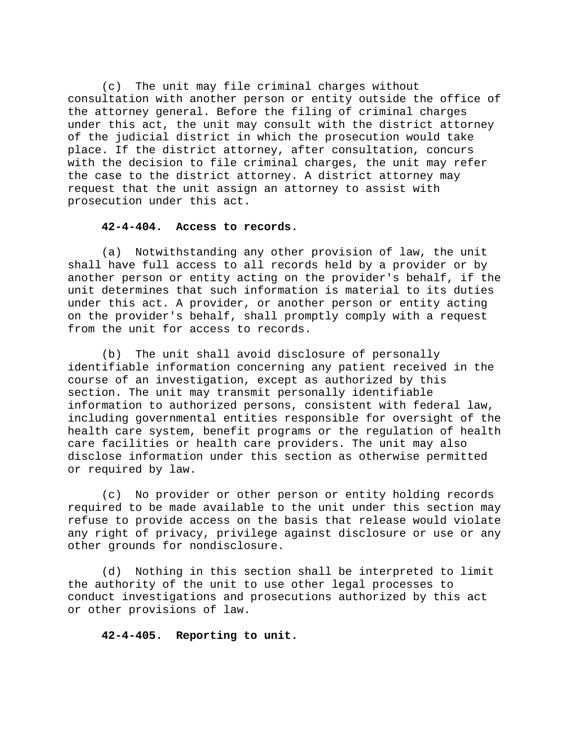(c) The unit may file criminal charges without consultation with another person or entity outside the office of the attorney general. Before the filing of criminal charges under this act, the unit may consult with the district attorney of the judicial district in which the prosecution would take place. If the district attorney, after consultation, concurs with the decision to file criminal charges, the unit may refer the case to the district attorney. A district attorney may request that the unit assign an attorney to assist with prosecution under this act.

**42-4-404. Access to records.**

(a) Notwithstanding any other provision of law, the unit shall have full access to all records held by a provider or by another person or entity acting on the provider's behalf, if the unit determines that such information is material to its duties under this act. A provider, or another person or entity acting on the provider's behalf, shall promptly comply with a request from the unit for access to records.

(b) The unit shall avoid disclosure of personally identifiable information concerning any patient received in the course of an investigation, except as authorized by this section. The unit may transmit personally identifiable information to authorized persons, consistent with federal law, including governmental entities responsible for oversight of the health care system, benefit programs or the regulation of health care facilities or health care providers. The unit may also disclose information under this section as otherwise permitted or required by law.

(c) No provider or other person or entity holding records required to be made available to the unit under this section may refuse to provide access on the basis that release would violate any right of privacy, privilege against disclosure or use or any other grounds for nondisclosure.

(d) Nothing in this section shall be interpreted to limit the authority of the unit to use other legal processes to conduct investigations and prosecutions authorized by this act or other provisions of law.

**42-4-405. Reporting to unit.**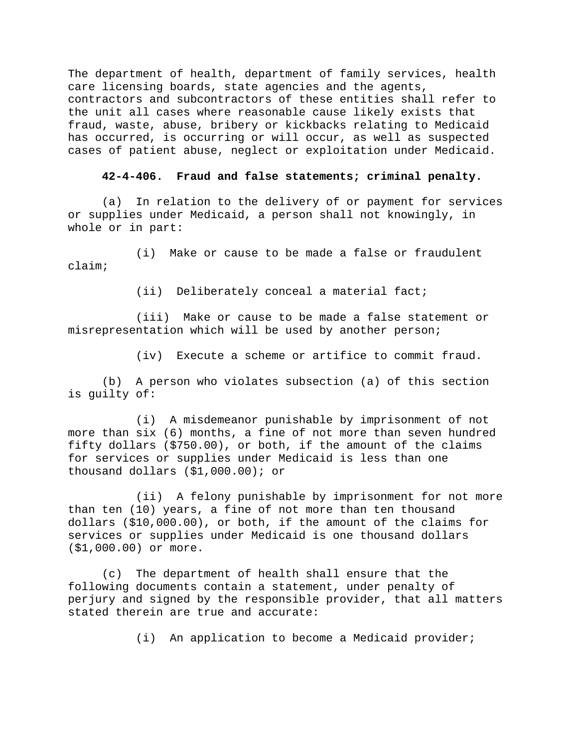The department of health, department of family services, health care licensing boards, state agencies and the agents, contractors and subcontractors of these entities shall refer to the unit all cases where reasonable cause likely exists that fraud, waste, abuse, bribery or kickbacks relating to Medicaid has occurred, is occurring or will occur, as well as suspected cases of patient abuse, neglect or exploitation under Medicaid.

**42-4-406. Fraud and false statements; criminal penalty.**

(a) In relation to the delivery of or payment for services or supplies under Medicaid, a person shall not knowingly, in whole or in part:

(i) Make or cause to be made a false or fraudulent claim;

(ii) Deliberately conceal a material fact;

(iii) Make or cause to be made a false statement or misrepresentation which will be used by another person;

(iv) Execute a scheme or artifice to commit fraud.

(b) A person who violates subsection (a) of this section is guilty of:

(i) A misdemeanor punishable by imprisonment of not more than six (6) months, a fine of not more than seven hundred fifty dollars ($750.00), or both, if the amount of the claims for services or supplies under Medicaid is less than one thousand dollars ($1,000.00); or

(ii) A felony punishable by imprisonment for not more than ten (10) years, a fine of not more than ten thousand dollars ($10,000.00), or both, if the amount of the claims for services or supplies under Medicaid is one thousand dollars ($1,000.00) or more.

(c) The department of health shall ensure that the following documents contain a statement, under penalty of perjury and signed by the responsible provider, that all matters stated therein are true and accurate:

(i) An application to become a Medicaid provider;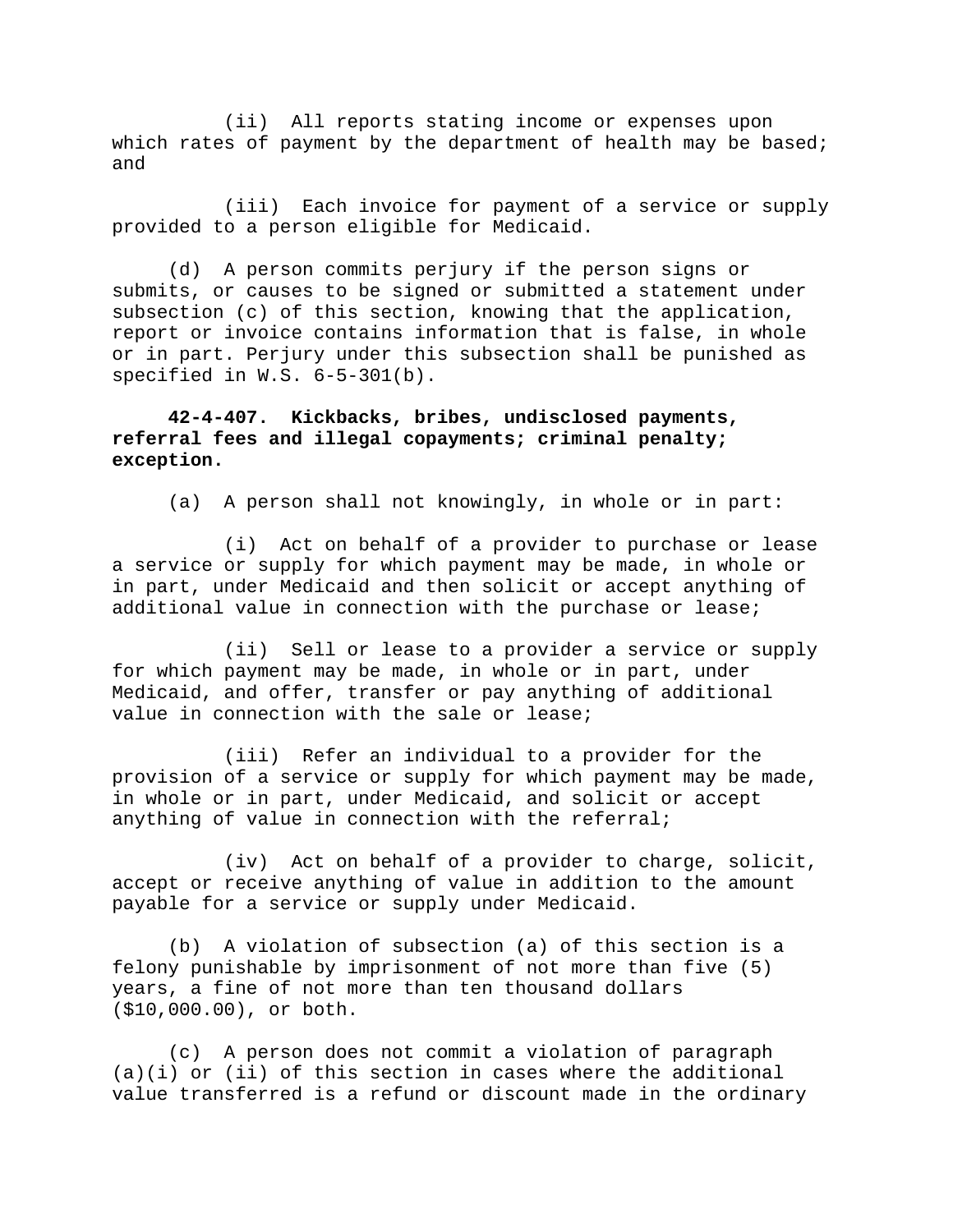(ii) All reports stating income or expenses upon which rates of payment by the department of health may be based; and

(iii) Each invoice for payment of a service or supply provided to a person eligible for Medicaid.

(d) A person commits perjury if the person signs or submits, or causes to be signed or submitted a statement under subsection (c) of this section, knowing that the application, report or invoice contains information that is false, in whole or in part. Perjury under this subsection shall be punished as specified in W.S. 6-5-301(b).

**42-4-407. Kickbacks, bribes, undisclosed payments, referral fees and illegal copayments; criminal penalty; exception.**

(a) A person shall not knowingly, in whole or in part:

(i) Act on behalf of a provider to purchase or lease a service or supply for which payment may be made, in whole or in part, under Medicaid and then solicit or accept anything of additional value in connection with the purchase or lease;

(ii) Sell or lease to a provider a service or supply for which payment may be made, in whole or in part, under Medicaid, and offer, transfer or pay anything of additional value in connection with the sale or lease;

(iii) Refer an individual to a provider for the provision of a service or supply for which payment may be made, in whole or in part, under Medicaid, and solicit or accept anything of value in connection with the referral;

(iv) Act on behalf of a provider to charge, solicit, accept or receive anything of value in addition to the amount payable for a service or supply under Medicaid.

(b) A violation of subsection (a) of this section is a felony punishable by imprisonment of not more than five (5) years, a fine of not more than ten thousand dollars ($10,000.00), or both.

(c) A person does not commit a violation of paragraph (a)(i) or (ii) of this section in cases where the additional value transferred is a refund or discount made in the ordinary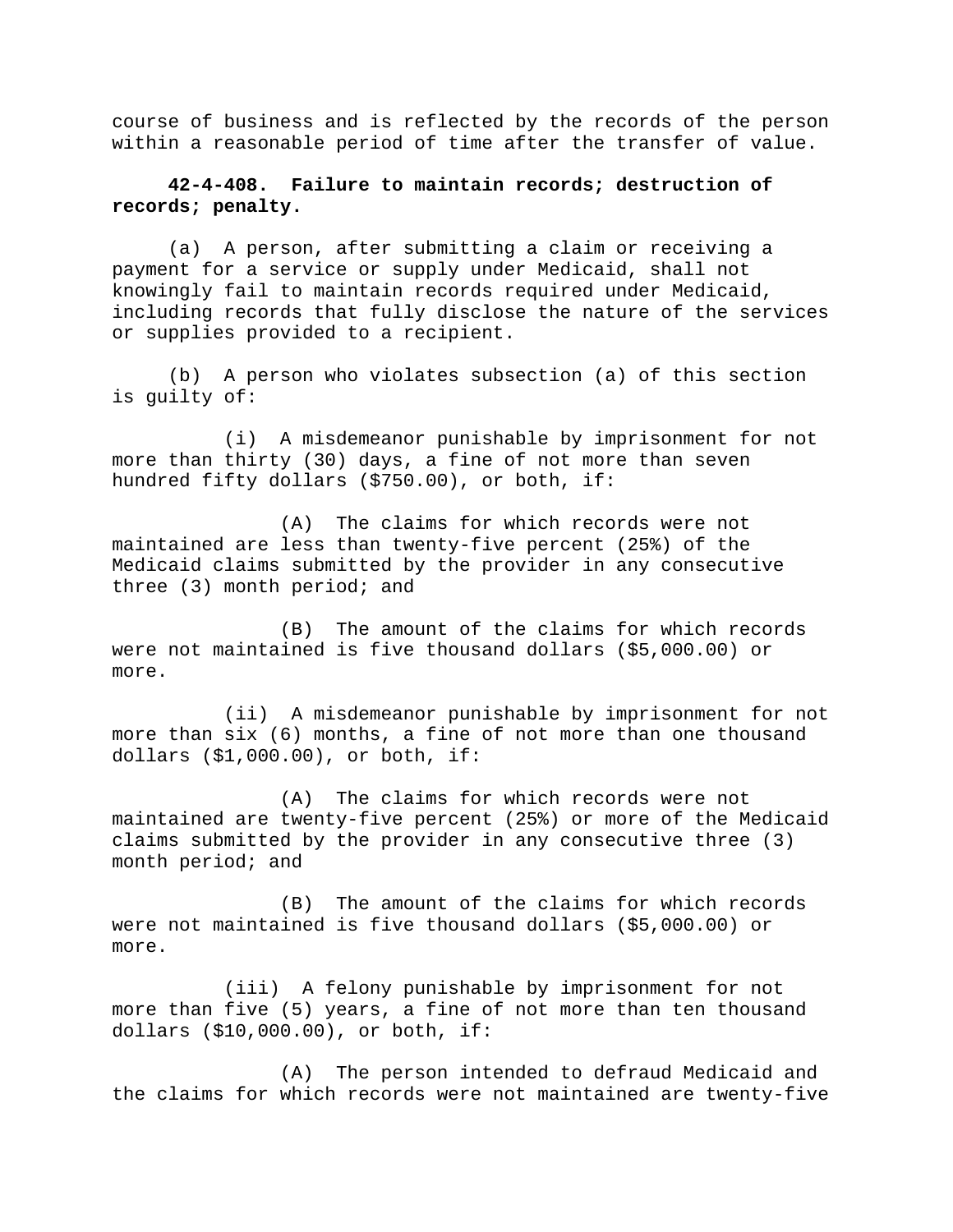course of business and is reflected by the records of the person within a reasonable period of time after the transfer of value.

**42-4-408. Failure to maintain records; destruction of records; penalty.**

(a) A person, after submitting a claim or receiving a payment for a service or supply under Medicaid, shall not knowingly fail to maintain records required under Medicaid, including records that fully disclose the nature of the services or supplies provided to a recipient.

(b) A person who violates subsection (a) of this section is guilty of:

(i) A misdemeanor punishable by imprisonment for not more than thirty (30) days, a fine of not more than seven hundred fifty dollars ($750.00), or both, if:

(A) The claims for which records were not maintained are less than twenty-five percent (25%) of the Medicaid claims submitted by the provider in any consecutive three (3) month period; and

(B) The amount of the claims for which records were not maintained is five thousand dollars ($5,000.00) or more.

(ii) A misdemeanor punishable by imprisonment for not more than six (6) months, a fine of not more than one thousand dollars ($1,000.00), or both, if:

(A) The claims for which records were not maintained are twenty-five percent (25%) or more of the Medicaid claims submitted by the provider in any consecutive three (3) month period; and

(B) The amount of the claims for which records were not maintained is five thousand dollars ($5,000.00) or more.

(iii) A felony punishable by imprisonment for not more than five (5) years, a fine of not more than ten thousand dollars ($10,000.00), or both, if:

(A) The person intended to defraud Medicaid and the claims for which records were not maintained are twenty-five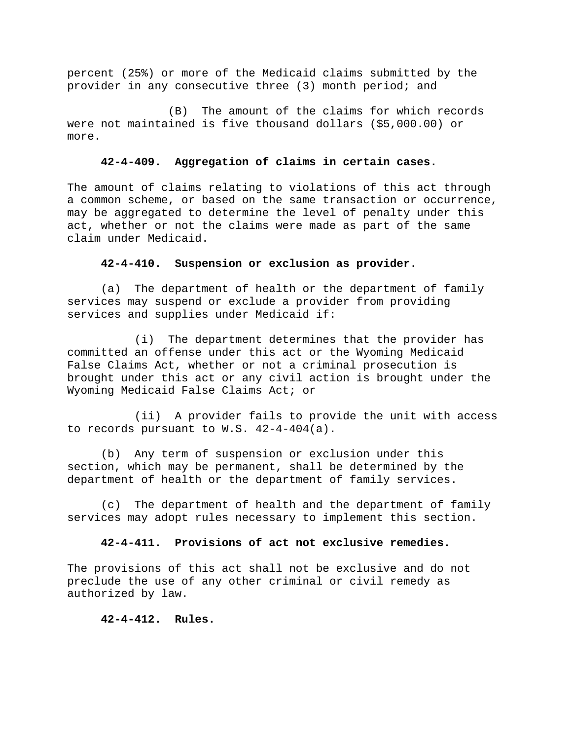percent (25%) or more of the Medicaid claims submitted by the provider in any consecutive three (3) month period; and

(B) The amount of the claims for which records were not maintained is five thousand dollars ($5,000.00) or more.

**42-4-409. Aggregation of claims in certain cases.**

The amount of claims relating to violations of this act through a common scheme, or based on the same transaction or occurrence, may be aggregated to determine the level of penalty under this act, whether or not the claims were made as part of the same claim under Medicaid.

**42-4-410. Suspension or exclusion as provider.**

(a) The department of health or the department of family services may suspend or exclude a provider from providing services and supplies under Medicaid if:

(i) The department determines that the provider has committed an offense under this act or the Wyoming Medicaid False Claims Act, whether or not a criminal prosecution is brought under this act or any civil action is brought under the Wyoming Medicaid False Claims Act; or

(ii) A provider fails to provide the unit with access to records pursuant to W.S. 42-4-404(a).

(b) Any term of suspension or exclusion under this section, which may be permanent, shall be determined by the department of health or the department of family services.

(c) The department of health and the department of family services may adopt rules necessary to implement this section.

**42-4-411. Provisions of act not exclusive remedies.**

The provisions of this act shall not be exclusive and do not preclude the use of any other criminal or civil remedy as authorized by law.

**42-4-412. Rules.**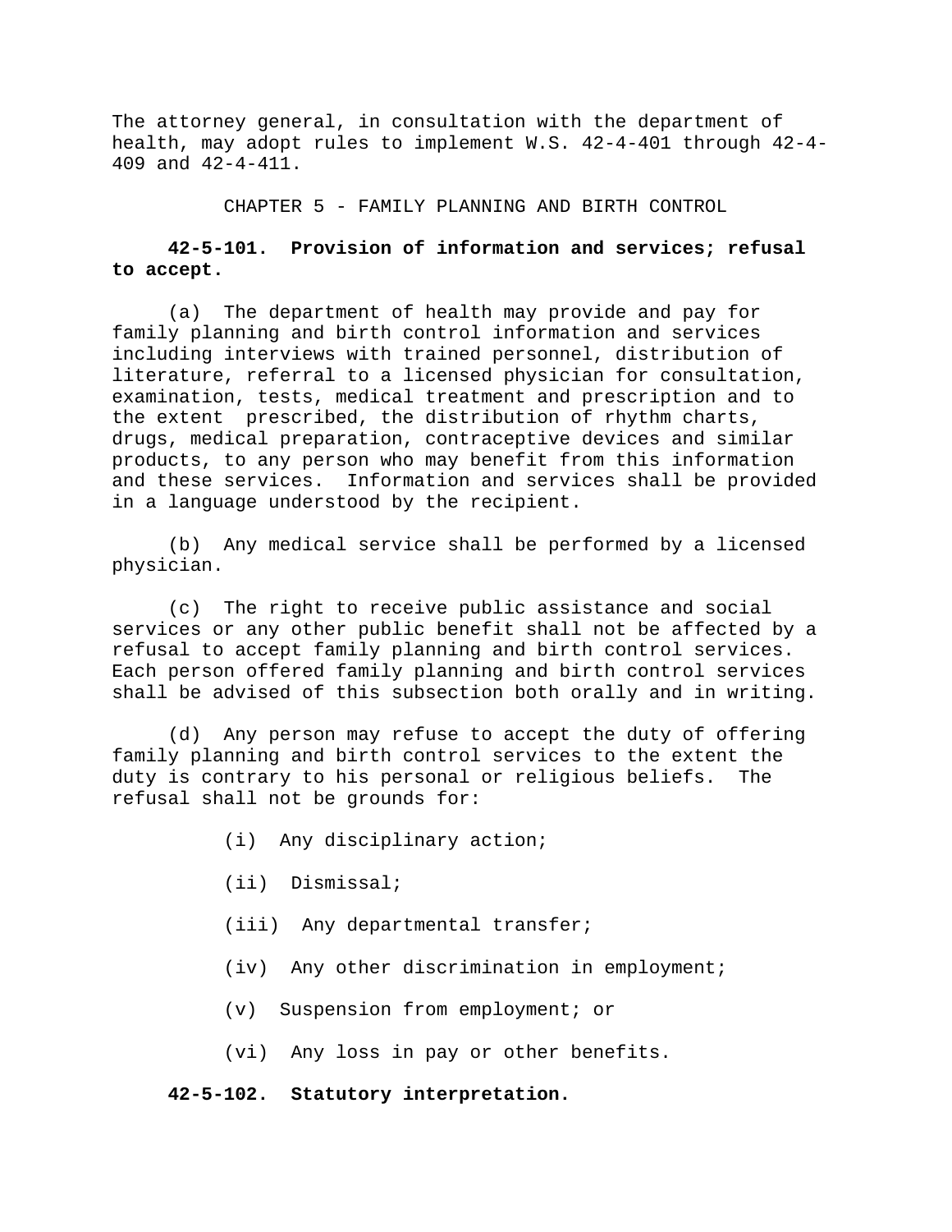The attorney general, in consultation with the department of health, may adopt rules to implement W.S. 42-4-401 through 42-4-409 and 42-4-411.

## CHAPTER 5 - FAMILY PLANNING AND BIRTH CONTROL

**42-5-101. Provision of information and services; refusal to accept.**

(a) The department of health may provide and pay for family planning and birth control information and services including interviews with trained personnel, distribution of literature, referral to a licensed physician for consultation, examination, tests, medical treatment and prescription and to the extent prescribed, the distribution of rhythm charts, drugs, medical preparation, contraceptive devices and similar products, to any person who may benefit from this information and these services. Information and services shall be provided in a language understood by the recipient.

(b) Any medical service shall be performed by a licensed physician.

(c) The right to receive public assistance and social services or any other public benefit shall not be affected by a refusal to accept family planning and birth control services. Each person offered family planning and birth control services shall be advised of this subsection both orally and in writing.

(d) Any person may refuse to accept the duty of offering family planning and birth control services to the extent the duty is contrary to his personal or religious beliefs. The refusal shall not be grounds for:

(i) Any disciplinary action;

(ii) Dismissal;

(iii) Any departmental transfer;

(iv) Any other discrimination in employment;

(v) Suspension from employment; or

(vi) Any loss in pay or other benefits.

**42-5-102. Statutory interpretation.**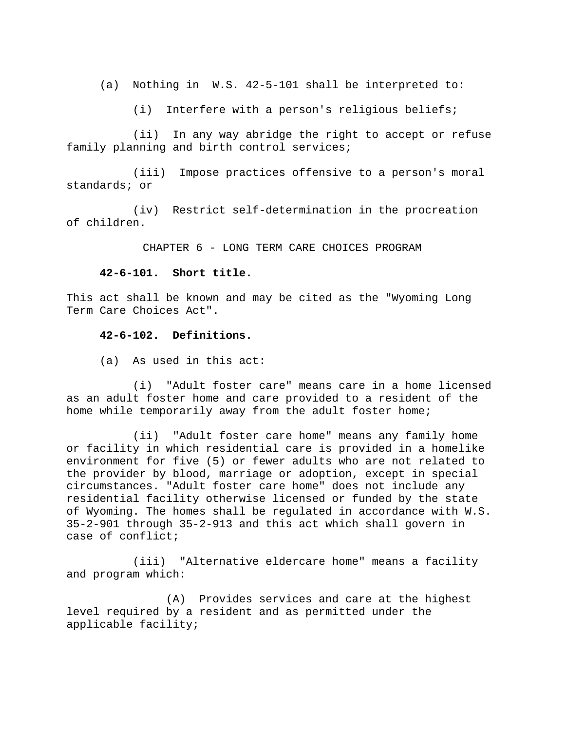(a) Nothing in W.S. 42-5-101 shall be interpreted to:

(i) Interfere with a person's religious beliefs;

(ii) In any way abridge the right to accept or refuse family planning and birth control services;

(iii) Impose practices offensive to a person's moral standards; or

(iv) Restrict self-determination in the procreation of children.

## CHAPTER 6 - LONG TERM CARE CHOICES PROGRAM

**42-6-101. Short title.**

This act shall be known and may be cited as the "Wyoming Long Term Care Choices Act".

**42-6-102. Definitions.**

(a) As used in this act:

(i) "Adult foster care" means care in a home licensed as an adult foster home and care provided to a resident of the home while temporarily away from the adult foster home;

(ii) "Adult foster care home" means any family home or facility in which residential care is provided in a homelike environment for five (5) or fewer adults who are not related to the provider by blood, marriage or adoption, except in special circumstances. "Adult foster care home" does not include any residential facility otherwise licensed or funded by the state of Wyoming. The homes shall be regulated in accordance with W.S. 35-2-901 through 35-2-913 and this act which shall govern in case of conflict;

(iii) "Alternative eldercare home" means a facility and program which:

(A) Provides services and care at the highest level required by a resident and as permitted under the applicable facility;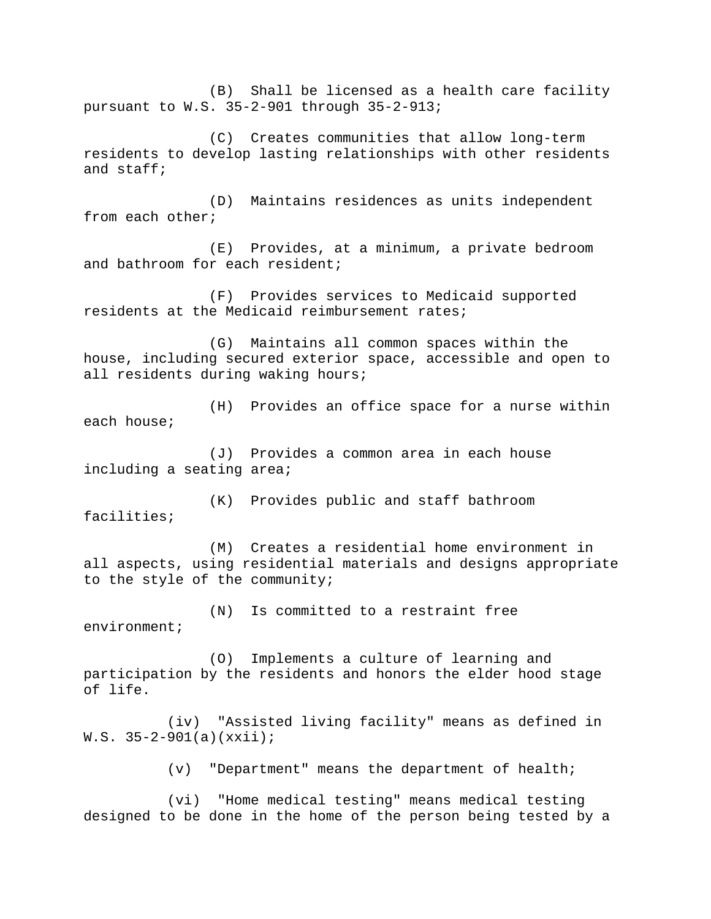(B) Shall be licensed as a health care facility pursuant to W.S. 35-2-901 through 35-2-913;

(C) Creates communities that allow long-term residents to develop lasting relationships with other residents and staff;

(D) Maintains residences as units independent from each other;

(E) Provides, at a minimum, a private bedroom and bathroom for each resident;

(F) Provides services to Medicaid supported residents at the Medicaid reimbursement rates;

(G) Maintains all common spaces within the house, including secured exterior space, accessible and open to all residents during waking hours;

(H) Provides an office space for a nurse within each house;

(J) Provides a common area in each house including a seating area;

(K) Provides public and staff bathroom facilities;

(M) Creates a residential home environment in all aspects, using residential materials and designs appropriate to the style of the community;

(N) Is committed to a restraint free environment;

(O) Implements a culture of learning and participation by the residents and honors the elder hood stage of life.

(iv) "Assisted living facility" means as defined in W.S. 35-2-901(a)(xxii);

(v) "Department" means the department of health;

(vi) "Home medical testing" means medical testing designed to be done in the home of the person being tested by a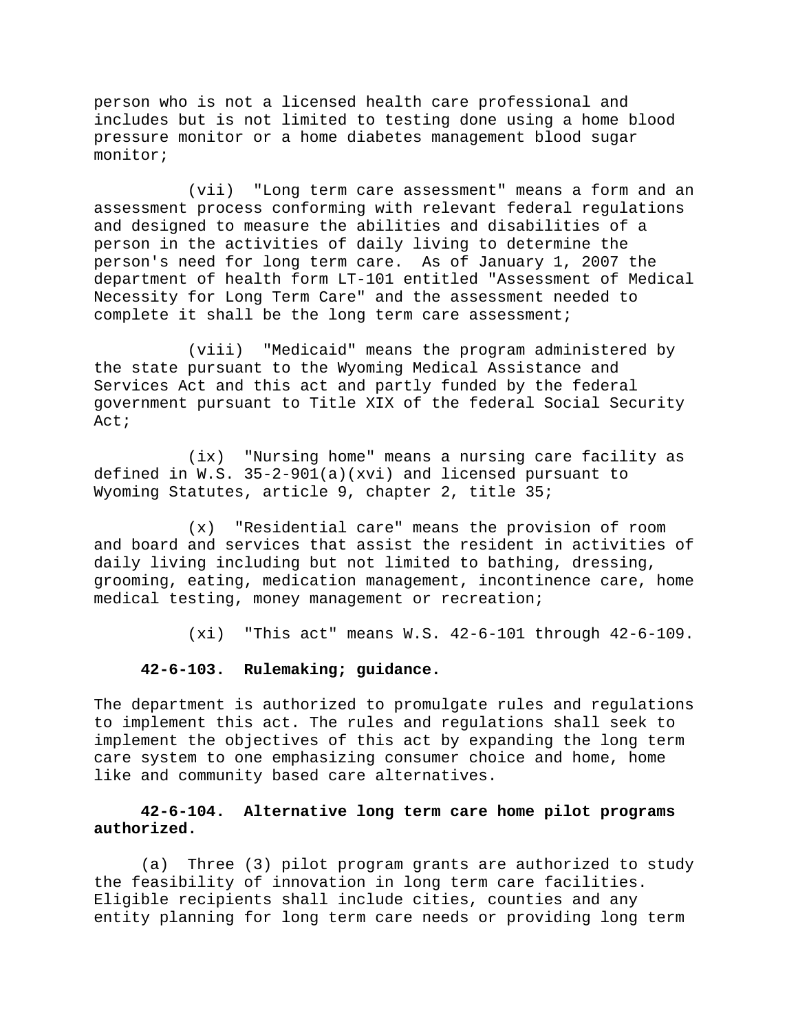person who is not a licensed health care professional and includes but is not limited to testing done using a home blood pressure monitor or a home diabetes management blood sugar monitor;

(vii) "Long term care assessment" means a form and an assessment process conforming with relevant federal regulations and designed to measure the abilities and disabilities of a person in the activities of daily living to determine the person's need for long term care. As of January 1, 2007 the department of health form LT-101 entitled "Assessment of Medical Necessity for Long Term Care" and the assessment needed to complete it shall be the long term care assessment;

(viii) "Medicaid" means the program administered by the state pursuant to the Wyoming Medical Assistance and Services Act and this act and partly funded by the federal government pursuant to Title XIX of the federal Social Security Act;

(ix) "Nursing home" means a nursing care facility as defined in W.S. 35-2-901(a)(xvi) and licensed pursuant to Wyoming Statutes, article 9, chapter 2, title 35;

(x) "Residential care" means the provision of room and board and services that assist the resident in activities of daily living including but not limited to bathing, dressing, grooming, eating, medication management, incontinence care, home medical testing, money management or recreation;

(xi) "This act" means W.S. 42-6-101 through 42-6-109.

**42-6-103. Rulemaking; guidance.**

The department is authorized to promulgate rules and regulations to implement this act. The rules and regulations shall seek to implement the objectives of this act by expanding the long term care system to one emphasizing consumer choice and home, home like and community based care alternatives.

**42-6-104. Alternative long term care home pilot programs authorized.**

(a) Three (3) pilot program grants are authorized to study the feasibility of innovation in long term care facilities. Eligible recipients shall include cities, counties and any entity planning for long term care needs or providing long term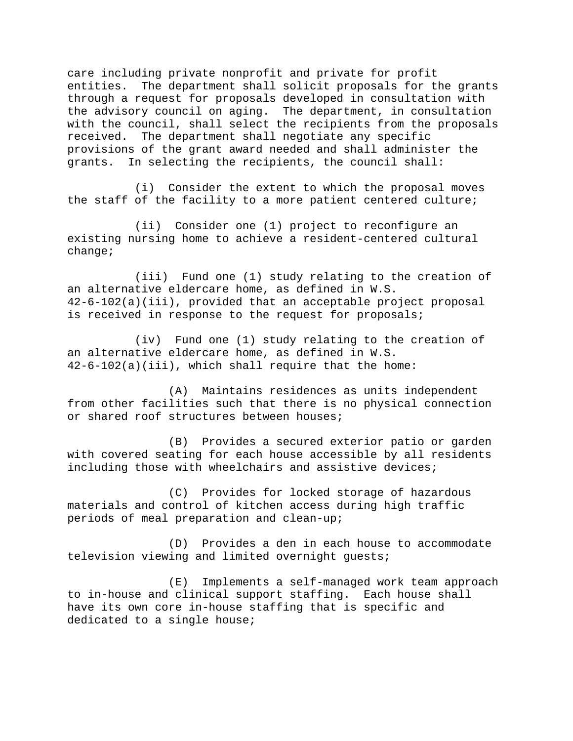care including private nonprofit and private for profit entities. The department shall solicit proposals for the grants through a request for proposals developed in consultation with the advisory council on aging. The department, in consultation with the council, shall select the recipients from the proposals received. The department shall negotiate any specific provisions of the grant award needed and shall administer the grants. In selecting the recipients, the council shall:

(i) Consider the extent to which the proposal moves the staff of the facility to a more patient centered culture;

(ii) Consider one (1) project to reconfigure an existing nursing home to achieve a resident-centered cultural change;

(iii) Fund one (1) study relating to the creation of an alternative eldercare home, as defined in W.S. 42-6-102(a)(iii), provided that an acceptable project proposal is received in response to the request for proposals;

(iv) Fund one (1) study relating to the creation of an alternative eldercare home, as defined in W.S. 42-6-102(a)(iii), which shall require that the home:

(A) Maintains residences as units independent from other facilities such that there is no physical connection or shared roof structures between houses;

(B) Provides a secured exterior patio or garden with covered seating for each house accessible by all residents including those with wheelchairs and assistive devices;

(C) Provides for locked storage of hazardous materials and control of kitchen access during high traffic periods of meal preparation and clean-up;

(D) Provides a den in each house to accommodate television viewing and limited overnight guests;

(E) Implements a self-managed work team approach to in-house and clinical support staffing. Each house shall have its own core in-house staffing that is specific and dedicated to a single house;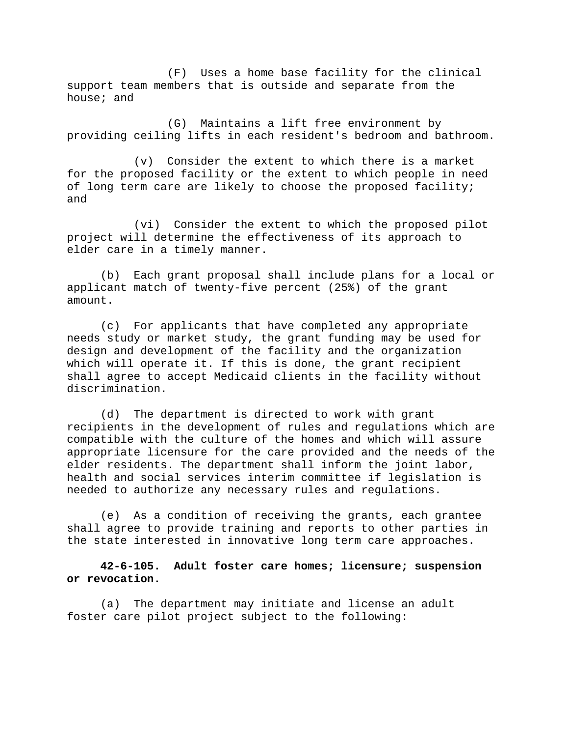(F) Uses a home base facility for the clinical support team members that is outside and separate from the house; and

(G) Maintains a lift free environment by providing ceiling lifts in each resident's bedroom and bathroom.

(v) Consider the extent to which there is a market for the proposed facility or the extent to which people in need of long term care are likely to choose the proposed facility; and

(vi) Consider the extent to which the proposed pilot project will determine the effectiveness of its approach to elder care in a timely manner.

(b) Each grant proposal shall include plans for a local or applicant match of twenty-five percent (25%) of the grant amount.

(c) For applicants that have completed any appropriate needs study or market study, the grant funding may be used for design and development of the facility and the organization which will operate it. If this is done, the grant recipient shall agree to accept Medicaid clients in the facility without discrimination.

(d) The department is directed to work with grant recipients in the development of rules and regulations which are compatible with the culture of the homes and which will assure appropriate licensure for the care provided and the needs of the elder residents. The department shall inform the joint labor, health and social services interim committee if legislation is needed to authorize any necessary rules and regulations.

(e) As a condition of receiving the grants, each grantee shall agree to provide training and reports to other parties in the state interested in innovative long term care approaches.

**42-6-105. Adult foster care homes; licensure; suspension or revocation.**

(a) The department may initiate and license an adult foster care pilot project subject to the following: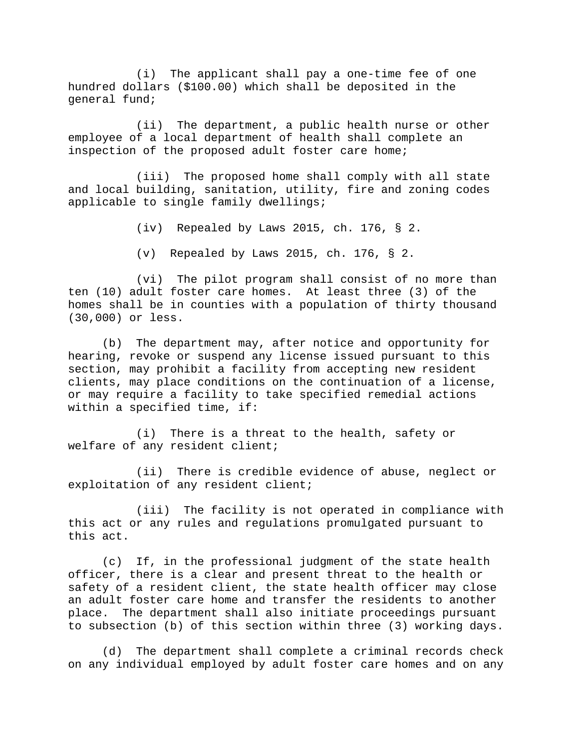(i) The applicant shall pay a one-time fee of one hundred dollars ($100.00) which shall be deposited in the general fund;

(ii) The department, a public health nurse or other employee of a local department of health shall complete an inspection of the proposed adult foster care home;

(iii) The proposed home shall comply with all state and local building, sanitation, utility, fire and zoning codes applicable to single family dwellings;

(iv) Repealed by Laws 2015, ch. 176, § 2.

(v) Repealed by Laws 2015, ch. 176, § 2.

(vi) The pilot program shall consist of no more than ten (10) adult foster care homes. At least three (3) of the homes shall be in counties with a population of thirty thousand (30,000) or less.

(b) The department may, after notice and opportunity for hearing, revoke or suspend any license issued pursuant to this section, may prohibit a facility from accepting new resident clients, may place conditions on the continuation of a license, or may require a facility to take specified remedial actions within a specified time, if:

(i) There is a threat to the health, safety or welfare of any resident client;

(ii) There is credible evidence of abuse, neglect or exploitation of any resident client;

(iii) The facility is not operated in compliance with this act or any rules and regulations promulgated pursuant to this act.

(c) If, in the professional judgment of the state health officer, there is a clear and present threat to the health or safety of a resident client, the state health officer may close an adult foster care home and transfer the residents to another place. The department shall also initiate proceedings pursuant to subsection (b) of this section within three (3) working days.

(d) The department shall complete a criminal records check on any individual employed by adult foster care homes and on any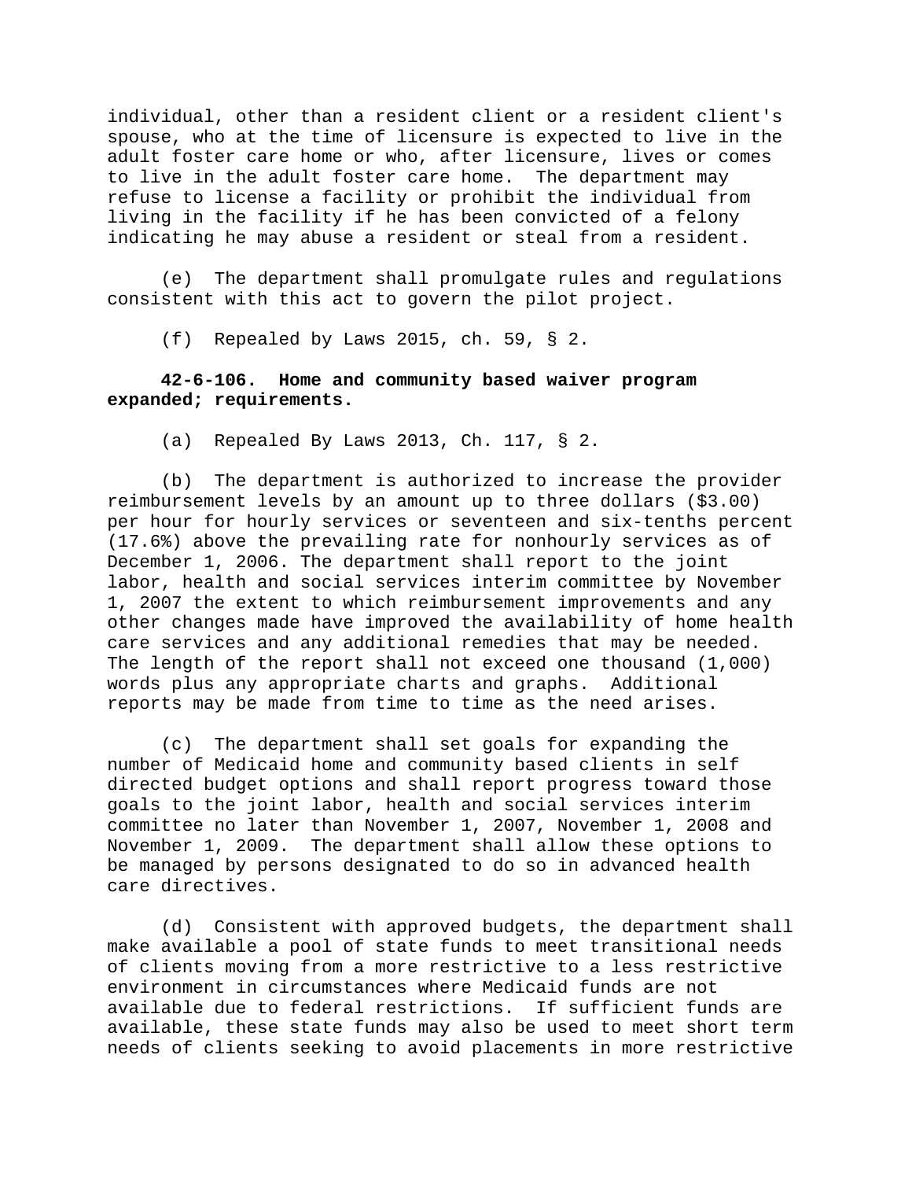individual, other than a resident client or a resident client's spouse, who at the time of licensure is expected to live in the adult foster care home or who, after licensure, lives or comes to live in the adult foster care home. The department may refuse to license a facility or prohibit the individual from living in the facility if he has been convicted of a felony indicating he may abuse a resident or steal from a resident.

(e) The department shall promulgate rules and regulations consistent with this act to govern the pilot project.

(f) Repealed by Laws 2015, ch. 59, § 2.

**42-6-106. Home and community based waiver program expanded; requirements.**

(a) Repealed By Laws 2013, Ch. 117, § 2.

(b) The department is authorized to increase the provider reimbursement levels by an amount up to three dollars ($3.00) per hour for hourly services or seventeen and six-tenths percent (17.6%) above the prevailing rate for nonhourly services as of December 1, 2006. The department shall report to the joint labor, health and social services interim committee by November 1, 2007 the extent to which reimbursement improvements and any other changes made have improved the availability of home health care services and any additional remedies that may be needed. The length of the report shall not exceed one thousand (1,000) words plus any appropriate charts and graphs. Additional reports may be made from time to time as the need arises.

(c) The department shall set goals for expanding the number of Medicaid home and community based clients in self directed budget options and shall report progress toward those goals to the joint labor, health and social services interim committee no later than November 1, 2007, November 1, 2008 and November 1, 2009. The department shall allow these options to be managed by persons designated to do so in advanced health care directives.

(d) Consistent with approved budgets, the department shall make available a pool of state funds to meet transitional needs of clients moving from a more restrictive to a less restrictive environment in circumstances where Medicaid funds are not available due to federal restrictions. If sufficient funds are available, these state funds may also be used to meet short term needs of clients seeking to avoid placements in more restrictive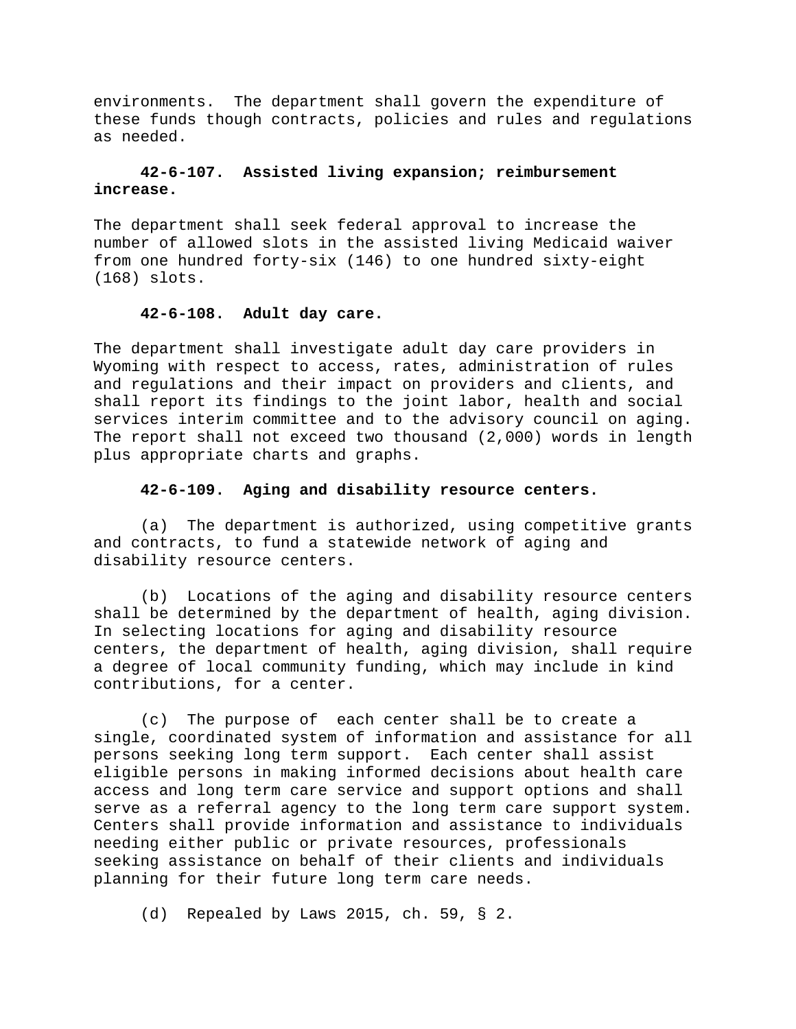environments. The department shall govern the expenditure of these funds though contracts, policies and rules and regulations as needed.

**42-6-107. Assisted living expansion; reimbursement increase.**

The department shall seek federal approval to increase the number of allowed slots in the assisted living Medicaid waiver from one hundred forty-six (146) to one hundred sixty-eight (168) slots.

**42-6-108. Adult day care.**

The department shall investigate adult day care providers in Wyoming with respect to access, rates, administration of rules and regulations and their impact on providers and clients, and shall report its findings to the joint labor, health and social services interim committee and to the advisory council on aging. The report shall not exceed two thousand (2,000) words in length plus appropriate charts and graphs.

**42-6-109. Aging and disability resource centers.**

(a) The department is authorized, using competitive grants and contracts, to fund a statewide network of aging and disability resource centers.

(b) Locations of the aging and disability resource centers shall be determined by the department of health, aging division. In selecting locations for aging and disability resource centers, the department of health, aging division, shall require a degree of local community funding, which may include in kind contributions, for a center.

(c) The purpose of each center shall be to create a single, coordinated system of information and assistance for all persons seeking long term support. Each center shall assist eligible persons in making informed decisions about health care access and long term care service and support options and shall serve as a referral agency to the long term care support system. Centers shall provide information and assistance to individuals needing either public or private resources, professionals seeking assistance on behalf of their clients and individuals planning for their future long term care needs.

(d) Repealed by Laws 2015, ch. 59, § 2.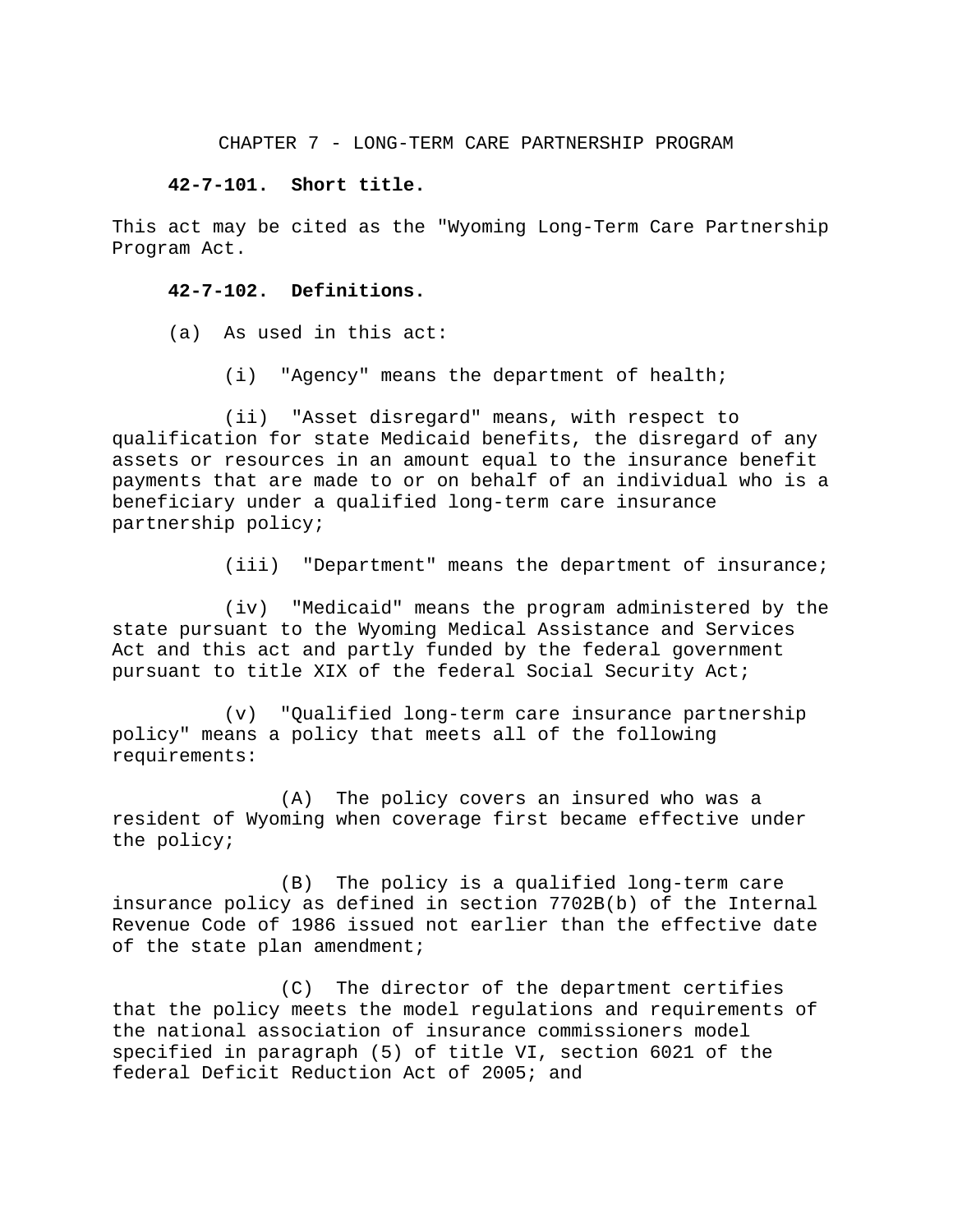CHAPTER 7 - LONG-TERM CARE PARTNERSHIP PROGRAM

**42-7-101. Short title.**

This act may be cited as the "Wyoming Long-Term Care Partnership Program Act.

**42-7-102. Definitions.**

(a) As used in this act:

(i) "Agency" means the department of health;

(ii) "Asset disregard" means, with respect to qualification for state Medicaid benefits, the disregard of any assets or resources in an amount equal to the insurance benefit payments that are made to or on behalf of an individual who is a beneficiary under a qualified long-term care insurance partnership policy;

(iii) "Department" means the department of insurance;

(iv) "Medicaid" means the program administered by the state pursuant to the Wyoming Medical Assistance and Services Act and this act and partly funded by the federal government pursuant to title XIX of the federal Social Security Act;

(v) "Qualified long-term care insurance partnership policy" means a policy that meets all of the following requirements:

(A) The policy covers an insured who was a resident of Wyoming when coverage first became effective under the policy;

(B) The policy is a qualified long-term care insurance policy as defined in section 7702B(b) of the Internal Revenue Code of 1986 issued not earlier than the effective date of the state plan amendment;

(C) The director of the department certifies that the policy meets the model regulations and requirements of the national association of insurance commissioners model specified in paragraph (5) of title VI, section 6021 of the federal Deficit Reduction Act of 2005; and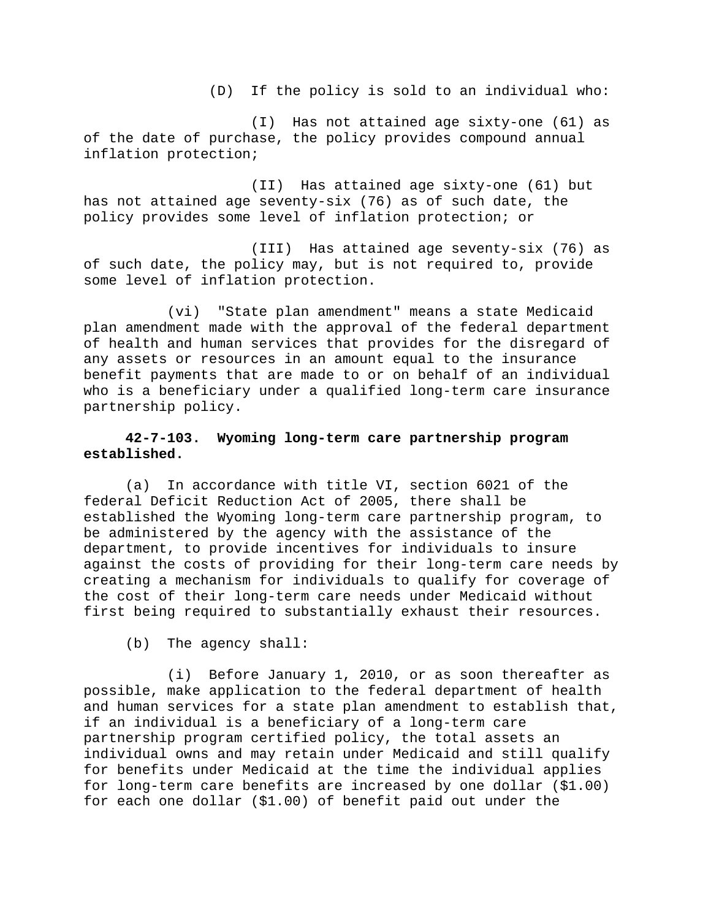(D) If the policy is sold to an individual who:

(I) Has not attained age sixty-one (61) as of the date of purchase, the policy provides compound annual inflation protection;

(II) Has attained age sixty-one (61) but has not attained age seventy-six (76) as of such date, the policy provides some level of inflation protection; or

(III) Has attained age seventy-six (76) as of such date, the policy may, but is not required to, provide some level of inflation protection.

(vi) "State plan amendment" means a state Medicaid plan amendment made with the approval of the federal department of health and human services that provides for the disregard of any assets or resources in an amount equal to the insurance benefit payments that are made to or on behalf of an individual who is a beneficiary under a qualified long-term care insurance partnership policy.

**42-7-103. Wyoming long-term care partnership program established.**

(a) In accordance with title VI, section 6021 of the federal Deficit Reduction Act of 2005, there shall be established the Wyoming long-term care partnership program, to be administered by the agency with the assistance of the department, to provide incentives for individuals to insure against the costs of providing for their long-term care needs by creating a mechanism for individuals to qualify for coverage of the cost of their long-term care needs under Medicaid without first being required to substantially exhaust their resources.

(b) The agency shall:

(i) Before January 1, 2010, or as soon thereafter as possible, make application to the federal department of health and human services for a state plan amendment to establish that, if an individual is a beneficiary of a long-term care partnership program certified policy, the total assets an individual owns and may retain under Medicaid and still qualify for benefits under Medicaid at the time the individual applies for long-term care benefits are increased by one dollar ($1.00) for each one dollar ($1.00) of benefit paid out under the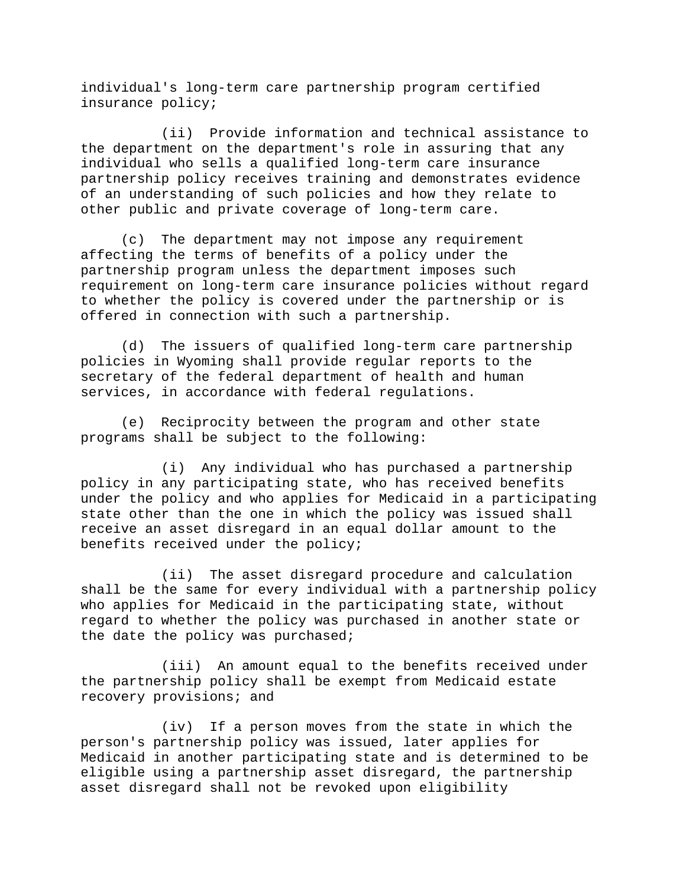individual's long-term care partnership program certified insurance policy;

(ii) Provide information and technical assistance to the department on the department's role in assuring that any individual who sells a qualified long-term care insurance partnership policy receives training and demonstrates evidence of an understanding of such policies and how they relate to other public and private coverage of long-term care.

(c) The department may not impose any requirement affecting the terms of benefits of a policy under the partnership program unless the department imposes such requirement on long-term care insurance policies without regard to whether the policy is covered under the partnership or is offered in connection with such a partnership.

(d) The issuers of qualified long-term care partnership policies in Wyoming shall provide regular reports to the secretary of the federal department of health and human services, in accordance with federal regulations.

(e) Reciprocity between the program and other state programs shall be subject to the following:

(i) Any individual who has purchased a partnership policy in any participating state, who has received benefits under the policy and who applies for Medicaid in a participating state other than the one in which the policy was issued shall receive an asset disregard in an equal dollar amount to the benefits received under the policy;

(ii) The asset disregard procedure and calculation shall be the same for every individual with a partnership policy who applies for Medicaid in the participating state, without regard to whether the policy was purchased in another state or the date the policy was purchased;

(iii) An amount equal to the benefits received under the partnership policy shall be exempt from Medicaid estate recovery provisions; and

(iv) If a person moves from the state in which the person's partnership policy was issued, later applies for Medicaid in another participating state and is determined to be eligible using a partnership asset disregard, the partnership asset disregard shall not be revoked upon eligibility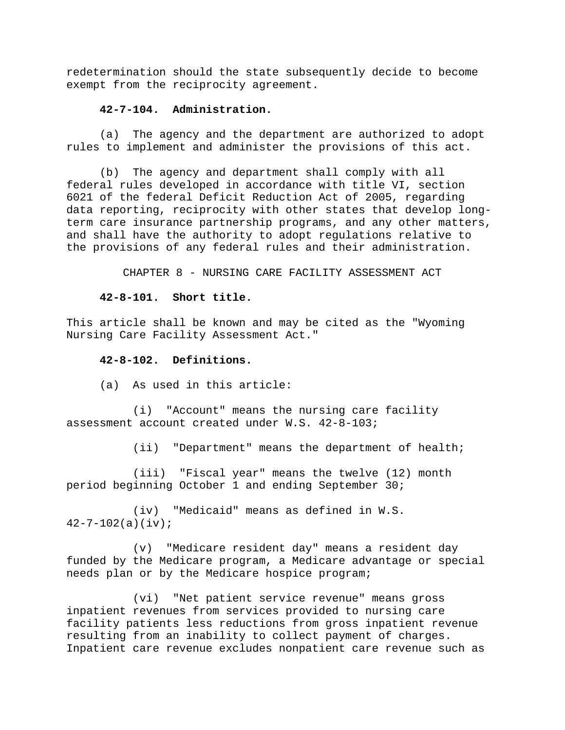redetermination should the state subsequently decide to become exempt from the reciprocity agreement.

**42-7-104. Administration.**

(a) The agency and the department are authorized to adopt rules to implement and administer the provisions of this act.

(b) The agency and department shall comply with all federal rules developed in accordance with title VI, section 6021 of the federal Deficit Reduction Act of 2005, regarding data reporting, reciprocity with other states that develop long-term care insurance partnership programs, and any other matters, and shall have the authority to adopt regulations relative to the provisions of any federal rules and their administration.

CHAPTER 8 - NURSING CARE FACILITY ASSESSMENT ACT

**42-8-101. Short title.**

This article shall be known and may be cited as the "Wyoming Nursing Care Facility Assessment Act."

**42-8-102. Definitions.**

(a) As used in this article:

(i) "Account" means the nursing care facility assessment account created under W.S. 42-8-103;

(ii) "Department" means the department of health;

(iii) "Fiscal year" means the twelve (12) month period beginning October 1 and ending September 30;

(iv) "Medicaid" means as defined in W.S. 42-7-102(a)(iv);

(v) "Medicare resident day" means a resident day funded by the Medicare program, a Medicare advantage or special needs plan or by the Medicare hospice program;

(vi) "Net patient service revenue" means gross inpatient revenues from services provided to nursing care facility patients less reductions from gross inpatient revenue resulting from an inability to collect payment of charges. Inpatient care revenue excludes nonpatient care revenue such as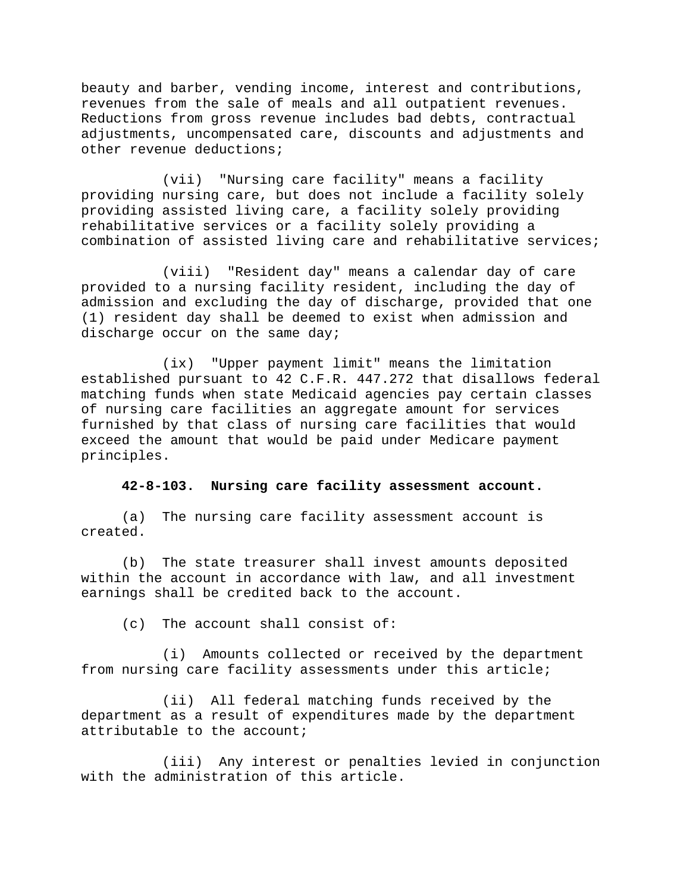beauty and barber, vending income, interest and contributions, revenues from the sale of meals and all outpatient revenues. Reductions from gross revenue includes bad debts, contractual adjustments, uncompensated care, discounts and adjustments and other revenue deductions;

(vii) "Nursing care facility" means a facility providing nursing care, but does not include a facility solely providing assisted living care, a facility solely providing rehabilitative services or a facility solely providing a combination of assisted living care and rehabilitative services;

(viii) "Resident day" means a calendar day of care provided to a nursing facility resident, including the day of admission and excluding the day of discharge, provided that one (1) resident day shall be deemed to exist when admission and discharge occur on the same day;

(ix) "Upper payment limit" means the limitation established pursuant to 42 C.F.R. 447.272 that disallows federal matching funds when state Medicaid agencies pay certain classes of nursing care facilities an aggregate amount for services furnished by that class of nursing care facilities that would exceed the amount that would be paid under Medicare payment principles.

**42-8-103. Nursing care facility assessment account.**

(a) The nursing care facility assessment account is created.

(b) The state treasurer shall invest amounts deposited within the account in accordance with law, and all investment earnings shall be credited back to the account.

(c) The account shall consist of:

(i) Amounts collected or received by the department from nursing care facility assessments under this article;

(ii) All federal matching funds received by the department as a result of expenditures made by the department attributable to the account;

(iii) Any interest or penalties levied in conjunction with the administration of this article.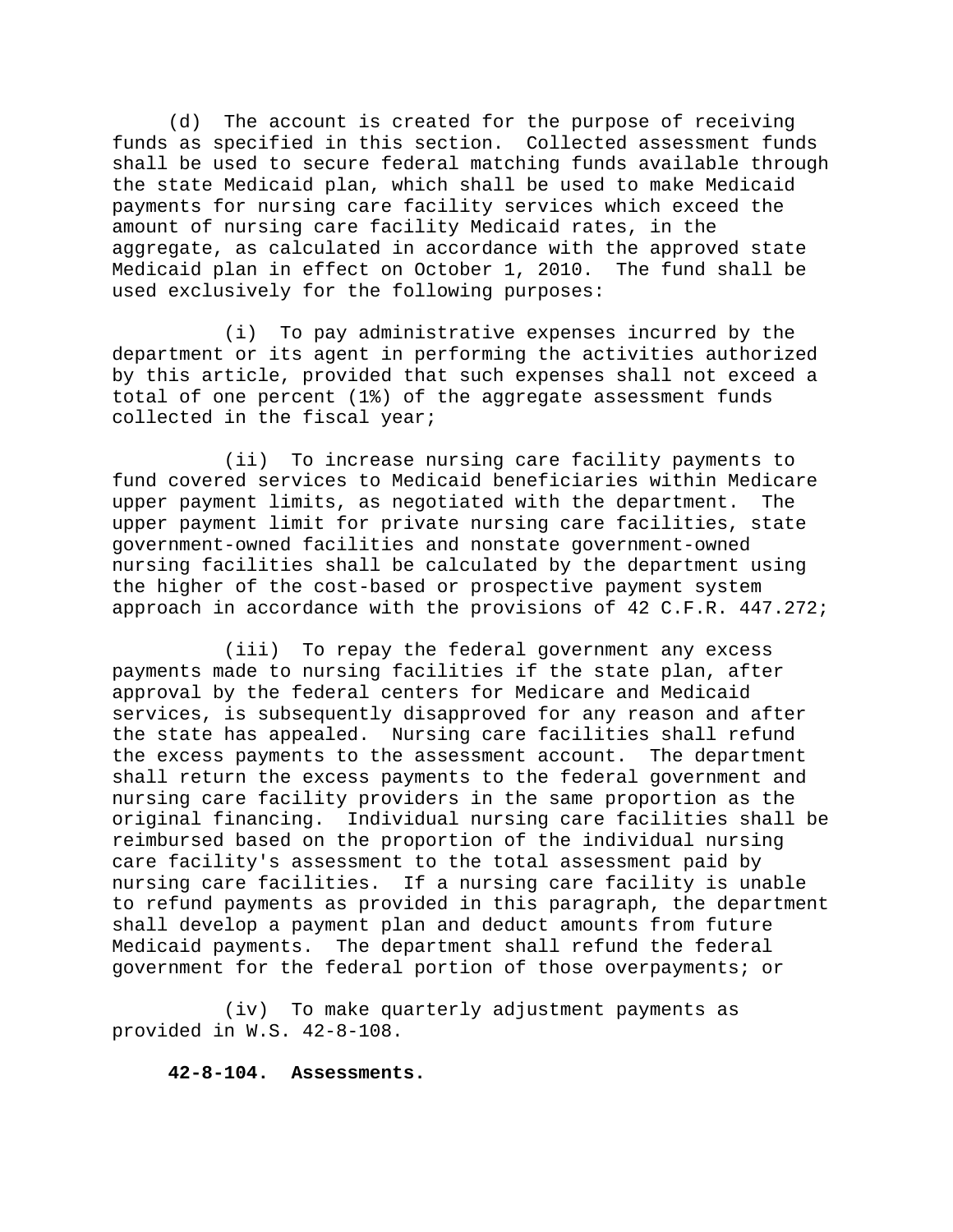(d) The account is created for the purpose of receiving funds as specified in this section. Collected assessment funds shall be used to secure federal matching funds available through the state Medicaid plan, which shall be used to make Medicaid payments for nursing care facility services which exceed the amount of nursing care facility Medicaid rates, in the aggregate, as calculated in accordance with the approved state Medicaid plan in effect on October 1, 2010. The fund shall be used exclusively for the following purposes:

(i) To pay administrative expenses incurred by the department or its agent in performing the activities authorized by this article, provided that such expenses shall not exceed a total of one percent (1%) of the aggregate assessment funds collected in the fiscal year;

(ii) To increase nursing care facility payments to fund covered services to Medicaid beneficiaries within Medicare upper payment limits, as negotiated with the department. The upper payment limit for private nursing care facilities, state government-owned facilities and nonstate government-owned nursing facilities shall be calculated by the department using the higher of the cost-based or prospective payment system approach in accordance with the provisions of 42 C.F.R. 447.272;

(iii) To repay the federal government any excess payments made to nursing facilities if the state plan, after approval by the federal centers for Medicare and Medicaid services, is subsequently disapproved for any reason and after the state has appealed. Nursing care facilities shall refund the excess payments to the assessment account. The department shall return the excess payments to the federal government and nursing care facility providers in the same proportion as the original financing. Individual nursing care facilities shall be reimbursed based on the proportion of the individual nursing care facility's assessment to the total assessment paid by nursing care facilities. If a nursing care facility is unable to refund payments as provided in this paragraph, the department shall develop a payment plan and deduct amounts from future Medicaid payments. The department shall refund the federal government for the federal portion of those overpayments; or

(iv) To make quarterly adjustment payments as provided in W.S. 42-8-108.

**42-8-104. Assessments.**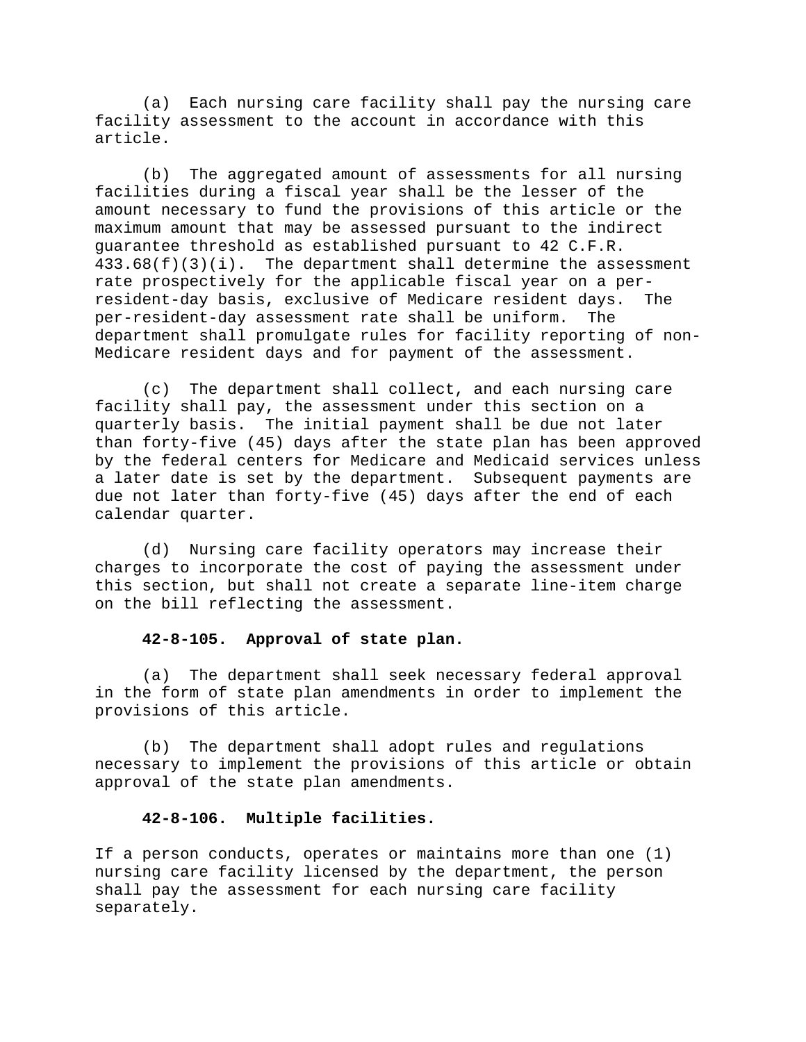(a) Each nursing care facility shall pay the nursing care facility assessment to the account in accordance with this article.

(b) The aggregated amount of assessments for all nursing facilities during a fiscal year shall be the lesser of the amount necessary to fund the provisions of this article or the maximum amount that may be assessed pursuant to the indirect guarantee threshold as established pursuant to 42 C.F.R. 433.68(f)(3)(i). The department shall determine the assessment rate prospectively for the applicable fiscal year on a per-resident-day basis, exclusive of Medicare resident days. The per-resident-day assessment rate shall be uniform. The department shall promulgate rules for facility reporting of non-Medicare resident days and for payment of the assessment.

(c) The department shall collect, and each nursing care facility shall pay, the assessment under this section on a quarterly basis. The initial payment shall be due not later than forty-five (45) days after the state plan has been approved by the federal centers for Medicare and Medicaid services unless a later date is set by the department. Subsequent payments are due not later than forty-five (45) days after the end of each calendar quarter.

(d) Nursing care facility operators may increase their charges to incorporate the cost of paying the assessment under this section, but shall not create a separate line-item charge on the bill reflecting the assessment.

**42-8-105. Approval of state plan.**

(a) The department shall seek necessary federal approval in the form of state plan amendments in order to implement the provisions of this article.

(b) The department shall adopt rules and regulations necessary to implement the provisions of this article or obtain approval of the state plan amendments.

**42-8-106. Multiple facilities.**

If a person conducts, operates or maintains more than one (1) nursing care facility licensed by the department, the person shall pay the assessment for each nursing care facility separately.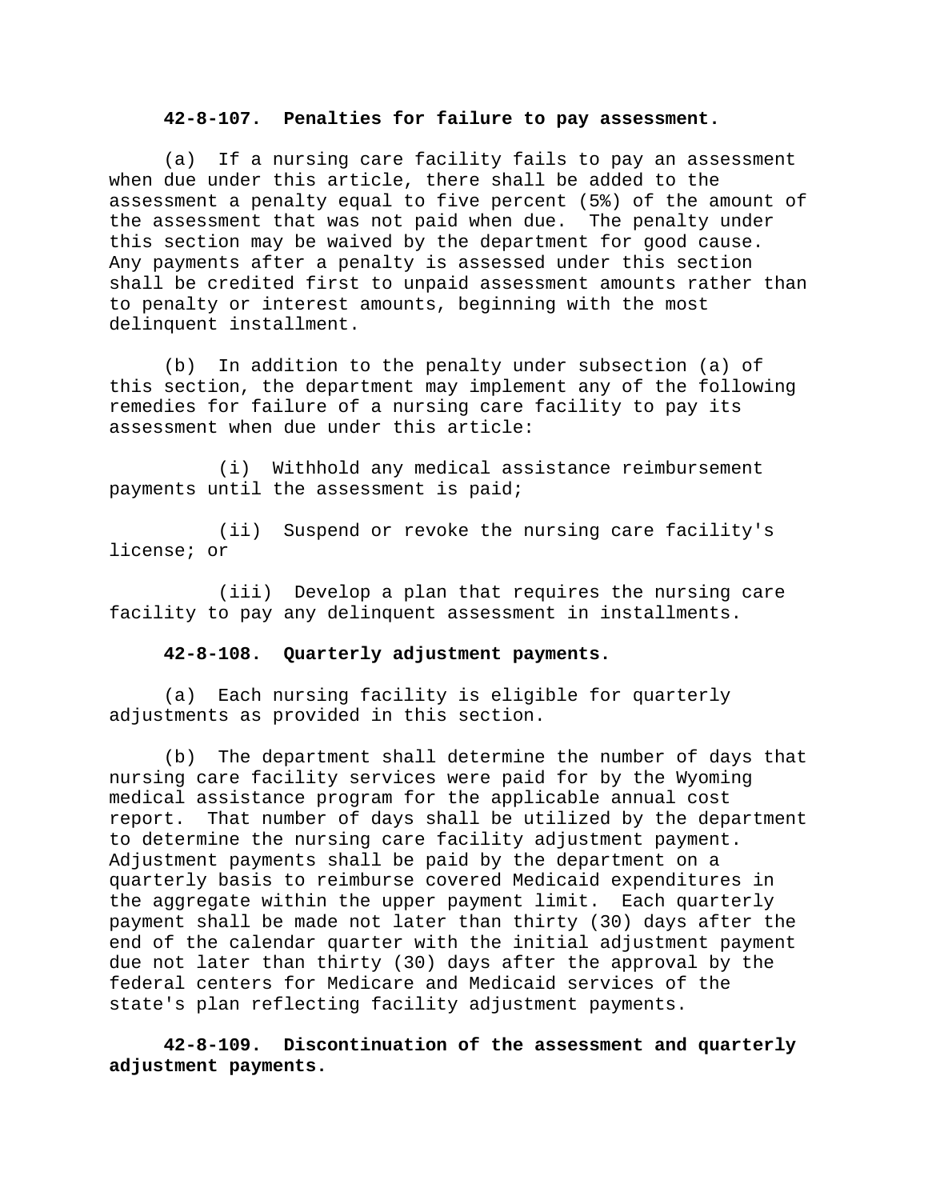**42-8-107. Penalties for failure to pay assessment.**

(a) If a nursing care facility fails to pay an assessment when due under this article, there shall be added to the assessment a penalty equal to five percent (5%) of the amount of the assessment that was not paid when due. The penalty under this section may be waived by the department for good cause. Any payments after a penalty is assessed under this section shall be credited first to unpaid assessment amounts rather than to penalty or interest amounts, beginning with the most delinquent installment.

(b) In addition to the penalty under subsection (a) of this section, the department may implement any of the following remedies for failure of a nursing care facility to pay its assessment when due under this article:

(i) Withhold any medical assistance reimbursement payments until the assessment is paid;

(ii) Suspend or revoke the nursing care facility's license; or

(iii) Develop a plan that requires the nursing care facility to pay any delinquent assessment in installments.

**42-8-108. Quarterly adjustment payments.**

(a) Each nursing facility is eligible for quarterly adjustments as provided in this section.

(b) The department shall determine the number of days that nursing care facility services were paid for by the Wyoming medical assistance program for the applicable annual cost report. That number of days shall be utilized by the department to determine the nursing care facility adjustment payment. Adjustment payments shall be paid by the department on a quarterly basis to reimburse covered Medicaid expenditures in the aggregate within the upper payment limit. Each quarterly payment shall be made not later than thirty (30) days after the end of the calendar quarter with the initial adjustment payment due not later than thirty (30) days after the approval by the federal centers for Medicare and Medicaid services of the state's plan reflecting facility adjustment payments.

**42-8-109. Discontinuation of the assessment and quarterly adjustment payments.**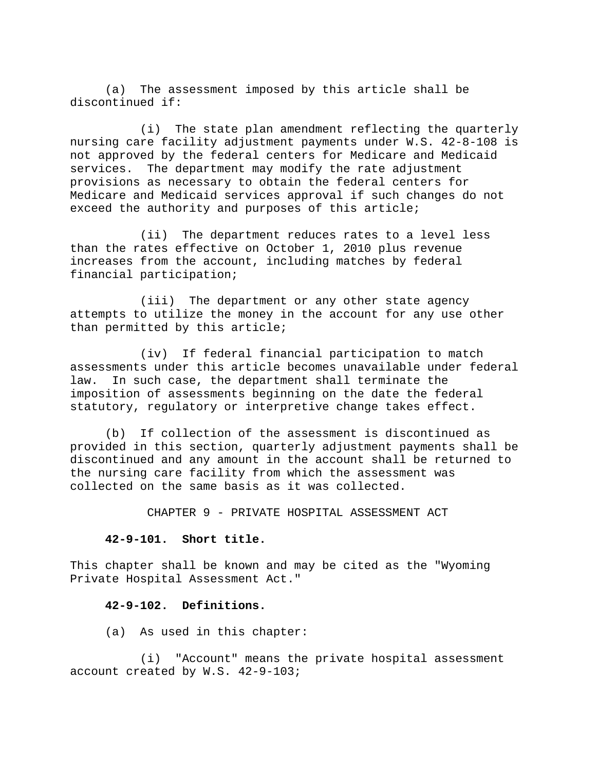(a) The assessment imposed by this article shall be discontinued if:

(i) The state plan amendment reflecting the quarterly nursing care facility adjustment payments under W.S. 42-8-108 is not approved by the federal centers for Medicare and Medicaid services. The department may modify the rate adjustment provisions as necessary to obtain the federal centers for Medicare and Medicaid services approval if such changes do not exceed the authority and purposes of this article;

(ii) The department reduces rates to a level less than the rates effective on October 1, 2010 plus revenue increases from the account, including matches by federal financial participation;

(iii) The department or any other state agency attempts to utilize the money in the account for any use other than permitted by this article;

(iv) If federal financial participation to match assessments under this article becomes unavailable under federal law. In such case, the department shall terminate the imposition of assessments beginning on the date the federal statutory, regulatory or interpretive change takes effect.

(b) If collection of the assessment is discontinued as provided in this section, quarterly adjustment payments shall be discontinued and any amount in the account shall be returned to the nursing care facility from which the assessment was collected on the same basis as it was collected.

## CHAPTER 9 - PRIVATE HOSPITAL ASSESSMENT ACT

**42-9-101. Short title.**

This chapter shall be known and may be cited as the "Wyoming Private Hospital Assessment Act."

**42-9-102. Definitions.**

(a) As used in this chapter:

(i) "Account" means the private hospital assessment account created by W.S. 42-9-103;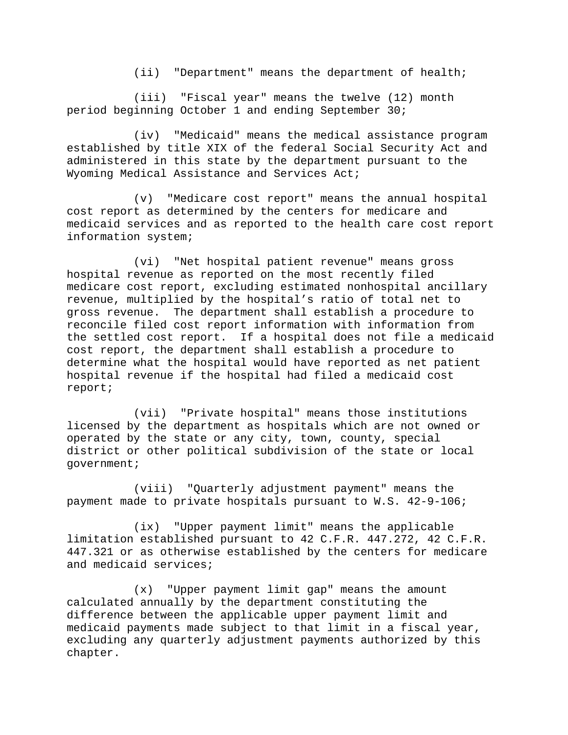(ii) "Department" means the department of health;

(iii) "Fiscal year" means the twelve (12) month period beginning October 1 and ending September 30;

(iv) "Medicaid" means the medical assistance program established by title XIX of the federal Social Security Act and administered in this state by the department pursuant to the Wyoming Medical Assistance and Services Act;

(v) "Medicare cost report" means the annual hospital cost report as determined by the centers for medicare and medicaid services and as reported to the health care cost report information system;

(vi) "Net hospital patient revenue" means gross hospital revenue as reported on the most recently filed medicare cost report, excluding estimated nonhospital ancillary revenue, multiplied by the hospital's ratio of total net to gross revenue. The department shall establish a procedure to reconcile filed cost report information with information from the settled cost report. If a hospital does not file a medicaid cost report, the department shall establish a procedure to determine what the hospital would have reported as net patient hospital revenue if the hospital had filed a medicaid cost report;

(vii) "Private hospital" means those institutions licensed by the department as hospitals which are not owned or operated by the state or any city, town, county, special district or other political subdivision of the state or local government;

(viii) "Quarterly adjustment payment" means the payment made to private hospitals pursuant to W.S. 42-9-106;

(ix) "Upper payment limit" means the applicable limitation established pursuant to 42 C.F.R. 447.272, 42 C.F.R. 447.321 or as otherwise established by the centers for medicare and medicaid services;

(x) "Upper payment limit gap" means the amount calculated annually by the department constituting the difference between the applicable upper payment limit and medicaid payments made subject to that limit in a fiscal year, excluding any quarterly adjustment payments authorized by this chapter.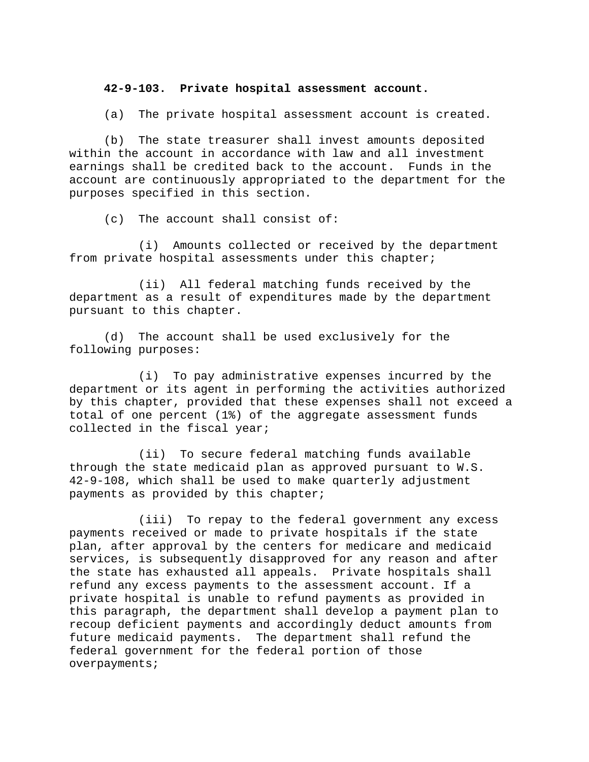**42-9-103. Private hospital assessment account.**

(a) The private hospital assessment account is created.

(b) The state treasurer shall invest amounts deposited within the account in accordance with law and all investment earnings shall be credited back to the account. Funds in the account are continuously appropriated to the department for the purposes specified in this section.

(c) The account shall consist of:

(i) Amounts collected or received by the department from private hospital assessments under this chapter;

(ii) All federal matching funds received by the department as a result of expenditures made by the department pursuant to this chapter.

(d) The account shall be used exclusively for the following purposes:

(i) To pay administrative expenses incurred by the department or its agent in performing the activities authorized by this chapter, provided that these expenses shall not exceed a total of one percent (1%) of the aggregate assessment funds collected in the fiscal year;

(ii) To secure federal matching funds available through the state medicaid plan as approved pursuant to W.S. 42-9-108, which shall be used to make quarterly adjustment payments as provided by this chapter;

(iii) To repay to the federal government any excess payments received or made to private hospitals if the state plan, after approval by the centers for medicare and medicaid services, is subsequently disapproved for any reason and after the state has exhausted all appeals. Private hospitals shall refund any excess payments to the assessment account. If a private hospital is unable to refund payments as provided in this paragraph, the department shall develop a payment plan to recoup deficient payments and accordingly deduct amounts from future medicaid payments. The department shall refund the federal government for the federal portion of those overpayments;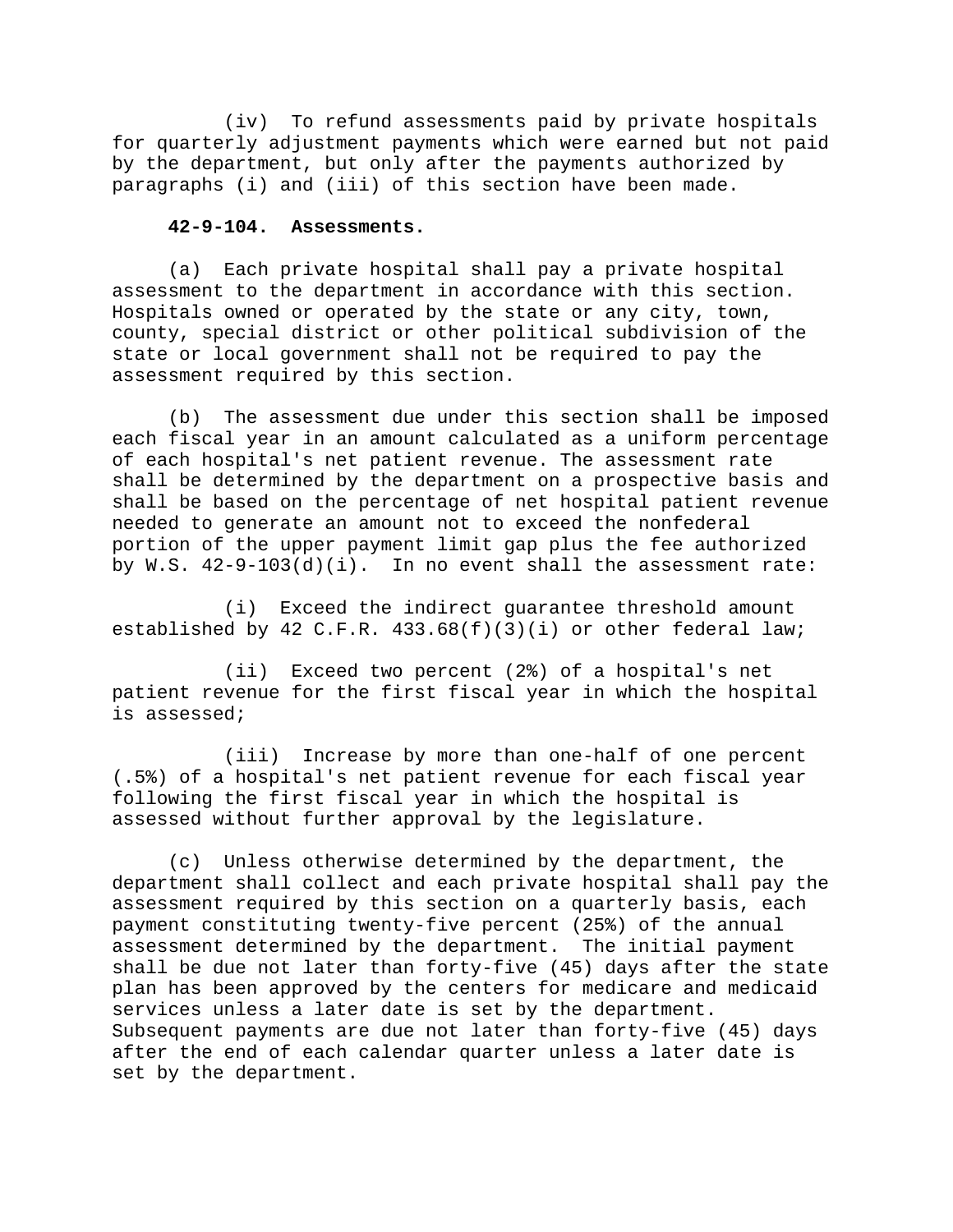(iv) To refund assessments paid by private hospitals for quarterly adjustment payments which were earned but not paid by the department, but only after the payments authorized by paragraphs (i) and (iii) of this section have been made.

**42-9-104. Assessments.**

(a) Each private hospital shall pay a private hospital assessment to the department in accordance with this section. Hospitals owned or operated by the state or any city, town, county, special district or other political subdivision of the state or local government shall not be required to pay the assessment required by this section.

(b) The assessment due under this section shall be imposed each fiscal year in an amount calculated as a uniform percentage of each hospital's net patient revenue. The assessment rate shall be determined by the department on a prospective basis and shall be based on the percentage of net hospital patient revenue needed to generate an amount not to exceed the nonfederal portion of the upper payment limit gap plus the fee authorized by W.S. 42-9-103(d)(i). In no event shall the assessment rate:

(i) Exceed the indirect guarantee threshold amount established by 42 C.F.R. 433.68(f)(3)(i) or other federal law;

(ii) Exceed two percent (2%) of a hospital's net patient revenue for the first fiscal year in which the hospital is assessed;

(iii) Increase by more than one-half of one percent (.5%) of a hospital's net patient revenue for each fiscal year following the first fiscal year in which the hospital is assessed without further approval by the legislature.

(c) Unless otherwise determined by the department, the department shall collect and each private hospital shall pay the assessment required by this section on a quarterly basis, each payment constituting twenty-five percent (25%) of the annual assessment determined by the department. The initial payment shall be due not later than forty-five (45) days after the state plan has been approved by the centers for medicare and medicaid services unless a later date is set by the department. Subsequent payments are due not later than forty-five (45) days after the end of each calendar quarter unless a later date is set by the department.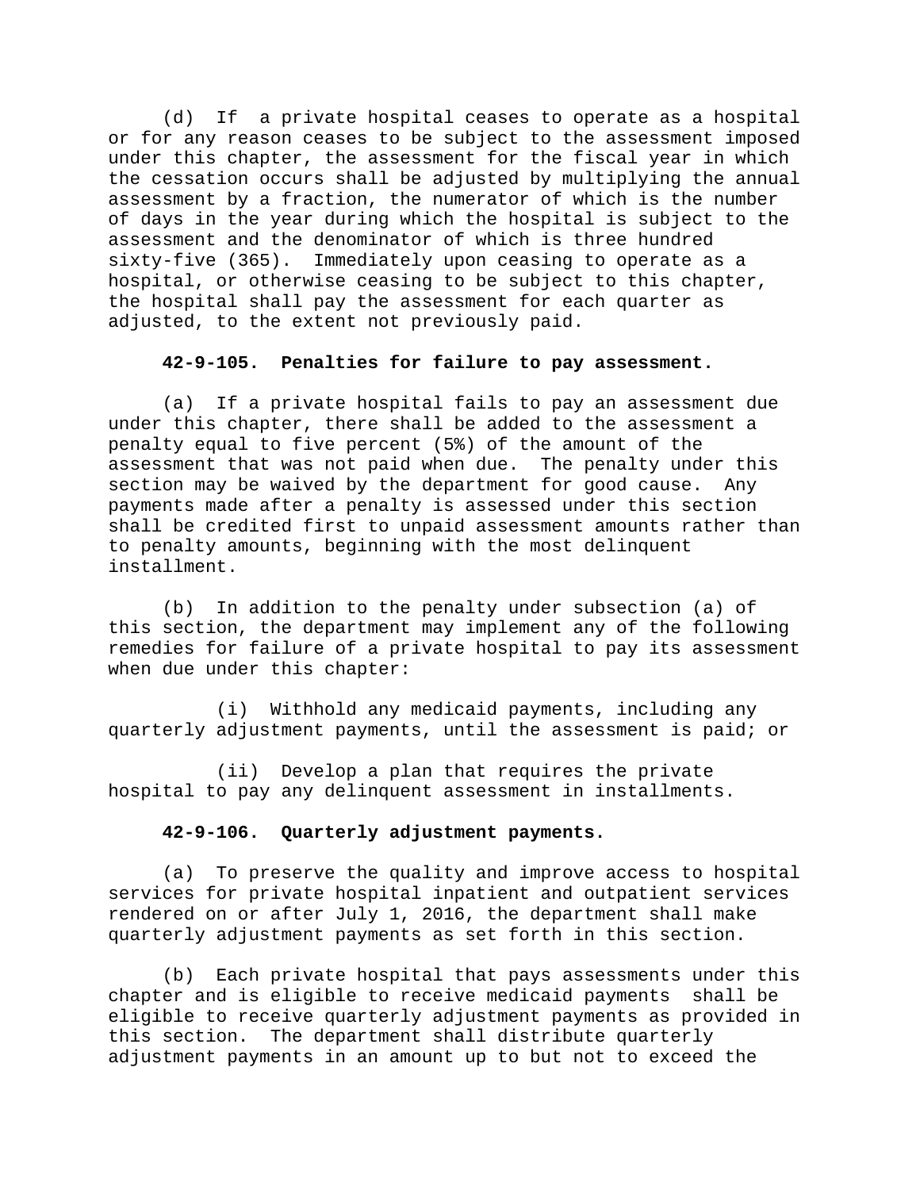(d) If a private hospital ceases to operate as a hospital or for any reason ceases to be subject to the assessment imposed under this chapter, the assessment for the fiscal year in which the cessation occurs shall be adjusted by multiplying the annual assessment by a fraction, the numerator of which is the number of days in the year during which the hospital is subject to the assessment and the denominator of which is three hundred sixty-five (365). Immediately upon ceasing to operate as a hospital, or otherwise ceasing to be subject to this chapter, the hospital shall pay the assessment for each quarter as adjusted, to the extent not previously paid.

**42-9-105. Penalties for failure to pay assessment.**

(a) If a private hospital fails to pay an assessment due under this chapter, there shall be added to the assessment a penalty equal to five percent (5%) of the amount of the assessment that was not paid when due. The penalty under this section may be waived by the department for good cause. Any payments made after a penalty is assessed under this section shall be credited first to unpaid assessment amounts rather than to penalty amounts, beginning with the most delinquent installment.

(b) In addition to the penalty under subsection (a) of this section, the department may implement any of the following remedies for failure of a private hospital to pay its assessment when due under this chapter:

(i) Withhold any medicaid payments, including any quarterly adjustment payments, until the assessment is paid; or

(ii) Develop a plan that requires the private hospital to pay any delinquent assessment in installments.

**42-9-106. Quarterly adjustment payments.**

(a) To preserve the quality and improve access to hospital services for private hospital inpatient and outpatient services rendered on or after July 1, 2016, the department shall make quarterly adjustment payments as set forth in this section.

(b) Each private hospital that pays assessments under this chapter and is eligible to receive medicaid payments shall be eligible to receive quarterly adjustment payments as provided in this section. The department shall distribute quarterly adjustment payments in an amount up to but not to exceed the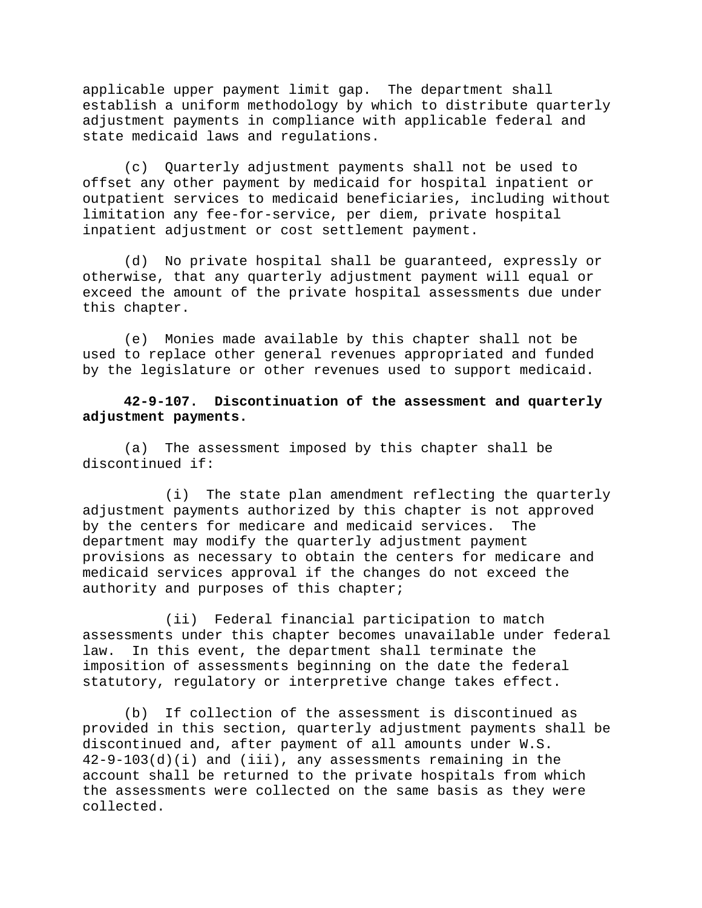applicable upper payment limit gap. The department shall establish a uniform methodology by which to distribute quarterly adjustment payments in compliance with applicable federal and state medicaid laws and regulations.

(c) Quarterly adjustment payments shall not be used to offset any other payment by medicaid for hospital inpatient or outpatient services to medicaid beneficiaries, including without limitation any fee-for-service, per diem, private hospital inpatient adjustment or cost settlement payment.

(d) No private hospital shall be guaranteed, expressly or otherwise, that any quarterly adjustment payment will equal or exceed the amount of the private hospital assessments due under this chapter.

(e) Monies made available by this chapter shall not be used to replace other general revenues appropriated and funded by the legislature or other revenues used to support medicaid.

**42-9-107. Discontinuation of the assessment and quarterly adjustment payments.**

(a) The assessment imposed by this chapter shall be discontinued if:

(i) The state plan amendment reflecting the quarterly adjustment payments authorized by this chapter is not approved by the centers for medicare and medicaid services. The department may modify the quarterly adjustment payment provisions as necessary to obtain the centers for medicare and medicaid services approval if the changes do not exceed the authority and purposes of this chapter;

(ii) Federal financial participation to match assessments under this chapter becomes unavailable under federal law. In this event, the department shall terminate the imposition of assessments beginning on the date the federal statutory, regulatory or interpretive change takes effect.

(b) If collection of the assessment is discontinued as provided in this section, quarterly adjustment payments shall be discontinued and, after payment of all amounts under W.S. 42-9-103(d)(i) and (iii), any assessments remaining in the account shall be returned to the private hospitals from which the assessments were collected on the same basis as they were collected.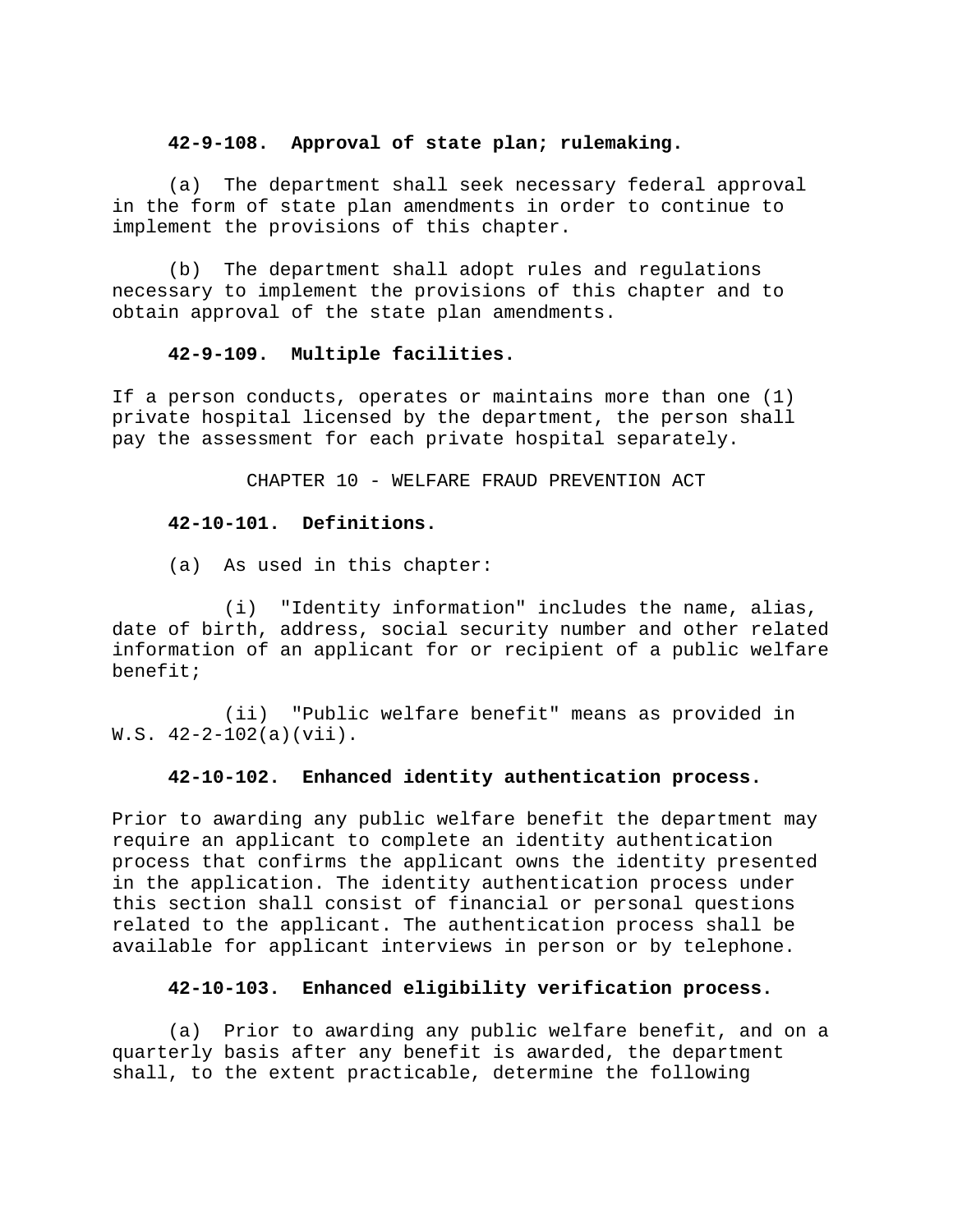**42-9-108. Approval of state plan; rulemaking.**

(a) The department shall seek necessary federal approval in the form of state plan amendments in order to continue to implement the provisions of this chapter.

(b) The department shall adopt rules and regulations necessary to implement the provisions of this chapter and to obtain approval of the state plan amendments.

**42-9-109. Multiple facilities.**

If a person conducts, operates or maintains more than one (1) private hospital licensed by the department, the person shall pay the assessment for each private hospital separately.

CHAPTER 10 - WELFARE FRAUD PREVENTION ACT

**42-10-101. Definitions.**

(a) As used in this chapter:

(i) "Identity information" includes the name, alias, date of birth, address, social security number and other related information of an applicant for or recipient of a public welfare benefit;

(ii) "Public welfare benefit" means as provided in W.S. 42-2-102(a)(vii).

**42-10-102. Enhanced identity authentication process.**

Prior to awarding any public welfare benefit the department may require an applicant to complete an identity authentication process that confirms the applicant owns the identity presented in the application. The identity authentication process under this section shall consist of financial or personal questions related to the applicant. The authentication process shall be available for applicant interviews in person or by telephone.

**42-10-103. Enhanced eligibility verification process.**

(a) Prior to awarding any public welfare benefit, and on a quarterly basis after any benefit is awarded, the department shall, to the extent practicable, determine the following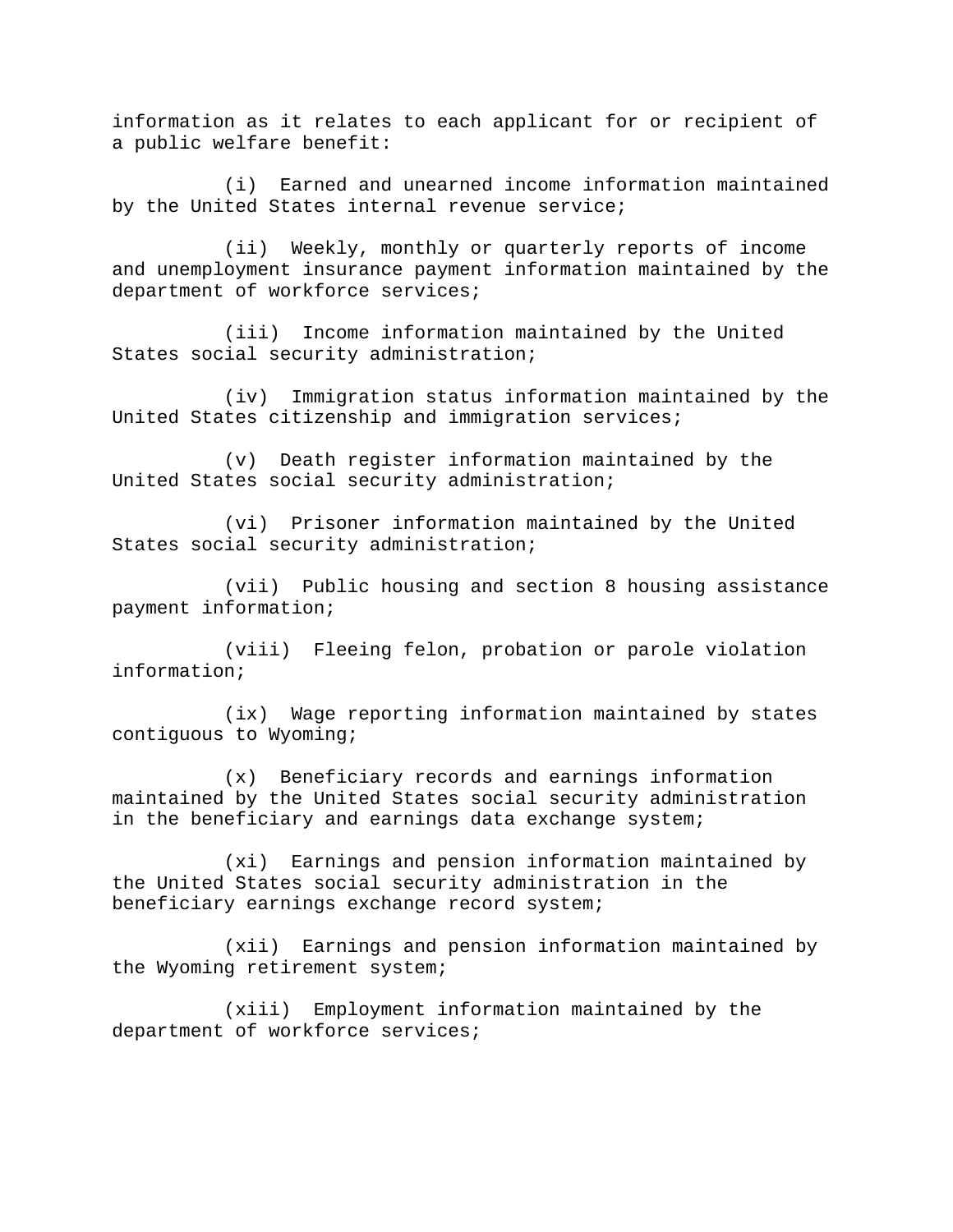information as it relates to each applicant for or recipient of a public welfare benefit:

(i) Earned and unearned income information maintained by the United States internal revenue service;

(ii) Weekly, monthly or quarterly reports of income and unemployment insurance payment information maintained by the department of workforce services;

(iii) Income information maintained by the United States social security administration;

(iv) Immigration status information maintained by the United States citizenship and immigration services;

(v) Death register information maintained by the United States social security administration;

(vi) Prisoner information maintained by the United States social security administration;

(vii) Public housing and section 8 housing assistance payment information;

(viii) Fleeing felon, probation or parole violation information;

(ix) Wage reporting information maintained by states contiguous to Wyoming;

(x) Beneficiary records and earnings information maintained by the United States social security administration in the beneficiary and earnings data exchange system;

(xi) Earnings and pension information maintained by the United States social security administration in the beneficiary earnings exchange record system;

(xii) Earnings and pension information maintained by the Wyoming retirement system;

(xiii) Employment information maintained by the department of workforce services;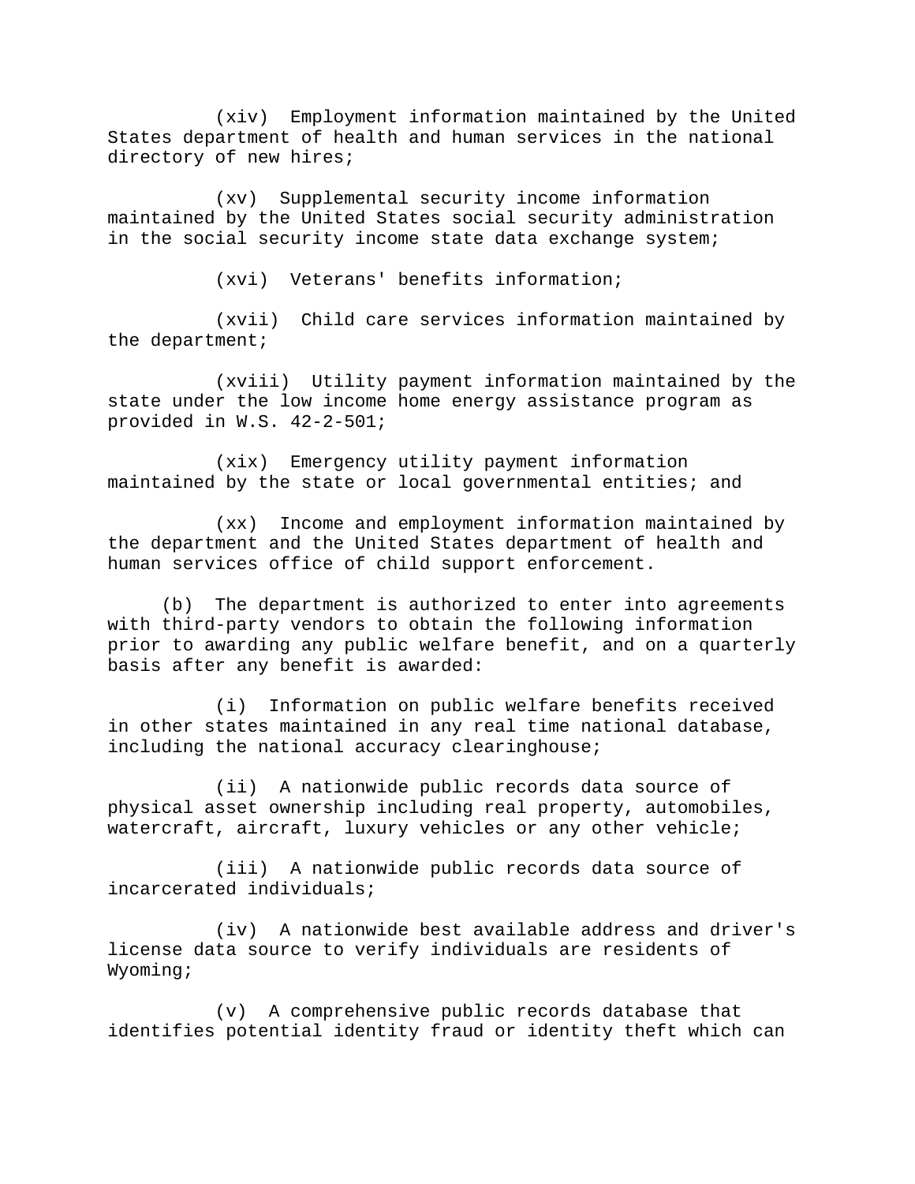(xiv) Employment information maintained by the United States department of health and human services in the national directory of new hires;

(xv) Supplemental security income information maintained by the United States social security administration in the social security income state data exchange system;

(xvi) Veterans' benefits information;

(xvii) Child care services information maintained by the department;

(xviii) Utility payment information maintained by the state under the low income home energy assistance program as provided in W.S. 42-2-501;

(xix) Emergency utility payment information maintained by the state or local governmental entities; and

(xx) Income and employment information maintained by the department and the United States department of health and human services office of child support enforcement.

(b) The department is authorized to enter into agreements with third-party vendors to obtain the following information prior to awarding any public welfare benefit, and on a quarterly basis after any benefit is awarded:

(i) Information on public welfare benefits received in other states maintained in any real time national database, including the national accuracy clearinghouse;

(ii) A nationwide public records data source of physical asset ownership including real property, automobiles, watercraft, aircraft, luxury vehicles or any other vehicle;

(iii) A nationwide public records data source of incarcerated individuals;

(iv) A nationwide best available address and driver's license data source to verify individuals are residents of Wyoming;

(v) A comprehensive public records database that identifies potential identity fraud or identity theft which can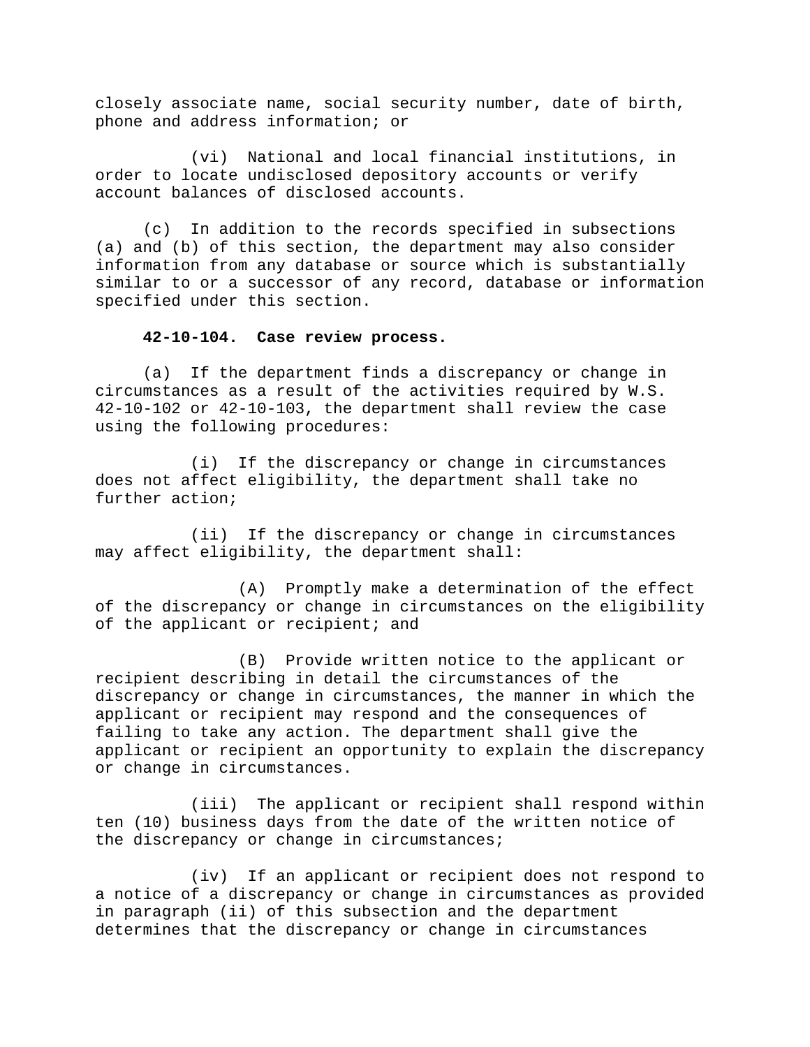closely associate name, social security number, date of birth, phone and address information; or

(vi) National and local financial institutions, in order to locate undisclosed depository accounts or verify account balances of disclosed accounts.

(c) In addition to the records specified in subsections (a) and (b) of this section, the department may also consider information from any database or source which is substantially similar to or a successor of any record, database or information specified under this section.

**42-10-104. Case review process.**

(a) If the department finds a discrepancy or change in circumstances as a result of the activities required by W.S. 42-10-102 or 42-10-103, the department shall review the case using the following procedures:

(i) If the discrepancy or change in circumstances does not affect eligibility, the department shall take no further action;

(ii) If the discrepancy or change in circumstances may affect eligibility, the department shall:

(A) Promptly make a determination of the effect of the discrepancy or change in circumstances on the eligibility of the applicant or recipient; and

(B) Provide written notice to the applicant or recipient describing in detail the circumstances of the discrepancy or change in circumstances, the manner in which the applicant or recipient may respond and the consequences of failing to take any action. The department shall give the applicant or recipient an opportunity to explain the discrepancy or change in circumstances.

(iii) The applicant or recipient shall respond within ten (10) business days from the date of the written notice of the discrepancy or change in circumstances;

(iv) If an applicant or recipient does not respond to a notice of a discrepancy or change in circumstances as provided in paragraph (ii) of this subsection and the department determines that the discrepancy or change in circumstances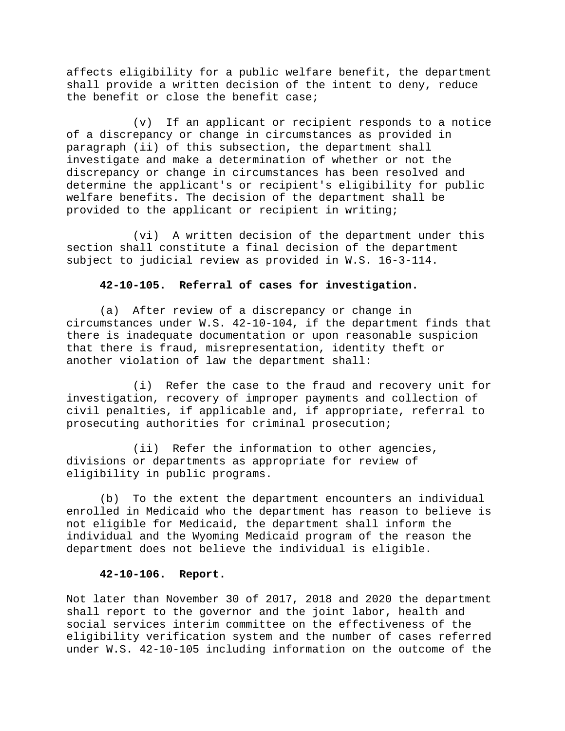affects eligibility for a public welfare benefit, the department shall provide a written decision of the intent to deny, reduce the benefit or close the benefit case;

(v) If an applicant or recipient responds to a notice of a discrepancy or change in circumstances as provided in paragraph (ii) of this subsection, the department shall investigate and make a determination of whether or not the discrepancy or change in circumstances has been resolved and determine the applicant's or recipient's eligibility for public welfare benefits. The decision of the department shall be provided to the applicant or recipient in writing;

(vi) A written decision of the department under this section shall constitute a final decision of the department subject to judicial review as provided in W.S. 16-3-114.

**42-10-105. Referral of cases for investigation.**

(a) After review of a discrepancy or change in circumstances under W.S. 42-10-104, if the department finds that there is inadequate documentation or upon reasonable suspicion that there is fraud, misrepresentation, identity theft or another violation of law the department shall:

(i) Refer the case to the fraud and recovery unit for investigation, recovery of improper payments and collection of civil penalties, if applicable and, if appropriate, referral to prosecuting authorities for criminal prosecution;

(ii) Refer the information to other agencies, divisions or departments as appropriate for review of eligibility in public programs.

(b) To the extent the department encounters an individual enrolled in Medicaid who the department has reason to believe is not eligible for Medicaid, the department shall inform the individual and the Wyoming Medicaid program of the reason the department does not believe the individual is eligible.

**42-10-106. Report.**

Not later than November 30 of 2017, 2018 and 2020 the department shall report to the governor and the joint labor, health and social services interim committee on the effectiveness of the eligibility verification system and the number of cases referred under W.S. 42-10-105 including information on the outcome of the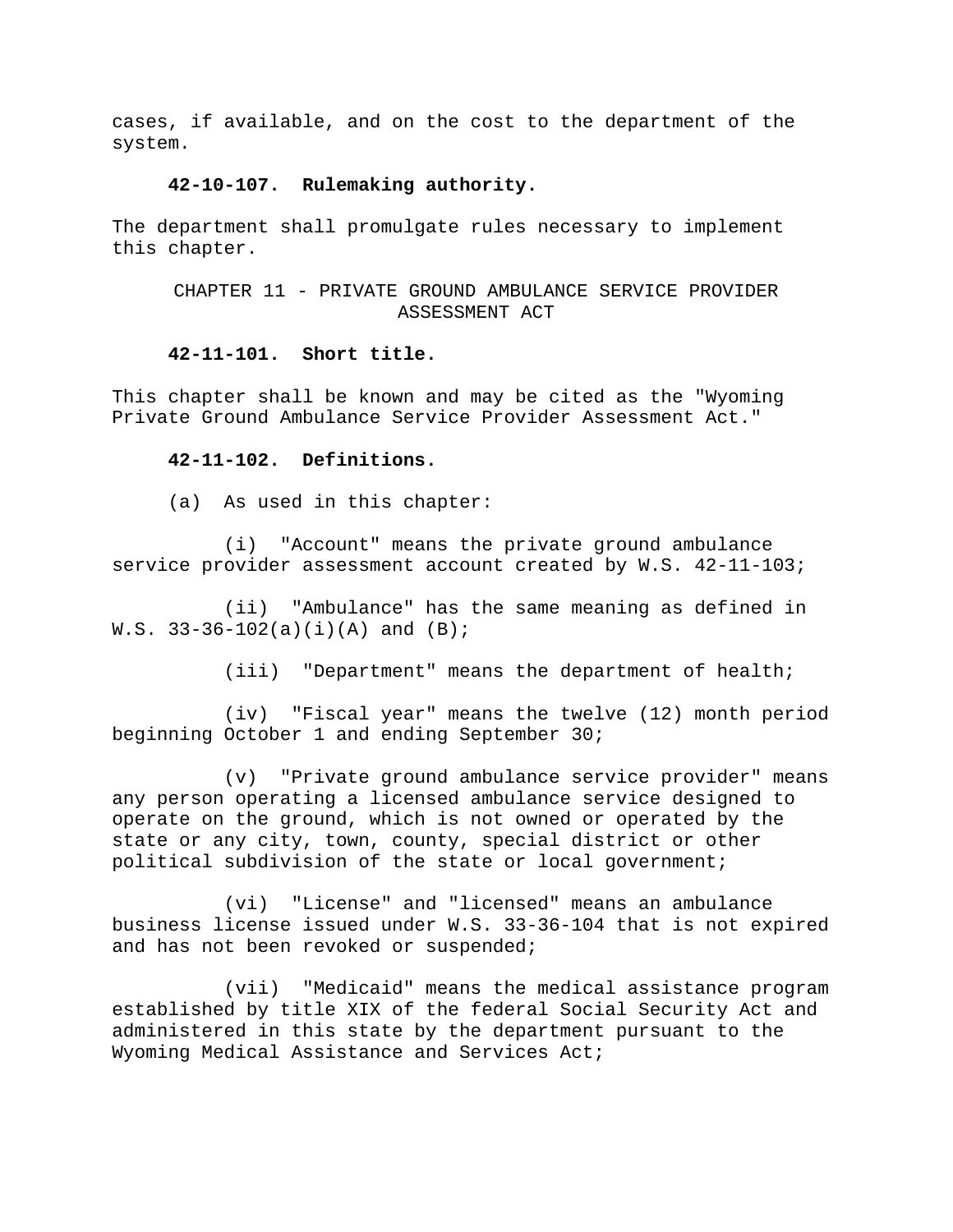cases, if available, and on the cost to the department of the system.

**42-10-107. Rulemaking authority.**

The department shall promulgate rules necessary to implement this chapter.

## CHAPTER 11 - PRIVATE GROUND AMBULANCE SERVICE PROVIDER ASSESSMENT ACT

**42-11-101. Short title.**

This chapter shall be known and may be cited as the "Wyoming Private Ground Ambulance Service Provider Assessment Act."

**42-11-102. Definitions.**

(a) As used in this chapter:

(i) "Account" means the private ground ambulance service provider assessment account created by W.S. 42-11-103;

(ii) "Ambulance" has the same meaning as defined in W.S. 33-36-102(a)(i)(A) and (B);

(iii) "Department" means the department of health;

(iv) "Fiscal year" means the twelve (12) month period beginning October 1 and ending September 30;

(v) "Private ground ambulance service provider" means any person operating a licensed ambulance service designed to operate on the ground, which is not owned or operated by the state or any city, town, county, special district or other political subdivision of the state or local government;

(vi) "License" and "licensed" means an ambulance business license issued under W.S. 33-36-104 that is not expired and has not been revoked or suspended;

(vii) "Medicaid" means the medical assistance program established by title XIX of the federal Social Security Act and administered in this state by the department pursuant to the Wyoming Medical Assistance and Services Act;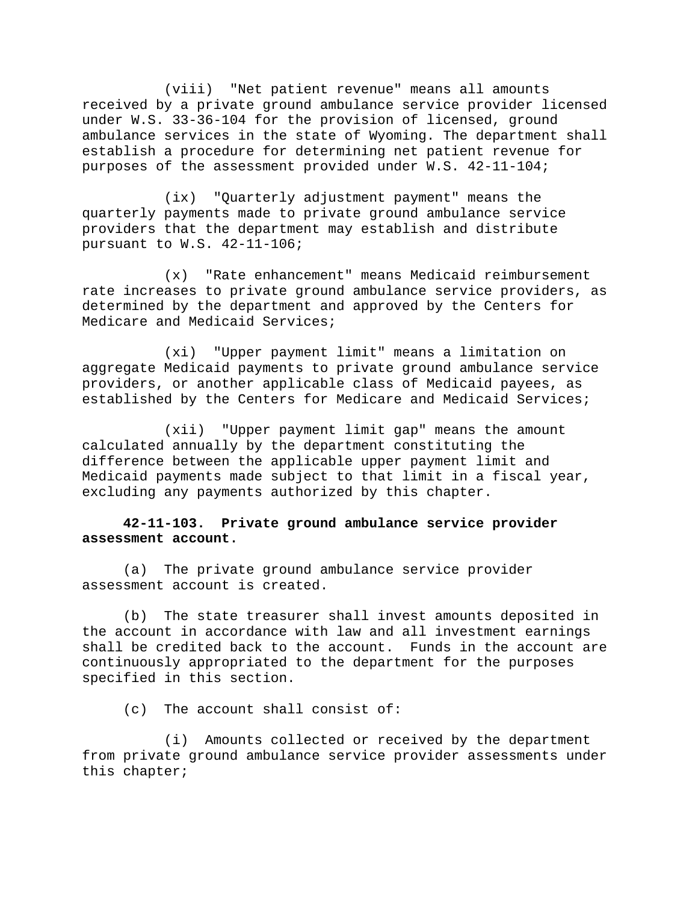(viii) "Net patient revenue" means all amounts received by a private ground ambulance service provider licensed under W.S. 33-36-104 for the provision of licensed, ground ambulance services in the state of Wyoming. The department shall establish a procedure for determining net patient revenue for purposes of the assessment provided under W.S. 42-11-104;

(ix) "Quarterly adjustment payment" means the quarterly payments made to private ground ambulance service providers that the department may establish and distribute pursuant to W.S. 42-11-106;

(x) "Rate enhancement" means Medicaid reimbursement rate increases to private ground ambulance service providers, as determined by the department and approved by the Centers for Medicare and Medicaid Services;

(xi) "Upper payment limit" means a limitation on aggregate Medicaid payments to private ground ambulance service providers, or another applicable class of Medicaid payees, as established by the Centers for Medicare and Medicaid Services;

(xii) "Upper payment limit gap" means the amount calculated annually by the department constituting the difference between the applicable upper payment limit and Medicaid payments made subject to that limit in a fiscal year, excluding any payments authorized by this chapter.

**42-11-103. Private ground ambulance service provider assessment account.**

(a) The private ground ambulance service provider assessment account is created.

(b) The state treasurer shall invest amounts deposited in the account in accordance with law and all investment earnings shall be credited back to the account. Funds in the account are continuously appropriated to the department for the purposes specified in this section.

(c) The account shall consist of:

(i) Amounts collected or received by the department from private ground ambulance service provider assessments under this chapter;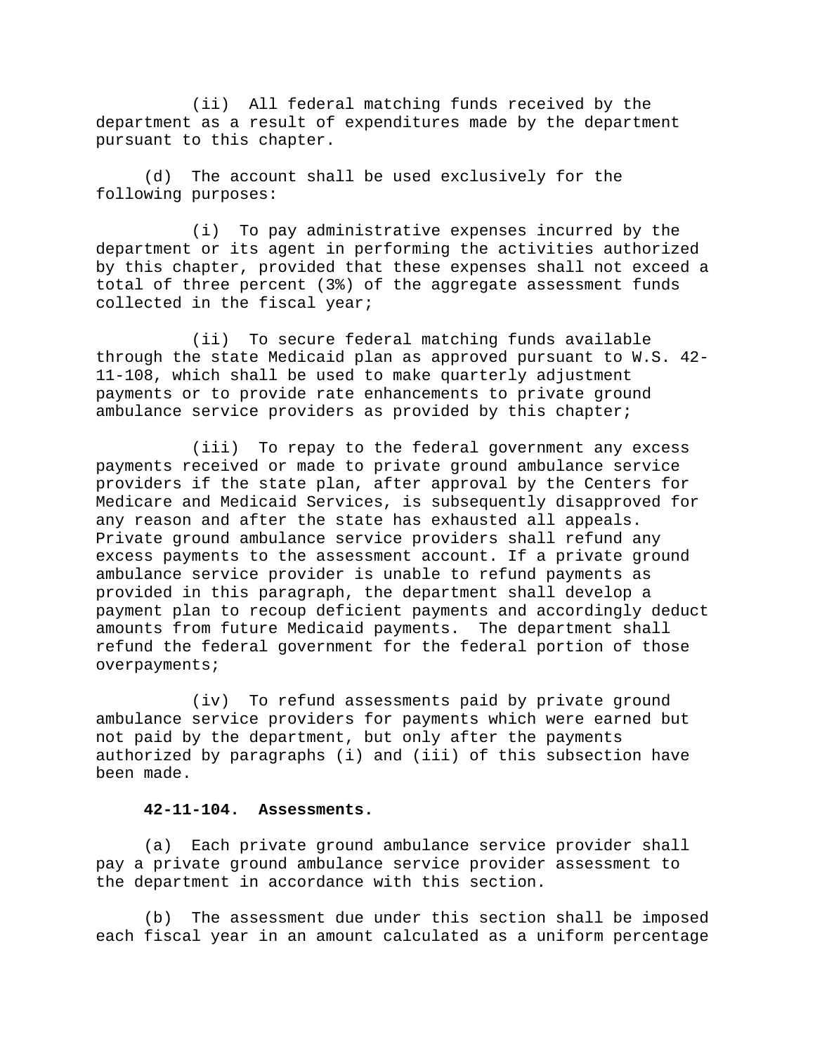(ii) All federal matching funds received by the department as a result of expenditures made by the department pursuant to this chapter.

(d) The account shall be used exclusively for the following purposes:

(i) To pay administrative expenses incurred by the department or its agent in performing the activities authorized by this chapter, provided that these expenses shall not exceed a total of three percent (3%) of the aggregate assessment funds collected in the fiscal year;

(ii) To secure federal matching funds available through the state Medicaid plan as approved pursuant to W.S. 42-11-108, which shall be used to make quarterly adjustment payments or to provide rate enhancements to private ground ambulance service providers as provided by this chapter;

(iii) To repay to the federal government any excess payments received or made to private ground ambulance service providers if the state plan, after approval by the Centers for Medicare and Medicaid Services, is subsequently disapproved for any reason and after the state has exhausted all appeals. Private ground ambulance service providers shall refund any excess payments to the assessment account. If a private ground ambulance service provider is unable to refund payments as provided in this paragraph, the department shall develop a payment plan to recoup deficient payments and accordingly deduct amounts from future Medicaid payments. The department shall refund the federal government for the federal portion of those overpayments;

(iv) To refund assessments paid by private ground ambulance service providers for payments which were earned but not paid by the department, but only after the payments authorized by paragraphs (i) and (iii) of this subsection have been made.

**42-11-104. Assessments.**

(a) Each private ground ambulance service provider shall pay a private ground ambulance service provider assessment to the department in accordance with this section.

(b) The assessment due under this section shall be imposed each fiscal year in an amount calculated as a uniform percentage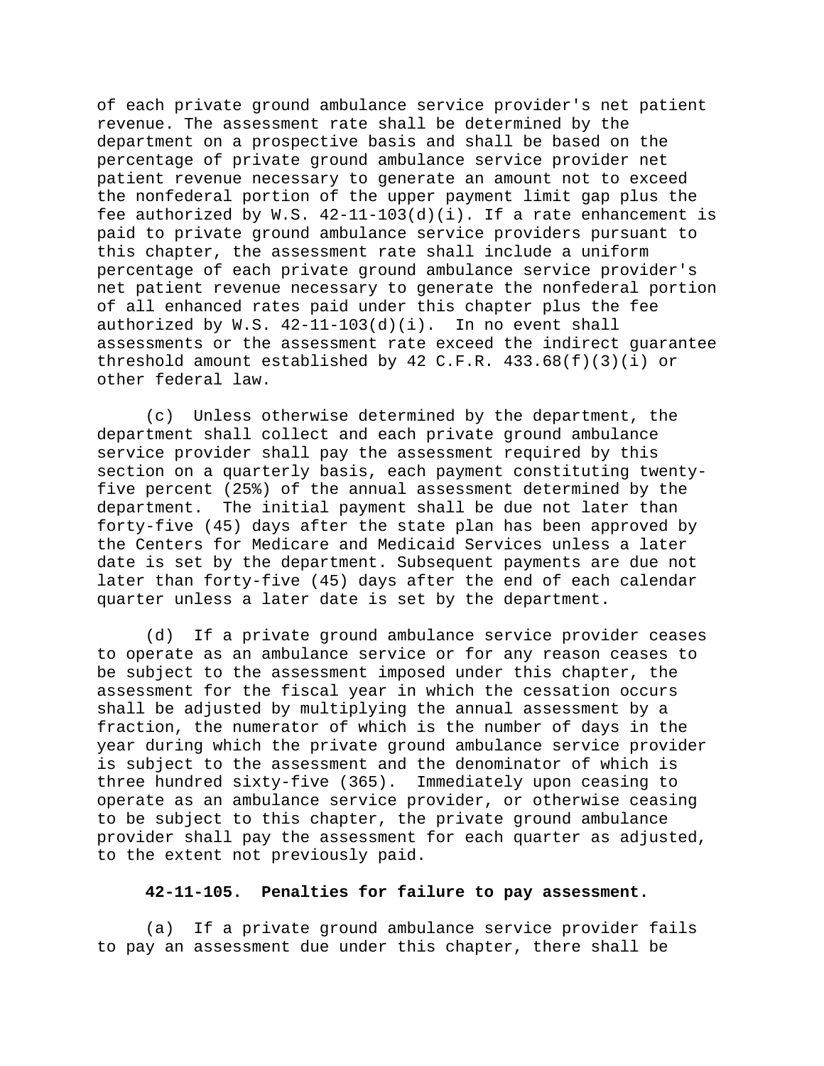of each private ground ambulance service provider's net patient revenue. The assessment rate shall be determined by the department on a prospective basis and shall be based on the percentage of private ground ambulance service provider net patient revenue necessary to generate an amount not to exceed the nonfederal portion of the upper payment limit gap plus the fee authorized by W.S. 42-11-103(d)(i). If a rate enhancement is paid to private ground ambulance service providers pursuant to this chapter, the assessment rate shall include a uniform percentage of each private ground ambulance service provider's net patient revenue necessary to generate the nonfederal portion of all enhanced rates paid under this chapter plus the fee authorized by W.S. 42-11-103(d)(i). In no event shall assessments or the assessment rate exceed the indirect guarantee threshold amount established by 42 C.F.R. 433.68(f)(3)(i) or other federal law.

(c) Unless otherwise determined by the department, the department shall collect and each private ground ambulance service provider shall pay the assessment required by this section on a quarterly basis, each payment constituting twenty-five percent (25%) of the annual assessment determined by the department. The initial payment shall be due not later than forty-five (45) days after the state plan has been approved by the Centers for Medicare and Medicaid Services unless a later date is set by the department. Subsequent payments are due not later than forty-five (45) days after the end of each calendar quarter unless a later date is set by the department.

(d) If a private ground ambulance service provider ceases to operate as an ambulance service or for any reason ceases to be subject to the assessment imposed under this chapter, the assessment for the fiscal year in which the cessation occurs shall be adjusted by multiplying the annual assessment by a fraction, the numerator of which is the number of days in the year during which the private ground ambulance service provider is subject to the assessment and the denominator of which is three hundred sixty-five (365). Immediately upon ceasing to operate as an ambulance service provider, or otherwise ceasing to be subject to this chapter, the private ground ambulance provider shall pay the assessment for each quarter as adjusted, to the extent not previously paid.

**42-11-105. Penalties for failure to pay assessment.**

(a) If a private ground ambulance service provider fails to pay an assessment due under this chapter, there shall be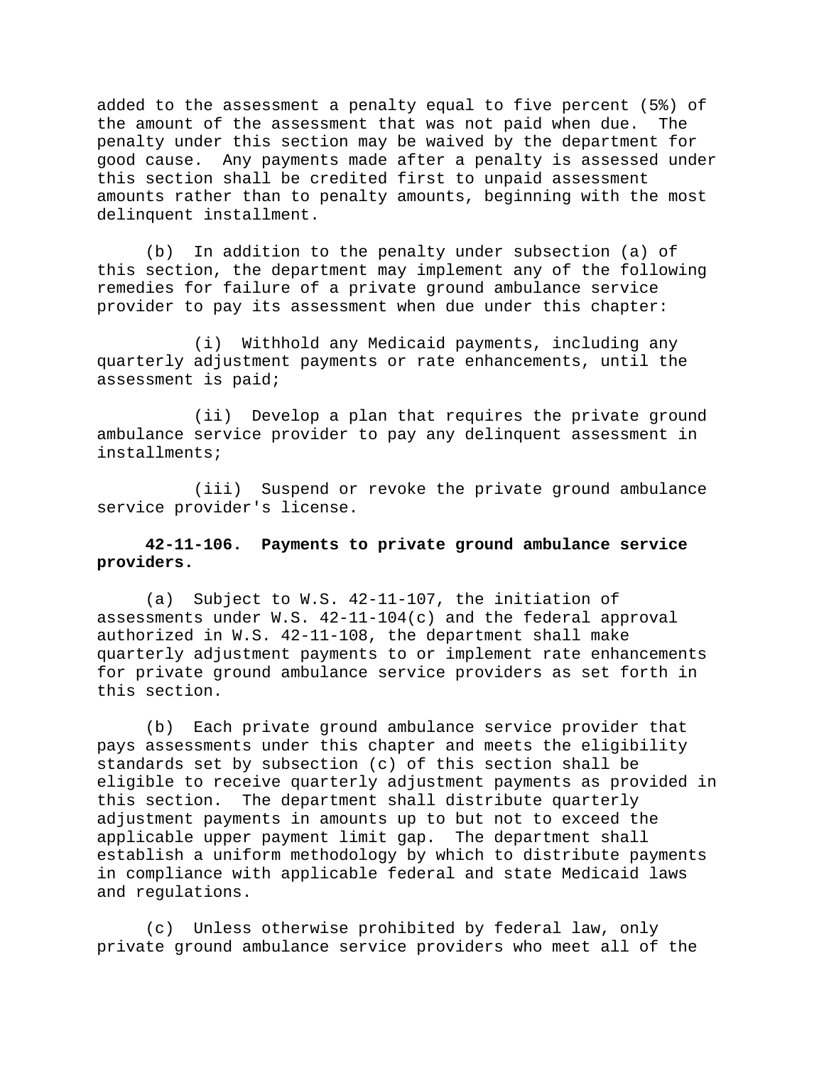added to the assessment a penalty equal to five percent (5%) of the amount of the assessment that was not paid when due. The penalty under this section may be waived by the department for good cause. Any payments made after a penalty is assessed under this section shall be credited first to unpaid assessment amounts rather than to penalty amounts, beginning with the most delinquent installment.

(b) In addition to the penalty under subsection (a) of this section, the department may implement any of the following remedies for failure of a private ground ambulance service provider to pay its assessment when due under this chapter:

(i) Withhold any Medicaid payments, including any quarterly adjustment payments or rate enhancements, until the assessment is paid;

(ii) Develop a plan that requires the private ground ambulance service provider to pay any delinquent assessment in installments;

(iii) Suspend or revoke the private ground ambulance service provider's license.

**42-11-106. Payments to private ground ambulance service providers.**

(a) Subject to W.S. 42-11-107, the initiation of assessments under W.S. 42-11-104(c) and the federal approval authorized in W.S. 42-11-108, the department shall make quarterly adjustment payments to or implement rate enhancements for private ground ambulance service providers as set forth in this section.

(b) Each private ground ambulance service provider that pays assessments under this chapter and meets the eligibility standards set by subsection (c) of this section shall be eligible to receive quarterly adjustment payments as provided in this section. The department shall distribute quarterly adjustment payments in amounts up to but not to exceed the applicable upper payment limit gap. The department shall establish a uniform methodology by which to distribute payments in compliance with applicable federal and state Medicaid laws and regulations.

(c) Unless otherwise prohibited by federal law, only private ground ambulance service providers who meet all of the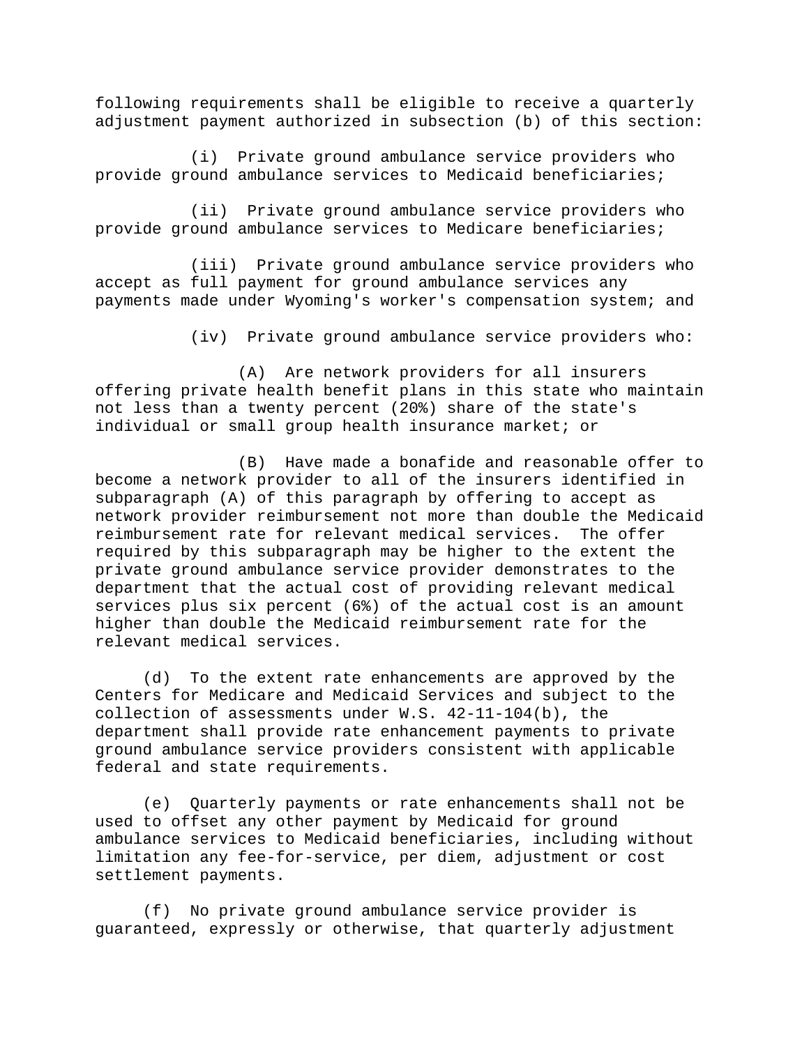following requirements shall be eligible to receive a quarterly adjustment payment authorized in subsection (b) of this section:

(i) Private ground ambulance service providers who provide ground ambulance services to Medicaid beneficiaries;

(ii) Private ground ambulance service providers who provide ground ambulance services to Medicare beneficiaries;

(iii) Private ground ambulance service providers who accept as full payment for ground ambulance services any payments made under Wyoming's worker's compensation system; and

(iv) Private ground ambulance service providers who:

(A) Are network providers for all insurers offering private health benefit plans in this state who maintain not less than a twenty percent (20%) share of the state's individual or small group health insurance market; or

(B) Have made a bonafide and reasonable offer to become a network provider to all of the insurers identified in subparagraph (A) of this paragraph by offering to accept as network provider reimbursement not more than double the Medicaid reimbursement rate for relevant medical services. The offer required by this subparagraph may be higher to the extent the private ground ambulance service provider demonstrates to the department that the actual cost of providing relevant medical services plus six percent (6%) of the actual cost is an amount higher than double the Medicaid reimbursement rate for the relevant medical services.

(d) To the extent rate enhancements are approved by the Centers for Medicare and Medicaid Services and subject to the collection of assessments under W.S. 42-11-104(b), the department shall provide rate enhancement payments to private ground ambulance service providers consistent with applicable federal and state requirements.

(e) Quarterly payments or rate enhancements shall not be used to offset any other payment by Medicaid for ground ambulance services to Medicaid beneficiaries, including without limitation any fee-for-service, per diem, adjustment or cost settlement payments.

(f) No private ground ambulance service provider is guaranteed, expressly or otherwise, that quarterly adjustment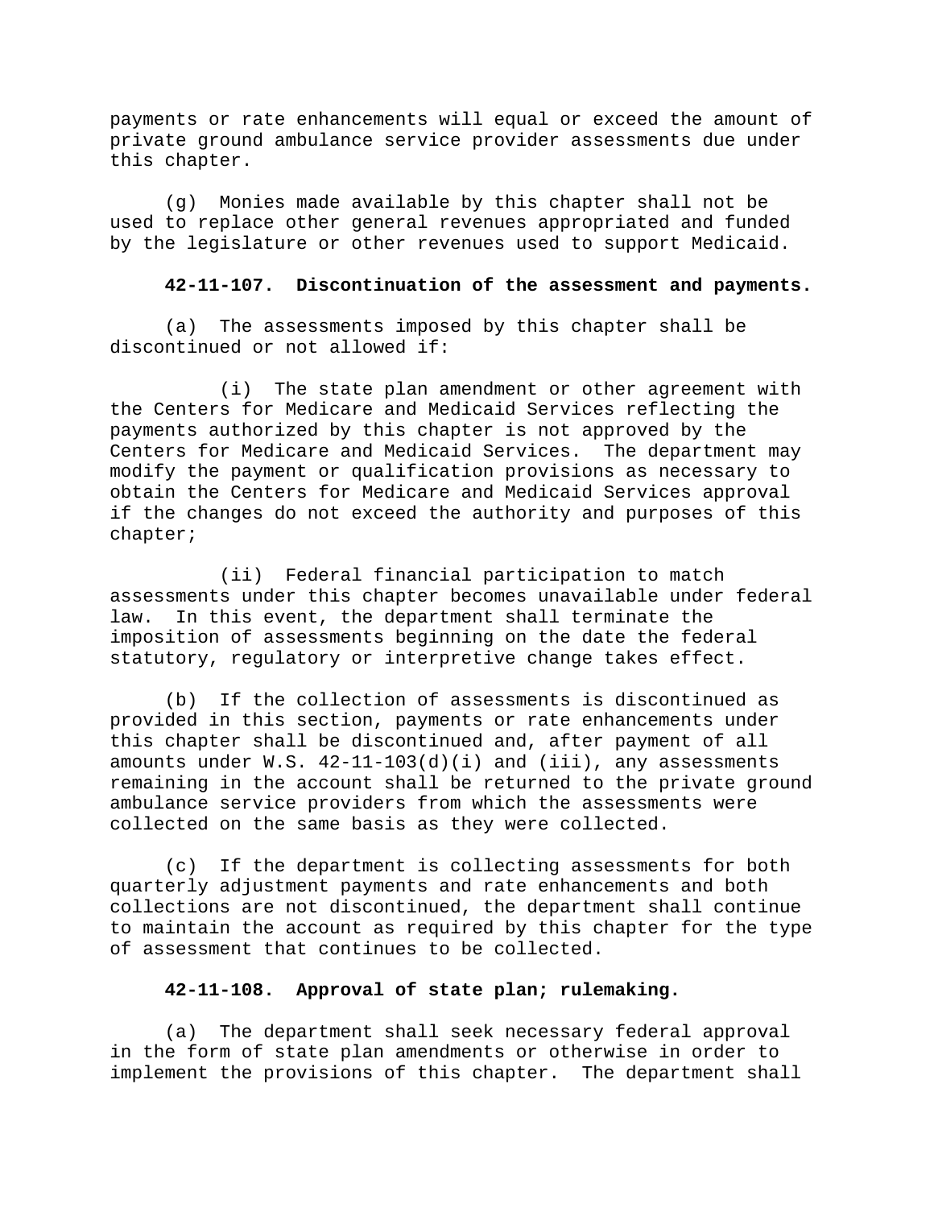payments or rate enhancements will equal or exceed the amount of private ground ambulance service provider assessments due under this chapter.

(g) Monies made available by this chapter shall not be used to replace other general revenues appropriated and funded by the legislature or other revenues used to support Medicaid.

**42-11-107. Discontinuation of the assessment and payments.**

(a) The assessments imposed by this chapter shall be discontinued or not allowed if:

(i) The state plan amendment or other agreement with the Centers for Medicare and Medicaid Services reflecting the payments authorized by this chapter is not approved by the Centers for Medicare and Medicaid Services. The department may modify the payment or qualification provisions as necessary to obtain the Centers for Medicare and Medicaid Services approval if the changes do not exceed the authority and purposes of this chapter;

(ii) Federal financial participation to match assessments under this chapter becomes unavailable under federal law. In this event, the department shall terminate the imposition of assessments beginning on the date the federal statutory, regulatory or interpretive change takes effect.

(b) If the collection of assessments is discontinued as provided in this section, payments or rate enhancements under this chapter shall be discontinued and, after payment of all amounts under W.S. 42-11-103(d)(i) and (iii), any assessments remaining in the account shall be returned to the private ground ambulance service providers from which the assessments were collected on the same basis as they were collected.

(c) If the department is collecting assessments for both quarterly adjustment payments and rate enhancements and both collections are not discontinued, the department shall continue to maintain the account as required by this chapter for the type of assessment that continues to be collected.

**42-11-108. Approval of state plan; rulemaking.**

(a) The department shall seek necessary federal approval in the form of state plan amendments or otherwise in order to implement the provisions of this chapter. The department shall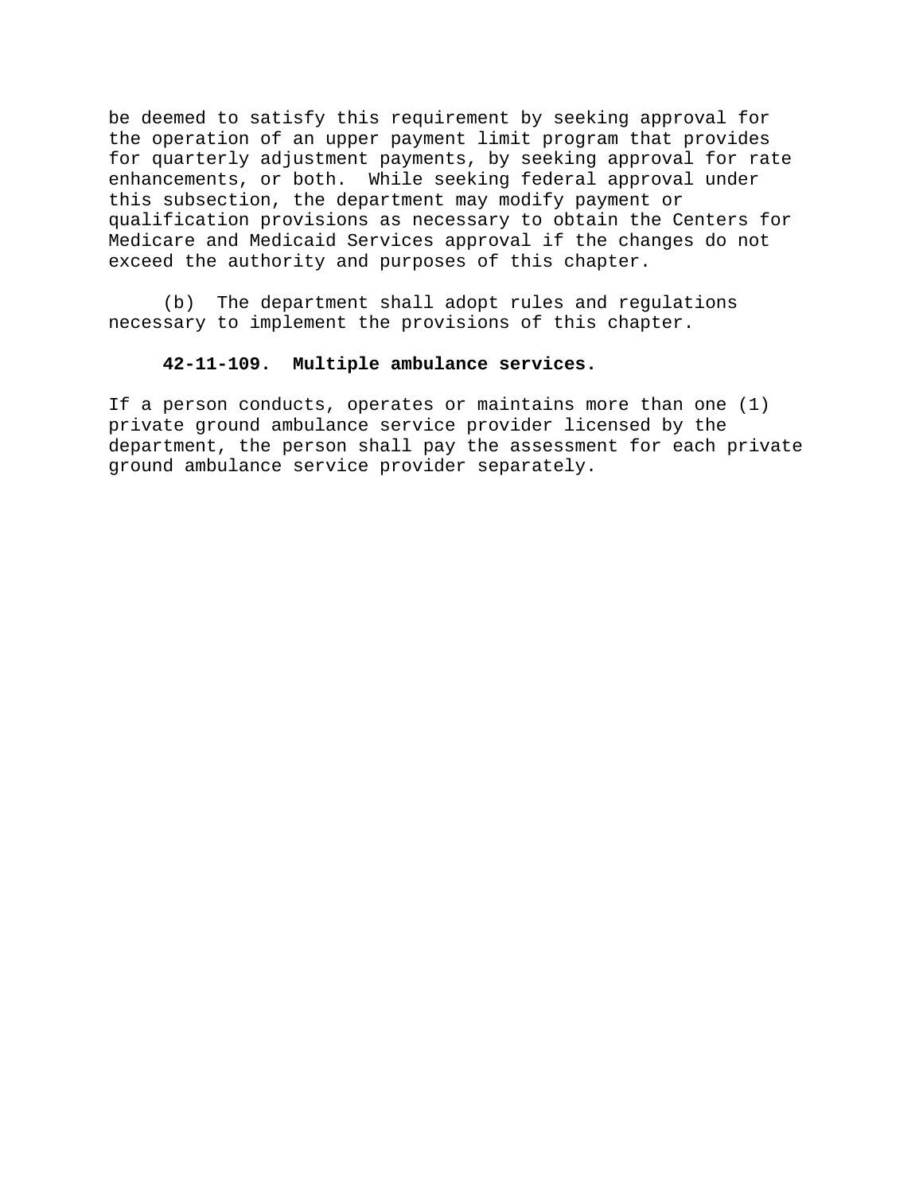be deemed to satisfy this requirement by seeking approval for the operation of an upper payment limit program that provides for quarterly adjustment payments, by seeking approval for rate enhancements, or both. While seeking federal approval under this subsection, the department may modify payment or qualification provisions as necessary to obtain the Centers for Medicare and Medicaid Services approval if the changes do not exceed the authority and purposes of this chapter.

(b) The department shall adopt rules and regulations necessary to implement the provisions of this chapter.

**42-11-109. Multiple ambulance services.**

If a person conducts, operates or maintains more than one (1) private ground ambulance service provider licensed by the department, the person shall pay the assessment for each private ground ambulance service provider separately.